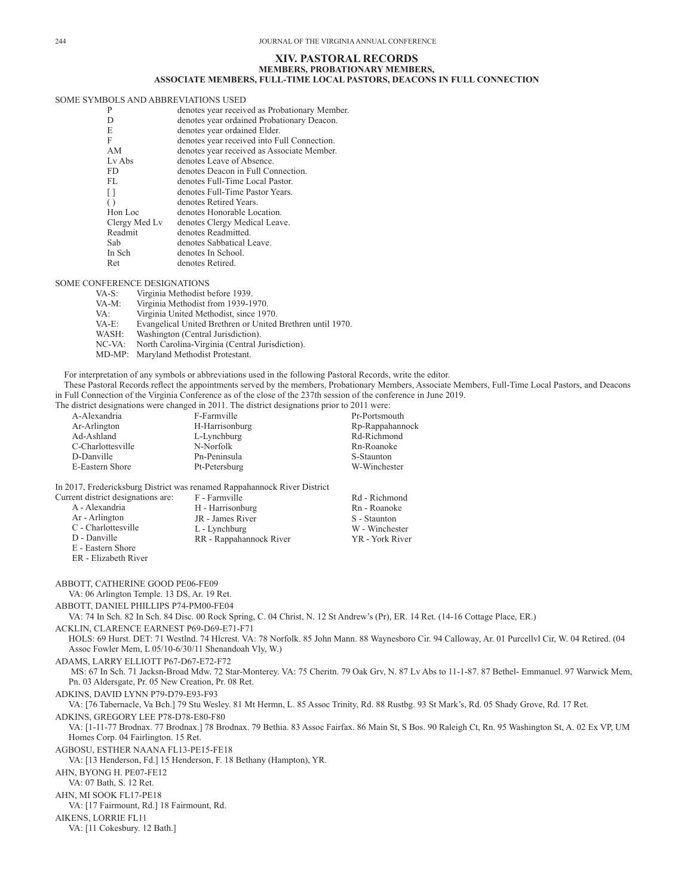## XIV. PASTORAL RECORDS

### MEMBERS, PROBATIONARY MEMBERS, ASSOCIATE MEMBERS, FULL-TIME LOCAL PASTORS, DEACONS IN FULL CONNECTION

SOME SYMBOLS AND ABBREVIATIONS USED

| | |
|---|---|
| P | denotes year received as Probationary Member. |
| D | denotes year ordained Probationary Deacon. |
| E | denotes year ordained Elder. |
| F | denotes year received into Full Connection. |
| AM | denotes year received as Associate Member. |
| Lv Abs | denotes Leave of Absence. |
| FD | denotes Deacon in Full Connection. |
| FL | denotes Full-Time Local Pastor. |
| [ ] | denotes Full-Time Pastor Years. |
| ( ) | denotes Retired Years. |
| Hon Loc | denotes Honorable Location. |
| Clergy Med Lv | denotes Clergy Medical Leave. |
| Readmit | denotes Readmitted. |
| Sab | denotes Sabbatical Leave. |
| In Sch | denotes In School. |
| Ret | denotes Retired. |

SOME CONFERENCE DESIGNATIONS

| | |
|---|---|
| VA-S: | Virginia Methodist before 1939. |
| VA-M: | Virginia Methodist from 1939-1970. |
| VA: | Virginia United Methodist, since 1970. |
| VA-E: | Evangelical United Brethren or United Brethren until 1970. |
| WASH: | Washington (Central Jurisdiction). |
| NC-VA: | North Carolina-Virginia (Central Jurisdiction). |
| MD-MP: | Maryland Methodist Protestant. |

For interpretation of any symbols or abbreviations used in the following Pastoral Records, write the editor.

These Pastoral Records reflect the appointments served by the members, Probationary Members, Associate Members, Full-Time Local Pastors, and Deacons in Full Connection of the Virginia Conference as of the close of the 237th session of the conference in June 2019.

The district designations were changed in 2011. The district designations prior to 2011 were:

| | | |
|---|---|---|
| A-Alexandria | F-Farmville | Pr-Portsmouth |
| Ar-Arlington | H-Harrisonburg | Rp-Rappahannock |
| Ad-Ashland | L-Lynchburg | Rd-Richmond |
| C-Charlottesville | N-Norfolk | Rn-Roanoke |
| D-Danville | Pn-Peninsula | S-Staunton |
| E-Eastern Shore | Pt-Petersburg | W-Winchester |

In 2017, Fredericksburg District was renamed Rappahannock River District

Current district designations are:

| | | |
|---|---|---|
| A - Alexandria | F - Farmville | Rd - Richmond |
| Ar - Arlington | H - Harrisonburg | Rn - Roanoke |
| C - Charlottesville | JR - James River | S - Staunton |
| D - Danville | L - Lynchburg | W - Winchester |
| E - Eastern Shore | RR - Rappahannock River | YR - York River |
| ER - Elizabeth River | | |

ABBOTT, CATHERINE GOOD PE06-FE09
VA: 06 Arlington Temple. 13 DS, Ar. 19 Ret.

ABBOTT, DANIEL PHILLIPS P74-PM00-FE04
VA: 74 In Sch. 82 In Sch. 84 Disc. 00 Rock Spring, C. 04 Christ, N. 12 St Andrew's (Pr), ER. 14 Ret. (14-16 Cottage Place, ER.)

ACKLIN, CLARENCE EARNEST P69-D69-E71-F71
HOLS: 69 Hurst. DET: 71 Westlnd. 74 Hlcrest. VA: 78 Norfolk. 85 John Mann. 88 Waynesboro Cir. 94 Calloway, Ar. 01 Purcellvl Cir, W. 04 Retired. (04 Assoc Fowler Mem, L 05/10-6/30/11 Shenandoah Vly, W.)

ADAMS, LARRY ELLIOTT P67-D67-E72-F72
MS: 67 In Sch. 71 Jacksn-Broad Mdw. 72 Star-Monterey. VA: 75 Cheritn. 79 Oak Grv, N. 87 Lv Abs to 11-1-87. 87 Bethel- Emmanuel. 97 Warwick Mem, Pn. 03 Aldersgate, Pr. 05 New Creation, Pr. 08 Ret.

ADKINS, DAVID LYNN P79-D79-E93-F93
VA: [76 Tabernacle, Va Bch.] 79 Stu Wesley. 81 Mt Hermn, L. 85 Assoc Trinity, Rd. 88 Rustbg. 93 St Mark's, Rd. 05 Shady Grove, Rd. 17 Ret.

ADKINS, GREGORY LEE P78-D78-E80-F80
VA: [1-11-77 Brodnax. 77 Brodnax.] 78 Brodnax. 79 Bethia. 83 Assoc Fairfax. 86 Main St, S Bos. 90 Raleigh Ct, Rn. 95 Washington St, A. 02 Ex VP, UM Homes Corp. 04 Fairlington. 15 Ret.

AGBOSU, ESTHER NAANA FL13-PE15-FE18
VA: [13 Henderson, Fd.] 15 Henderson, F. 18 Bethany (Hampton), YR.

AHN, BYONG H. PE07-FE12
VA: 07 Bath, S. 12 Ret.

AHN, MI SOOK FL17-PE18
VA: [17 Fairmount, Rd.] 18 Fairmount, Rd.

AIKENS, LORRIE FL11
VA: [11 Cokesbury. 12 Bath.]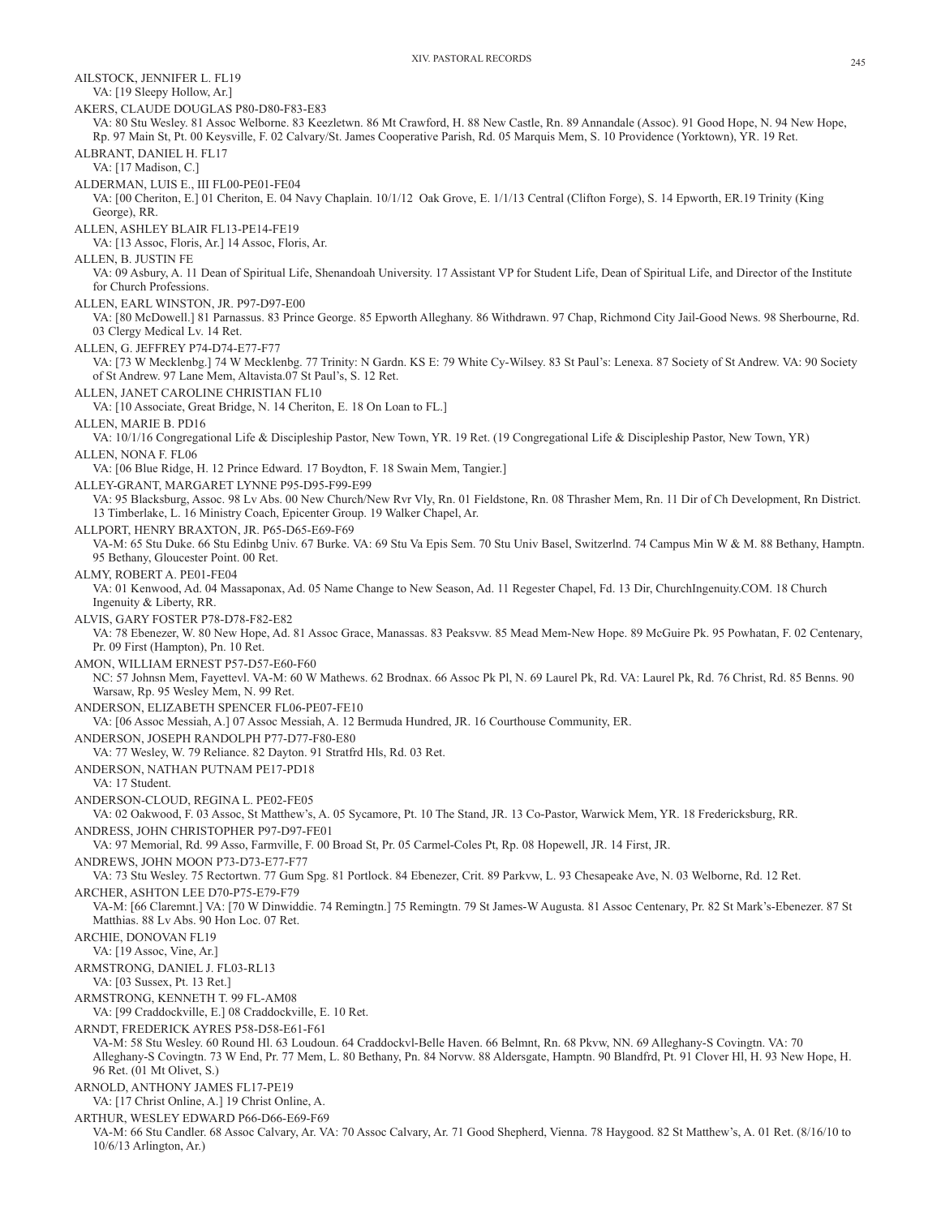AILSTOCK, JENNIFER L. FL19
VA: [19 Sleepy Hollow, Ar.]

AKERS, CLAUDE DOUGLAS P80-D80-F83-E83
VA: 80 Stu Wesley. 81 Assoc Welborne. 83 Keezletwn. 86 Mt Crawford, H. 88 New Castle, Rn. 89 Annandale (Assoc). 91 Good Hope, N. 94 New Hope, Rp. 97 Main St, Pt. 00 Keysville, F. 02 Calvary/St. James Cooperative Parish, Rd. 05 Marquis Mem, S. 10 Providence (Yorktown), YR. 19 Ret.

ALBRANT, DANIEL H. FL17
VA: [17 Madison, C.]

ALDERMAN, LUIS E., III FL00-PE01-FE04
VA: [00 Cheriton, E.] 01 Cheriton, E. 04 Navy Chaplain. 10/1/12 Oak Grove, E. 1/1/13 Central (Clifton Forge), S. 14 Epworth, ER.19 Trinity (King George), RR.

ALLEN, ASHLEY BLAIR FL13-PE14-FE19
VA: [13 Assoc, Floris, Ar.] 14 Assoc, Floris, Ar.

ALLEN, B. JUSTIN FE
VA: 09 Asbury, A. 11 Dean of Spiritual Life, Shenandoah University. 17 Assistant VP for Student Life, Dean of Spiritual Life, and Director of the Institute for Church Professions.

ALLEN, EARL WINSTON, JR. P97-D97-E00
VA: [80 McDowell.] 81 Parnassus. 83 Prince George. 85 Epworth Alleghany. 86 Withdrawn. 97 Chap, Richmond City Jail-Good News. 98 Sherbourne, Rd. 03 Clergy Medical Lv. 14 Ret.

ALLEN, G. JEFFREY P74-D74-E77-F77
VA: [73 W Mecklenbg.] 74 W Mecklenbg. 77 Trinity: N Gardn. KS E: 79 White Cy-Wilsey. 83 St Paul's: Lenexa. 87 Society of St Andrew. VA: 90 Society of St Andrew. 97 Lane Mem, Altavista.07 St Paul's, S. 12 Ret.

ALLEN, JANET CAROLINE CHRISTIAN FL10
VA: [10 Associate, Great Bridge, N. 14 Cheriton, E. 18 On Loan to FL.]

ALLEN, MARIE B. PD16
VA: 10/1/16 Congregational Life & Discipleship Pastor, New Town, YR. 19 Ret. (19 Congregational Life & Discipleship Pastor, New Town, YR)

ALLEN, NONA F. FL06
VA: [06 Blue Ridge, H. 12 Prince Edward. 17 Boydton, F. 18 Swain Mem, Tangier.]

ALLEY-GRANT, MARGARET LYNNE P95-D95-F99-E99
VA: 95 Blacksburg, Assoc. 98 Lv Abs. 00 New Church/New Rvr Vly, Rn. 01 Fieldstone, Rn. 08 Thrasher Mem, Rn. 11 Dir of Ch Development, Rn District. 13 Timberlake, L. 16 Ministry Coach, Epicenter Group. 19 Walker Chapel, Ar.

ALLPORT, HENRY BRAXTON, JR. P65-D65-E69-F69
VA-M: 65 Stu Duke. 66 Stu Edinbg Univ. 67 Burke. VA: 69 Stu Va Epis Sem. 70 Stu Univ Basel, Switzerlnd. 74 Campus Min W & M. 88 Bethany, Hamptn. 95 Bethany, Gloucester Point. 00 Ret.

ALMY, ROBERT A. PE01-FE04
VA: 01 Kenwood, Ad. 04 Massaponax, Ad. 05 Name Change to New Season, Ad. 11 Regester Chapel, Fd. 13 Dir, ChurchIngenuity.COM. 18 Church Ingenuity & Liberty, RR.

ALVIS, GARY FOSTER P78-D78-F82-E82
VA: 78 Ebenezer, W. 80 New Hope, Ad. 81 Assoc Grace, Manassas. 83 Peaksvw. 85 Mead Mem-New Hope. 89 McGuire Pk. 95 Powhatan, F. 02 Centenary, Pr. 09 First (Hampton), Pn. 10 Ret.

AMON, WILLIAM ERNEST P57-D57-E60-F60
NC: 57 Johnsn Mem, Fayettevl. VA-M: 60 W Mathews. 62 Brodnax. 66 Assoc Pk Pl, N. 69 Laurel Pk, Rd. VA: Laurel Pk, Rd. 76 Christ, Rd. 85 Benns. 90 Warsaw, Rp. 95 Wesley Mem, N. 99 Ret.

ANDERSON, ELIZABETH SPENCER FL06-PE07-FE10
VA: [06 Assoc Messiah, A.] 07 Assoc Messiah, A. 12 Bermuda Hundred, JR. 16 Courthouse Community, ER.

ANDERSON, JOSEPH RANDOLPH P77-D77-F80-E80
VA: 77 Wesley, W. 79 Reliance. 82 Dayton. 91 Stratfrd Hls, Rd. 03 Ret.

ANDERSON, NATHAN PUTNAM PE17-PD18
VA: 17 Student.

ANDERSON-CLOUD, REGINA L. PE02-FE05
VA: 02 Oakwood, F. 03 Assoc, St Matthew's, A. 05 Sycamore, Pt. 10 The Stand, JR. 13 Co-Pastor, Warwick Mem, YR. 18 Fredericksburg, RR.

ANDRESS, JOHN CHRISTOPHER P97-D97-FE01
VA: 97 Memorial, Rd. 99 Asso, Farmville, F. 00 Broad St, Pr. 05 Carmel-Coles Pt, Rp. 08 Hopewell, JR. 14 First, JR.

ANDREWS, JOHN MOON P73-D73-E77-F77
VA: 73 Stu Wesley. 75 Rectortwn. 77 Gum Spg. 81 Portlock. 84 Ebenezer, Crit. 89 Parkvw, L. 93 Chesapeake Ave, N. 03 Welborne, Rd. 12 Ret.

ARCHER, ASHTON LEE D70-P75-E79-F79
VA-M: [66 Claremnt.] VA: [70 W Dinwiddie. 74 Remingtn.] 75 Remingtn. 79 St James-W Augusta. 81 Assoc Centenary, Pr. 82 St Mark's-Ebenezer. 87 St Matthias. 88 Lv Abs. 90 Hon Loc. 07 Ret.

ARCHIE, DONOVAN FL19
VA: [19 Assoc, Vine, Ar.]

ARMSTRONG, DANIEL J. FL03-RL13
VA: [03 Sussex, Pt. 13 Ret.]

ARMSTRONG, KENNETH T. 99 FL-AM08
VA: [99 Craddockville, E.] 08 Craddockville, E. 10 Ret.

ARNDT, FREDERICK AYRES P58-D58-E61-F61
VA-M: 58 Stu Wesley. 60 Round Hl. 63 Loudoun. 64 Craddockvl-Belle Haven. 66 Belmnt, Rn. 68 Pkvw, NN. 69 Alleghany-S Covingtn. VA: 70 Alleghany-S Covingtn. 73 W End, Pr. 77 Mem, L. 80 Bethany, Pn. 84 Norvw. 88 Aldersgate, Hamptn. 90 Blandfrd, Pt. 91 Clover Hl, H. 93 New Hope, H. 96 Ret. (01 Mt Olivet, S.)

ARNOLD, ANTHONY JAMES FL17-PE19
VA: [17 Christ Online, A.] 19 Christ Online, A.

ARTHUR, WESLEY EDWARD P66-D66-E69-F69
VA-M: 66 Stu Candler. 68 Assoc Calvary, Ar. VA: 70 Assoc Calvary, Ar. 71 Good Shepherd, Vienna. 78 Haygood. 82 St Matthew's, A. 01 Ret. (8/16/10 to 10/6/13 Arlington, Ar.)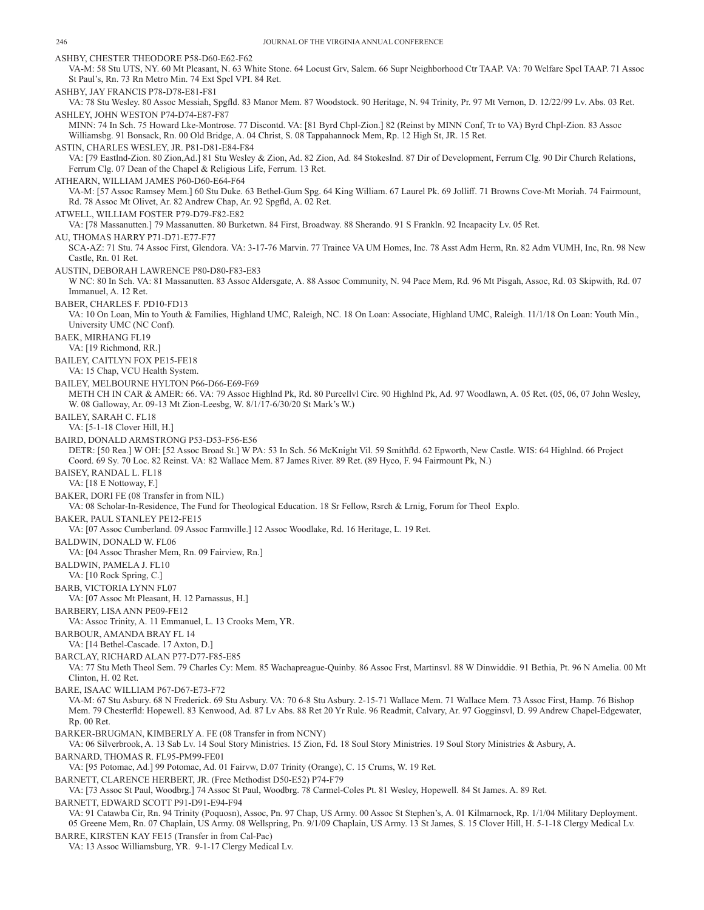ASHBY, CHESTER THEODORE P58-D60-E62-F62

VA-M: 58 Stu UTS, NY. 60 Mt Pleasant, N. 63 White Stone. 64 Locust Grv, Salem. 66 Supr Neighborhood Ctr TAAP. VA: 70 Welfare Spcl TAAP. 71 Assoc St Paul's, Rn. 73 Rn Metro Min. 74 Ext Spcl VPI. 84 Ret.

ASHBY, JAY FRANCIS P78-D78-E81-F81

VA: 78 Stu Wesley. 80 Assoc Messiah, Spgfld. 83 Manor Mem. 87 Woodstock. 90 Heritage, N. 94 Trinity, Pr. 97 Mt Vernon, D. 12/22/99 Lv. Abs. 03 Ret.

ASHLEY, JOHN WESTON P74-D74-E87-F87

MINN: 74 In Sch. 75 Howard Lke-Montrose. 77 Discontd. VA: [81 Byrd Chpl-Zion.] 82 (Reinst by MINN Conf, Tr to VA) Byrd Chpl-Zion. 83 Assoc Williamsbg. 91 Bonsack, Rn. 00 Old Bridge, A. 04 Christ, S. 08 Tappahannock Mem, Rp. 12 High St, JR. 15 Ret.

ASTIN, CHARLES WESLEY, JR. P81-D81-E84-F84

VA: [79 Eastlnd-Zion. 80 Zion,Ad.] 81 Stu Wesley & Zion, Ad. 82 Zion, Ad. 84 Stokeslnd. 87 Dir of Development, Ferrum Clg. 90 Dir Church Relations, Ferrum Clg. 07 Dean of the Chapel & Religious Life, Ferrum. 13 Ret.

ATHEARN, WILLIAM JAMES P60-D60-E64-F64

VA-M: [57 Assoc Ramsey Mem.] 60 Stu Duke. 63 Bethel-Gum Spg. 64 King William. 67 Laurel Pk. 69 Jolliff. 71 Browns Cove-Mt Moriah. 74 Fairmount, Rd. 78 Assoc Mt Olivet, Ar. 82 Andrew Chap, Ar. 92 Spgfld, A. 02 Ret.

ATWELL, WILLIAM FOSTER P79-D79-F82-E82

VA: [78 Massanutten.] 79 Massanutten. 80 Burketwn. 84 First, Broadway. 88 Sherando. 91 S Franklin. 92 Incapacity Lv. 05 Ret.

AU, THOMAS HARRY P71-D71-E77-F77

SCA-AZ: 71 Stu. 74 Assoc First, Glendora. VA: 3-17-76 Marvin. 77 Trainee VA UM Homes, Inc. 78 Asst Adm Herm, Rn. 82 Adm VUMH, Inc, Rn. 98 New Castle, Rn. 01 Ret.

AUSTIN, DEBORAH LAWRENCE P80-D80-F83-E83

W NC: 80 In Sch. VA: 81 Massanutten. 83 Assoc Aldersgate, A. 88 Assoc Community, N. 94 Pace Mem, Rd. 96 Mt Pisgah, Assoc, Rd. 03 Skipwith, Rd. 07 Immanuel, A. 12 Ret.

BABER, CHARLES F. PD10-FD13

VA: 10 On Loan, Min to Youth & Families, Highland UMC, Raleigh, NC. 18 On Loan: Associate, Highland UMC, Raleigh. 11/1/18 On Loan: Youth Min., University UMC (NC Conf).

BAEK, MIRHANG FL19

VA: [19 Richmond, RR.]

BAILEY, CAITLYN FOX PE15-FE18

VA: 15 Chap, VCU Health System.

BAILEY, MELBOURNE HYLTON P66-D66-E69-F69

METH CH IN CAR & AMER: 66. VA: 79 Assoc Highlnd Pk, Rd. 80 Purcellvl Circ. 90 Highlnd Pk, Ad. 97 Woodlawn, A. 05 Ret. (05, 06, 07 John Wesley, W. 08 Galloway, Ar. 09-13 Mt Zion-Leesbg, W. 8/1/17-6/30/20 St Mark's W.)

BAILEY, SARAH C. FL18

VA: [5-1-18 Clover Hill, H.]

BAIRD, DONALD ARMSTRONG P53-D53-F56-E56

DETR: [50 Rea.] W OH: [52 Assoc Broad St.] W PA: 53 In Sch. 56 McKnight Vil. 59 Smithfld. 62 Epworth, New Castle. WIS: 64 Highlnd. 66 Project Coord. 69 Sy. 70 Loc. 82 Reinst. VA: 82 Wallace Mem. 87 James River. 89 Ret. (89 Hyco, F. 94 Fairmount Pk, N.)

BAISEY, RANDAL L. FL18

VA: [18 E Nottoway, F.]

BAKER, DORI FE (08 Transfer in from NIL)

VA: 08 Scholar-In-Residence, The Fund for Theological Education. 18 Sr Fellow, Rsrch & Lrnig, Forum for Theol Explo.

BAKER, PAUL STANLEY PE12-FE15

VA: [07 Assoc Cumberland. 09 Assoc Farmville.] 12 Assoc Woodlake, Rd. 16 Heritage, L. 19 Ret.

BALDWIN, DONALD W. FL06

VA: [04 Assoc Thrasher Mem, Rn. 09 Fairview, Rn.]

BALDWIN, PAMELA J. FL10

VA: [10 Rock Spring, C.]

BARB, VICTORIA LYNN FL07

VA: [07 Assoc Mt Pleasant, H. 12 Parnassus, H.]

BARBERY, LISA ANN PE09-FE12

VA: Assoc Trinity, A. 11 Emmanuel, L. 13 Crooks Mem, YR.

BARBOUR, AMANDA BRAY FL 14

VA: [14 Bethel-Cascade. 17 Axton, D.]

BARCLAY, RICHARD ALAN P77-D77-F85-E85

VA: 77 Stu Meth Theol Sem. 79 Charles Cy: Mem. 85 Wachapreague-Quinby. 86 Assoc Frst, Martinsvl. 88 W Dinwiddie. 91 Bethia, Pt. 96 N Amelia. 00 Mt Clinton, H. 02 Ret.

BARE, ISAAC WILLIAM P67-D67-E73-F72

VA-M: 67 Stu Asbury. 68 N Frederick. 69 Stu Asbury. VA: 70 6-8 Stu Asbury. 2-15-71 Wallace Mem. 71 Wallace Mem. 73 Assoc First, Hamp. 76 Bishop Mem. 79 Chesterfld: Hopewell. 83 Kenwood, Ad. 87 Lv Abs. 88 Ret 20 Yr Rule. 96 Readmit, Calvary, Ar. 97 Gogginsvl, D. 99 Andrew Chapel-Edgewater, Rp. 00 Ret.

BARKER-BRUGMAN, KIMBERLY A. FE (08 Transfer in from NCNY)

VA: 06 Silverbrook, A. 13 Sab Lv. 14 Soul Story Ministries. 15 Zion, Fd. 18 Soul Story Ministries. 19 Soul Story Ministries & Asbury, A.

BARNARD, THOMAS R. FL95-PM99-FE01

VA: [95 Potomac, Ad.] 99 Potomac, Ad. 01 Fairvw, D.07 Trinity (Orange), C. 15 Crums, W. 19 Ret.

BARNETT, CLARENCE HERBERT, JR. (Free Methodist D50-E52) P74-F79

VA: [73 Assoc St Paul, Woodbrg.] 74 Assoc St Paul, Woodbrg. 78 Carmel-Coles Pt. 81 Wesley, Hopewell. 84 St James. A. 89 Ret.

BARNETT, EDWARD SCOTT P91-D91-E94-F94

VA: 91 Catawba Cir, Rn. 94 Trinity (Poquosn), Assoc, Pn. 97 Chap, US Army. 00 Assoc St Stephen's, A. 01 Kilmarnock, Rp. 1/1/04 Military Deployment. 05 Greene Mem, Rn. 07 Chaplain, US Army. 08 Wellspring, Pn. 9/1/09 Chaplain, US Army. 13 St James, S. 15 Clover Hill, H. 5-1-18 Clergy Medical Lv.

BARRE, KIRSTEN KAY FE15 (Transfer in from Cal-Pac)

VA: 13 Assoc Williamsburg, YR. 9-1-17 Clergy Medical Lv.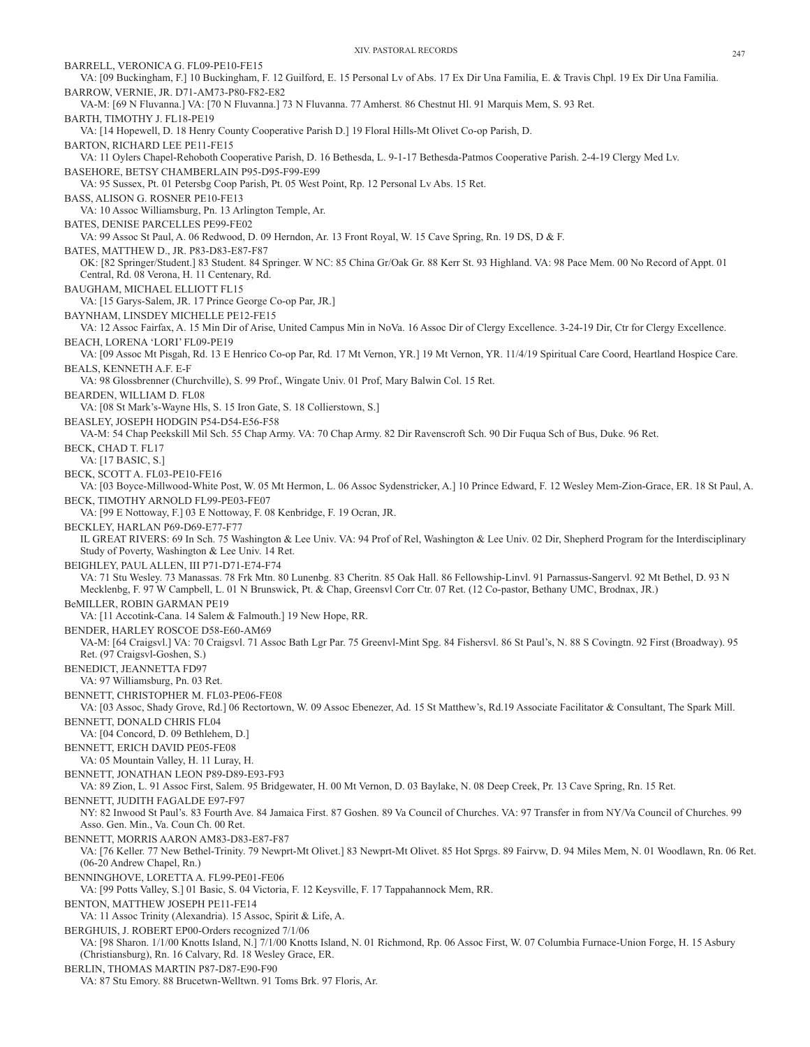BARRELL, VERONICA G. FL09-PE10-FE15
VA: [09 Buckingham, F.] 10 Buckingham, F. 12 Guilford, E. 15 Personal Lv of Abs. 17 Ex Dir Una Familia, E. & Travis Chpl. 19 Ex Dir Una Familia.

BARROW, VERNIE, JR. D71-AM73-P80-F82-E82
VA-M: [69 N Fluvanna.] VA: [70 N Fluvanna.] 73 N Fluvanna. 77 Amherst. 86 Chestnut Hl. 91 Marquis Mem, S. 93 Ret.

BARTH, TIMOTHY J. FL18-PE19
VA: [14 Hopewell, D. 18 Henry County Cooperative Parish D.] 19 Floral Hills-Mt Olivet Co-op Parish, D.

BARTON, RICHARD LEE PE11-FE15
VA: 11 Oylers Chapel-Rehoboth Cooperative Parish, D. 16 Bethesda, L. 9-1-17 Bethesda-Patmos Cooperative Parish. 2-4-19 Clergy Med Lv.

BASEHORE, BETSY CHAMBERLAIN P95-D95-F99-E99
VA: 95 Sussex, Pt. 01 Petersbg Coop Parish, Pt. 05 West Point, Rp. 12 Personal Lv Abs. 15 Ret.

BASS, ALISON G. ROSNER PE10-FE13
VA: 10 Assoc Williamsburg, Pn. 13 Arlington Temple, Ar.

BATES, DENISE PARCELLES PE99-FE02
VA: 99 Assoc St Paul, A. 06 Redwood, D. 09 Herndon, Ar. 13 Front Royal, W. 15 Cave Spring, Rn. 19 DS, D & F.

BATES, MATTHEW D., JR. P83-D83-E87-F87
OK: [82 Springer/Student.] 83 Student. 84 Springer. W NC: 85 China Gr/Oak Gr. 88 Kerr St. 93 Highland. VA: 98 Pace Mem. 00 No Record of Appt. 01 Central, Rd. 08 Verona, H. 11 Centenary, Rd.

BAUGHAM, MICHAEL ELLIOTT FL15
VA: [15 Garys-Salem, JR. 17 Prince George Co-op Par, JR.]

BAYNHAM, LINSDEY MICHELLE PE12-FE15
VA: 12 Assoc Fairfax, A. 15 Min Dir of Arise, United Campus Min in NoVa. 16 Assoc Dir of Clergy Excellence. 3-24-19 Dir, Ctr for Clergy Excellence.

BEACH, LORENA 'LORI' FL09-PE19
VA: [09 Assoc Mt Pisgah, Rd. 13 E Henrico Co-op Par, Rd. 17 Mt Vernon, YR.] 19 Mt Vernon, YR. 11/4/19 Spiritual Care Coord, Heartland Hospice Care.

BEALS, KENNETH A.F. E-F
VA: 98 Glossbrenner (Churchville), S. 99 Prof., Wingate Univ. 01 Prof, Mary Balwin Col. 15 Ret.

BEARDEN, WILLIAM D. FL08
VA: [08 St Mark's-Wayne Hls, S. 15 Iron Gate, S. 18 Collierstown, S.]

BEASLEY, JOSEPH HODGIN P54-D54-E56-F58
VA-M: 54 Chap Peekskill Mil Sch. 55 Chap Army. VA: 70 Chap Army. 82 Dir Ravenscroft Sch. 90 Dir Fuqua Sch of Bus, Duke. 96 Ret.

BECK, CHAD T. FL17
VA: [17 BASIC, S.]

BECK, SCOTT A. FL03-PE10-FE16
VA: [03 Boyce-Millwood-White Post, W. 05 Mt Hermon, L. 06 Assoc Sydenstricker, A.] 10 Prince Edward, F. 12 Wesley Mem-Zion-Grace, ER. 18 St Paul, A.

BECK, TIMOTHY ARNOLD FL99-PE03-FE07
VA: [99 E Nottoway, F.] 03 E Nottoway, F. 08 Kenbridge, F. 19 Ocran, JR.

BECKLEY, HARLAN P69-D69-E77-F77
IL GREAT RIVERS: 69 In Sch. 75 Washington & Lee Univ. VA: 94 Prof of Rel, Washington & Lee Univ. 02 Dir, Shepherd Program for the Interdisciplinary Study of Poverty, Washington & Lee Univ. 14 Ret.

BEIGHLEY, PAUL ALLEN, III P71-D71-E74-F74
VA: 71 Stu Wesley. 73 Manassas. 78 Frk Mtn. 80 Lunenbg. 83 Cheritn. 85 Oak Hall. 86 Fellowship-Linvl. 91 Parnassus-Sangervl. 92 Mt Bethel, D. 93 N Mecklenbg, F. 97 W Campbell, L. 01 N Brunswick, Pt. & Chap, Greensvl Corr Ctr. 07 Ret. (12 Co-pastor, Bethany UMC, Brodnax, JR.)

BeMILLER, ROBIN GARMAN PE19
VA: [11 Accotink-Cana. 14 Salem & Falmouth.] 19 New Hope, RR.

BENDER, HARLEY ROSCOE D58-E60-AM69
VA-M: [64 Craigsvl.] VA: 70 Craigsvl. 71 Assoc Bath Lgr Par. 75 Greenvl-Mint Spg. 84 Fishersvl. 86 St Paul's, N. 88 S Covingtn. 92 First (Broadway). 95 Ret. (97 Craigsvl-Goshen, S.)

BENEDICT, JEANNETTA FD97
VA: 97 Williamsburg, Pn. 03 Ret.

BENNETT, CHRISTOPHER M. FL03-PE06-FE08
VA: [03 Assoc, Shady Grove, Rd.] 06 Rectortown, W. 09 Assoc Ebenezer, Ad. 15 St Matthew's, Rd.19 Associate Facilitator & Consultant, The Spark Mill.

BENNETT, DONALD CHRIS FL04
VA: [04 Concord, D. 09 Bethlehem, D.]

BENNETT, ERICH DAVID PE05-FE08
VA: 05 Mountain Valley, H. 11 Luray, H.

BENNETT, JONATHAN LEON P89-D89-E93-F93
VA: 89 Zion, L. 91 Assoc First, Salem. 95 Bridgewater, H. 00 Mt Vernon, D. 03 Baylake, N. 08 Deep Creek, Pr. 13 Cave Spring, Rn. 15 Ret.

BENNETT, JUDITH FAGALDE E97-F97
NY: 82 Inwood St Paul's. 83 Fourth Ave. 84 Jamaica First. 87 Goshen. 89 Va Council of Churches. VA: 97 Transfer in from NY/Va Council of Churches. 99 Asso. Gen. Min., Va. Coun Ch. 00 Ret.

BENNETT, MORRIS AARON AM83-D83-E87-F87
VA: [76 Keller. 77 New Bethel-Trinity. 79 Newprt-Mt Olivet.] 83 Newprt-Mt Olivet. 85 Hot Sprgs. 89 Fairvw, D. 94 Miles Mem, N. 01 Woodlawn, Rn. 06 Ret. (06-20 Andrew Chapel, Rn.)

BENNINGHOVE, LORETTA A. FL99-PE01-FE06
VA: [99 Potts Valley, S.] 01 Basic, S. 04 Victoria, F. 12 Keysville, F. 17 Tappahannock Mem, RR.

BENTON, MATTHEW JOSEPH PE11-FE14
VA: 11 Assoc Trinity (Alexandria). 15 Assoc, Spirit & Life, A.

BERGHUIS, J. ROBERT EP00-Orders recognized 7/1/06
VA: [98 Sharon. 1/1/00 Knotts Island, N.] 7/1/00 Knotts Island, N. 01 Richmond, Rp. 06 Assoc First, W. 07 Columbia Furnace-Union Forge, H. 15 Asbury (Christiansburg), Rn. 16 Calvary, Rd. 18 Wesley Grace, ER.

BERLIN, THOMAS MARTIN P87-D87-E90-F90
VA: 87 Stu Emory. 88 Brucetwn-Welltwn. 91 Toms Brk. 97 Floris, Ar.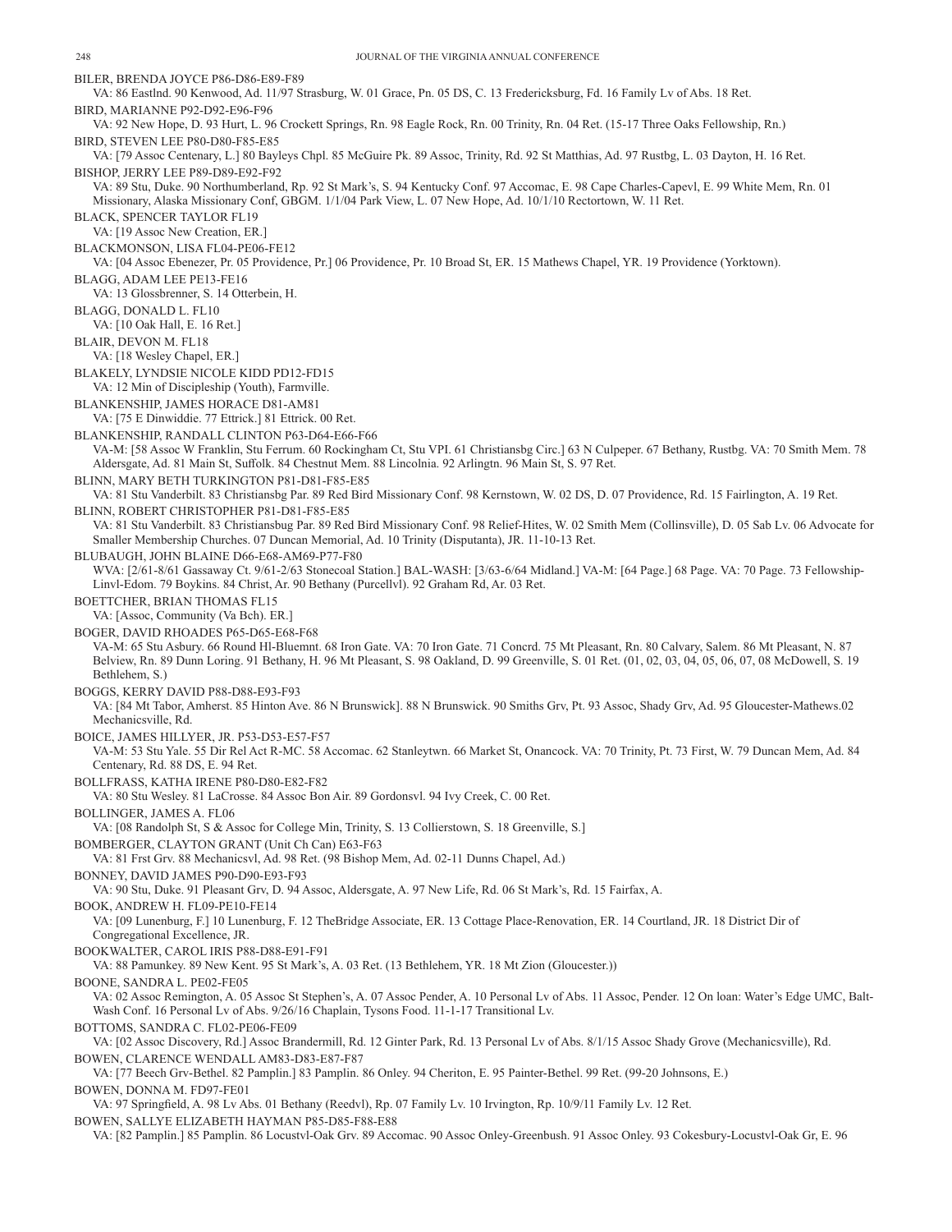BILER, BRENDA JOYCE P86-D86-E89-F89

VA: 86 Eastlnd. 90 Kenwood, Ad. 11/97 Strasburg, W. 01 Grace, Pn. 05 DS, C. 13 Fredericksburg, Fd. 16 Family Lv of Abs. 18 Ret.

BIRD, MARIANNE P92-D92-E96-F96

VA: 92 New Hope, D. 93 Hurt, L. 96 Crockett Springs, Rn. 98 Eagle Rock, Rn. 00 Trinity, Rn. 04 Ret. (15-17 Three Oaks Fellowship, Rn.)

BIRD, STEVEN LEE P80-D80-F85-E85

VA: [79 Assoc Centenary, L.] 80 Bayleys Chpl. 85 McGuire Pk. 89 Assoc, Trinity, Rd. 92 St Matthias, Ad. 97 Rustbg, L. 03 Dayton, H. 16 Ret.

BISHOP, JERRY LEE P89-D89-E92-F92

VA: 89 Stu, Duke. 90 Northumberland, Rp. 92 St Mark's, S. 94 Kentucky Conf. 97 Accomac, E. 98 Cape Charles-Capevl, E. 99 White Mem, Rn. 01 Missionary, Alaska Missionary Conf, GBGM. 1/1/04 Park View, L. 07 New Hope, Ad. 10/1/10 Rectortown, W. 11 Ret.

BLACK, SPENCER TAYLOR FL19

VA: [19 Assoc New Creation, ER.]

BLACKMONSON, LISA FL04-PE06-FE12

VA: [04 Assoc Ebenezer, Pr. 05 Providence, Pr.] 06 Providence, Pr. 10 Broad St, ER. 15 Mathews Chapel, YR. 19 Providence (Yorktown).

BLAGG, ADAM LEE PE13-FE16

VA: 13 Glossbrenner, S. 14 Otterbein, H.

BLAGG, DONALD L. FL10

VA: [10 Oak Hall, E. 16 Ret.]

BLAIR, DEVON M. FL18

VA: [18 Wesley Chapel, ER.]

BLAKELY, LYNDSIE NICOLE KIDD PD12-FD15

VA: 12 Min of Discipleship (Youth), Farmville.

BLANKENSHIP, JAMES HORACE D81-AM81

VA: [75 E Dinwiddie. 77 Ettrick.] 81 Ettrick. 00 Ret.

BLANKENSHIP, RANDALL CLINTON P63-D64-E66-F66

VA-M: [58 Assoc W Franklin, Stu Ferrum. 60 Rockingham Ct, Stu VPI. 61 Christiansbg Circ.] 63 N Culpeper. 67 Bethany, Rustbg. VA: 70 Smith Mem. 78 Aldersgate, Ad. 81 Main St, Suffolk. 84 Chestnut Mem. 88 Lincolnia. 92 Arlingtn. 96 Main St, S. 97 Ret.

BLINN, MARY BETH TURKINGTON P81-D81-F85-E85

VA: 81 Stu Vanderbilt. 83 Christiansbg Par. 89 Red Bird Missionary Conf. 98 Kernstown, W. 02 DS, D. 07 Providence, Rd. 15 Fairlington, A. 19 Ret.

BLINN, ROBERT CHRISTOPHER P81-D81-F85-E85

VA: 81 Stu Vanderbilt. 83 Christiansbug Par. 89 Red Bird Missionary Conf. 98 Relief-Hites, W. 02 Smith Mem (Collinsville), D. 05 Sab Lv. 06 Advocate for Smaller Membership Churches. 07 Duncan Memorial, Ad. 10 Trinity (Disputanta), JR. 11-10-13 Ret.

BLUBAUGH, JOHN BLAINE D66-E68-AM69-P77-F80

WVA: [2/61-8/61 Gassaway Ct. 9/61-2/63 Stonecoal Station.] BAL-WASH: [3/63-6/64 Midland.] VA-M: [64 Page.] 68 Page. VA: 70 Page. 73 Fellowship-Linvl-Edom. 79 Boykins. 84 Christ, Ar. 90 Bethany (Purcellvl). 92 Graham Rd, Ar. 03 Ret.

BOETTCHER, BRIAN THOMAS FL15

VA: [Assoc, Community (Va Bch). ER.]

BOGER, DAVID RHOADES P65-D65-E68-F68

VA-M: 65 Stu Asbury. 66 Round Hl-Bluemnt. 68 Iron Gate. VA: 70 Iron Gate. 71 Concrd. 75 Mt Pleasant, Rn. 80 Calvary, Salem. 86 Mt Pleasant, N. 87 Belview, Rn. 89 Dunn Loring. 91 Bethany, H. 96 Mt Pleasant, S. 98 Oakland, D. 99 Greenville, S. 01 Ret. (01, 02, 03, 04, 05, 06, 07, 08 McDowell, S. 19 Bethlehem, S.)

BOGGS, KERRY DAVID P88-D88-E93-F93

VA: [84 Mt Tabor, Amherst. 85 Hinton Ave. 86 N Brunswick]. 88 N Brunswick. 90 Smiths Grv, Pt. 93 Assoc, Shady Grv, Ad. 95 Gloucester-Mathews.02 Mechanicsville, Rd.

BOICE, JAMES HILLYER, JR. P53-D53-E57-F57

VA-M: 53 Stu Yale. 55 Dir Rel Act R-MC. 58 Accomac. 62 Stanleytwn. 66 Market St, Onancock. VA: 70 Trinity, Pt. 73 First, W. 79 Duncan Mem, Ad. 84 Centenary, Rd. 88 DS, E. 94 Ret.

BOLLFRASS, KATHA IRENE P80-D80-E82-F82

VA: 80 Stu Wesley. 81 LaCrosse. 84 Assoc Bon Air. 89 Gordonsvl. 94 Ivy Creek, C. 00 Ret.

BOLLINGER, JAMES A. FL06

VA: [08 Randolph St, S & Assoc for College Min, Trinity, S. 13 Collierstown, S. 18 Greenville, S.]

BOMBERGER, CLAYTON GRANT (Unit Ch Can) E63-F63

VA: 81 Frst Grv. 88 Mechanicsvl, Ad. 98 Ret. (98 Bishop Mem, Ad. 02-11 Dunns Chapel, Ad.)

BONNEY, DAVID JAMES P90-D90-E93-F93

VA: 90 Stu, Duke. 91 Pleasant Grv, D. 94 Assoc, Aldersgate, A. 97 New Life, Rd. 06 St Mark's, Rd. 15 Fairfax, A.

BOOK, ANDREW H. FL09-PE10-FE14

VA: [09 Lunenburg, F.] 10 Lunenburg, F. 12 TheBridge Associate, ER. 13 Cottage Place-Renovation, ER. 14 Courtland, JR. 18 District Dir of Congregational Excellence, JR.

BOOKWALTER, CAROL IRIS P88-D88-E91-F91

VA: 88 Pamunkey. 89 New Kent. 95 St Mark's, A. 03 Ret. (13 Bethlehem, YR. 18 Mt Zion (Gloucester.))

BOONE, SANDRA L. PE02-FE05

VA: 02 Assoc Remington, A. 05 Assoc St Stephen's, A. 07 Assoc Pender, A. 10 Personal Lv of Abs. 11 Assoc, Pender. 12 On loan: Water's Edge UMC, Balt-Wash Conf. 16 Personal Lv of Abs. 9/26/16 Chaplain, Tysons Food. 11-1-17 Transitional Lv.

BOTTOMS, SANDRA C. FL02-PE06-FE09

VA: [02 Assoc Discovery, Rd.] Assoc Brandermill, Rd. 12 Ginter Park, Rd. 13 Personal Lv of Abs. 8/1/15 Assoc Shady Grove (Mechanicsville), Rd.

BOWEN, CLARENCE WENDALL AM83-D83-E87-F87

VA: [77 Beech Grv-Bethel. 82 Pamplin.] 83 Pamplin. 86 Onley. 94 Cheriton, E. 95 Painter-Bethel. 99 Ret. (99-20 Johnsons, E.)

BOWEN, DONNA M. FD97-FE01

VA: 97 Springfield, A. 98 Lv Abs. 01 Bethany (Reedvl), Rp. 07 Family Lv. 10 Irvington, Rp. 10/9/11 Family Lv. 12 Ret.

BOWEN, SALLYE ELIZABETH HAYMAN P85-D85-F88-E88

VA: [82 Pamplin.] 85 Pamplin. 86 Locustvl-Oak Grv. 89 Accomac. 90 Assoc Onley-Greenbush. 91 Assoc Onley. 93 Cokesbury-Locustvl-Oak Gr, E. 96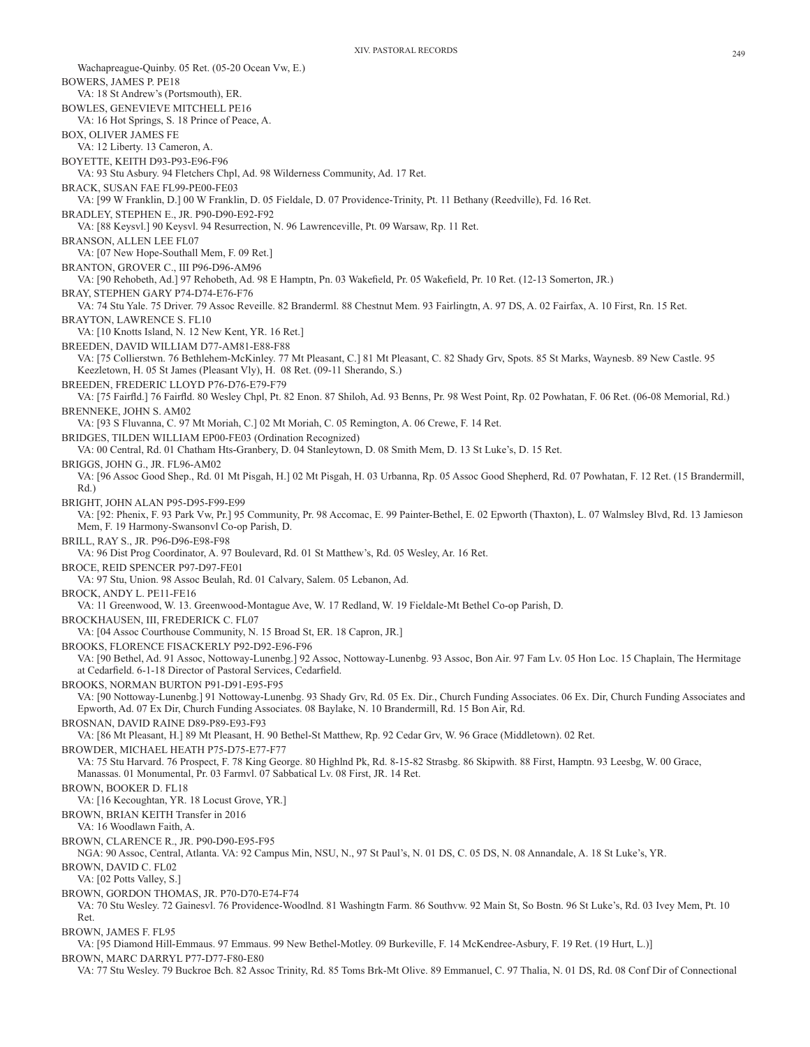Wachapreague-Quinby. 05 Ret. (05-20 Ocean Vw, E.)

BOWERS, JAMES P. PE18
VA: 18 St Andrew's (Portsmouth), ER.

BOWLES, GENEVIEVE MITCHELL PE16
VA: 16 Hot Springs, S. 18 Prince of Peace, A.

BOX, OLIVER JAMES FE
VA: 12 Liberty. 13 Cameron, A.

BOYETTE, KEITH D93-P93-E96-F96
VA: 93 Stu Asbury. 94 Fletchers Chpl, Ad. 98 Wilderness Community, Ad. 17 Ret.

BRACK, SUSAN FAE FL99-PE00-FE03
VA: [99 W Franklin, D.] 00 W Franklin, D. 05 Fieldale, D. 07 Providence-Trinity, Pt. 11 Bethany (Reedville), Fd. 16 Ret.

BRADLEY, STEPHEN E., JR. P90-D90-E92-F92
VA: [88 Keysvl.] 90 Keysvl. 94 Resurrection, N. 96 Lawrenceville, Pt. 09 Warsaw, Rp. 11 Ret.

BRANSON, ALLEN LEE FL07
VA: [07 New Hope-Southall Mem, F. 09 Ret.]

BRANTON, GROVER C., III P96-D96-AM96
VA: [90 Rehobeth, Ad.] 97 Rehobeth, Ad. 98 E Hamptn, Pn. 03 Wakefield, Pr. 05 Wakefield, Pr. 10 Ret. (12-13 Somerton, JR.)

BRAY, STEPHEN GARY P74-D74-E76-F76
VA: 74 Stu Yale. 75 Driver. 79 Assoc Reveille. 82 Branderml. 88 Chestnut Mem. 93 Fairlingtn, A. 97 DS, A. 02 Fairfax, A. 10 First, Rn. 15 Ret.

BRAYTON, LAWRENCE S. FL10
VA: [10 Knotts Island, N. 12 New Kent, YR. 16 Ret.]

BREEDEN, DAVID WILLIAM D77-AM81-E88-F88
VA: [75 Collierstwn. 76 Bethlehem-McKinley. 77 Mt Pleasant, C.] 81 Mt Pleasant, C. 82 Shady Grv, Spots. 85 St Marks, Waynesb. 89 New Castle. 95 Keezletown, H. 05 St James (Pleasant Vly), H. 08 Ret. (09-11 Sherando, S.)

BREEDEN, FREDERIC LLOYD P76-D76-E79-F79
VA: [75 Fairfld.] 76 Fairfld. 80 Wesley Chpl, Pt. 82 Enon. 87 Shiloh, Ad. 93 Benns, Pr. 98 West Point, Rp. 02 Powhatan, F. 06 Ret. (06-08 Memorial, Rd.)

BRENNEKE, JOHN S. AM02
VA: [93 S Fluvanna, C. 97 Mt Moriah, C.] 02 Mt Moriah, C. 05 Remington, A. 06 Crewe, F. 14 Ret.

BRIDGES, TILDEN WILLIAM EP00-FE03 (Ordination Recognized)
VA: 00 Central, Rd. 01 Chatham Hts-Granbery, D. 04 Stanleytown, D. 08 Smith Mem, D. 13 St Luke's, D. 15 Ret.

BRIGGS, JOHN G., JR. FL96-AM02
VA: [96 Assoc Good Shep., Rd. 01 Mt Pisgah, H.] 02 Mt Pisgah, H. 03 Urbanna, Rp. 05 Assoc Good Shepherd, Rd. 07 Powhatan, F. 12 Ret. (15 Brandermill, Rd.)

BRIGHT, JOHN ALAN P95-D95-F99-E99
VA: [92: Phenix, F. 93 Park Vw, Pr.] 95 Community, Pr. 98 Accomac, E. 99 Painter-Bethel, E. 02 Epworth (Thaxton), L. 07 Walmsley Blvd, Rd. 13 Jamieson Mem, F. 19 Harmony-Swansonvl Co-op Parish, D.

BRILL, RAY S., JR. P96-D96-E98-F98
VA: 96 Dist Prog Coordinator, A. 97 Boulevard, Rd. 01 St Matthew's, Rd. 05 Wesley, Ar. 16 Ret.

BROCE, REID SPENCER P97-D97-FE01
VA: 97 Stu, Union. 98 Assoc Beulah, Rd. 01 Calvary, Salem. 05 Lebanon, Ad.

BROCK, ANDY L. PE11-FE16
VA: 11 Greenwood, W. 13. Greenwood-Montague Ave, W. 17 Redland, W. 19 Fieldale-Mt Bethel Co-op Parish, D.

BROCKHAUSEN, III, FREDERICK C. FL07
VA: [04 Assoc Courthouse Community, N. 15 Broad St, ER. 18 Capron, JR.]

BROOKS, FLORENCE FISACKERLY P92-D92-E96-F96
VA: [90 Bethel, Ad. 91 Assoc, Nottoway-Lunenbg.] 92 Assoc, Nottoway-Lunenbg. 93 Assoc, Bon Air. 97 Fam Lv. 05 Hon Loc. 15 Chaplain, The Hermitage at Cedarfield. 6-1-18 Director of Pastoral Services, Cedarfield.

BROOKS, NORMAN BURTON P91-D91-E95-F95
VA: [90 Nottoway-Lunenbg.] 91 Nottoway-Lunenbg. 93 Shady Grv, Rd. 05 Ex. Dir., Church Funding Associates. 06 Ex. Dir, Church Funding Associates and Epworth, Ad. 07 Ex Dir, Church Funding Associates. 08 Baylake, N. 10 Brandermill, Rd. 15 Bon Air, Rd.

BROSNAN, DAVID RAINE D89-P89-E93-F93
VA: [86 Mt Pleasant, H.] 89 Mt Pleasant, H. 90 Bethel-St Matthew, Rp. 92 Cedar Grv, W. 96 Grace (Middletown). 02 Ret.

BROWDER, MICHAEL HEATH P75-D75-E77-F77
VA: 75 Stu Harvard. 76 Prospect, F. 78 King George. 80 Highlnd Pk, Rd. 8-15-82 Strasbg. 86 Skipwith. 88 First, Hamptn. 93 Leesbg, W. 00 Grace, Manassas. 01 Monumental, Pr. 03 Farmvl. 07 Sabbatical Lv. 08 First, JR. 14 Ret.

BROWN, BOOKER D. FL18
VA: [16 Kecoughtan, YR. 18 Locust Grove, YR.]

BROWN, BRIAN KEITH Transfer in 2016
VA: 16 Woodlawn Faith, A.

BROWN, CLARENCE R., JR. P90-D90-E95-F95
NGA: 90 Assoc, Central, Atlanta. VA: 92 Campus Min, NSU, N., 97 St Paul's, N. 01 DS, C. 05 DS, N. 08 Annandale, A. 18 St Luke's, YR.

BROWN, DAVID C. FL02
VA: [02 Potts Valley, S.]

BROWN, GORDON THOMAS, JR. P70-D70-E74-F74
VA: 70 Stu Wesley. 72 Gainesvl. 76 Providence-Woodlnd. 81 Washingtn Farm. 86 Southvw. 92 Main St, So Bostn. 96 St Luke's, Rd. 03 Ivey Mem, Pt. 10 Ret.

BROWN, JAMES F. FL95
VA: [95 Diamond Hill-Emmaus. 97 Emmaus. 99 New Bethel-Motley. 09 Burkeville, F. 14 McKendree-Asbury, F. 19 Ret. (19 Hurt, L.)]

BROWN, MARC DARRYL P77-D77-F80-E80
VA: 77 Stu Wesley. 79 Buckroe Bch. 82 Assoc Trinity, Rd. 85 Toms Brk-Mt Olive. 89 Emmanuel, C. 97 Thalia, N. 01 DS, Rd. 08 Conf Dir of Connectional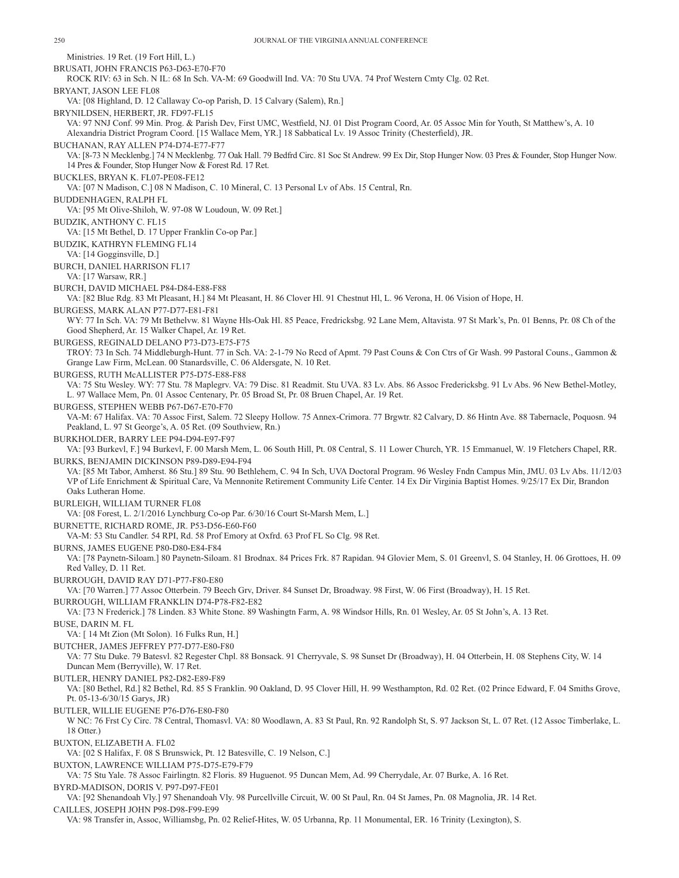Ministries. 19 Ret. (19 Fort Hill, L.)

BRUSATI, JOHN FRANCIS P63-D63-E70-F70
ROCK RIV: 63 in Sch. N IL: 68 In Sch. VA-M: 69 Goodwill Ind. VA: 70 Stu UVA. 74 Prof Western Cmty Clg. 02 Ret.

BRYANT, JASON LEE FL08
VA: [08 Highland, D. 12 Callaway Co-op Parish, D. 15 Calvary (Salem), Rn.]

BRYNILDSEN, HERBERT, JR. FD97-FL15
VA: 97 NNJ Conf. 99 Min. Prog. & Parish Dev, First UMC, Westfield, NJ. 01 Dist Program Coord, Ar. 05 Assoc Min for Youth, St Matthew's, A. 10 Alexandria District Program Coord. [15 Wallace Mem, YR.] 18 Sabbatical Lv. 19 Assoc Trinity (Chesterfield), JR.

BUCHANAN, RAY ALLEN P74-D74-E77-F77
VA: [8-73 N Mecklenbg.] 74 N Mecklenbg. 77 Oak Hall. 79 Bedfrd Circ. 81 Soc St Andrew. 99 Ex Dir, Stop Hunger Now. 03 Pres & Founder, Stop Hunger Now. 14 Pres & Founder, Stop Hunger Now & Forest Rd. 17 Ret.

BUCKLES, BRYAN K. FL07-PE08-FE12
VA: [07 N Madison, C.] 08 N Madison, C. 10 Mineral, C. 13 Personal Lv of Abs. 15 Central, Rn.

BUDDENHAGEN, RALPH FL
VA: [95 Mt Olive-Shiloh, W. 97-08 W Loudoun, W. 09 Ret.]

BUDZIK, ANTHONY C. FL15
VA: [15 Mt Bethel, D. 17 Upper Franklin Co-op Par.]

BUDZIK, KATHRYN FLEMING FL14
VA: [14 Gogginsville, D.]

BURCH, DANIEL HARRISON FL17
VA: [17 Warsaw, RR.]

BURCH, DAVID MICHAEL P84-D84-E88-F88
VA: [82 Blue Rdg. 83 Mt Pleasant, H.] 84 Mt Pleasant, H. 86 Clover Hl. 91 Chestnut Hl, L. 96 Verona, H. 06 Vision of Hope, H.

BURGESS, MARK ALAN P77-D77-E81-F81
WY: 77 In Sch. VA: 79 Mt Bethelvw. 81 Wayne Hls-Oak Hl. 85 Peace, Fredricksbg. 92 Lane Mem, Altavista. 97 St Mark's, Pn. 01 Benns, Pr. 08 Ch of the Good Shepherd, Ar. 15 Walker Chapel, Ar. 19 Ret.

BURGESS, REGINALD DELANO P73-D73-E75-F75
TROY: 73 In Sch. 74 Middleburgh-Hunt. 77 in Sch. VA: 2-1-79 No Recd of Apmt. 79 Past Couns & Con Ctrs of Gr Wash. 99 Pastoral Couns., Gammon & Grange Law Firm, McLean. 00 Stanardsville, C. 06 Aldersgate, N. 10 Ret.

BURGESS, RUTH McALLISTER P75-D75-E88-F88
VA: 75 Stu Wesley. WY: 77 Stu. 78 Maplegrv. VA: 79 Disc. 81 Readmit. Stu UVA. 83 Lv. Abs. 86 Assoc Fredericksbg. 91 Lv Abs. 96 New Bethel-Motley, L. 97 Wallace Mem, Pn. 01 Assoc Centenary, Pr. 05 Broad St, Pr. 08 Bruen Chapel, Ar. 19 Ret.

BURGESS, STEPHEN WEBB P67-D67-E70-F70
VA-M: 67 Halifax. VA: 70 Assoc First, Salem. 72 Sleepy Hollow. 75 Annex-Crimora. 77 Brgwtr. 82 Calvary, D. 86 Hintn Ave. 88 Tabernacle, Poquosn. 94 Peakland, L. 97 St George's, A. 05 Ret. (09 Southview, Rn.)

BURKHOLDER, BARRY LEE P94-D94-E97-F97
VA: [93 Burkevl, F.] 94 Burkevl, F. 00 Marsh Mem, L. 06 South Hill, Pt. 08 Central, S. 11 Lower Church, YR. 15 Emmanuel, W. 19 Fletchers Chapel, RR.

BURKS, BENJAMIN DICKINSON P89-D89-E94-F94
VA: [85 Mt Tabor, Amherst. 86 Stu.] 89 Stu. 90 Bethlehem, C. 94 In Sch, UVA Doctoral Program. 96 Wesley Fndn Campus Min, JMU. 03 Lv Abs. 11/12/03 VP of Life Enrichment & Spiritual Care, Va Mennonite Retirement Community Life Center. 14 Ex Dir Virginia Baptist Homes. 9/25/17 Ex Dir, Brandon Oaks Lutheran Home.

BURLEIGH, WILLIAM TURNER FL08
VA: [08 Forest, L. 2/1/2016 Lynchburg Co-op Par. 6/30/16 Court St-Marsh Mem, L.]

BURNETTE, RICHARD ROME, JR. P53-D56-E60-F60
VA-M: 53 Stu Candler. 54 RPI, Rd. 58 Prof Emory at Oxfrd. 63 Prof FL So Clg. 98 Ret.

BURNS, JAMES EUGENE P80-D80-E84-F84
VA: [78 Paynetn-Siloam.] 80 Paynetn-Siloam. 81 Brodnax. 84 Prices Frk. 87 Rapidan. 94 Glovier Mem, S. 01 Greenvl, S. 04 Stanley, H. 06 Grottoes, H. 09 Red Valley, D. 11 Ret.

BURROUGH, DAVID RAY D71-P77-F80-E80
VA: [70 Warren.] 77 Assoc Otterbein. 79 Beech Grv, Driver. 84 Sunset Dr, Broadway. 98 First, W. 06 First (Broadway), H. 15 Ret.

BURROUGH, WILLIAM FRANKLIN D74-P78-F82-E82
VA: [73 N Frederick.] 78 Linden. 83 White Stone. 89 Washingtn Farm, A. 98 Windsor Hills, Rn. 01 Wesley, Ar. 05 St John's, A. 13 Ret.

BUSE, DARIN M. FL
VA: [ 14 Mt Zion (Mt Solon). 16 Fulks Run, H.]

BUTCHER, JAMES JEFFREY P77-D77-E80-F80
VA: 77 Stu Duke. 79 Batesvl. 82 Regester Chpl. 88 Bonsack. 91 Cherryvale, S. 98 Sunset Dr (Broadway), H. 04 Otterbein, H. 08 Stephens City, W. 14 Duncan Mem (Berryville), W. 17 Ret.

BUTLER, HENRY DANIEL P82-D82-E89-F89
VA: [80 Bethel, Rd.] 82 Bethel, Rd. 85 S Franklin. 90 Oakland, D. 95 Clover Hill, H. 99 Westhampton, Rd. 02 Ret. (02 Prince Edward, F. 04 Smiths Grove, Pt. 05-13-6/30/15 Garys, JR)

BUTLER, WILLIE EUGENE P76-D76-E80-F80
W NC: 76 Frst Cy Circ. 78 Central, Thomasvl. VA: 80 Woodlawn, A. 83 St Paul, Rn. 92 Randolph St, S. 97 Jackson St, L. 07 Ret. (12 Assoc Timberlake, L. 18 Otter.)

BUXTON, ELIZABETH A. FL02
VA: [02 S Halifax, F. 08 S Brunswick, Pt. 12 Batesville, C. 19 Nelson, C.]

BUXTON, LAWRENCE WILLIAM P75-D75-E79-F79
VA: 75 Stu Yale. 78 Assoc Fairlingtn. 82 Floris. 89 Huguenot. 95 Duncan Mem, Ad. 99 Cherrydale, Ar. 07 Burke, A. 16 Ret.

BYRD-MADISON, DORIS V. P97-D97-FE01
VA: [92 Shenandoah Vly.] 97 Shenandoah Vly. 98 Purcellville Circuit, W. 00 St Paul, Rn. 04 St James, Pn. 08 Magnolia, JR. 14 Ret.

CAILLES, JOSEPH JOHN P98-D98-F99-E99
VA: 98 Transfer in, Assoc, Williamsbg, Pn. 02 Relief-Hites, W. 05 Urbanna, Rp. 11 Monumental, ER. 16 Trinity (Lexington), S.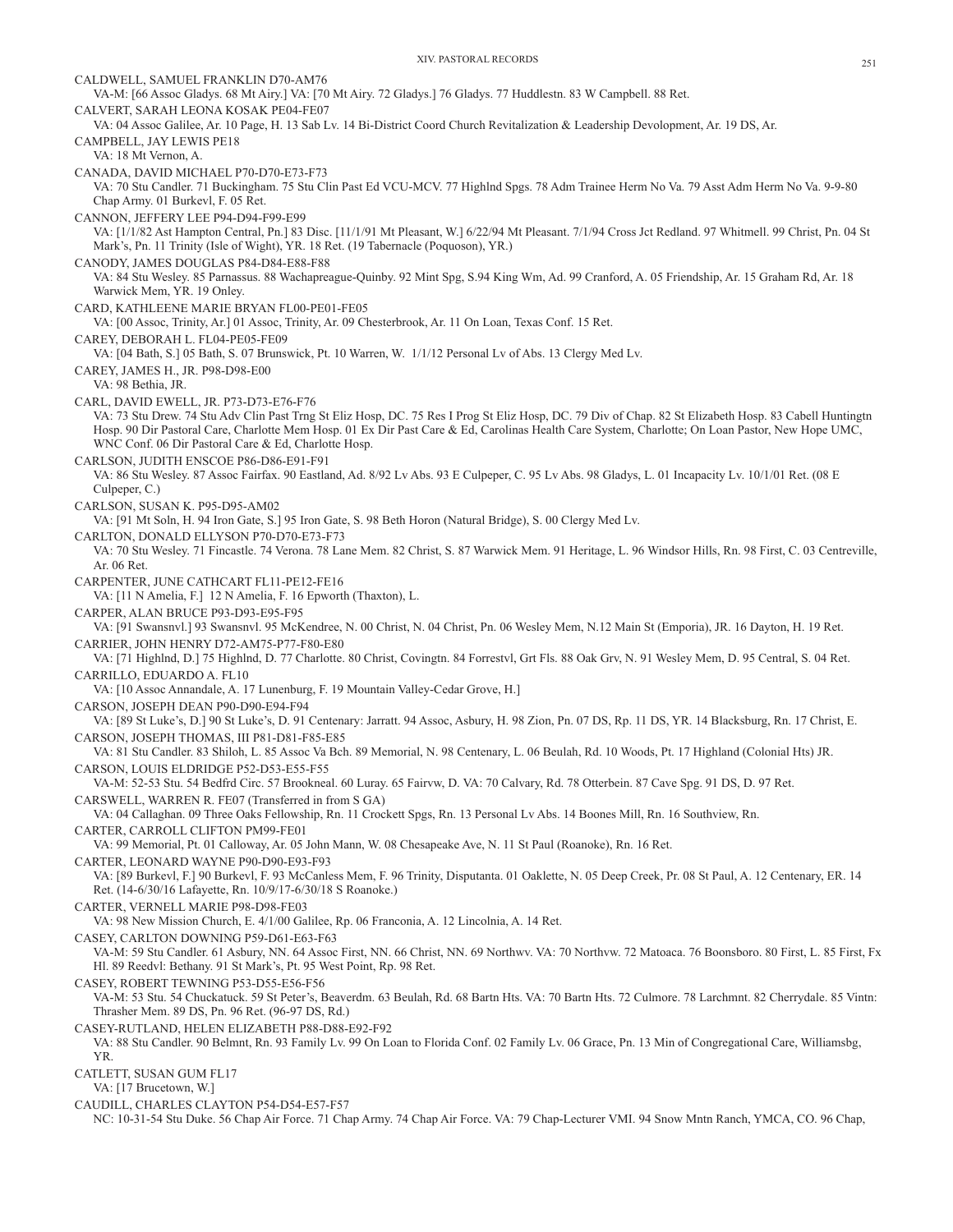CALDWELL, SAMUEL FRANKLIN D70-AM76
VA-M: [66 Assoc Gladys. 68 Mt Airy.] VA: [70 Mt Airy. 72 Gladys.] 76 Gladys. 77 Huddlestn. 83 W Campbell. 88 Ret.

CALVERT, SARAH LEONA KOSAK PE04-FE07
VA: 04 Assoc Galilee, Ar. 10 Page, H. 13 Sab Lv. 14 Bi-District Coord Church Revitalization & Leadership Devolopment, Ar. 19 DS, Ar.

CAMPBELL, JAY LEWIS PE18
VA: 18 Mt Vernon, A.

CANADA, DAVID MICHAEL P70-D70-E73-F73
VA: 70 Stu Candler. 71 Buckingham. 75 Stu Clin Past Ed VCU-MCV. 77 Highlnd Spgs. 78 Adm Trainee Herm No Va. 79 Asst Adm Herm No Va. 9-9-80 Chap Army. 01 Burkevl, F. 05 Ret.

CANNON, JEFFERY LEE P94-D94-F99-E99
VA: [1/1/82 Ast Hampton Central, Pn.] 83 Disc. [11/1/91 Mt Pleasant, W.] 6/22/94 Mt Pleasant. 7/1/94 Cross Jct Redland. 97 Whitmell. 99 Christ, Pn. 04 St Mark's, Pn. 11 Trinity (Isle of Wight), YR. 18 Ret. (19 Tabernacle (Poquoson), YR.)

CANODY, JAMES DOUGLAS P84-D84-E88-F88
VA: 84 Stu Wesley. 85 Parnassus. 88 Wachapreague-Quinby. 92 Mint Spg, S.94 King Wm, Ad. 99 Cranford, A. 05 Friendship, Ar. 15 Graham Rd, Ar. 18 Warwick Mem, YR. 19 Onley.

CARD, KATHLEENE MARIE BRYAN FL00-PE01-FE05
VA: [00 Assoc, Trinity, Ar.] 01 Assoc, Trinity, Ar. 09 Chesterbrook, Ar. 11 On Loan, Texas Conf. 15 Ret.

CAREY, DEBORAH L. FL04-PE05-FE09
VA: [04 Bath, S.] 05 Bath, S. 07 Brunswick, Pt. 10 Warren, W. 1/1/12 Personal Lv of Abs. 13 Clergy Med Lv.

CAREY, JAMES H., JR. P98-D98-E00
VA: 98 Bethia, JR.

CARL, DAVID EWELL, JR. P73-D73-E76-F76
VA: 73 Stu Drew. 74 Stu Adv Clin Past Trng St Eliz Hosp, DC. 75 Res I Prog St Eliz Hosp, DC. 79 Div of Chap. 82 St Elizabeth Hosp. 83 Cabell Huntingtn Hosp. 90 Dir Pastoral Care, Charlotte Mem Hosp. 01 Ex Dir Past Care & Ed, Carolinas Health Care System, Charlotte; On Loan Pastor, New Hope UMC, WNC Conf. 06 Dir Pastoral Care & Ed, Charlotte Hosp.

CARLSON, JUDITH ENSCOE P86-D86-E91-F91
VA: 86 Stu Wesley. 87 Assoc Fairfax. 90 Eastland, Ad. 8/92 Lv Abs. 93 E Culpeper, C. 95 Lv Abs. 98 Gladys, L. 01 Incapacity Lv. 10/1/01 Ret. (08 E Culpeper, C.)

CARLSON, SUSAN K. P95-D95-AM02
VA: [91 Mt Soln, H. 94 Iron Gate, S.] 95 Iron Gate, S. 98 Beth Horon (Natural Bridge), S. 00 Clergy Med Lv.

CARLTON, DONALD ELLYSON P70-D70-E73-F73
VA: 70 Stu Wesley. 71 Fincastle. 74 Verona. 78 Lane Mem. 82 Christ, S. 87 Warwick Mem. 91 Heritage, L. 96 Windsor Hills, Rn. 98 First, C. 03 Centreville, Ar. 06 Ret.

CARPENTER, JUNE CATHCART FL11-PE12-FE16
VA: [11 N Amelia, F.] 12 N Amelia, F. 16 Epworth (Thaxton), L.

CARPER, ALAN BRUCE P93-D93-E95-F95
VA: [91 Swansnvl.] 93 Swansnvl. 95 McKendree, N. 00 Christ, N. 04 Christ, Pn. 06 Wesley Mem, N.12 Main St (Emporia), JR. 16 Dayton, H. 19 Ret.

CARRIER, JOHN HENRY D72-AM75-P77-F80-E80
VA: [71 Highlnd, D.] 75 Highlnd, D. 77 Charlotte. 80 Christ, Covingtn. 84 Forrestvl, Grt Fls. 88 Oak Grv, N. 91 Wesley Mem, D. 95 Central, S. 04 Ret.

CARRILLO, EDUARDO A. FL10
VA: [10 Assoc Annandale, A. 17 Lunenburg, F. 19 Mountain Valley-Cedar Grove, H.]

CARSON, JOSEPH DEAN P90-D90-E94-F94
VA: [89 St Luke's, D.] 90 St Luke's, D. 91 Centenary: Jarratt. 94 Assoc, Asbury, H. 98 Zion, Pn. 07 DS, Rp. 11 DS, YR. 14 Blacksburg, Rn. 17 Christ, E.

CARSON, JOSEPH THOMAS, III P81-D81-F85-E85
VA: 81 Stu Candler. 83 Shiloh, L. 85 Assoc Va Bch. 89 Memorial, N. 98 Centenary, L. 06 Beulah, Rd. 10 Woods, Pt. 17 Highland (Colonial Hts) JR.

CARSON, LOUIS ELDRIDGE P52-D53-E55-F55
VA-M: 52-53 Stu. 54 Bedfrd Circ. 57 Brookneal. 60 Luray. 65 Fairvw, D. VA: 70 Calvary, Rd. 78 Otterbein. 87 Cave Spg. 91 DS, D. 97 Ret.

CARSWELL, WARREN R. FE07 (Transferred in from S GA)
VA: 04 Callaghan. 09 Three Oaks Fellowship, Rn. 11 Crockett Spgs, Rn. 13 Personal Lv Abs. 14 Boones Mill, Rn. 16 Southview, Rn.

CARTER, CARROLL CLIFTON PM99-FE01
VA: 99 Memorial, Pt. 01 Calloway, Ar. 05 John Mann, W. 08 Chesapeake Ave, N. 11 St Paul (Roanoke), Rn. 16 Ret.

CARTER, LEONARD WAYNE P90-D90-E93-F93
VA: [89 Burkevl, F.] 90 Burkevl, F. 93 McCanless Mem, F. 96 Trinity, Disputanta. 01 Oaklette, N. 05 Deep Creek, Pr. 08 St Paul, A. 12 Centenary, ER. 14 Ret. (14-6/30/16 Lafayette, Rn. 10/9/17-6/30/18 S Roanoke.)

CARTER, VERNELL MARIE P98-D98-FE03
VA: 98 New Mission Church, E. 4/1/00 Galilee, Rp. 06 Franconia, A. 12 Lincolnia, A. 14 Ret.

CASEY, CARLTON DOWNING P59-D61-E63-F63
VA-M: 59 Stu Candler. 61 Asbury, NN. 64 Assoc First, NN. 66 Christ, NN. 69 Northwv. VA: 70 Northvw. 72 Matoaca. 76 Boonsboro. 80 First, L. 85 First, Fx Hl. 89 Reedvl: Bethany. 91 St Mark's, Pt. 95 West Point, Rp. 98 Ret.

CASEY, ROBERT TEWNING P53-D55-E56-F56
VA-M: 53 Stu. 54 Chuckatuck. 59 St Peter's, Beaverdm. 63 Beulah, Rd. 68 Bartn Hts. VA: 70 Bartn Hts. 72 Culmore. 78 Larchmnt. 82 Cherrydale. 85 Vintn: Thrasher Mem. 89 DS, Pn. 96 Ret. (96-97 DS, Rd.)

CASEY-RUTLAND, HELEN ELIZABETH P88-D88-E92-F92
VA: 88 Stu Candler. 90 Belmnt, Rn. 93 Family Lv. 99 On Loan to Florida Conf. 02 Family Lv. 06 Grace, Pn. 13 Min of Congregational Care, Williamsbg, YR.

CATLETT, SUSAN GUM FL17
VA: [17 Brucetown, W.]

CAUDILL, CHARLES CLAYTON P54-D54-E57-F57
NC: 10-31-54 Stu Duke. 56 Chap Air Force. 71 Chap Army. 74 Chap Air Force. VA: 79 Chap-Lecturer VMI. 94 Snow Mntn Ranch, YMCA, CO. 96 Chap,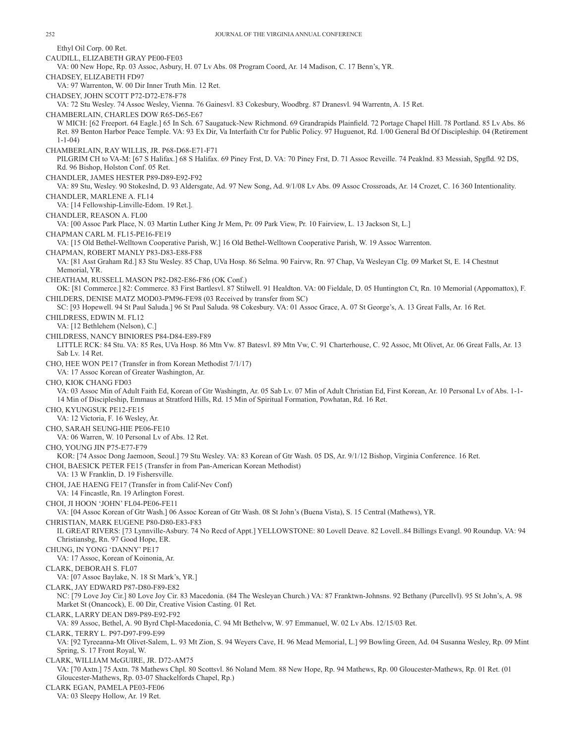Ethyl Oil Corp. 00 Ret.

CAUDILL, ELIZABETH GRAY PE00-FE03
VA: 00 New Hope, Rp. 03 Assoc, Asbury, H. 07 Lv Abs. 08 Program Coord, Ar. 14 Madison, C. 17 Benn's, YR.

CHADSEY, ELIZABETH FD97
VA: 97 Warrenton, W. 00 Dir Inner Truth Min. 12 Ret.

CHADSEY, JOHN SCOTT P72-D72-E78-F78
VA: 72 Stu Wesley. 74 Assoc Wesley, Vienna. 76 Gainesvl. 83 Cokesbury, Woodbrg. 87 Dranesvl. 94 Warrentn, A. 15 Ret.

CHAMBERLAIN, CHARLES DOW R65-D65-E67
W MICH: [62 Freeport. 64 Eagle.] 65 In Sch. 67 Saugatuck-New Richmond. 69 Grandrapids Plainfield. 72 Portage Chapel Hill. 78 Portland. 85 Lv Abs. 86 Ret. 89 Benton Harbor Peace Temple. VA: 93 Ex Dir, Va Interfaith Ctr for Public Policy. 97 Huguenot, Rd. 1/00 General Bd Of Discipleship. 04 (Retirement 1-1-04)

CHAMBERLAIN, RAY WILLIS, JR. P68-D68-E71-F71
PILGRIM CH to VA-M: [67 S Halifax.] 68 S Halifax. 69 Piney Frst, D. VA: 70 Piney Frst, D. 71 Assoc Reveille. 74 Peaklnd. 83 Messiah, Spgfld. 92 DS, Rd. 96 Bishop, Holston Conf. 05 Ret.

CHANDLER, JAMES HESTER P89-D89-E92-F92
VA: 89 Stu, Wesley. 90 Stokeslnd, D. 93 Aldersgate, Ad. 97 New Song, Ad. 9/1/08 Lv Abs. 09 Assoc Crossroads, Ar. 14 Crozet, C. 16 360 Intentionality.

CHANDLER, MARLENE A. FL14
VA: [14 Fellowship-Linville-Edom. 19 Ret.].

CHANDLER, REASON A. FL00
VA: [00 Assoc Park Place, N. 03 Martin Luther King Jr Mem, Pr. 09 Park View, Pr. 10 Fairview, L. 13 Jackson St, L.]

CHAPMAN CARL M. FL15-PE16-FE19
VA: [15 Old Bethel-Welltown Cooperative Parish, W.] 16 Old Bethel-Welltown Cooperative Parish, W. 19 Assoc Warrenton.

CHAPMAN, ROBERT MANLY P83-D83-E88-F88
VA: [81 Asst Graham Rd.] 83 Stu Wesley. 85 Chap, UVa Hosp. 86 Selma. 90 Fairvw, Rn. 97 Chap, Va Wesleyan Clg. 09 Market St, E. 14 Chestnut Memorial, YR.

CHEATHAM, RUSSELL MASON P82-D82-E86-F86 (OK Conf.)
OK: [81 Commerce.] 82: Commerce. 83 First Bartleslvl. 87 Stilwell. 91 Healdton. VA: 00 Fieldale, D. 05 Huntington Ct, Rn. 10 Memorial (Appomattox), F.

CHILDERS, DENISE MATZ MOD03-PM96-FE98 (03 Received by transfer from SC)
SC: [93 Hopewell. 94 St Paul Saluda.] 96 St Paul Saluda. 98 Cokesbury. VA: 01 Assoc Grace, A. 07 St George's, A. 13 Great Falls, Ar. 16 Ret.

CHILDRESS, EDWIN M. FL12
VA: [12 Bethlehem (Nelson), C.]

CHILDRESS, NANCY BINIORES P84-D84-E89-F89
LITTLE RCK: 84 Stu. VA: 85 Res, UVa Hosp. 86 Mtn Vw. 87 Batesvl. 89 Mtn Vw, C. 91 Charterhouse, C. 92 Assoc, Mt Olivet, Ar. 06 Great Falls, Ar. 13 Sab Lv. 14 Ret.

CHO, HEE WON PE17 (Transfer in from Korean Methodist 7/1/17)
VA: 17 Assoc Korean of Greater Washington, Ar.

CHO, KIOK CHANG FD03
VA: 03 Assoc Min of Adult Faith Ed, Korean of Gtr Washingtn, Ar. 05 Sab Lv. 07 Min of Adult Christian Ed, First Korean, Ar. 10 Personal Lv of Abs. 1-1-14 Min of Discipleship, Emmaus at Stratford Hills, Rd. 15 Min of Spiritual Formation, Powhatan, Rd. 16 Ret.

CHO, KYUNGSUK PE12-FE15
VA: 12 Victoria, F. 16 Wesley, Ar.

CHO, SARAH SEUNG-HIE PE06-FE10
VA: 06 Warren, W. 10 Personal Lv of Abs. 12 Ret.

CHO, YOUNG JIN P75-E77-F79
KOR: [74 Assoc Dong Jaemoon, Seoul.] 79 Stu Wesley. VA: 83 Korean of Gtr Wash. 05 DS, Ar. 9/1/12 Bishop, Virginia Conference. 16 Ret.

CHOI, BAESICK PETER FE15 (Transfer in from Pan-American Korean Methodist)
VA: 13 W Franklin, D. 19 Fishersville.

CHOI, JAE HAENG FE17 (Transfer in from Calif-Nev Conf)
VA: 14 Fincastle, Rn. 19 Arlington Forest.

CHOI, JI HOON 'JOHN' FL04-PE06-FE11
VA: [04 Assoc Korean of Gtr Wash.] 06 Assoc Korean of Gtr Wash. 08 St John's (Buena Vista), S. 15 Central (Mathews), YR.

CHRISTIAN, MARK EUGENE P80-D80-E83-F83
IL GREAT RIVERS: [73 Lynnville-Asbury. 74 No Recd of Appt.] YELLOWSTONE: 80 Lovell Deave. 82 Lovell..84 Billings Evangl. 90 Roundup. VA: 94 Christiansbg, Rn. 97 Good Hope, ER.

CHUNG, IN YONG 'DANNY' PE17
VA: 17 Assoc, Korean of Koinonia, Ar.

CLARK, DEBORAH S. FL07
VA: [07 Assoc Baylake, N. 18 St Mark's, YR.]

CLARK, JAY EDWARD P87-D80-F89-E82
NC: [79 Love Joy Cir.] 80 Love Joy Cir. 83 Macedonia. (84 The Wesleyan Church.) VA: 87 Franktwn-Johnsns. 92 Bethany (Purcellvl). 95 St John's, A. 98 Market St (Onancock), E. 00 Dir, Creative Vision Casting. 01 Ret.

CLARK, LARRY DEAN D89-P89-E92-F92
VA: 89 Assoc, Bethel, A. 90 Byrd Chpl-Macedonia, C. 94 Mt Bethelvw, W. 97 Emmanuel, W. 02 Lv Abs. 12/15/03 Ret.

CLARK, TERRY L. P97-D97-F99-E99
VA: [92 Tyreeanna-Mt Olivet-Salem, L. 93 Mt Zion, S. 94 Weyers Cave, H. 96 Mead Memorial, L.] 99 Bowling Green, Ad. 04 Susanna Wesley, Rp. 09 Mint Spring, S. 17 Front Royal, W.

CLARK, WILLIAM McGUIRE, JR. D72-AM75
VA: [70 Axtn.] 75 Axtn. 78 Mathews Chpl. 80 Scottsvl. 86 Noland Mem. 88 New Hope, Rp. 94 Mathews, Rp. 00 Gloucester-Mathews, Rp. 01 Ret. (01 Gloucester-Mathews, Rp. 03-07 Shackelfords Chapel, Rp.)

CLARK EGAN, PAMELA PE03-FE06
VA: 03 Sleepy Hollow, Ar. 19 Ret.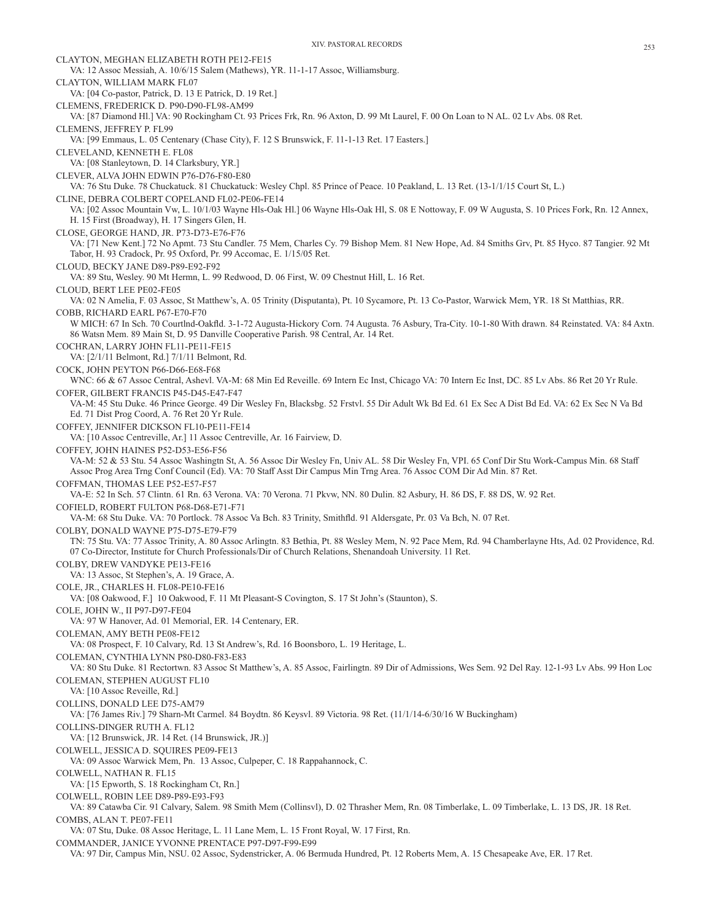CLAYTON, MEGHAN ELIZABETH ROTH PE12-FE15
VA: 12 Assoc Messiah, A. 10/6/15 Salem (Mathews), YR. 11-1-17 Assoc, Williamsburg.

CLAYTON, WILLIAM MARK FL07
VA: [04 Co-pastor, Patrick, D. 13 E Patrick, D. 19 Ret.]

CLEMENS, FREDERICK D. P90-D90-FL98-AM99
VA: [87 Diamond Hl.] VA: 90 Rockingham Ct. 93 Prices Frk, Rn. 96 Axton, D. 99 Mt Laurel, F. 00 On Loan to N AL. 02 Lv Abs. 08 Ret.

CLEMENS, JEFFREY P. FL99
VA: [99 Emmaus, L. 05 Centenary (Chase City), F. 12 S Brunswick, F. 11-1-13 Ret. 17 Easters.]

CLEVELAND, KENNETH E. FL08
VA: [08 Stanleytown, D. 14 Clarksbury, YR.]

CLEVER, ALVA JOHN EDWIN P76-D76-F80-E80
VA: 76 Stu Duke. 78 Chuckatuck. 81 Chuckatuck: Wesley Chpl. 85 Prince of Peace. 10 Peakland, L. 13 Ret. (13-1/1/15 Court St, L.)

CLINE, DEBRA COLBERT COPELAND FL02-PE06-FE14
VA: [02 Assoc Mountain Vw, L. 10/1/03 Wayne Hls-Oak Hl.] 06 Wayne Hls-Oak Hl, S. 08 E Nottoway, F. 09 W Augusta, S. 10 Prices Fork, Rn. 12 Annex, H. 15 First (Broadway), H. 17 Singers Glen, H.

CLOSE, GEORGE HAND, JR. P73-D73-E76-F76
VA: [71 New Kent.] 72 No Apmt. 73 Stu Candler. 75 Mem, Charles Cy. 79 Bishop Mem. 81 New Hope, Ad. 84 Smiths Grv, Pt. 85 Hyco. 87 Tangier. 92 Mt Tabor, H. 93 Cradock, Pr. 95 Oxford, Pr. 99 Accomac, E. 1/15/05 Ret.

CLOUD, BECKY JANE D89-P89-E92-F92
VA: 89 Stu, Wesley. 90 Mt Hermn, L. 99 Redwood, D. 06 First, W. 09 Chestnut Hill, L. 16 Ret.

CLOUD, BERT LEE PE02-FE05
VA: 02 N Amelia, F. 03 Assoc, St Matthew's, A. 05 Trinity (Disputanta), Pt. 10 Sycamore, Pt. 13 Co-Pastor, Warwick Mem, YR. 18 St Matthias, RR.

COBB, RICHARD EARL P67-E70-F70
W MICH: 67 In Sch. 70 Courtlnd-Oakfld. 3-1-72 Augusta-Hickory Corn. 74 Augusta. 76 Asbury, Tra-City. 10-1-80 With drawn. 84 Reinstated. VA: 84 Axtn. 86 Watsn Mem. 89 Main St, D. 95 Danville Cooperative Parish. 98 Central, Ar. 14 Ret.

COCHRAN, LARRY JOHN FL11-PE11-FE15
VA: [2/1/11 Belmont, Rd.] 7/1/11 Belmont, Rd.

COCK, JOHN PEYTON P66-D66-E68-F68
WNC: 66 & 67 Assoc Central, Ashevl. VA-M: 68 Min Ed Reveille. 69 Intern Ec Inst, Chicago VA: 70 Intern Ec Inst, DC. 85 Lv Abs. 86 Ret 20 Yr Rule.

COFER, GILBERT FRANCIS P45-D45-E47-F47
VA-M: 45 Stu Duke. 46 Prince George. 49 Dir Wesley Fn, Blacksbg. 52 Frstvl. 55 Dir Adult Wk Bd Ed. 61 Ex Sec A Dist Bd Ed. VA: 62 Ex Sec N Va Bd Ed. 71 Dist Prog Coord, A. 76 Ret 20 Yr Rule.

COFFEY, JENNIFER DICKSON FL10-PE11-FE14
VA: [10 Assoc Centreville, Ar.] 11 Assoc Centreville, Ar. 16 Fairview, D.

COFFEY, JOHN HAINES P52-D53-E56-F56
VA-M: 52 & 53 Stu. 54 Assoc Washingtn St, A. 56 Assoc Dir Wesley Fn, Univ AL. 58 Dir Wesley Fn, VPI. 65 Conf Dir Stu Work-Campus Min. 68 Staff Assoc Prog Area Trng Conf Council (Ed). VA: 70 Staff Asst Dir Campus Min Trng Area. 76 Assoc COM Dir Ad Min. 87 Ret.

COFFMAN, THOMAS LEE P52-E57-F57
VA-E: 52 In Sch. 57 Clintn. 61 Rn. 63 Verona. VA: 70 Verona. 71 Pkvw, NN. 80 Dulin. 82 Asbury, H. 86 DS, F. 88 DS, W. 92 Ret.

COFIELD, ROBERT FULTON P68-D68-E71-F71
VA-M: 68 Stu Duke. VA: 70 Portlock. 78 Assoc Va Bch. 83 Trinity, Smithfld. 91 Aldersgate, Pr. 03 Va Bch, N. 07 Ret.

COLBY, DONALD WAYNE P75-D75-E79-F79
TN: 75 Stu. VA: 77 Assoc Trinity, A. 80 Assoc Arlingtn. 83 Bethia, Pt. 88 Wesley Mem, N. 92 Pace Mem, Rd. 94 Chamberlayne Hts, Ad. 02 Providence, Rd. 07 Co-Director, Institute for Church Professionals/Dir of Church Relations, Shenandoah University. 11 Ret.

COLBY, DREW VANDYKE PE13-FE16
VA: 13 Assoc, St Stephen's, A. 19 Grace, A.

COLE, JR., CHARLES H. FL08-PE10-FE16
VA: [08 Oakwood, F.] 10 Oakwood, F. 11 Mt Pleasant-S Covington, S. 17 St John's (Staunton), S.

COLE, JOHN W., II P97-D97-FE04
VA: 97 W Hanover, Ad. 01 Memorial, ER. 14 Centenary, ER.

COLEMAN, AMY BETH PE08-FE12
VA: 08 Prospect, F. 10 Calvary, Rd. 13 St Andrew's, Rd. 16 Boonsboro, L. 19 Heritage, L.

COLEMAN, CYNTHIA LYNN P80-D80-F83-E83
VA: 80 Stu Duke. 81 Rectortwn. 83 Assoc St Matthew's, A. 85 Assoc, Fairlingtn. 89 Dir of Admissions, Wes Sem. 92 Del Ray. 12-1-93 Lv Abs. 99 Hon Loc

COLEMAN, STEPHEN AUGUST FL10
VA: [10 Assoc Reveille, Rd.]

COLLINS, DONALD LEE D75-AM79
VA: [76 James Riv.] 79 Sharn-Mt Carmel. 84 Boydtn. 86 Keysvl. 89 Victoria. 98 Ret. (11/1/14-6/30/16 W Buckingham)

COLLINS-DINGER RUTH A. FL12
VA: [12 Brunswick, JR. 14 Ret. (14 Brunswick, JR.)]

COLWELL, JESSICA D. SQUIRES PE09-FE13
VA: 09 Assoc Warwick Mem, Pn. 13 Assoc, Culpeper, C. 18 Rappahannock, C.

COLWELL, NATHAN R. FL15
VA: [15 Epworth, S. 18 Rockingham Ct, Rn.]

COLWELL, ROBIN LEE D89-P89-E93-F93
VA: 89 Catawba Cir. 91 Calvary, Salem. 98 Smith Mem (Collinsvl), D. 02 Thrasher Mem, Rn. 08 Timberlake, L. 09 Timberlake, L. 13 DS, JR. 18 Ret.

COMBS, ALAN T. PE07-FE11
VA: 07 Stu, Duke. 08 Assoc Heritage, L. 11 Lane Mem, L. 15 Front Royal, W. 17 First, Rn.

COMMANDER, JANICE YVONNE PRENTACE P97-D97-F99-E99
VA: 97 Dir, Campus Min, NSU. 02 Assoc, Sydenstricker, A. 06 Bermuda Hundred, Pt. 12 Roberts Mem, A. 15 Chesapeake Ave, ER. 17 Ret.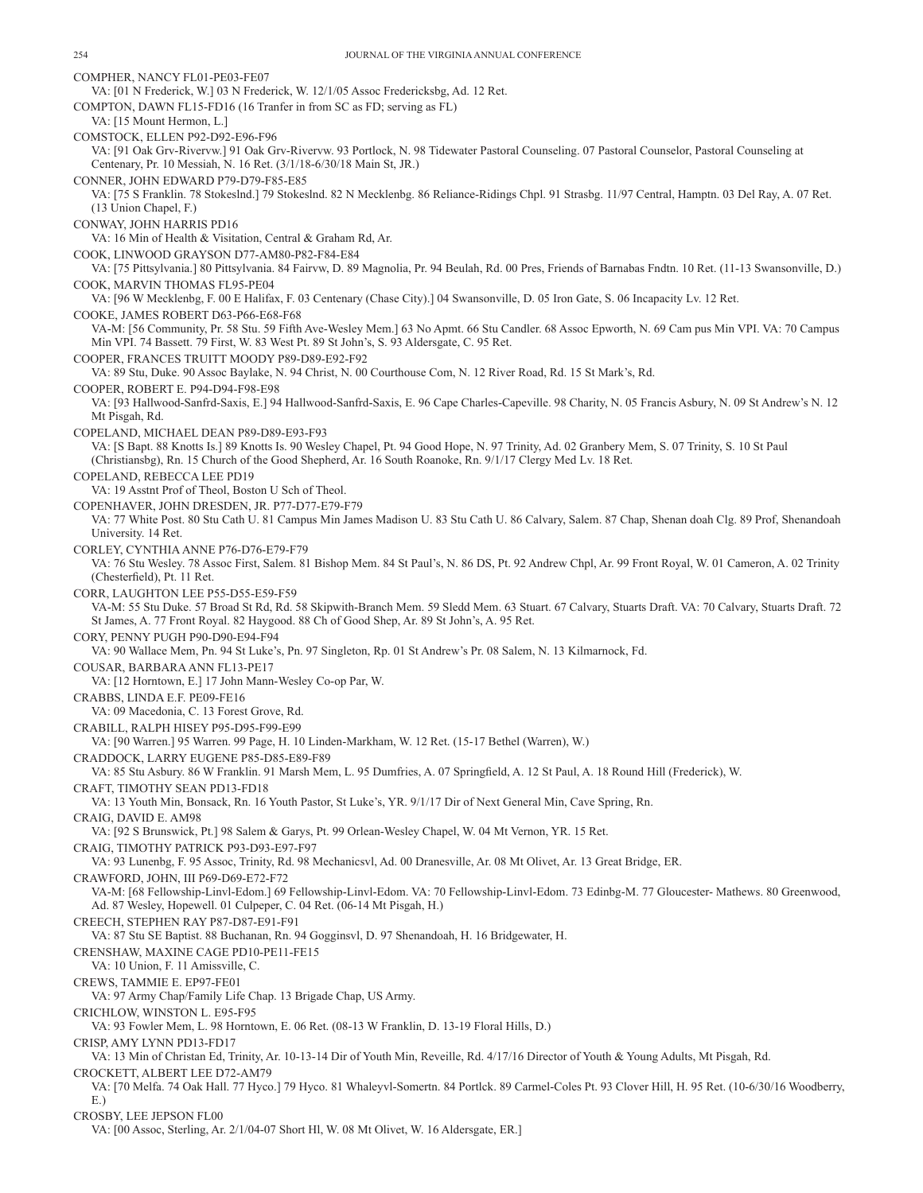COMPHER, NANCY FL01-PE03-FE07

VA: [01 N Frederick, W.] 03 N Frederick, W. 12/1/05 Assoc Fredericksbg, Ad. 12 Ret.

COMPTON, DAWN FL15-FD16 (16 Tranfer in from SC as FD; serving as FL)

VA: [15 Mount Hermon, L.]

COMSTOCK, ELLEN P92-D92-E96-F96

VA: [91 Oak Grv-Rivervw.] 91 Oak Grv-Rivervw. 93 Portlock, N. 98 Tidewater Pastoral Counseling. 07 Pastoral Counselor, Pastoral Counseling at Centenary, Pr. 10 Messiah, N. 16 Ret. (3/1/18-6/30/18 Main St, JR.)

CONNER, JOHN EDWARD P79-D79-F85-E85

VA: [75 S Franklin. 78 Stokeslnd.] 79 Stokeslnd. 82 N Mecklenbg. 86 Reliance-Ridings Chpl. 91 Strasbg. 11/97 Central, Hamptn. 03 Del Ray, A. 07 Ret. (13 Union Chapel, F.)

CONWAY, JOHN HARRIS PD16

VA: 16 Min of Health & Visitation, Central & Graham Rd, Ar.

COOK, LINWOOD GRAYSON D77-AM80-P82-F84-E84

VA: [75 Pittsylvania.] 80 Pittsylvania. 84 Fairvw, D. 89 Magnolia, Pr. 94 Beulah, Rd. 00 Pres, Friends of Barnabas Fndtn. 10 Ret. (11-13 Swansonville, D.)

COOK, MARVIN THOMAS FL95-PE04

VA: [96 W Mecklenbg, F. 00 E Halifax, F. 03 Centenary (Chase City).] 04 Swansonville, D. 05 Iron Gate, S. 06 Incapacity Lv. 12 Ret.

COOKE, JAMES ROBERT D63-P66-E68-F68

VA-M: [56 Community, Pr. 58 Stu. 59 Fifth Ave-Wesley Mem.] 63 No Apmt. 66 Stu Candler. 68 Assoc Epworth, N. 69 Cam pus Min VPI. VA: 70 Campus Min VPI. 74 Bassett. 79 First, W. 83 West Pt. 89 St John's, S. 93 Aldersgate, C. 95 Ret.

COOPER, FRANCES TRUITT MOODY P89-D89-E92-F92

VA: 89 Stu, Duke. 90 Assoc Baylake, N. 94 Christ, N. 00 Courthouse Com, N. 12 River Road, Rd. 15 St Mark's, Rd.

COOPER, ROBERT E. P94-D94-F98-E98

VA: [93 Hallwood-Sanfrd-Saxis, E.] 94 Hallwood-Sanfrd-Saxis, E. 96 Cape Charles-Capeville. 98 Charity, N. 05 Francis Asbury, N. 09 St Andrew's N. 12 Mt Pisgah, Rd.

COPELAND, MICHAEL DEAN P89-D89-E93-F93

VA: [S Bapt. 88 Knotts Is.] 89 Knotts Is. 90 Wesley Chapel, Pt. 94 Good Hope, N. 97 Trinity, Ad. 02 Granbery Mem, S. 07 Trinity, S. 10 St Paul (Christiansbg), Rn. 15 Church of the Good Shepherd, Ar. 16 South Roanoke, Rn. 9/1/17 Clergy Med Lv. 18 Ret.

COPELAND, REBECCA LEE PD19

VA: 19 Asstnt Prof of Theol, Boston U Sch of Theol.

COPENHAVER, JOHN DRESDEN, JR. P77-D77-E79-F79

VA: 77 White Post. 80 Stu Cath U. 81 Campus Min James Madison U. 83 Stu Cath U. 86 Calvary, Salem. 87 Chap, Shenan doah Clg. 89 Prof, Shenandoah University. 14 Ret.

CORLEY, CYNTHIA ANNE P76-D76-E79-F79

VA: 76 Stu Wesley. 78 Assoc First, Salem. 81 Bishop Mem. 84 St Paul's, N. 86 DS, Pt. 92 Andrew Chpl, Ar. 99 Front Royal, W. 01 Cameron, A. 02 Trinity (Chesterfield), Pt. 11 Ret.

CORR, LAUGHTON LEE P55-D55-E59-F59

VA-M: 55 Stu Duke. 57 Broad St Rd, Rd. 58 Skipwith-Branch Mem. 59 Sledd Mem. 63 Stuart. 67 Calvary, Stuarts Draft. VA: 70 Calvary, Stuarts Draft. 72 St James, A. 77 Front Royal. 82 Haygood. 88 Ch of Good Shep, Ar. 89 St John's, A. 95 Ret.

CORY, PENNY PUGH P90-D90-E94-F94

VA: 90 Wallace Mem, Pn. 94 St Luke's, Pn. 97 Singleton, Rp. 01 St Andrew's Pr. 08 Salem, N. 13 Kilmarnock, Fd.

COUSAR, BARBARA ANN FL13-PE17

VA: [12 Horntown, E.] 17 John Mann-Wesley Co-op Par, W.

CRABBS, LINDA E.F. PE09-FE16

VA: 09 Macedonia, C. 13 Forest Grove, Rd.

CRABILL, RALPH HISEY P95-D95-F99-E99

VA: [90 Warren.] 95 Warren. 99 Page, H. 10 Linden-Markham, W. 12 Ret. (15-17 Bethel (Warren), W.)

CRADDOCK, LARRY EUGENE P85-D85-E89-F89

VA: 85 Stu Asbury. 86 W Franklin. 91 Marsh Mem, L. 95 Dumfries, A. 07 Springfield, A. 12 St Paul, A. 18 Round Hill (Frederick), W.

CRAFT, TIMOTHY SEAN PD13-FD18

VA: 13 Youth Min, Bonsack, Rn. 16 Youth Pastor, St Luke's, YR. 9/1/17 Dir of Next General Min, Cave Spring, Rn.

CRAIG, DAVID E. AM98

VA: [92 S Brunswick, Pt.] 98 Salem & Garys, Pt. 99 Orlean-Wesley Chapel, W. 04 Mt Vernon, YR. 15 Ret.

CRAIG, TIMOTHY PATRICK P93-D93-E97-F97

VA: 93 Lunenbg, F. 95 Assoc, Trinity, Rd. 98 Mechanicsvl, Ad. 00 Dranesville, Ar. 08 Mt Olivet, Ar. 13 Great Bridge, ER.

CRAWFORD, JOHN, III P69-D69-E72-F72

VA-M: [68 Fellowship-Linvl-Edom.] 69 Fellowship-Linvl-Edom. VA: 70 Fellowship-Linvl-Edom. 73 Edinbg-M. 77 Gloucester- Mathews. 80 Greenwood, Ad. 87 Wesley, Hopewell. 01 Culpeper, C. 04 Ret. (06-14 Mt Pisgah, H.)

CREECH, STEPHEN RAY P87-D87-E91-F91

VA: 87 Stu SE Baptist. 88 Buchanan, Rn. 94 Gogginsvl, D. 97 Shenandoah, H. 16 Bridgewater, H.

CRENSHAW, MAXINE CAGE PD10-PE11-FE15

VA: 10 Union, F. 11 Amissville, C.

CREWS, TAMMIE E. EP97-FE01

VA: 97 Army Chap/Family Life Chap. 13 Brigade Chap, US Army.

CRICHLOW, WINSTON L. E95-F95

VA: 93 Fowler Mem, L. 98 Horntown, E. 06 Ret. (08-13 W Franklin, D. 13-19 Floral Hills, D.)

CRISP, AMY LYNN PD13-FD17

VA: 13 Min of Christan Ed, Trinity, Ar. 10-13-14 Dir of Youth Min, Reveille, Rd. 4/17/16 Director of Youth & Young Adults, Mt Pisgah, Rd.

CROCKETT, ALBERT LEE D72-AM79

VA: [70 Melfa. 74 Oak Hall. 77 Hyco.] 79 Hyco. 81 Whaleyvl-Somertn. 84 Portlck. 89 Carmel-Coles Pt. 93 Clover Hill, H. 95 Ret. (10-6/30/16 Woodberry, E.)

CROSBY, LEE JEPSON FL00

VA: [00 Assoc, Sterling, Ar. 2/1/04-07 Short Hl, W. 08 Mt Olivet, W. 16 Aldersgate, ER.]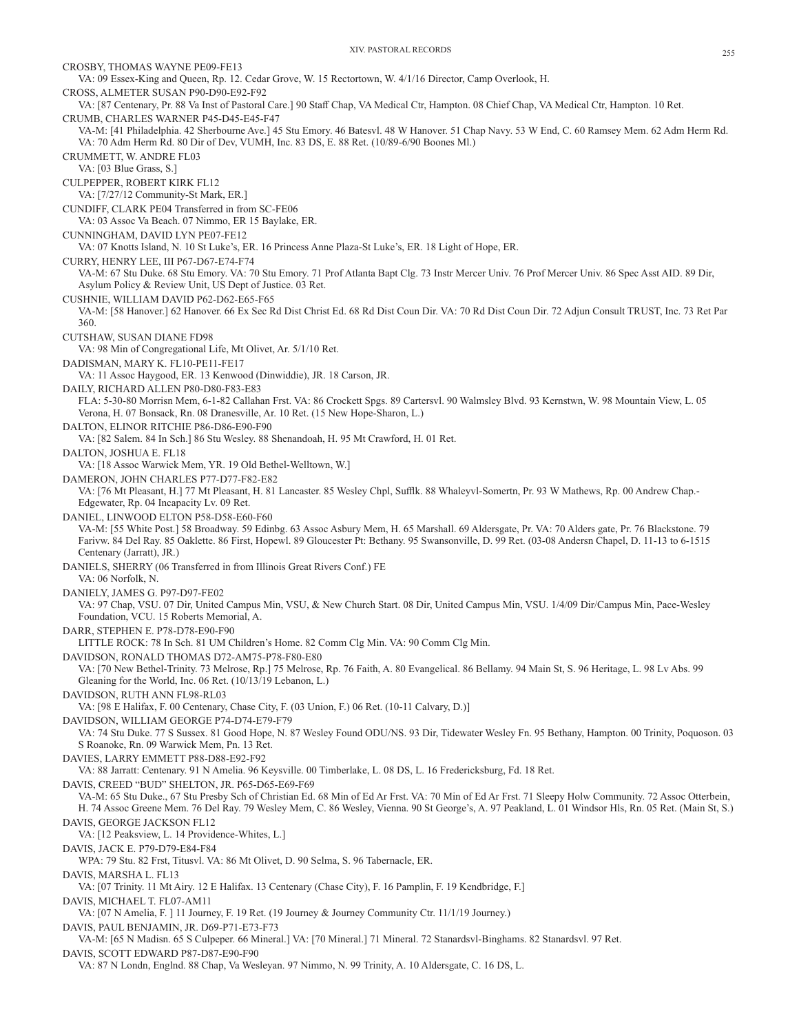CROSBY, THOMAS WAYNE PE09-FE13
VA: 09 Essex-King and Queen, Rp. 12. Cedar Grove, W. 15 Rectortown, W. 4/1/16 Director, Camp Overlook, H.

CROSS, ALMETER SUSAN P90-D90-E92-F92
VA: [87 Centenary, Pr. 88 Va Inst of Pastoral Care.] 90 Staff Chap, VA Medical Ctr, Hampton. 08 Chief Chap, VA Medical Ctr, Hampton. 10 Ret.

CRUMB, CHARLES WARNER P45-D45-E45-F47
VA-M: [41 Philadelphia. 42 Sherbourne Ave.] 45 Stu Emory. 46 Batesvl. 48 W Hanover. 51 Chap Navy. 53 W End, C. 60 Ramsey Mem. 62 Adm Herm Rd. VA: 70 Adm Herm Rd. 80 Dir of Dev, VUMH, Inc. 83 DS, E. 88 Ret. (10/89-6/90 Boones Ml.)

CRUMMETT, W. ANDRE FL03
VA: [03 Blue Grass, S.]

CULPEPPER, ROBERT KIRK FL12
VA: [7/27/12 Community-St Mark, ER.]

CUNDIFF, CLARK PE04 Transferred in from SC-FE06
VA: 03 Assoc Va Beach. 07 Nimmo, ER 15 Baylake, ER.

CUNNINGHAM, DAVID LYN PE07-FE12
VA: 07 Knotts Island, N. 10 St Luke's, ER. 16 Princess Anne Plaza-St Luke's, ER. 18 Light of Hope, ER.

CURRY, HENRY LEE, III P67-D67-E74-F74
VA-M: 67 Stu Duke. 68 Stu Emory. VA: 70 Stu Emory. 71 Prof Atlanta Bapt Clg. 73 Instr Mercer Univ. 76 Prof Mercer Univ. 86 Spec Asst AID. 89 Dir, Asylum Policy & Review Unit, US Dept of Justice. 03 Ret.

CUSHNIE, WILLIAM DAVID P62-D62-E65-F65
VA-M: [58 Hanover.] 62 Hanover. 66 Ex Sec Rd Dist Christ Ed. 68 Rd Dist Coun Dir. VA: 70 Rd Dist Coun Dir. 72 Adjun Consult TRUST, Inc. 73 Ret Par 360.

CUTSHAW, SUSAN DIANE FD98
VA: 98 Min of Congregational Life, Mt Olivet, Ar. 5/1/10 Ret.

DADISMAN, MARY K. FL10-PE11-FE17
VA: 11 Assoc Haygood, ER. 13 Kenwood (Dinwiddie), JR. 18 Carson, JR.

DAILY, RICHARD ALLEN P80-D80-F83-E83
FLA: 5-30-80 Morrisn Mem, 6-1-82 Callahan Frst. VA: 86 Crockett Spgs. 89 Cartersvl. 90 Walmsley Blvd. 93 Kernstwn, W. 98 Mountain View, L. 05 Verona, H. 07 Bonsack, Rn. 08 Dranesville, Ar. 10 Ret. (15 New Hope-Sharon, L.)

DALTON, ELINOR RITCHIE P86-D86-E90-F90
VA: [82 Salem. 84 In Sch.] 86 Stu Wesley. 88 Shenandoah, H. 95 Mt Crawford, H. 01 Ret.

DALTON, JOSHUA E. FL18
VA: [18 Assoc Warwick Mem, YR. 19 Old Bethel-Welltown, W.]

DAMERON, JOHN CHARLES P77-D77-F82-E82
VA: [76 Mt Pleasant, H.] 77 Mt Pleasant, H. 81 Lancaster. 85 Wesley Chpl, Sufflk. 88 Whaleyvl-Somertn, Pr. 93 W Mathews, Rp. 00 Andrew Chap.-Edgewater, Rp. 04 Incapacity Lv. 09 Ret.

DANIEL, LINWOOD ELTON P58-D58-E60-F60
VA-M: [55 White Post.] 58 Broadway. 59 Edinbg. 63 Assoc Asbury Mem, H. 65 Marshall. 69 Aldersgate, Pr. VA: 70 Alders gate, Pr. 76 Blackstone. 79 Farivw. 84 Del Ray. 85 Oaklette. 86 First, Hopewl. 89 Gloucester Pt: Bethany. 95 Swansonville, D. 99 Ret. (03-08 Andersn Chapel, D. 11-13 to 6-1515 Centenary (Jarratt), JR.)

DANIELS, SHERRY (06 Transferred in from Illinois Great Rivers Conf.) FE
VA: 06 Norfolk, N.

DANIELY, JAMES G. P97-D97-FE02
VA: 97 Chap, VSU. 07 Dir, United Campus Min, VSU, & New Church Start. 08 Dir, United Campus Min, VSU. 1/4/09 Dir/Campus Min, Pace-Wesley Foundation, VCU. 15 Roberts Memorial, A.

DARR, STEPHEN E. P78-D78-E90-F90
LITTLE ROCK: 78 In Sch. 81 UM Children's Home. 82 Comm Clg Min. VA: 90 Comm Clg Min.

DAVIDSON, RONALD THOMAS D72-AM75-P78-F80-E80
VA: [70 New Bethel-Trinity. 73 Melrose, Rp.] 75 Melrose, Rp. 76 Faith, A. 80 Evangelical. 86 Bellamy. 94 Main St, S. 96 Heritage, L. 98 Lv Abs. 99 Gleaning for the World, Inc. 06 Ret. (10/13/19 Lebanon, L.)

DAVIDSON, RUTH ANN FL98-RL03
VA: [98 E Halifax, F. 00 Centenary, Chase City, F. (03 Union, F.) 06 Ret. (10-11 Calvary, D.)]

DAVIDSON, WILLIAM GEORGE P74-D74-E79-F79
VA: 74 Stu Duke. 77 S Sussex. 81 Good Hope, N. 87 Wesley Found ODU/NS. 93 Dir, Tidewater Wesley Fn. 95 Bethany, Hampton. 00 Trinity, Poquoson. 03 S Roanoke, Rn. 09 Warwick Mem, Pn. 13 Ret.

DAVIES, LARRY EMMETT P88-D88-E92-F92
VA: 88 Jarratt: Centenary. 91 N Amelia. 96 Keysville. 00 Timberlake, L. 08 DS, L. 16 Fredericksburg, Fd. 18 Ret.

DAVIS, CREED "BUD" SHELTON, JR. P65-D65-E69-F69
VA-M: 65 Stu Duke., 67 Stu Presby Sch of Christian Ed. 68 Min of Ed Ar Frst. VA: 70 Min of Ed Ar Frst. 71 Sleepy Holw Community. 72 Assoc Otterbein, H. 74 Assoc Greene Mem. 76 Del Ray. 79 Wesley Mem, C. 86 Wesley, Vienna. 90 St George's, A. 97 Peakland, L. 01 Windsor Hls, Rn. 05 Ret. (Main St, S.)

DAVIS, GEORGE JACKSON FL12
VA: [12 Peaksview, L. 14 Providence-Whites, L.]

DAVIS, JACK E. P79-D79-E84-F84
WPA: 79 Stu. 82 Frst, Titusvl. VA: 86 Mt Olivet, D. 90 Selma, S. 96 Tabernacle, ER.

DAVIS, MARSHA L. FL13
VA: [07 Trinity. 11 Mt Airy. 12 E Halifax. 13 Centenary (Chase City), F. 16 Pamplin, F. 19 Kendbridge, F.]

DAVIS, MICHAEL T. FL07-AM11
VA: [07 N Amelia, F. ] 11 Journey, F. 19 Ret. (19 Journey & Journey Community Ctr. 11/1/19 Journey.)

DAVIS, PAUL BENJAMIN, JR. D69-P71-E73-F73
VA-M: [65 N Madisn. 65 S Culpeper. 66 Mineral.] VA: [70 Mineral.] 71 Mineral. 72 Stanardsvl-Binghams. 82 Stanardsvl. 97 Ret.

DAVIS, SCOTT EDWARD P87-D87-E90-F90
VA: 87 N Londn, Englnd. 88 Chap, Va Wesleyan. 97 Nimmo, N. 99 Trinity, A. 10 Aldersgate, C. 16 DS, L.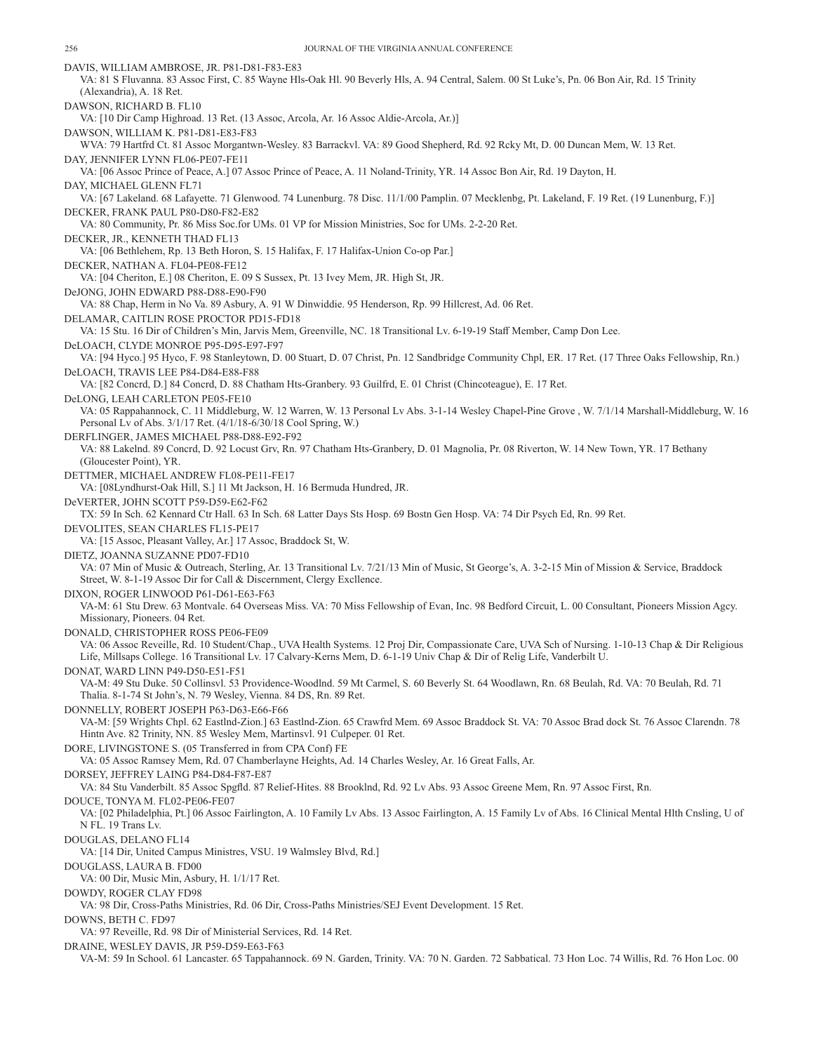DAVIS, WILLIAM AMBROSE, JR. P81-D81-F83-E83

VA: 81 S Fluvanna. 83 Assoc First, C. 85 Wayne Hls-Oak Hl. 90 Beverly Hls, A. 94 Central, Salem. 00 St Luke's, Pn. 06 Bon Air, Rd. 15 Trinity (Alexandria), A. 18 Ret.

DAWSON, RICHARD B. FL10

VA: [10 Dir Camp Highroad. 13 Ret. (13 Assoc, Arcola, Ar. 16 Assoc Aldie-Arcola, Ar.)]

DAWSON, WILLIAM K. P81-D81-E83-F83

WVA: 79 Hartfrd Ct. 81 Assoc Morgantwn-Wesley. 83 Barrackvl. VA: 89 Good Shepherd, Rd. 92 Rcky Mt, D. 00 Duncan Mem, W. 13 Ret.

DAY, JENNIFER LYNN FL06-PE07-FE11

VA: [06 Assoc Prince of Peace, A.] 07 Assoc Prince of Peace, A. 11 Noland-Trinity, YR. 14 Assoc Bon Air, Rd. 19 Dayton, H.

DAY, MICHAEL GLENN FL71

VA: [67 Lakeland. 68 Lafayette. 71 Glenwood. 74 Lunenburg. 78 Disc. 11/1/00 Pamplin. 07 Mecklenbg, Pt. Lakeland, F. 19 Ret. (19 Lunenburg, F.)]

DECKER, FRANK PAUL P80-D80-F82-E82

VA: 80 Community, Pr. 86 Miss Soc.for UMs. 01 VP for Mission Ministries, Soc for UMs. 2-2-20 Ret.

DECKER, JR., KENNETH THAD FL13

VA: [06 Bethlehem, Rp. 13 Beth Horon, S. 15 Halifax, F. 17 Halifax-Union Co-op Par.]

DECKER, NATHAN A. FL04-PE08-FE12

VA: [04 Cheriton, E.] 08 Cheriton, E. 09 S Sussex, Pt. 13 Ivey Mem, JR. High St, JR.

DeJONG, JOHN EDWARD P88-D88-E90-F90

VA: 88 Chap, Herm in No Va. 89 Asbury, A. 91 W Dinwiddie. 95 Henderson, Rp. 99 Hillcrest, Ad. 06 Ret.

DELAMAR, CAITLIN ROSE PROCTOR PD15-FD18

VA: 15 Stu. 16 Dir of Children's Min, Jarvis Mem, Greenville, NC. 18 Transitional Lv. 6-19-19 Staff Member, Camp Don Lee.

DeLOACH, CLYDE MONROE P95-D95-E97-F97

VA: [94 Hyco.] 95 Hyco, F. 98 Stanleytown, D. 00 Stuart, D. 07 Christ, Pn. 12 Sandbridge Community Chpl, ER. 17 Ret. (17 Three Oaks Fellowship, Rn.)

DeLOACH, TRAVIS LEE P84-D84-E88-F88

VA: [82 Concrd, D.] 84 Concrd, D. 88 Chatham Hts-Granbery. 93 Guilfrd, E. 01 Christ (Chincoteague), E. 17 Ret.

DeLONG, LEAH CARLETON PE05-FE10

VA: 05 Rappahannock, C. 11 Middleburg, W. 12 Warren, W. 13 Personal Lv Abs. 3-1-14 Wesley Chapel-Pine Grove , W. 7/1/14 Marshall-Middleburg, W. 16 Personal Lv of Abs. 3/1/17 Ret. (4/1/18-6/30/18 Cool Spring, W.)

DERFLINGER, JAMES MICHAEL P88-D88-E92-F92

VA: 88 Lakelnd. 89 Concrd, D. 92 Locust Grv, Rn. 97 Chatham Hts-Granbery, D. 01 Magnolia, Pr. 08 Riverton, W. 14 New Town, YR. 17 Bethany (Gloucester Point), YR.

DETTMER, MICHAEL ANDREW FL08-PE11-FE17

VA: [08Lyndhurst-Oak Hill, S.] 11 Mt Jackson, H. 16 Bermuda Hundred, JR.

DeVERTER, JOHN SCOTT P59-D59-E62-F62

TX: 59 In Sch. 62 Kennard Ctr Hall. 63 In Sch. 68 Latter Days Sts Hosp. 69 Bostn Gen Hosp. VA: 74 Dir Psych Ed, Rn. 99 Ret.

DEVOLITES, SEAN CHARLES FL15-PE17

VA: [15 Assoc, Pleasant Valley, Ar.] 17 Assoc, Braddock St, W.

DIETZ, JOANNA SUZANNE PD07-FD10

VA: 07 Min of Music & Outreach, Sterling, Ar. 13 Transitional Lv. 7/21/13 Min of Music, St George's, A. 3-2-15 Min of Mission & Service, Braddock Street, W. 8-1-19 Assoc Dir for Call & Discernment, Clergy Excllence.

DIXON, ROGER LINWOOD P61-D61-E63-F63

VA-M: 61 Stu Drew. 63 Montvale. 64 Overseas Miss. VA: 70 Miss Fellowship of Evan, Inc. 98 Bedford Circuit, L. 00 Consultant, Pioneers Mission Agcy. Missionary, Pioneers. 04 Ret.

DONALD, CHRISTOPHER ROSS PE06-FE09

VA: 06 Assoc Reveille, Rd. 10 Student/Chap., UVA Health Systems. 12 Proj Dir, Compassionate Care, UVA Sch of Nursing. 1-10-13 Chap & Dir Religious Life, Millsaps College. 16 Transitional Lv. 17 Calvary-Kerns Mem, D. 6-1-19 Univ Chap & Dir of Relig Life, Vanderbilt U.

DONAT, WARD LINN P49-D50-E51-F51

VA-M: 49 Stu Duke. 50 Collinsvl. 53 Providence-Woodlnd. 59 Mt Carmel, S. 60 Beverly St. 64 Woodlawn, Rn. 68 Beulah, Rd. VA: 70 Beulah, Rd. 71 Thalia. 8-1-74 St John's, N. 79 Wesley, Vienna. 84 DS, Rn. 89 Ret.

DONNELLY, ROBERT JOSEPH P63-D63-E66-F66

VA-M: [59 Wrights Chpl. 62 Eastlnd-Zion.] 63 Eastlnd-Zion. 65 Crawfrd Mem. 69 Assoc Braddock St. VA: 70 Assoc Brad dock St. 76 Assoc Clarendn. 78 Hintn Ave. 82 Trinity, NN. 85 Wesley Mem, Martinsvl. 91 Culpeper. 01 Ret.

DORE, LIVINGSTONE S. (05 Transferred in from CPA Conf) FE

VA: 05 Assoc Ramsey Mem, Rd. 07 Chamberlayne Heights, Ad. 14 Charles Wesley, Ar. 16 Great Falls, Ar.

DORSEY, JEFFREY LAING P84-D84-F87-E87

VA: 84 Stu Vanderbilt. 85 Assoc Spgfld. 87 Relief-Hites. 88 Brooklnd, Rd. 92 Lv Abs. 93 Assoc Greene Mem, Rn. 97 Assoc First, Rn.

DOUCE, TONYA M. FL02-PE06-FE07

VA: [02 Philadelphia, Pt.] 06 Assoc Fairlington, A. 10 Family Lv Abs. 13 Assoc Fairlington, A. 15 Family Lv of Abs. 16 Clinical Mental Hlth Cnsling, U of N FL. 19 Trans Lv.

DOUGLAS, DELANO FL14

VA: [14 Dir, United Campus Ministres, VSU. 19 Walmsley Blvd, Rd.]

DOUGLASS, LAURA B. FD00

VA: 00 Dir, Music Min, Asbury, H. 1/1/17 Ret.

DOWDY, ROGER CLAY FD98

VA: 98 Dir, Cross-Paths Ministries, Rd. 06 Dir, Cross-Paths Ministries/SEJ Event Development. 15 Ret.

DOWNS, BETH C. FD97

VA: 97 Reveille, Rd. 98 Dir of Ministerial Services, Rd. 14 Ret.

DRAINE, WESLEY DAVIS, JR P59-D59-E63-F63

VA-M: 59 In School. 61 Lancaster. 65 Tappahannock. 69 N. Garden, Trinity. VA: 70 N. Garden. 72 Sabbatical. 73 Hon Loc. 74 Willis, Rd. 76 Hon Loc. 00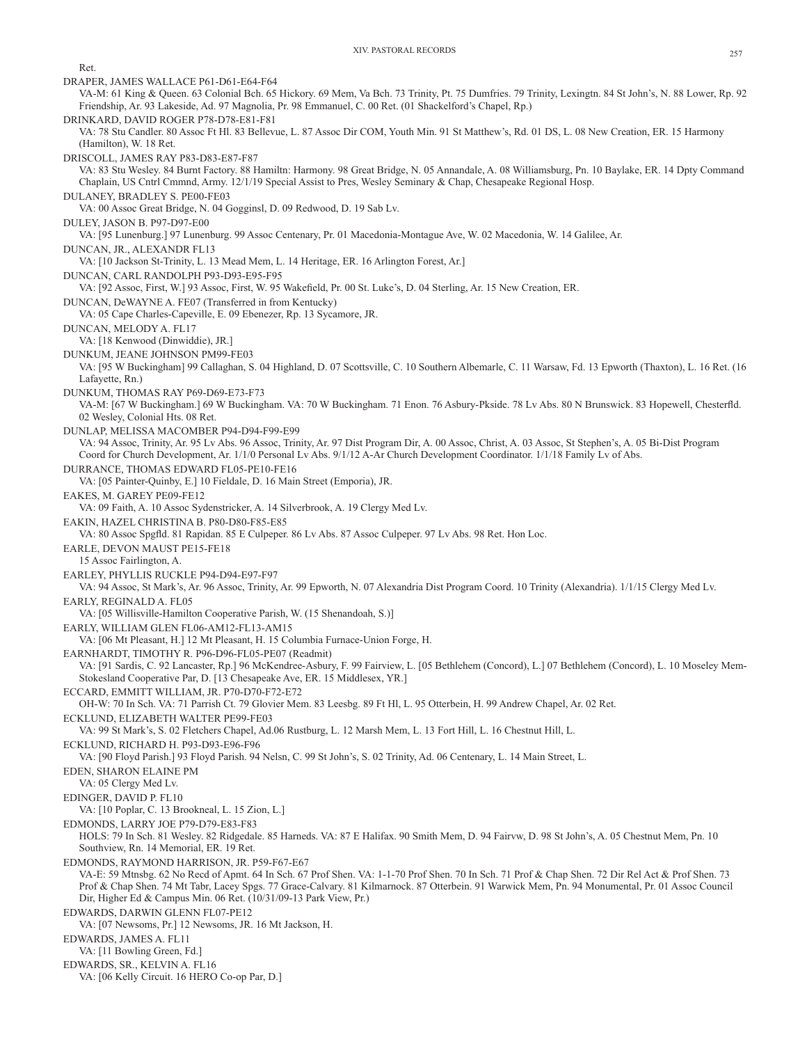Ret.

DRAPER, JAMES WALLACE P61-D61-E64-F64
VA-M: 61 King & Queen. 63 Colonial Bch. 65 Hickory. 69 Mem, Va Bch. 73 Trinity, Pt. 75 Dumfries. 79 Trinity, Lexingtn. 84 St John's, N. 88 Lower, Rp. 92 Friendship, Ar. 93 Lakeside, Ad. 97 Magnolia, Pr. 98 Emmanuel, C. 00 Ret. (01 Shackelford's Chapel, Rp.)

DRINKARD, DAVID ROGER P78-D78-E81-F81
VA: 78 Stu Candler. 80 Assoc Ft Hl. 83 Bellevue, L. 87 Assoc Dir COM, Youth Min. 91 St Matthew's, Rd. 01 DS, L. 08 New Creation, ER. 15 Harmony (Hamilton), W. 18 Ret.

DRISCOLL, JAMES RAY P83-D83-E87-F87
VA: 83 Stu Wesley. 84 Burnt Factory. 88 Hamiltn: Harmony. 98 Great Bridge, N. 05 Annandale, A. 08 Williamsburg, Pn. 10 Baylake, ER. 14 Dpty Command Chaplain, US Cntrl Cmmnd, Army. 12/1/19 Special Assist to Pres, Wesley Seminary & Chap, Chesapeake Regional Hosp.

DULANEY, BRADLEY S. PE00-FE03
VA: 00 Assoc Great Bridge, N. 04 Gogginsl, D. 09 Redwood, D. 19 Sab Lv.

DULEY, JASON B. P97-D97-E00
VA: [95 Lunenburg.] 97 Lunenburg. 99 Assoc Centenary, Pr. 01 Macedonia-Montague Ave, W. 02 Macedonia, W. 14 Galilee, Ar.

DUNCAN, JR., ALEXANDR FL13
VA: [10 Jackson St-Trinity, L. 13 Mead Mem, L. 14 Heritage, ER. 16 Arlington Forest, Ar.]

DUNCAN, CARL RANDOLPH P93-D93-E95-F95
VA: [92 Assoc, First, W.] 93 Assoc, First, W. 95 Wakefield, Pr. 00 St. Luke's, D. 04 Sterling, Ar. 15 New Creation, ER.

DUNCAN, DeWAYNE A. FE07 (Transferred in from Kentucky)
VA: 05 Cape Charles-Capeville, E. 09 Ebenezer, Rp. 13 Sycamore, JR.

DUNCAN, MELODY A. FL17
VA: [18 Kenwood (Dinwiddie), JR.]

DUNKUM, JEANE JOHNSON PM99-FE03
VA: [95 W Buckingham] 99 Callaghan, S. 04 Highland, D. 07 Scottsville, C. 10 Southern Albemarle, C. 11 Warsaw, Fd. 13 Epworth (Thaxton), L. 16 Ret. (16 Lafayette, Rn.)

DUNKUM, THOMAS RAY P69-D69-E73-F73
VA-M: [67 W Buckingham.] 69 W Buckingham. VA: 70 W Buckingham. 71 Enon. 76 Asbury-Pkside. 78 Lv Abs. 80 N Brunswick. 83 Hopewell, Chesterfld. 02 Wesley, Colonial Hts. 08 Ret.

DUNLAP, MELISSA MACOMBER P94-D94-F99-E99
VA: 94 Assoc, Trinity, Ar. 95 Lv Abs. 96 Assoc, Trinity, Ar. 97 Dist Program Dir, A. 00 Assoc, Christ, A. 03 Assoc, St Stephen's, A. 05 Bi-Dist Program Coord for Church Development, Ar. 1/1/0 Personal Lv Abs. 9/1/12 A-Ar Church Development Coordinator. 1/1/18 Family Lv of Abs.

DURRANCE, THOMAS EDWARD FL05-PE10-FE16
VA: [05 Painter-Quinby, E.] 10 Fieldale, D. 16 Main Street (Emporia), JR.

EAKES, M. GAREY PE09-FE12
VA: 09 Faith, A. 10 Assoc Sydenstricker, A. 14 Silverbrook, A. 19 Clergy Med Lv.

EAKIN, HAZEL CHRISTINA B. P80-D80-F85-E85
VA: 80 Assoc Spgfld. 81 Rapidan. 85 E Culpeper. 86 Lv Abs. 87 Assoc Culpeper. 97 Lv Abs. 98 Ret. Hon Loc.

EARLE, DEVON MAUST PE15-FE18
15 Assoc Fairlington, A.

EARLEY, PHYLLIS RUCKLE P94-D94-E97-F97
VA: 94 Assoc, St Mark's, Ar. 96 Assoc, Trinity, Ar. 99 Epworth, N. 07 Alexandria Dist Program Coord. 10 Trinity (Alexandria). 1/1/15 Clergy Med Lv.

EARLY, REGINALD A. FL05
VA: [05 Willisville-Hamilton Cooperative Parish, W. (15 Shenandoah, S.)]

EARLY, WILLIAM GLEN FL06-AM12-FL13-AM15
VA: [06 Mt Pleasant, H.] 12 Mt Pleasant, H. 15 Columbia Furnace-Union Forge, H.

EARNHARDT, TIMOTHY R. P96-D96-FL05-PE07 (Readmit)
VA: [91 Sardis, C. 92 Lancaster, Rp.] 96 McKendree-Asbury, F. 99 Fairview, L. [05 Bethlehem (Concord), L.] 07 Bethlehem (Concord), L. 10 Moseley Mem-Stokesland Cooperative Par, D. [13 Chesapeake Ave, ER. 15 Middlesex, YR.]

ECCARD, EMMITT WILLIAM, JR. P70-D70-F72-E72
OH-W: 70 In Sch. VA: 71 Parrish Ct. 79 Glovier Mem. 83 Leesbg. 89 Ft Hl, L. 95 Otterbein, H. 99 Andrew Chapel, Ar. 02 Ret.

ECKLUND, ELIZABETH WALTER PE99-FE03
VA: 99 St Mark's, S. 02 Fletchers Chapel, Ad.06 Rustburg, L. 12 Marsh Mem, L. 13 Fort Hill, L. 16 Chestnut Hill, L.

ECKLUND, RICHARD H. P93-D93-E96-F96
VA: [90 Floyd Parish.] 93 Floyd Parish. 94 Nelsn, C. 99 St John's, S. 02 Trinity, Ad. 06 Centenary, L. 14 Main Street, L.

EDEN, SHARON ELAINE PM
VA: 05 Clergy Med Lv.

EDINGER, DAVID P. FL10
VA: [10 Poplar, C. 13 Brookneal, L. 15 Zion, L.]

EDMONDS, LARRY JOE P79-D79-E83-F83
HOLS: 79 In Sch. 81 Wesley. 82 Ridgedale. 85 Harneds. VA: 87 E Halifax. 90 Smith Mem, D. 94 Fairvw, D. 98 St John's, A. 05 Chestnut Mem, Pn. 10 Southview, Rn. 14 Memorial, ER. 19 Ret.

EDMONDS, RAYMOND HARRISON, JR. P59-F67-E67
VA-E: 59 Mtnsbg. 62 No Recd of Apmt. 64 In Sch. 67 Prof Shen. VA: 1-1-70 Prof Shen. 70 In Sch. 71 Prof & Chap Shen. 72 Dir Rel Act & Prof Shen. 73 Prof & Chap Shen. 74 Mt Tabr, Lacey Spgs. 77 Grace-Calvary. 81 Kilmarnock. 87 Otterbein. 91 Warwick Mem, Pn. 94 Monumental, Pr. 01 Assoc Council Dir, Higher Ed & Campus Min. 06 Ret. (10/31/09-13 Park View, Pr.)

EDWARDS, DARWIN GLENN FL07-PE12
VA: [07 Newsoms, Pr.] 12 Newsoms, JR. 16 Mt Jackson, H.

EDWARDS, JAMES A. FL11
VA: [11 Bowling Green, Fd.]

EDWARDS, SR., KELVIN A. FL16
VA: [06 Kelly Circuit. 16 HERO Co-op Par, D.]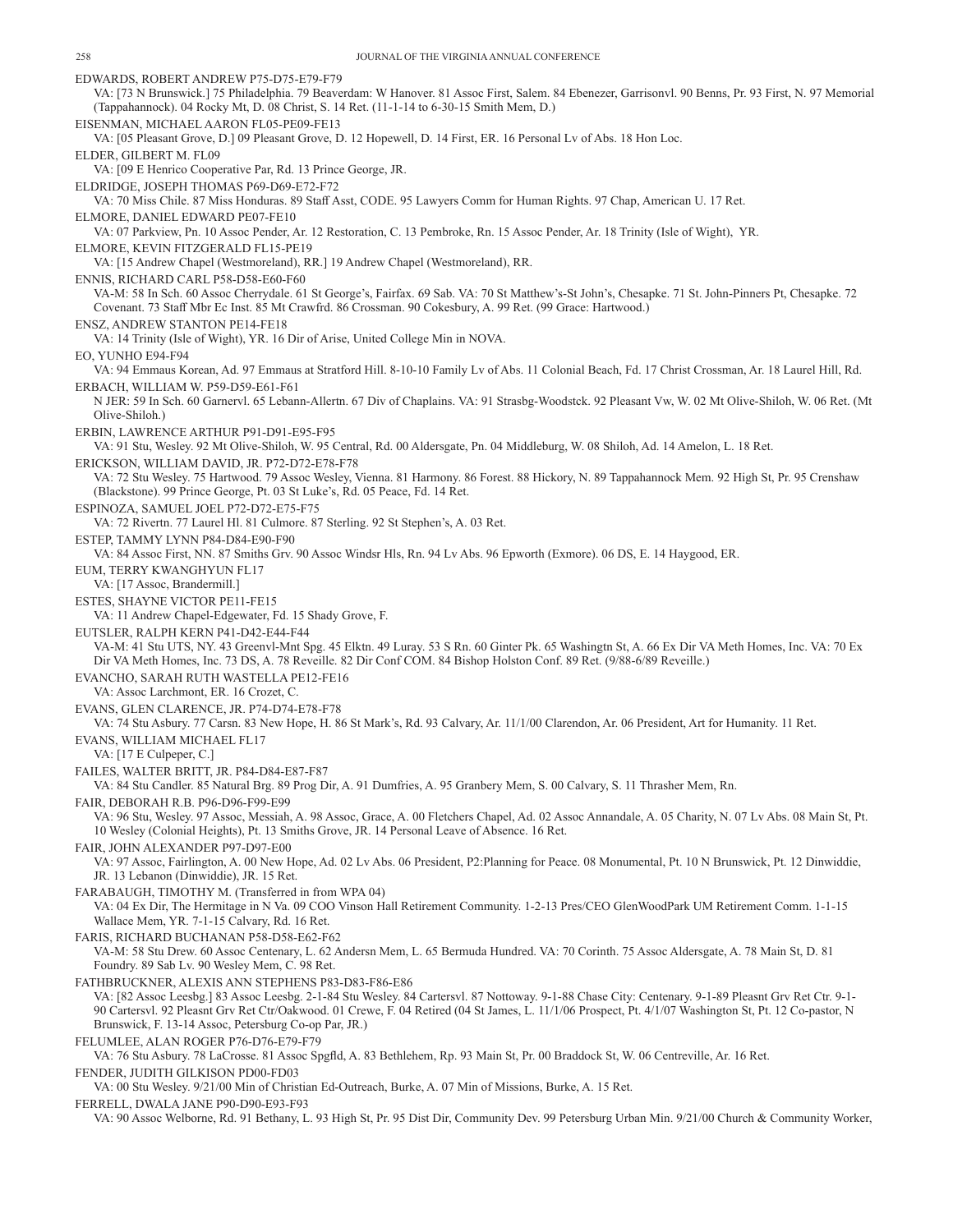EDWARDS, ROBERT ANDREW P75-D75-E79-F79

VA: [73 N Brunswick.] 75 Philadelphia. 79 Beaverdam: W Hanover. 81 Assoc First, Salem. 84 Ebenezer, Garrisonvl. 90 Benns, Pr. 93 First, N. 97 Memorial (Tappahannock). 04 Rocky Mt, D. 08 Christ, S. 14 Ret. (11-1-14 to 6-30-15 Smith Mem, D.)

EISENMAN, MICHAEL AARON FL05-PE09-FE13

VA: [05 Pleasant Grove, D.] 09 Pleasant Grove, D. 12 Hopewell, D. 14 First, ER. 16 Personal Lv of Abs. 18 Hon Loc.

ELDER, GILBERT M. FL09

VA: [09 E Henrico Cooperative Par, Rd. 13 Prince George, JR.

ELDRIDGE, JOSEPH THOMAS P69-D69-E72-F72

VA: 70 Miss Chile. 87 Miss Honduras. 89 Staff Asst, CODE. 95 Lawyers Comm for Human Rights. 97 Chap, American U. 17 Ret.

ELMORE, DANIEL EDWARD PE07-FE10

VA: 07 Parkview, Pn. 10 Assoc Pender, Ar. 12 Restoration, C. 13 Pembroke, Rn. 15 Assoc Pender, Ar. 18 Trinity (Isle of Wight), YR.

ELMORE, KEVIN FITZGERALD FL15-PE19

VA: [15 Andrew Chapel (Westmoreland), RR.] 19 Andrew Chapel (Westmoreland), RR.

ENNIS, RICHARD CARL P58-D58-E60-F60

VA-M: 58 In Sch. 60 Assoc Cherrydale. 61 St George's, Fairfax. 69 Sab. VA: 70 St Matthew's-St John's, Chesapke. 71 St. John-Pinners Pt, Chesapke. 72 Covenant. 73 Staff Mbr Ec Inst. 85 Mt Crawfrd. 86 Crossman. 90 Cokesbury, A. 99 Ret. (99 Grace: Hartwood.)

ENSZ, ANDREW STANTON PE14-FE18

VA: 14 Trinity (Isle of Wight), YR. 16 Dir of Arise, United College Min in NOVA.

EO, YUNHO E94-F94

VA: 94 Emmaus Korean, Ad. 97 Emmaus at Stratford Hill. 8-10-10 Family Lv of Abs. 11 Colonial Beach, Fd. 17 Christ Crossman, Ar. 18 Laurel Hill, Rd.

ERBACH, WILLIAM W. P59-D59-E61-F61

N JER: 59 In Sch. 60 Garnervl. 65 Lebann-Allertn. 67 Div of Chaplains. VA: 91 Strasbg-Woodstck. 92 Pleasant Vw, W. 02 Mt Olive-Shiloh, W. 06 Ret. (Mt Olive-Shiloh.)

ERBIN, LAWRENCE ARTHUR P91-D91-E95-F95

VA: 91 Stu, Wesley. 92 Mt Olive-Shiloh, W. 95 Central, Rd. 00 Aldersgate, Pn. 04 Middleburg, W. 08 Shiloh, Ad. 14 Amelon, L. 18 Ret.

ERICKSON, WILLIAM DAVID, JR. P72-D72-E78-F78

VA: 72 Stu Wesley. 75 Hartwood. 79 Assoc Wesley, Vienna. 81 Harmony. 86 Forest. 88 Hickory, N. 89 Tappahannock Mem. 92 High St, Pr. 95 Crenshaw (Blackstone). 99 Prince George, Pt. 03 St Luke's, Rd. 05 Peace, Fd. 14 Ret.

ESPINOZA, SAMUEL JOEL P72-D72-E75-F75

VA: 72 Rivertn. 77 Laurel Hl. 81 Culmore. 87 Sterling. 92 St Stephen's, A. 03 Ret.

ESTEP, TAMMY LYNN P84-D84-E90-F90

VA: 84 Assoc First, NN. 87 Smiths Grv. 90 Assoc Windsr Hls, Rn. 94 Lv Abs. 96 Epworth (Exmore). 06 DS, E. 14 Haygood, ER.

EUM, TERRY KWANGHYUN FL17

VA: [17 Assoc, Brandermill.]

ESTES, SHAYNE VICTOR PE11-FE15

VA: 11 Andrew Chapel-Edgewater, Fd. 15 Shady Grove, F.

EUTSLER, RALPH KERN P41-D42-E44-F44

VA-M: 41 Stu UTS, NY. 43 Greenvl-Mnt Spg. 45 Elktn. 49 Luray. 53 S Rn. 60 Ginter Pk. 65 Washingtn St, A. 66 Ex Dir VA Meth Homes, Inc. VA: 70 Ex Dir VA Meth Homes, Inc. 73 DS, A. 78 Reveille. 82 Dir Conf COM. 84 Bishop Holston Conf. 89 Ret. (9/88-6/89 Reveille.)

EVANCHO, SARAH RUTH WASTELLA PE12-FE16

VA: Assoc Larchmont, ER. 16 Crozet, C.

EVANS, GLEN CLARENCE, JR. P74-D74-E78-F78

VA: 74 Stu Asbury. 77 Carsn. 83 New Hope, H. 86 St Mark's, Rd. 93 Calvary, Ar. 11/1/00 Clarendon, Ar. 06 President, Art for Humanity. 11 Ret.

EVANS, WILLIAM MICHAEL FL17

VA: [17 E Culpeper, C.]

FAILES, WALTER BRITT, JR. P84-D84-E87-F87

VA: 84 Stu Candler. 85 Natural Brg. 89 Prog Dir, A. 91 Dumfries, A. 95 Granbery Mem, S. 00 Calvary, S. 11 Thrasher Mem, Rn.

FAIR, DEBORAH R.B. P96-D96-F99-E99

VA: 96 Stu, Wesley. 97 Assoc, Messiah, A. 98 Assoc, Grace, A. 00 Fletchers Chapel, Ad. 02 Assoc Annandale, A. 05 Charity, N. 07 Lv Abs. 08 Main St, Pt. 10 Wesley (Colonial Heights), Pt. 13 Smiths Grove, JR. 14 Personal Leave of Absence. 16 Ret.

FAIR, JOHN ALEXANDER P97-D97-E00

VA: 97 Assoc, Fairlington, A. 00 New Hope, Ad. 02 Lv Abs. 06 President, P2:Planning for Peace. 08 Monumental, Pt. 10 N Brunswick, Pt. 12 Dinwiddie, JR. 13 Lebanon (Dinwiddie), JR. 15 Ret.

FARABAUGH, TIMOTHY M. (Transferred in from WPA 04)

VA: 04 Ex Dir, The Hermitage in N Va. 09 COO Vinson Hall Retirement Community. 1-2-13 Pres/CEO GlenWoodPark UM Retirement Comm. 1-1-15 Wallace Mem, YR. 7-1-15 Calvary, Rd. 16 Ret.

FARIS, RICHARD BUCHANAN P58-D58-E62-F62

VA-M: 58 Stu Drew. 60 Assoc Centenary, L. 62 Andersn Mem, L. 65 Bermuda Hundred. VA: 70 Corinth. 75 Assoc Aldersgate, A. 78 Main St, D. 81 Foundry. 89 Sab Lv. 90 Wesley Mem, C. 98 Ret.

FATHBRUCKNER, ALEXIS ANN STEPHENS P83-D83-F86-E86

VA: [82 Assoc Leesbg.] 83 Assoc Leesbg. 2-1-84 Stu Wesley. 84 Cartersvl. 87 Nottoway. 9-1-88 Chase City: Centenary. 9-1-89 Pleasnt Grv Ret Ctr. 9-1-90 Cartersvl. 92 Pleasnt Grv Ret Ctr/Oakwood. 01 Crewe, F. 04 Retired (04 St James, L. 11/1/06 Prospect, Pt. 4/1/07 Washington St, Pt. 12 Co-pastor, N Brunswick, F. 13-14 Assoc, Petersburg Co-op Par, JR.)

FELUMLEE, ALAN ROGER P76-D76-E79-F79

VA: 76 Stu Asbury. 78 LaCrosse. 81 Assoc Spgfld, A. 83 Bethlehem, Rp. 93 Main St, Pr. 00 Braddock St, W. 06 Centreville, Ar. 16 Ret.

FENDER, JUDITH GILKISON PD00-FD03

VA: 00 Stu Wesley. 9/21/00 Min of Christian Ed-Outreach, Burke, A. 07 Min of Missions, Burke, A. 15 Ret.

FERRELL, DWALA JANE P90-D90-E93-F93

VA: 90 Assoc Welborne, Rd. 91 Bethany, L. 93 High St, Pr. 95 Dist Dir, Community Dev. 99 Petersburg Urban Min. 9/21/00 Church & Community Worker,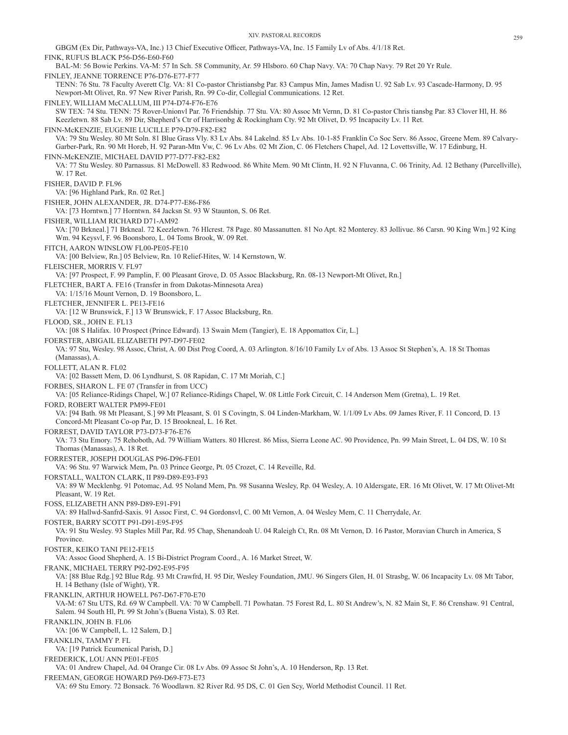GBGM (Ex Dir, Pathways-VA, Inc.) 13 Chief Executive Officer, Pathways-VA, Inc. 15 Family Lv of Abs. 4/1/18 Ret.

FINK, RUFUS BLACK P56-D56-E60-F60
BAL-M: 56 Bowie Perkins. VA-M: 57 In Sch. 58 Community, Ar. 59 Hlsboro. 60 Chap Navy. VA: 70 Chap Navy. 79 Ret 20 Yr Rule.

FINLEY, JEANNE TORRENCE P76-D76-E77-F77
TENN: 76 Stu. 78 Faculty Averett Clg. VA: 81 Co-pastor Christiansbg Par. 83 Campus Min, James Madisn U. 92 Sab Lv. 93 Cascade-Harmony, D. 95 Newport-Mt Olivet, Rn. 97 New River Parish, Rn. 99 Co-dir, Collegial Communications. 12 Ret.

FINLEY, WILLIAM McCALLUM, III P74-D74-F76-E76
SW TEX: 74 Stu. TENN: 75 Rover-Unionvl Par. 76 Friendship. 77 Stu. VA: 80 Assoc Mt Vernn, D. 81 Co-pastor Chris tiansbg Par. 83 Clover Hl, H. 86 Keezletwn. 88 Sab Lv. 89 Dir, Shepherd's Ctr of Harrisonbg & Rockingham Cty. 92 Mt Olivet, D. 95 Incapacity Lv. 11 Ret.

FINN-McKENZIE, EUGENIE LUCILLE P79-D79-F82-E82
VA: 79 Stu Wesley. 80 Mt Soln. 81 Blue Grass Vly. 83 Lv Abs. 84 Lakelnd. 85 Lv Abs. 10-1-85 Franklin Co Soc Serv. 86 Assoc, Greene Mem. 89 Calvary-Garber-Park, Rn. 90 Mt Horeb, H. 92 Paran-Mtn Vw, C. 96 Lv Abs. 02 Mt Zion, C. 06 Fletchers Chapel, Ad. 12 Lovettsville, W. 17 Edinburg, H.

FINN-McKENZIE, MICHAEL DAVID P77-D77-F82-E82
VA: 77 Stu Wesley. 80 Parnassus. 81 McDowell. 83 Redwood. 86 White Mem. 90 Mt Clintn, H. 92 N Fluvanna, C. 06 Trinity, Ad. 12 Bethany (Purcellville), W. 17 Ret.

FISHER, DAVID P. FL96
VA: [96 Highland Park, Rn. 02 Ret.]

FISHER, JOHN ALEXANDER, JR. D74-P77-E86-F86
VA: [73 Horntwn.] 77 Horntwn. 84 Jacksn St. 93 W Staunton, S. 06 Ret.

FISHER, WILLIAM RICHARD D71-AM92
VA: [70 Brkneal.] 71 Brkneal. 72 Keezletwn. 76 Hlcrest. 78 Page. 80 Massanutten. 81 No Apt. 82 Monterey. 83 Jollivue. 86 Carsn. 90 King Wm.] 92 King Wm. 94 Keysvl, F. 96 Boonsboro, L. 04 Toms Brook, W. 09 Ret.

FITCH, AARON WINSLOW FL00-PE05-FE10
VA: [00 Belview, Rn.] 05 Belview, Rn. 10 Relief-Hites, W. 14 Kernstown, W.

FLEISCHER, MORRIS V. FL97
VA: [97 Prospect, F. 99 Pamplin, F. 00 Pleasant Grove, D. 05 Assoc Blacksburg, Rn. 08-13 Newport-Mt Olivet, Rn.]

FLETCHER, BART A. FE16 (Transfer in from Dakotas-Minnesota Area)
VA: 1/15/16 Mount Vernon, D. 19 Boonsboro, L.

FLETCHER, JENNIFER L. PE13-FE16
VA: [12 W Brunswick, F.] 13 W Brunswick, F. 17 Assoc Blacksburg, Rn.

FLOOD, SR., JOHN E. FL13
VA: [08 S Halifax. 10 Prospect (Prince Edward). 13 Swain Mem (Tangier), E. 18 Appomattox Cir, L.]

FOERSTER, ABIGAIL ELIZABETH P97-D97-FE02
VA: 97 Stu, Wesley. 98 Assoc, Christ, A. 00 Dist Prog Coord, A. 03 Arlington. 8/16/10 Family Lv of Abs. 13 Assoc St Stephen's, A. 18 St Thomas (Manassas), A.

FOLLETT, ALAN R. FL02
VA: [02 Bassett Mem, D. 06 Lyndhurst, S. 08 Rapidan, C. 17 Mt Moriah, C.]

FORBES, SHARON L. FE 07 (Transfer in from UCC)
VA: [05 Reliance-Ridings Chapel, W.] 07 Reliance-Ridings Chapel, W. 08 Little Fork Circuit, C. 14 Anderson Mem (Gretna), L. 19 Ret.

FORD, ROBERT WALTER PM99-FE01
VA: [94 Bath. 98 Mt Pleasant, S.] 99 Mt Pleasant, S. 01 S Covingtn, S. 04 Linden-Markham, W. 1/1/09 Lv Abs. 09 James River, F. 11 Concord, D. 13 Concord-Mt Pleasant Co-op Par, D. 15 Brookneal, L. 16 Ret.

FORREST, DAVID TAYLOR P73-D73-F76-E76
VA: 73 Stu Emory. 75 Rehoboth, Ad. 79 William Watters. 80 Hlcrest. 86 Miss, Sierra Leone AC. 90 Providence, Pn. 99 Main Street, L. 04 DS, W. 10 St Thomas (Manassas), A. 18 Ret.

FORRESTER, JOSEPH DOUGLAS P96-D96-FE01
VA: 96 Stu. 97 Warwick Mem, Pn. 03 Prince George, Pt. 05 Crozet, C. 14 Reveille, Rd.

FORSTALL, WALTON CLARK, II P89-D89-E93-F93
VA: 89 W Mecklenbg. 91 Potomac, Ad. 95 Noland Mem, Pn. 98 Susanna Wesley, Rp. 04 Wesley, A. 10 Aldersgate, ER. 16 Mt Olivet, W. 17 Mt Olivet-Mt Pleasant, W. 19 Ret.

FOSS, ELIZABETH ANN P89-D89-E91-F91
VA: 89 Hallwd-Sanfrd-Saxis. 91 Assoc First, C. 94 Gordonsvl, C. 00 Mt Vernon, A. 04 Wesley Mem, C. 11 Cherrydale, Ar.

FOSTER, BARRY SCOTT P91-D91-E95-F95
VA: 91 Stu Wesley. 93 Staples Mill Par, Rd. 95 Chap, Shenandoah U. 04 Raleigh Ct, Rn. 08 Mt Vernon, D. 16 Pastor, Moravian Church in America, S Province.

FOSTER, KEIKO TANI PE12-FE15
VA: Assoc Good Shepherd, A. 15 Bi-District Program Coord., A. 16 Market Street, W.

FRANK, MICHAEL TERRY P92-D92-E95-F95
VA: [88 Blue Rdg.] 92 Blue Rdg. 93 Mt Crawfrd, H. 95 Dir, Wesley Foundation, JMU. 96 Singers Glen, H. 01 Strasbg, W. 06 Incapacity Lv. 08 Mt Tabor, H. 14 Bethany (Isle of Wight), YR.

FRANKLIN, ARTHUR HOWELL P67-D67-F70-E70
VA-M: 67 Stu UTS, Rd. 69 W Campbell. VA: 70 W Campbell. 71 Powhatan. 75 Forest Rd, L. 80 St Andrew's, N. 82 Main St, F. 86 Crenshaw. 91 Central, Salem. 94 South Hl, Pt. 99 St John's (Buena Vista), S. 03 Ret.

FRANKLIN, JOHN B. FL06
VA: [06 W Campbell, L. 12 Salem, D.]

FRANKLIN, TAMMY P. FL
VA: [19 Patrick Ecumenical Parish, D.]

FREDERICK, LOU ANN PE01-FE05
VA: 01 Andrew Chapel, Ad. 04 Orange Cir. 08 Lv Abs. 09 Assoc St John's, A. 10 Henderson, Rp. 13 Ret.

FREEMAN, GEORGE HOWARD P69-D69-F73-E73
VA: 69 Stu Emory. 72 Bonsack. 76 Woodlawn. 82 River Rd. 95 DS, C. 01 Gen Scy, World Methodist Council. 11 Ret.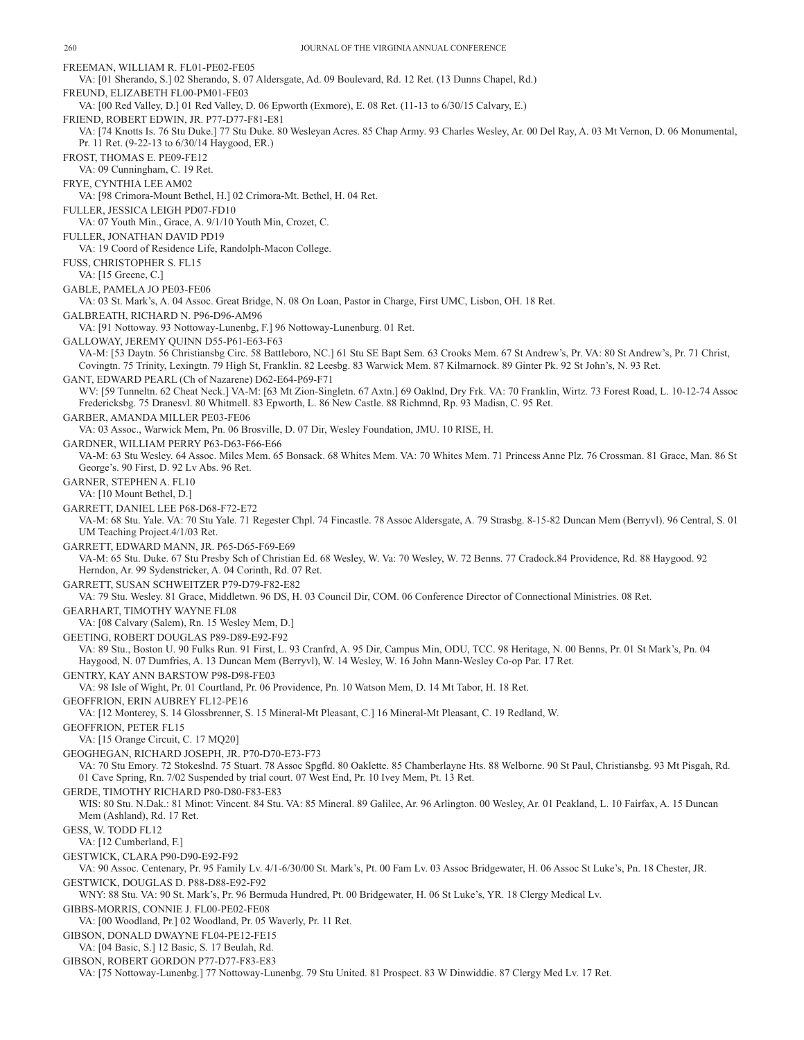FREEMAN, WILLIAM R. FL01-PE02-FE05
VA: [01 Sherando, S.] 02 Sherando, S. 07 Aldersgate, Ad. 09 Boulevard, Rd. 12 Ret. (13 Dunns Chapel, Rd.)

FREUND, ELIZABETH FL00-PM01-FE03
VA: [00 Red Valley, D.] 01 Red Valley, D. 06 Epworth (Exmore), E. 08 Ret. (11-13 to 6/30/15 Calvary, E.)

FRIEND, ROBERT EDWIN, JR. P77-D77-F81-E81
VA: [74 Knotts Is. 76 Stu Duke.] 77 Stu Duke. 80 Wesleyan Acres. 85 Chap Army. 93 Charles Wesley, Ar. 00 Del Ray, A. 03 Mt Vernon, D. 06 Monumental, Pr. 11 Ret. (9-22-13 to 6/30/14 Haygood, ER.)

FROST, THOMAS E. PE09-FE12
VA: 09 Cunningham, C. 19 Ret.

FRYE, CYNTHIA LEE AM02
VA: [98 Crimora-Mount Bethel, H.] 02 Crimora-Mt. Bethel, H. 04 Ret.

FULLER, JESSICA LEIGH PD07-FD10
VA: 07 Youth Min., Grace, A. 9/1/10 Youth Min, Crozet, C.

FULLER, JONATHAN DAVID PD19
VA: 19 Coord of Residence Life, Randolph-Macon College.

FUSS, CHRISTOPHER S. FL15
VA: [15 Greene, C.]

GABLE, PAMELA JO PE03-FE06
VA: 03 St. Mark's, A. 04 Assoc. Great Bridge, N. 08 On Loan, Pastor in Charge, First UMC, Lisbon, OH. 18 Ret.

GALBREATH, RICHARD N. P96-D96-AM96
VA: [91 Nottoway. 93 Nottoway-Lunenbg, F.] 96 Nottoway-Lunenburg. 01 Ret.

GALLOWAY, JEREMY QUINN D55-P61-E63-F63
VA-M: [53 Daytn. 56 Christiansbg Circ. 58 Battleboro, NC.] 61 Stu SE Bapt Sem. 63 Crooks Mem. 67 St Andrew's, Pr. VA: 80 St Andrew's, Pr. 71 Christ, Covingtn. 75 Trinity, Lexingtn. 79 High St, Franklin. 82 Leesbg. 83 Warwick Mem. 87 Kilmarnock. 89 Ginter Pk. 92 St John's, N. 93 Ret.

GANT, EDWARD PEARL (Ch of Nazarene) D62-E64-P69-F71
WV: [59 Tunneltn. 62 Cheat Neck.] VA-M: [63 Mt Zion-Singletn. 67 Axtn.] 69 Oaklnd, Dry Frk. VA: 70 Franklin, Wirtz. 73 Forest Road, L. 10-12-74 Assoc Fredericksbg. 75 Dranesvl. 80 Whitmell. 83 Epworth, L. 86 New Castle. 88 Richmnd, Rp. 93 Madisn, C. 95 Ret.

GARBER, AMANDA MILLER PE03-FE06
VA: 03 Assoc., Warwick Mem, Pn. 06 Brosville, D. 07 Dir, Wesley Foundation, JMU. 10 RISE, H.

GARDNER, WILLIAM PERRY P63-D63-F66-E66
VA-M: 63 Stu Wesley. 64 Assoc. Miles Mem. 65 Bonsack. 68 Whites Mem. VA: 70 Whites Mem. 71 Princess Anne Plz. 76 Crossman. 81 Grace, Man. 86 St George's. 90 First, D. 92 Lv Abs. 96 Ret.

GARNER, STEPHEN A. FL10
VA: [10 Mount Bethel, D.]

GARRETT, DANIEL LEE P68-D68-F72-E72
VA-M: 68 Stu. Yale. VA: 70 Stu Yale. 71 Regester Chpl. 74 Fincastle. 78 Assoc Aldersgate, A. 79 Strasbg. 8-15-82 Duncan Mem (Berryvl). 96 Central, S. 01 UM Teaching Project.4/1/03 Ret.

GARRETT, EDWARD MANN, JR. P65-D65-F69-E69
VA-M: 65 Stu. Duke. 67 Stu Presby Sch of Christian Ed. 68 Wesley, W. Va: 70 Wesley, W. 72 Benns. 77 Cradock.84 Providence, Rd. 88 Haygood. 92 Herndon, Ar. 99 Sydenstricker, A. 04 Corinth, Rd. 07 Ret.

GARRETT, SUSAN SCHWEITZER P79-D79-F82-E82
VA: 79 Stu. Wesley. 81 Grace, Middletwn. 96 DS, H. 03 Council Dir, COM. 06 Conference Director of Connectional Ministries. 08 Ret.

GEARHART, TIMOTHY WAYNE FL08
VA: [08 Calvary (Salem), Rn. 15 Wesley Mem, D.]

GEETING, ROBERT DOUGLAS P89-D89-E92-F92
VA: 89 Stu., Boston U. 90 Fulks Run. 91 First, L. 93 Cranfrd, A. 95 Dir, Campus Min, ODU, TCC. 98 Heritage, N. 00 Benns, Pr. 01 St Mark's, Pn. 04 Haygood, N. 07 Dumfries, A. 13 Duncan Mem (Berryvl), W. 14 Wesley, W. 16 John Mann-Wesley Co-op Par. 17 Ret.

GENTRY, KAY ANN BARSTOW P98-D98-FE03
VA: 98 Isle of Wight, Pr. 01 Courtland, Pr. 06 Providence, Pn. 10 Watson Mem, D. 14 Mt Tabor, H. 18 Ret.

GEOFFRION, ERIN AUBREY FL12-PE16
VA: [12 Monterey, S. 14 Glossbrenner, S. 15 Mineral-Mt Pleasant, C.] 16 Mineral-Mt Pleasant, C. 19 Redland, W.

GEOFFRION, PETER FL15
VA: [15 Orange Circuit, C. 17 MQ20]

GEOGHEGAN, RICHARD JOSEPH, JR. P70-D70-E73-F73
VA: 70 Stu Emory. 72 Stokeslnd. 75 Stuart. 78 Assoc Spgfld. 80 Oaklette. 85 Chamberlayne Hts. 88 Welborne. 90 St Paul, Christiansbg. 93 Mt Pisgah, Rd. 01 Cave Spring, Rn. 7/02 Suspended by trial court. 07 West End, Pr. 10 Ivey Mem, Pt. 13 Ret.

GERDE, TIMOTHY RICHARD P80-D80-F83-E83
WIS: 80 Stu. N.Dak.: 81 Minot: Vincent. 84 Stu. VA: 85 Mineral. 89 Galilee, Ar. 96 Arlington. 00 Wesley, Ar. 01 Peakland, L. 10 Fairfax, A. 15 Duncan Mem (Ashland), Rd. 17 Ret.

GESS, W. TODD FL12
VA: [12 Cumberland, F.]

GESTWICK, CLARA P90-D90-E92-F92
VA: 90 Assoc. Centenary, Pr. 95 Family Lv. 4/1-6/30/00 St. Mark's, Pt. 00 Fam Lv. 03 Assoc Bridgewater, H. 06 Assoc St Luke's, Pn. 18 Chester, JR.

GESTWICK, DOUGLAS D. P88-D88-E92-F92
WNY: 88 Stu. VA: 90 St. Mark's, Pr. 96 Bermuda Hundred, Pt. 00 Bridgewater, H. 06 St Luke's, YR. 18 Clergy Medical Lv.

GIBBS-MORRIS, CONNIE J. FL00-PE02-FE08
VA: [00 Woodland, Pr.] 02 Woodland, Pr. 05 Waverly, Pr. 11 Ret.

GIBSON, DONALD DWAYNE FL04-PE12-FE15
VA: [04 Basic, S.] 12 Basic, S. 17 Beulah, Rd.

GIBSON, ROBERT GORDON P77-D77-F83-E83
VA: [75 Nottoway-Lunenbg.] 77 Nottoway-Lunenbg. 79 Stu United. 81 Prospect. 83 W Dinwiddie. 87 Clergy Med Lv. 17 Ret.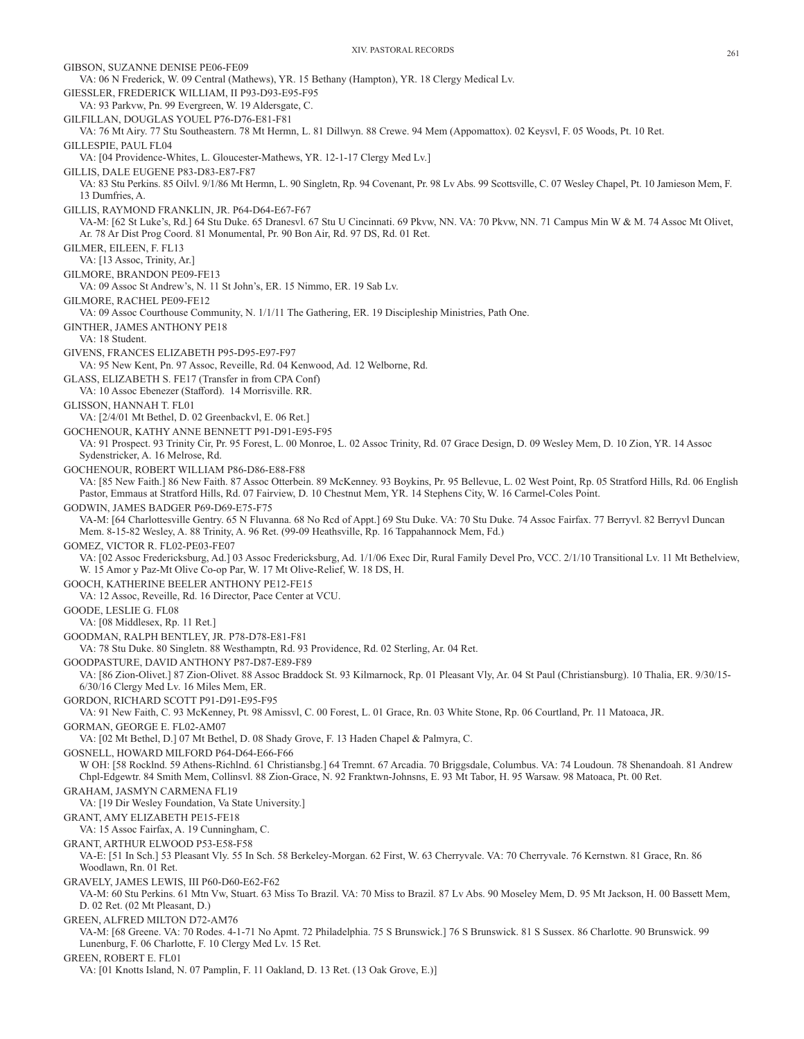GIBSON, SUZANNE DENISE PE06-FE09
VA: 06 N Frederick, W. 09 Central (Mathews), YR. 15 Bethany (Hampton), YR. 18 Clergy Medical Lv.

GIESSLER, FREDERICK WILLIAM, II P93-D93-E95-F95
VA: 93 Parkvw, Pn. 99 Evergreen, W. 19 Aldersgate, C.

GILFILLAN, DOUGLAS YOUEL P76-D76-E81-F81
VA: 76 Mt Airy. 77 Stu Southeastern. 78 Mt Hermn, L. 81 Dillwyn. 88 Crewe. 94 Mem (Appomattox). 02 Keysvl, F. 05 Woods, Pt. 10 Ret.

GILLESPIE, PAUL FL04
VA: [04 Providence-Whites, L. Gloucester-Mathews, YR. 12-1-17 Clergy Med Lv.]

GILLIS, DALE EUGENE P83-D83-E87-F87
VA: 83 Stu Perkins. 85 Oilvl. 9/1/86 Mt Hermn, L. 90 Singletn, Rp. 94 Covenant, Pr. 98 Lv Abs. 99 Scottsville, C. 07 Wesley Chapel, Pt. 10 Jamieson Mem, F. 13 Dumfries, A.

GILLIS, RAYMOND FRANKLIN, JR. P64-D64-E67-F67
VA-M: [62 St Luke's, Rd.] 64 Stu Duke. 65 Dranesvl. 67 Stu U Cincinnati. 69 Pkvw, NN. VA: 70 Pkvw, NN. 71 Campus Min W & M. 74 Assoc Mt Olivet, Ar. 78 Ar Dist Prog Coord. 81 Monumental, Pr. 90 Bon Air, Rd. 97 DS, Rd. 01 Ret.

GILMER, EILEEN, F. FL13
VA: [13 Assoc, Trinity, Ar.]

GILMORE, BRANDON PE09-FE13
VA: 09 Assoc St Andrew's, N. 11 St John's, ER. 15 Nimmo, ER. 19 Sab Lv.

GILMORE, RACHEL PE09-FE12
VA: 09 Assoc Courthouse Community, N. 1/1/11 The Gathering, ER. 19 Discipleship Ministries, Path One.

GINTHER, JAMES ANTHONY PE18
VA: 18 Student.

GIVENS, FRANCES ELIZABETH P95-D95-E97-F97
VA: 95 New Kent, Pn. 97 Assoc, Reveille, Rd. 04 Kenwood, Ad. 12 Welborne, Rd.

GLASS, ELIZABETH S. FE17 (Transfer in from CPA Conf)
VA: 10 Assoc Ebenezer (Stafford). 14 Morrisville. RR.

GLISSON, HANNAH T. FL01
VA: [2/4/01 Mt Bethel, D. 02 Greenbackvl, E. 06 Ret.]

GOCHENOUR, KATHY ANNE BENNETT P91-D91-E95-F95
VA: 91 Prospect. 93 Trinity Cir, Pr. 95 Forest, L. 00 Monroe, L. 02 Assoc Trinity, Rd. 07 Grace Design, D. 09 Wesley Mem, D. 10 Zion, YR. 14 Assoc Sydenstricker, A. 16 Melrose, Rd.

GOCHENOUR, ROBERT WILLIAM P86-D86-E88-F88
VA: [85 New Faith.] 86 New Faith. 87 Assoc Otterbein. 89 McKenney. 93 Boykins, Pr. 95 Bellevue, L. 02 West Point, Rp. 05 Stratford Hills, Rd. 06 English Pastor, Emmaus at Stratford Hills, Rd. 07 Fairview, D. 10 Chestnut Mem, YR. 14 Stephens City, W. 16 Carmel-Coles Point.

GODWIN, JAMES BADGER P69-D69-E75-F75
VA-M: [64 Charlottesville Gentry. 65 N Fluvanna. 68 No Rcd of Appt.] 69 Stu Duke. VA: 70 Stu Duke. 74 Assoc Fairfax. 77 Berryvl. 82 Berryvl Duncan Mem. 8-15-82 Wesley, A. 88 Trinity, A. 96 Ret. (99-09 Heathsville, Rp. 16 Tappahannock Mem, Fd.)

GOMEZ, VICTOR R. FL02-PE03-FE07
VA: [02 Assoc Fredericksburg, Ad.] 03 Assoc Fredericksburg, Ad. 1/1/06 Exec Dir, Rural Family Devel Pro, VCC. 2/1/10 Transitional Lv. 11 Mt Bethelview, W. 15 Amor y Paz-Mt Olive Co-op Par, W. 17 Mt Olive-Relief, W. 18 DS, H.

GOOCH, KATHERINE BEELER ANTHONY PE12-FE15
VA: 12 Assoc, Reveille, Rd. 16 Director, Pace Center at VCU.

GOODE, LESLIE G. FL08
VA: [08 Middlesex, Rp. 11 Ret.]

GOODMAN, RALPH BENTLEY, JR. P78-D78-E81-F81
VA: 78 Stu Duke. 80 Singletn. 88 Westhamptn, Rd. 93 Providence, Rd. 02 Sterling, Ar. 04 Ret.

GOODPASTURE, DAVID ANTHONY P87-D87-E89-F89
VA: [86 Zion-Olivet.] 87 Zion-Olivet. 88 Assoc Braddock St. 93 Kilmarnock, Rp. 01 Pleasant Vly, Ar. 04 St Paul (Christiansburg). 10 Thalia, ER. 9/30/15-6/30/16 Clergy Med Lv. 16 Miles Mem, ER.

GORDON, RICHARD SCOTT P91-D91-E95-F95
VA: 91 New Faith, C. 93 McKenney, Pt. 98 Amissvl, C. 00 Forest, L. 01 Grace, Rn. 03 White Stone, Rp. 06 Courtland, Pr. 11 Matoaca, JR.

GORMAN, GEORGE E. FL02-AM07
VA: [02 Mt Bethel, D.] 07 Mt Bethel, D. 08 Shady Grove, F. 13 Haden Chapel & Palmyra, C.

GOSNELL, HOWARD MILFORD P64-D64-E66-F66
W OH: [58 Rocklnd. 59 Athens-Rocklnd. 61 Christiansbg.] 64 Tremnt. 67 Arcadia. 70 Briggsdale, Columbus. VA: 74 Loudoun. 78 Shenandoah. 81 Andrew Chpl-Edgewtr. 84 Smith Mem, Collinsvl. 88 Zion-Grace, N. 92 Franktwn-Johnsns, E. 93 Mt Tabor, H. 95 Warsaw. 98 Matoaca, Pt. 00 Ret.

GRAHAM, JASMYN CARMENA FL19
VA: [19 Dir Wesley Foundation, Va State University.]

GRANT, AMY ELIZABETH PE15-FE18
VA: 15 Assoc Fairfax, A. 19 Cunningham, C.

GRANT, ARTHUR ELWOOD P53-E58-F58
VA-E: [51 In Sch.] 53 Pleasant Vly. 55 In Sch. 58 Berkeley-Morgan. 62 First, W. 63 Cherryvale. VA: 70 Cherryvale. 76 Kernstwn. 81 Grace, Rn. 86 Woodlawn, Rn. 01 Ret.

GRAVELY, JAMES LEWIS, III P60-D60-E62-F62
VA-M: 60 Stu Perkins. 61 Mtn Vw, Stuart. 63 Miss To Brazil. VA: 70 Miss to Brazil. 87 Lv Abs. 90 Moseley Mem, D. 95 Mt Jackson, H. 00 Bassett Mem, D. 02 Ret. (02 Mt Pleasant, D.)

GREEN, ALFRED MILTON D72-AM76
VA-M: [68 Greene. VA: 70 Rodes. 4-1-71 No Apmt. 72 Philadelphia. 75 S Brunswick.] 76 S Brunswick. 81 S Sussex. 86 Charlotte. 90 Brunswick. 99 Lunenburg, F. 06 Charlotte, F. 10 Clergy Med Lv. 15 Ret.

GREEN, ROBERT E. FL01
VA: [01 Knotts Island, N. 07 Pamplin, F. 11 Oakland, D. 13 Ret. (13 Oak Grove, E.)]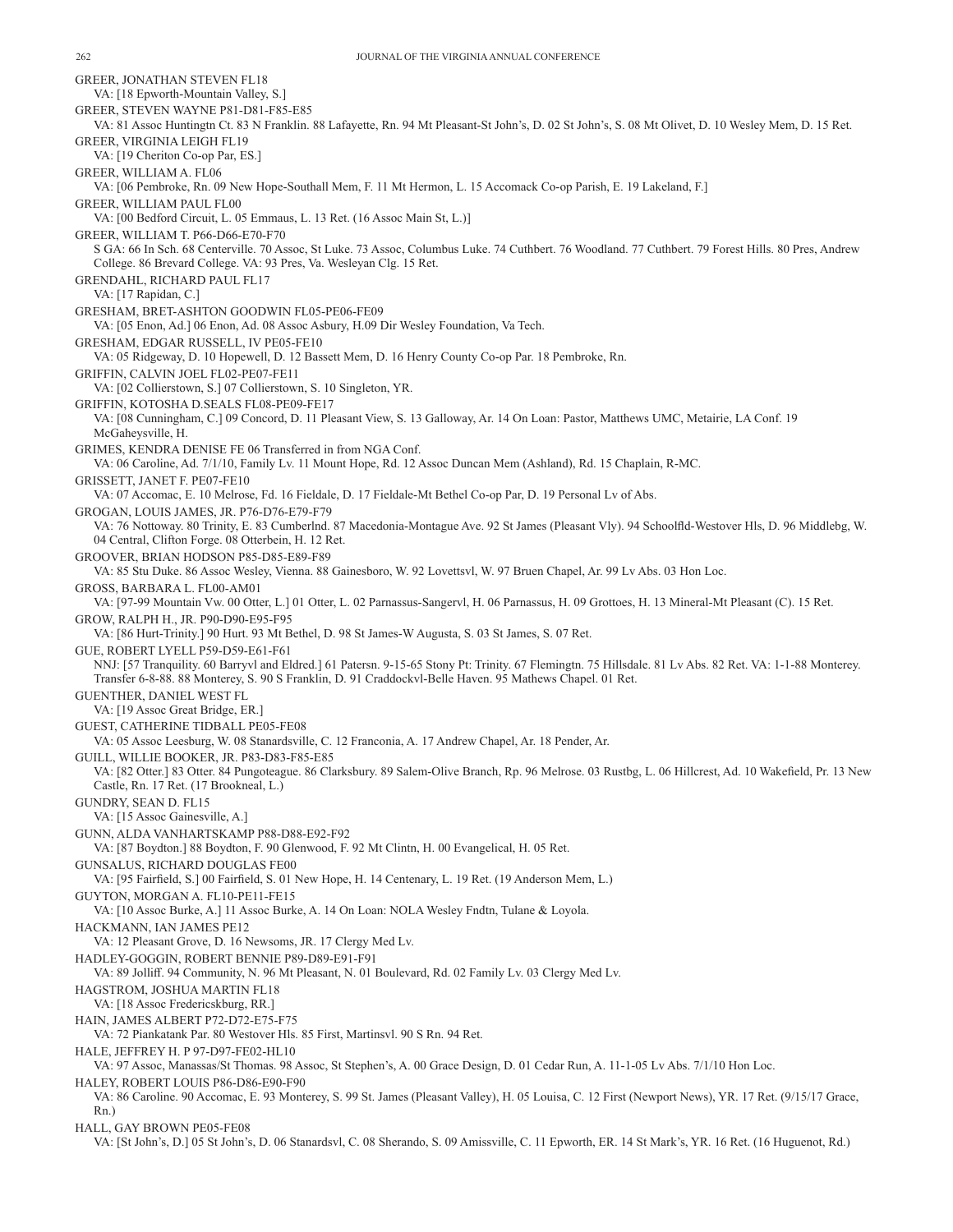GREER, JONATHAN STEVEN FL18
VA: [18 Epworth-Mountain Valley, S.]

GREER, STEVEN WAYNE P81-D81-F85-E85
VA: 81 Assoc Huntingtn Ct. 83 N Franklin. 88 Lafayette, Rn. 94 Mt Pleasant-St John's, D. 02 St John's, S. 08 Mt Olivet, D. 10 Wesley Mem, D. 15 Ret.

GREER, VIRGINIA LEIGH FL19
VA: [19 Cheriton Co-op Par, ES.]

GREER, WILLIAM A. FL06
VA: [06 Pembroke, Rn. 09 New Hope-Southall Mem, F. 11 Mt Hermon, L. 15 Accomack Co-op Parish, E. 19 Lakeland, F.]

GREER, WILLIAM PAUL FL00
VA: [00 Bedford Circuit, L. 05 Emmaus, L. 13 Ret. (16 Assoc Main St, L.)]

GREER, WILLIAM T. P66-D66-E70-F70
S GA: 66 In Sch. 68 Centerville. 70 Assoc, St Luke. 73 Assoc, Columbus Luke. 74 Cuthbert. 76 Woodland. 77 Cuthbert. 79 Forest Hills. 80 Pres, Andrew College. 86 Brevard College. VA: 93 Pres, Va. Wesleyan Clg. 15 Ret.

GRENDAHL, RICHARD PAUL FL17
VA: [17 Rapidan, C.]

GRESHAM, BRET-ASHTON GOODWIN FL05-PE06-FE09
VA: [05 Enon, Ad.] 06 Enon, Ad. 08 Assoc Asbury, H.09 Dir Wesley Foundation, Va Tech.

GRESHAM, EDGAR RUSSELL, IV PE05-FE10
VA: 05 Ridgeway, D. 10 Hopewell, D. 12 Bassett Mem, D. 16 Henry County Co-op Par. 18 Pembroke, Rn.

GRIFFIN, CALVIN JOEL FL02-PE07-FE11
VA: [02 Collierstown, S.] 07 Collierstown, S. 10 Singleton, YR.

GRIFFIN, KOTOSHA D.SEALS FL08-PE09-FE17
VA: [08 Cunningham, C.] 09 Concord, D. 11 Pleasant View, S. 13 Galloway, Ar. 14 On Loan: Pastor, Matthews UMC, Metairie, LA Conf. 19 McGaheysville, H.

GRIMES, KENDRA DENISE FE 06 Transferred in from NGA Conf.
VA: 06 Caroline, Ad. 7/1/10, Family Lv. 11 Mount Hope, Rd. 12 Assoc Duncan Mem (Ashland), Rd. 15 Chaplain, R-MC.

GRISSETT, JANET F. PE07-FE10
VA: 07 Accomac, E. 10 Melrose, Fd. 16 Fieldale, D. 17 Fieldale-Mt Bethel Co-op Par, D. 19 Personal Lv of Abs.

GROGAN, LOUIS JAMES, JR. P76-D76-E79-F79
VA: 76 Nottoway. 80 Trinity, E. 83 Cumberlnd. 87 Macedonia-Montague Ave. 92 St James (Pleasant Vly). 94 Schoolfld-Westover Hls, D. 96 Middlebg, W. 04 Central, Clifton Forge. 08 Otterbein, H. 12 Ret.

GROOVER, BRIAN HODSON P85-D85-E89-F89
VA: 85 Stu Duke. 86 Assoc Wesley, Vienna. 88 Gainesboro, W. 92 Lovettsvl, W. 97 Bruen Chapel, Ar. 99 Lv Abs. 03 Hon Loc.

GROSS, BARBARA L. FL00-AM01
VA: [97-99 Mountain Vw. 00 Otter, L.] 01 Otter, L. 02 Parnassus-Sangervl, H. 06 Parnassus, H. 09 Grottoes, H. 13 Mineral-Mt Pleasant (C). 15 Ret.

GROW, RALPH H., JR. P90-D90-E95-F95
VA: [86 Hurt-Trinity.] 90 Hurt. 93 Mt Bethel, D. 98 St James-W Augusta, S. 03 St James, S. 07 Ret.

GUE, ROBERT LYELL P59-D59-E61-F61
NNJ: [57 Tranquility. 60 Barryvl and Eldred.] 61 Patersn. 9-15-65 Stony Pt: Trinity. 67 Flemingtn. 75 Hillsdale. 81 Lv Abs. 82 Ret. VA: 1-1-88 Monterey. Transfer 6-8-88. 88 Monterey, S. 90 S Franklin, D. 91 Craddockvl-Belle Haven. 95 Mathews Chapel. 01 Ret.

GUENTHER, DANIEL WEST FL
VA: [19 Assoc Great Bridge, ER.]

GUEST, CATHERINE TIDBALL PE05-FE08
VA: 05 Assoc Leesburg, W. 08 Stanardsville, C. 12 Franconia, A. 17 Andrew Chapel, Ar. 18 Pender, Ar.

GUILL, WILLIE BOOKER, JR. P83-D83-F85-E85
VA: [82 Otter.] 83 Otter. 84 Pungoteague. 86 Clarksbury. 89 Salem-Olive Branch, Rp. 96 Melrose. 03 Rustbg, L. 06 Hillcrest, Ad. 10 Wakefield, Pr. 13 New Castle, Rn. 17 Ret. (17 Brookneal, L.)

GUNDRY, SEAN D. FL15
VA: [15 Assoc Gainesville, A.]

GUNN, ALDA VANHARTSKAMP P88-D88-E92-F92
VA: [87 Boydton.] 88 Boydton, F. 90 Glenwood, F. 92 Mt Clintn, H. 00 Evangelical, H. 05 Ret.

GUNSALUS, RICHARD DOUGLAS FE00
VA: [95 Fairfield, S.] 00 Fairfield, S. 01 New Hope, H. 14 Centenary, L. 19 Ret. (19 Anderson Mem, L.)

GUYTON, MORGAN A. FL10-PE11-FE15
VA: [10 Assoc Burke, A.] 11 Assoc Burke, A. 14 On Loan: NOLA Wesley Fndtn, Tulane & Loyola.

HACKMANN, IAN JAMES PE12
VA: 12 Pleasant Grove, D. 16 Newsoms, JR. 17 Clergy Med Lv.

HADLEY-GOGGIN, ROBERT BENNIE P89-D89-E91-F91
VA: 89 Jolliff. 94 Community, N. 96 Mt Pleasant, N. 01 Boulevard, Rd. 02 Family Lv. 03 Clergy Med Lv.

HAGSTROM, JOSHUA MARTIN FL18
VA: [18 Assoc Fredericskburg, RR.]

HAIN, JAMES ALBERT P72-D72-E75-F75
VA: 72 Piankatank Par. 80 Westover Hls. 85 First, Martinsvl. 90 S Rn. 94 Ret.

HALE, JEFFREY H. P 97-D97-FE02-HL10
VA: 97 Assoc, Manassas/St Thomas. 98 Assoc, St Stephen's, A. 00 Grace Design, D. 01 Cedar Run, A. 11-1-05 Lv Abs. 7/1/10 Hon Loc.

HALEY, ROBERT LOUIS P86-D86-E90-F90
VA: 86 Caroline. 90 Accomac, E. 93 Monterey, S. 99 St. James (Pleasant Valley), H. 05 Louisa, C. 12 First (Newport News), YR. 17 Ret. (9/15/17 Grace, Rn.)

HALL, GAY BROWN PE05-FE08
VA: [St John's, D.] 05 St John's, D. 06 Stanardsvl, C. 08 Sherando, S. 09 Amissville, C. 11 Epworth, ER. 14 St Mark's, YR. 16 Ret. (16 Huguenot, Rd.)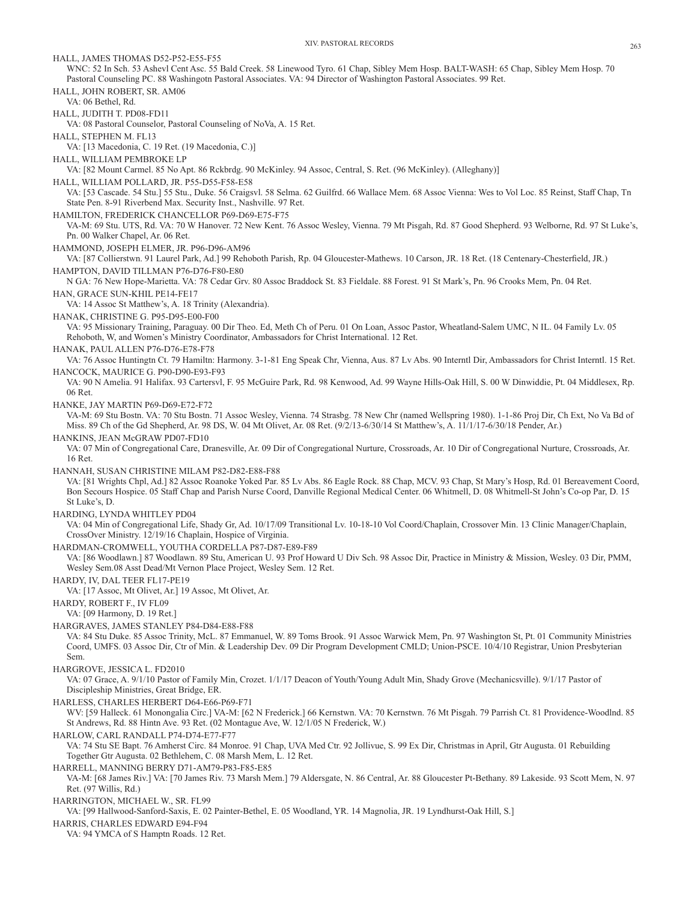HALL, JAMES THOMAS D52-P52-E55-F55

WNC: 52 In Sch. 53 Ashevl Cent Asc. 55 Bald Creek. 58 Linewood Tyro. 61 Chap, Sibley Mem Hosp. BALT-WASH: 65 Chap, Sibley Mem Hosp. 70 Pastoral Counseling PC. 88 Washingotn Pastoral Associates. VA: 94 Director of Washington Pastoral Associates. 99 Ret.

HALL, JOHN ROBERT, SR. AM06

VA: 06 Bethel, Rd.

HALL, JUDITH T. PD08-FD11

VA: 08 Pastoral Counselor, Pastoral Counseling of NoVa, A. 15 Ret.

HALL, STEPHEN M. FL13

VA: [13 Macedonia, C. 19 Ret. (19 Macedonia, C.)]

HALL, WILLIAM PEMBROKE LP

VA: [82 Mount Carmel. 85 No Apt. 86 Rckbrdg. 90 McKinley. 94 Assoc, Central, S. Ret. (96 McKinley). (Alleghany)]

HALL, WILLIAM POLLARD, JR. P55-D55-F58-E58

VA: [53 Cascade. 54 Stu.] 55 Stu., Duke. 56 Craigsvl. 58 Selma. 62 Guilfrd. 66 Wallace Mem. 68 Assoc Vienna: Wes to Vol Loc. 85 Reinst, Staff Chap, Tn State Pen. 8-91 Riverbend Max. Security Inst., Nashville. 97 Ret.

HAMILTON, FREDERICK CHANCELLOR P69-D69-E75-F75

VA-M: 69 Stu. UTS, Rd. VA: 70 W Hanover. 72 New Kent. 76 Assoc Wesley, Vienna. 79 Mt Pisgah, Rd. 87 Good Shepherd. 93 Welborne, Rd. 97 St Luke's, Pn. 00 Walker Chapel, Ar. 06 Ret.

HAMMOND, JOSEPH ELMER, JR. P96-D96-AM96

VA: [87 Collierstwn. 91 Laurel Park, Ad.] 99 Rehoboth Parish, Rp. 04 Gloucester-Mathews. 10 Carson, JR. 18 Ret. (18 Centenary-Chesterfield, JR.)

HAMPTON, DAVID TILLMAN P76-D76-F80-E80

N GA: 76 New Hope-Marietta. VA: 78 Cedar Grv. 80 Assoc Braddock St. 83 Fieldale. 88 Forest. 91 St Mark's, Pn. 96 Crooks Mem, Pn. 04 Ret.

HAN, GRACE SUN-KHIL PE14-FE17

VA: 14 Assoc St Matthew's, A. 18 Trinity (Alexandria).

HANAK, CHRISTINE G. P95-D95-E00-F00

VA: 95 Missionary Training, Paraguay. 00 Dir Theo. Ed, Meth Ch of Peru. 01 On Loan, Assoc Pastor, Wheatland-Salem UMC, N IL. 04 Family Lv. 05 Rehoboth, W, and Women's Ministry Coordinator, Ambassadors for Christ International. 12 Ret.

HANAK, PAUL ALLEN P76-D76-E78-F78

VA: 76 Assoc Huntingtn Ct. 79 Hamiltn: Harmony. 3-1-81 Eng Speak Chr, Vienna, Aus. 87 Lv Abs. 90 Interntl Dir, Ambassadors for Christ Interntl. 15 Ret.

HANCOCK, MAURICE G. P90-D90-E93-F93

VA: 90 N Amelia. 91 Halifax. 93 Cartersvl, F. 95 McGuire Park, Rd. 98 Kenwood, Ad. 99 Wayne Hills-Oak Hill, S. 00 W Dinwiddie, Pt. 04 Middlesex, Rp. 06 Ret.

HANKE, JAY MARTIN P69-D69-E72-F72

VA-M: 69 Stu Bostn. VA: 70 Stu Bostn. 71 Assoc Wesley, Vienna. 74 Strasbg. 78 New Chr (named Wellspring 1980). 1-1-86 Proj Dir, Ch Ext, No Va Bd of Miss. 89 Ch of the Gd Shepherd, Ar. 98 DS, W. 04 Mt Olivet, Ar. 08 Ret. (9/2/13-6/30/14 St Matthew's, A. 11/1/17-6/30/18 Pender, Ar.)

HANKINS, JEAN McGRAW PD07-FD10

VA: 07 Min of Congregational Care, Dranesville, Ar. 09 Dir of Congregational Nurture, Crossroads, Ar. 10 Dir of Congregational Nurture, Crossroads, Ar. 16 Ret.

HANNAH, SUSAN CHRISTINE MILAM P82-D82-E88-F88

VA: [81 Wrights Chpl, Ad.] 82 Assoc Roanoke Yoked Par. 85 Lv Abs. 86 Eagle Rock. 88 Chap, MCV. 93 Chap, St Mary's Hosp, Rd. 01 Bereavement Coord, Bon Secours Hospice. 05 Staff Chap and Parish Nurse Coord, Danville Regional Medical Center. 06 Whitmell, D. 08 Whitmell-St John's Co-op Par, D. 15 St Luke's, D.

HARDING, LYNDA WHITLEY PD04

VA: 04 Min of Congregational Life, Shady Gr, Ad. 10/17/09 Transitional Lv. 10-18-10 Vol Coord/Chaplain, Crossover Min. 13 Clinic Manager/Chaplain, CrossOver Ministry. 12/19/16 Chaplain, Hospice of Virginia.

HARDMAN-CROMWELL, YOUTHA CORDELLA P87-D87-E89-F89

VA: [86 Woodlawn.] 87 Woodlawn. 89 Stu, American U. 93 Prof Howard U Div Sch. 98 Assoc Dir, Practice in Ministry & Mission, Wesley. 03 Dir, PMM, Wesley Sem.08 Asst Dead/Mt Vernon Place Project, Wesley Sem. 12 Ret.

HARDY, IV, DAL TEER FL17-PE19

VA: [17 Assoc, Mt Olivet, Ar.] 19 Assoc, Mt Olivet, Ar.

HARDY, ROBERT F., IV FL09

VA: [09 Harmony, D. 19 Ret.]

HARGRAVES, JAMES STANLEY P84-D84-E88-F88

VA: 84 Stu Duke. 85 Assoc Trinity, McL. 87 Emmanuel, W. 89 Toms Brook. 91 Assoc Warwick Mem, Pn. 97 Washington St, Pt. 01 Community Ministries Coord, UMFS. 03 Assoc Dir, Ctr of Min. & Leadership Dev. 09 Dir Program Development CMLD; Union-PSCE. 10/4/10 Registrar, Union Presbyterian Sem.

HARGROVE, JESSICA L. FD2010

VA: 07 Grace, A. 9/1/10 Pastor of Family Min, Crozet. 1/1/17 Deacon of Youth/Young Adult Min, Shady Grove (Mechanicsville). 9/1/17 Pastor of Discipleship Ministries, Great Bridge, ER.

HARLESS, CHARLES HERBERT D64-E66-P69-F71

WV: [59 Halleck. 61 Monongalia Circ.] VA-M: [62 N Frederick.] 66 Kernstwn. VA: 70 Kernstwn. 76 Mt Pisgah. 79 Parrish Ct. 81 Providence-Woodlnd. 85 St Andrews, Rd. 88 Hintn Ave. 93 Ret. (02 Montague Ave, W. 12/1/05 N Frederick, W.)

HARLOW, CARL RANDALL P74-D74-E77-F77

VA: 74 Stu SE Bapt. 76 Amherst Circ. 84 Monroe. 91 Chap, UVA Med Ctr. 92 Jollivue, S. 99 Ex Dir, Christmas in April, Gtr Augusta. 01 Rebuilding Together Gtr Augusta. 02 Bethlehem, C. 08 Marsh Mem, L. 12 Ret.

HARRELL, MANNING BERRY D71-AM79-P83-F85-E85

VA-M: [68 James Riv.] VA: [70 James Riv. 73 Marsh Mem.] 79 Aldersgate, N. 86 Central, Ar. 88 Gloucester Pt-Bethany. 89 Lakeside. 93 Scott Mem, N. 97 Ret. (97 Willis, Rd.)

HARRINGTON, MICHAEL W., SR. FL99

VA: [99 Hallwood-Sanford-Saxis, E. 02 Painter-Bethel, E. 05 Woodland, YR. 14 Magnolia, JR. 19 Lyndhurst-Oak Hill, S.]

HARRIS, CHARLES EDWARD E94-F94

VA: 94 YMCA of S Hamptn Roads. 12 Ret.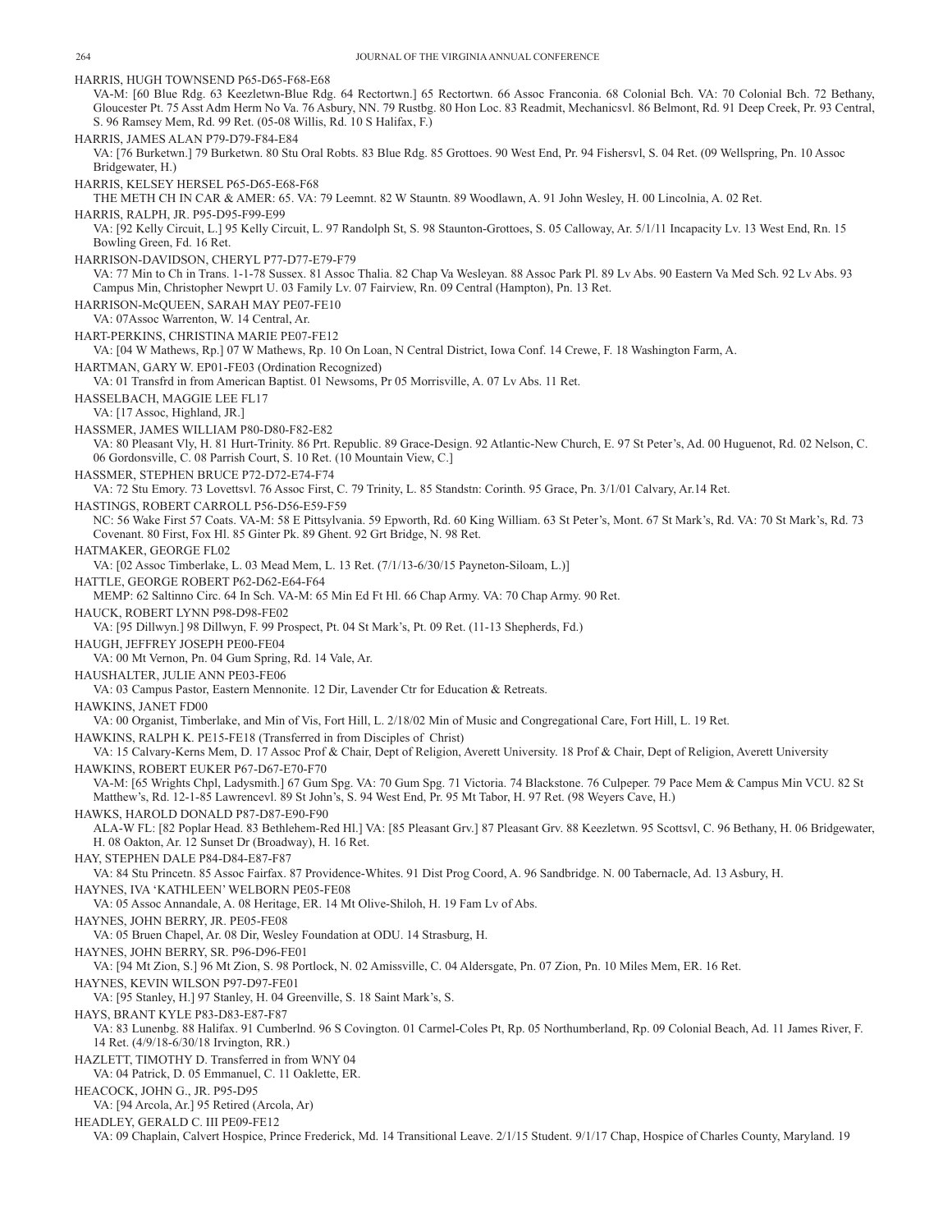HARRIS, HUGH TOWNSEND P65-D65-F68-E68

VA-M: [60 Blue Rdg. 63 Keezletwn-Blue Rdg. 64 Rectortwn.] 65 Rectortwn. 66 Assoc Franconia. 68 Colonial Bch. VA: 70 Colonial Bch. 72 Bethany, Gloucester Pt. 75 Asst Adm Herm No Va. 76 Asbury, NN. 79 Rustbg. 80 Hon Loc. 83 Readmit, Mechanicsvl. 86 Belmont, Rd. 91 Deep Creek, Pr. 93 Central, S. 96 Ramsey Mem, Rd. 99 Ret. (05-08 Willis, Rd. 10 S Halifax, F.)

HARRIS, JAMES ALAN P79-D79-F84-E84

VA: [76 Burketwn.] 79 Burketwn. 80 Stu Oral Robts. 83 Blue Rdg. 85 Grottoes. 90 West End, Pr. 94 Fishersvl, S. 04 Ret. (09 Wellspring, Pn. 10 Assoc Bridgewater, H.)

HARRIS, KELSEY HERSEL P65-D65-E68-F68

THE METH CH IN CAR & AMER: 65. VA: 79 Leemnt. 82 W Stauntn. 89 Woodlawn, A. 91 John Wesley, H. 00 Lincolnia, A. 02 Ret.

HARRIS, RALPH, JR. P95-D95-F99-E99

VA: [92 Kelly Circuit, L.] 95 Kelly Circuit, L. 97 Randolph St, S. 98 Staunton-Grottoes, S. 05 Calloway, Ar. 5/1/11 Incapacity Lv. 13 West End, Rn. 15 Bowling Green, Fd. 16 Ret.

HARRISON-DAVIDSON, CHERYL P77-D77-E79-F79

VA: 77 Min to Ch in Trans. 1-1-78 Sussex. 81 Assoc Thalia. 82 Chap Va Wesleyan. 88 Assoc Park Pl. 89 Lv Abs. 90 Eastern Va Med Sch. 92 Lv Abs. 93 Campus Min, Christopher Newprt U. 03 Family Lv. 07 Fairview, Rn. 09 Central (Hampton), Pn. 13 Ret.

HARRISON-McQUEEN, SARAH MAY PE07-FE10

VA: 07Assoc Warrenton, W. 14 Central, Ar.

HART-PERKINS, CHRISTINA MARIE PE07-FE12

VA: [04 W Mathews, Rp.] 07 W Mathews, Rp. 10 On Loan, N Central District, Iowa Conf. 14 Crewe, F. 18 Washington Farm, A.

HARTMAN, GARY W. EP01-FE03 (Ordination Recognized)

VA: 01 Transfrd in from American Baptist. 01 Newsoms, Pr 05 Morrisville, A. 07 Lv Abs. 11 Ret.

HASSELBACH, MAGGIE LEE FL17

VA: [17 Assoc, Highland, JR.]

HASSMER, JAMES WILLIAM P80-D80-F82-E82

VA: 80 Pleasant Vly, H. 81 Hurt-Trinity. 86 Prt. Republic. 89 Grace-Design. 92 Atlantic-New Church, E. 97 St Peter's, Ad. 00 Huguenot, Rd. 02 Nelson, C. 06 Gordonsville, C. 08 Parrish Court, S. 10 Ret. (10 Mountain View, C.]

HASSMER, STEPHEN BRUCE P72-D72-E74-F74

VA: 72 Stu Emory. 73 Lovettsvl. 76 Assoc First, C. 79 Trinity, L. 85 Standstn: Corinth. 95 Grace, Pn. 3/1/01 Calvary, Ar.14 Ret.

HASTINGS, ROBERT CARROLL P56-D56-E59-F59

NC: 56 Wake First 57 Coats. VA-M: 58 E Pittsylvania. 59 Epworth, Rd. 60 King William. 63 St Peter's, Mont. 67 St Mark's, Rd. VA: 70 St Mark's, Rd. 73 Covenant. 80 First, Fox Hl. 85 Ginter Pk. 89 Ghent. 92 Grt Bridge, N. 98 Ret.

HATMAKER, GEORGE FL02

VA: [02 Assoc Timberlake, L. 03 Mead Mem, L. 13 Ret. (7/1/13-6/30/15 Payneton-Siloam, L.)]

HATTLE, GEORGE ROBERT P62-D62-E64-F64

MEMP: 62 Saltinno Circ. 64 In Sch. VA-M: 65 Min Ed Ft Hl. 66 Chap Army. VA: 70 Chap Army. 90 Ret.

HAUCK, ROBERT LYNN P98-D98-FE02

VA: [95 Dillwyn.] 98 Dillwyn, F. 99 Prospect, Pt. 04 St Mark's, Pt. 09 Ret. (11-13 Shepherds, Fd.)

HAUGH, JEFFREY JOSEPH PE00-FE04

VA: 00 Mt Vernon, Pn. 04 Gum Spring, Rd. 14 Vale, Ar.

HAUSHALTER, JULIE ANN PE03-FE06

VA: 03 Campus Pastor, Eastern Mennonite. 12 Dir, Lavender Ctr for Education & Retreats.

HAWKINS, JANET FD00

VA: 00 Organist, Timberlake, and Min of Vis, Fort Hill, L. 2/18/02 Min of Music and Congregational Care, Fort Hill, L. 19 Ret.

HAWKINS, RALPH K. PE15-FE18 (Transferred in from Disciples of Christ)

VA: 15 Calvary-Kerns Mem, D. 17 Assoc Prof & Chair, Dept of Religion, Averett University. 18 Prof & Chair, Dept of Religion, Averett University

HAWKINS, ROBERT EUKER P67-D67-E70-F70

VA-M: [65 Wrights Chpl, Ladysmith.] 67 Gum Spg. VA: 70 Gum Spg. 71 Victoria. 74 Blackstone. 76 Culpeper. 79 Pace Mem & Campus Min VCU. 82 St Matthew's, Rd. 12-1-85 Lawrencevl. 89 St John's, S. 94 West End, Pr. 95 Mt Tabor, H. 97 Ret. (98 Weyers Cave, H.)

HAWKS, HAROLD DONALD P87-D87-E90-F90

ALA-W FL: [82 Poplar Head. 83 Bethlehem-Red Hl.] VA: [85 Pleasant Grv.] 87 Pleasant Grv. 88 Keezletwn. 95 Scottsvl, C. 96 Bethany, H. 06 Bridgewater, H. 08 Oakton, Ar. 12 Sunset Dr (Broadway), H. 16 Ret.

HAY, STEPHEN DALE P84-D84-E87-F87

VA: 84 Stu Princetn. 85 Assoc Fairfax. 87 Providence-Whites. 91 Dist Prog Coord, A. 96 Sandbridge. N. 00 Tabernacle, Ad. 13 Asbury, H.

HAYNES, IVA 'KATHLEEN' WELBORN PE05-FE08

VA: 05 Assoc Annandale, A. 08 Heritage, ER. 14 Mt Olive-Shiloh, H. 19 Fam Lv of Abs.

HAYNES, JOHN BERRY, JR. PE05-FE08

VA: 05 Bruen Chapel, Ar. 08 Dir, Wesley Foundation at ODU. 14 Strasburg, H.

HAYNES, JOHN BERRY, SR. P96-D96-FE01

VA: [94 Mt Zion, S.] 96 Mt Zion, S. 98 Portlock, N. 02 Amissville, C. 04 Aldersgate, Pn. 07 Zion, Pn. 10 Miles Mem, ER. 16 Ret.

HAYNES, KEVIN WILSON P97-D97-FE01

VA: [95 Stanley, H.] 97 Stanley, H. 04 Greenville, S. 18 Saint Mark's, S.

HAYS, BRANT KYLE P83-D83-E87-F87

VA: 83 Lunenbg. 88 Halifax. 91 Cumberlnd. 96 S Covington. 01 Carmel-Coles Pt, Rp. 05 Northumberland, Rp. 09 Colonial Beach, Ad. 11 James River, F. 14 Ret. (4/9/18-6/30/18 Irvington, RR.)

HAZLETT, TIMOTHY D. Transferred in from WNY 04

VA: 04 Patrick, D. 05 Emmanuel, C. 11 Oaklette, ER.

HEACOCK, JOHN G., JR. P95-D95

VA: [94 Arcola, Ar.] 95 Retired (Arcola, Ar)

HEADLEY, GERALD C. III PE09-FE12

VA: 09 Chaplain, Calvert Hospice, Prince Frederick, Md. 14 Transitional Leave. 2/1/15 Student. 9/1/17 Chap, Hospice of Charles County, Maryland. 19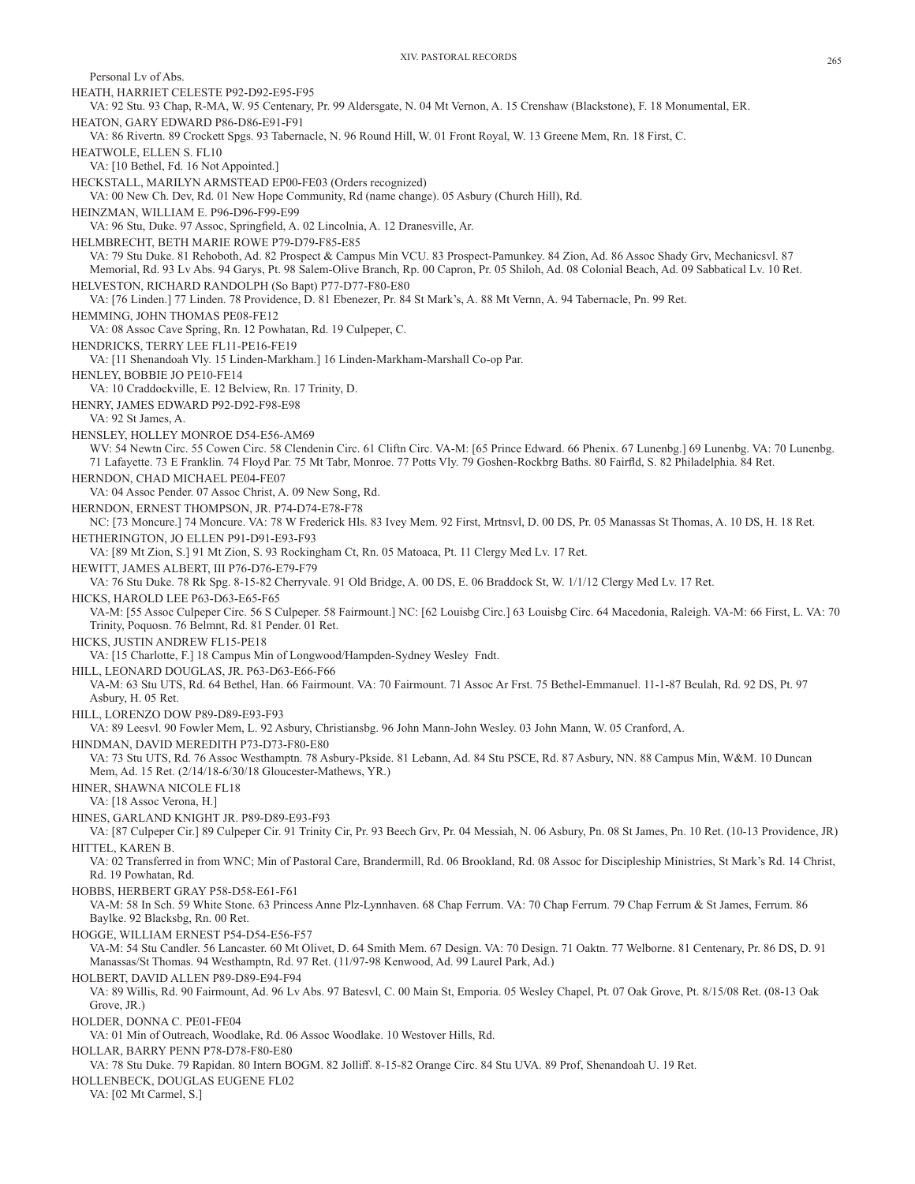Personal Lv of Abs.

HEATH, HARRIET CELESTE P92-D92-E95-F95
VA: 92 Stu. 93 Chap, R-MA, W. 95 Centenary, Pr. 99 Aldersgate, N. 04 Mt Vernon, A. 15 Crenshaw (Blackstone), F. 18 Monumental, ER.

HEATON, GARY EDWARD P86-D86-E91-F91
VA: 86 Rivertn. 89 Crockett Spgs. 93 Tabernacle, N. 96 Round Hill, W. 01 Front Royal, W. 13 Greene Mem, Rn. 18 First, C.

HEATWOLE, ELLEN S. FL10
VA: [10 Bethel, Fd. 16 Not Appointed.]

HECKSTALL, MARILYN ARMSTEAD EP00-FE03 (Orders recognized)
VA: 00 New Ch. Dev, Rd. 01 New Hope Community, Rd (name change). 05 Asbury (Church Hill), Rd.

HEINZMAN, WILLIAM E. P96-D96-F99-E99
VA: 96 Stu, Duke. 97 Assoc, Springfield, A. 02 Lincolnia, A. 12 Dranesville, Ar.

HELMBRECHT, BETH MARIE ROWE P79-D79-F85-E85
VA: 79 Stu Duke. 81 Rehoboth, Ad. 82 Prospect & Campus Min VCU. 83 Prospect-Pamunkey. 84 Zion, Ad. 86 Assoc Shady Grv, Mechanicsvl. 87 Memorial, Rd. 93 Lv Abs. 94 Garys, Pt. 98 Salem-Olive Branch, Rp. 00 Capron, Pr. 05 Shiloh, Ad. 08 Colonial Beach, Ad. 09 Sabbatical Lv. 10 Ret.

HELVESTON, RICHARD RANDOLPH (So Bapt) P77-D77-F80-E80
VA: [76 Linden.] 77 Linden. 78 Providence, D. 81 Ebenezer, Pr. 84 St Mark's, A. 88 Mt Vernn, A. 94 Tabernacle, Pn. 99 Ret.

HEMMING, JOHN THOMAS PE08-FE12
VA: 08 Assoc Cave Spring, Rn. 12 Powhatan, Rd. 19 Culpeper, C.

HENDRICKS, TERRY LEE FL11-PE16-FE19
VA: [11 Shenandoah Vly. 15 Linden-Markham.] 16 Linden-Markham-Marshall Co-op Par.

HENLEY, BOBBIE JO PE10-FE14
VA: 10 Craddockville, E. 12 Belview, Rn. 17 Trinity, D.

HENRY, JAMES EDWARD P92-D92-F98-E98
VA: 92 St James, A.

HENSLEY, HOLLEY MONROE D54-E56-AM69
WV: 54 Newtn Circ. 55 Cowen Circ. 58 Clendenin Circ. 61 Cliftn Circ. VA-M: [65 Prince Edward. 66 Phenix. 67 Lunenbg.] 69 Lunenbg. VA: 70 Lunenbg. 71 Lafayette. 73 E Franklin. 74 Floyd Par. 75 Mt Tabr, Monroe. 77 Potts Vly. 79 Goshen-Rockbrg Baths. 80 Fairfld, S. 82 Philadelphia. 84 Ret.

HERNDON, CHAD MICHAEL PE04-FE07
VA: 04 Assoc Pender. 07 Assoc Christ, A. 09 New Song, Rd.

HERNDON, ERNEST THOMPSON, JR. P74-D74-E78-F78
NC: [73 Moncure.] 74 Moncure. VA: 78 W Frederick Hls. 83 Ivey Mem. 92 First, Mrtnsvl, D. 00 DS, Pr. 05 Manassas St Thomas, A. 10 DS, H. 18 Ret.

HETHERINGTON, JO ELLEN P91-D91-E93-F93
VA: [89 Mt Zion, S.] 91 Mt Zion, S. 93 Rockingham Ct, Rn. 05 Matoaca, Pt. 11 Clergy Med Lv. 17 Ret.

HEWITT, JAMES ALBERT, III P76-D76-E79-F79
VA: 76 Stu Duke. 78 Rk Spg. 8-15-82 Cherryvale. 91 Old Bridge, A. 00 DS, E. 06 Braddock St, W. 1/1/12 Clergy Med Lv. 17 Ret.

HICKS, HAROLD LEE P63-D63-E65-F65
VA-M: [55 Assoc Culpeper Circ. 56 S Culpeper. 58 Fairmount.] NC: [62 Louisbg Circ.] 63 Louisbg Circ. 64 Macedonia, Raleigh. VA-M: 66 First, L. VA: 70 Trinity, Poquosn. 76 Belmnt, Rd. 81 Pender. 01 Ret.

HICKS, JUSTIN ANDREW FL15-PE18
VA: [15 Charlotte, F.] 18 Campus Min of Longwood/Hampden-Sydney Wesley Fndt.

HILL, LEONARD DOUGLAS, JR. P63-D63-E66-F66
VA-M: 63 Stu UTS, Rd. 64 Bethel, Han. 66 Fairmount. VA: 70 Fairmount. 71 Assoc Ar Frst. 75 Bethel-Emmanuel. 11-1-87 Beulah, Rd. 92 DS, Pt. 97 Asbury, H. 05 Ret.

HILL, LORENZO DOW P89-D89-E93-F93
VA: 89 Leesvl. 90 Fowler Mem, L. 92 Asbury, Christiansbg. 96 John Mann-John Wesley. 03 John Mann, W. 05 Cranford, A.

HINDMAN, DAVID MEREDITH P73-D73-F80-E80
VA: 73 Stu UTS, Rd. 76 Assoc Westhamptn. 78 Asbury-Pkside. 81 Lebann, Ad. 84 Stu PSCE, Rd. 87 Asbury, NN. 88 Campus Min, W&M. 10 Duncan Mem, Ad. 15 Ret. (2/14/18-6/30/18 Gloucester-Mathews, YR.)

HINER, SHAWNA NICOLE FL18
VA: [18 Assoc Verona, H.]

HINES, GARLAND KNIGHT JR. P89-D89-E93-F93
VA: [87 Culpeper Cir.] 89 Culpeper Cir. 91 Trinity Cir, Pr. 93 Beech Grv, Pr. 04 Messiah, N. 06 Asbury, Pn. 08 St James, Pn. 10 Ret. (10-13 Providence, JR)

HITTEL, KAREN B.
VA: 02 Transferred in from WNC; Min of Pastoral Care, Brandermill, Rd. 06 Brookland, Rd. 08 Assoc for Discipleship Ministries, St Mark's Rd. 14 Christ, Rd. 19 Powhatan, Rd.

HOBBS, HERBERT GRAY P58-D58-E61-F61
VA-M: 58 In Sch. 59 White Stone. 63 Princess Anne Plz-Lynnhaven. 68 Chap Ferrum. VA: 70 Chap Ferrum. 79 Chap Ferrum & St James, Ferrum. 86 Baylke. 92 Blacksbg, Rn. 00 Ret.

HOGGE, WILLIAM ERNEST P54-D54-E56-F57
VA-M: 54 Stu Candler. 56 Lancaster. 60 Mt Olivet, D. 64 Smith Mem. 67 Design. VA: 70 Design. 71 Oaktn. 77 Welborne. 81 Centenary, Pr. 86 DS, D. 91 Manassas/St Thomas. 94 Westhamptn, Rd. 97 Ret. (11/97-98 Kenwood, Ad. 99 Laurel Park, Ad.)

HOLBERT, DAVID ALLEN P89-D89-E94-F94
VA: 89 Willis, Rd. 90 Fairmount, Ad. 96 Lv Abs. 97 Batesvl, C. 00 Main St, Emporia. 05 Wesley Chapel, Pt. 07 Oak Grove, Pt. 8/15/08 Ret. (08-13 Oak Grove, JR.)

HOLDER, DONNA C. PE01-FE04
VA: 01 Min of Outreach, Woodlake, Rd. 06 Assoc Woodlake. 10 Westover Hills, Rd.

HOLLAR, BARRY PENN P78-D78-F80-E80
VA: 78 Stu Duke. 79 Rapidan. 80 Intern BOGM. 82 Jolliff. 8-15-82 Orange Circ. 84 Stu UVA. 89 Prof, Shenandoah U. 19 Ret.

HOLLENBECK, DOUGLAS EUGENE FL02
VA: [02 Mt Carmel, S.]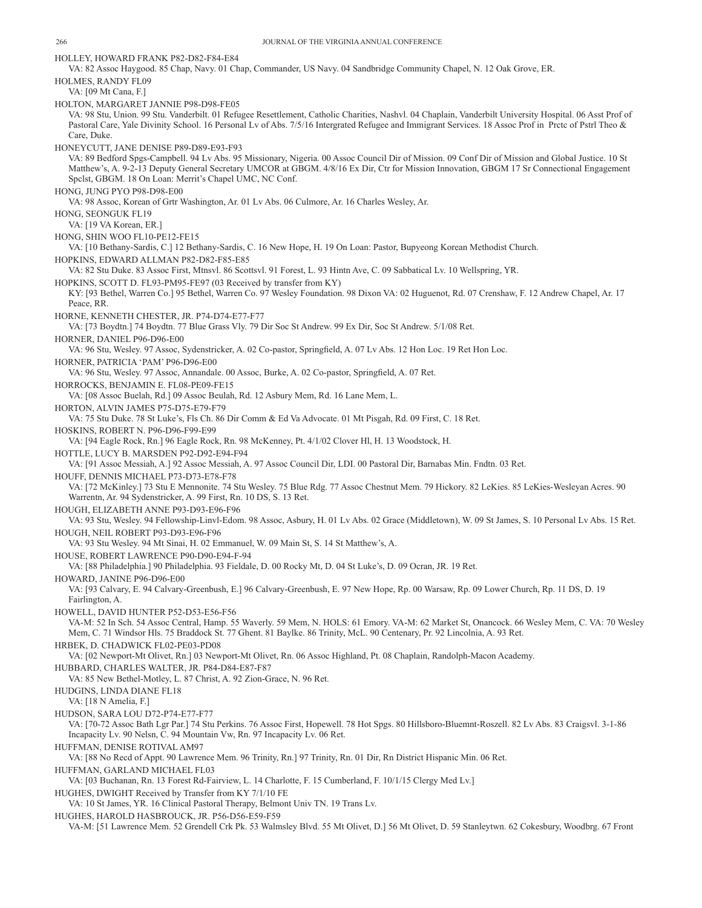HOLLEY, HOWARD FRANK P82-D82-F84-E84

VA: 82 Assoc Haygood. 85 Chap, Navy. 01 Chap, Commander, US Navy. 04 Sandbridge Community Chapel, N. 12 Oak Grove, ER.

HOLMES, RANDY FL09

VA: [09 Mt Cana, F.]

HOLTON, MARGARET JANNIE P98-D98-FE05

VA: 98 Stu, Union. 99 Stu. Vanderbilt. 01 Refugee Resettlement, Catholic Charities, Nashvl. 04 Chaplain, Vanderbilt University Hospital. 06 Asst Prof of Pastoral Care, Yale Divinity School. 16 Personal Lv of Abs. 7/5/16 Intergrated Refugee and Immigrant Services. 18 Assoc Prof in Prctc of Pstrl Theo & Care, Duke.

HONEYCUTT, JANE DENISE P89-D89-E93-F93

VA: 89 Bedford Spgs-Campbell. 94 Lv Abs. 95 Missionary, Nigeria. 00 Assoc Council Dir of Mission. 09 Conf Dir of Mission and Global Justice. 10 St Matthew's, A. 9-2-13 Deputy General Secretary UMCOR at GBGM. 4/8/16 Ex Dir, Ctr for Mission Innovation, GBGM 17 Sr Connectional Engagement Spclst, GBGM. 18 On Loan: Merrit's Chapel UMC, NC Conf.

HONG, JUNG PYO P98-D98-E00

VA: 98 Assoc, Korean of Grtr Washington, Ar. 01 Lv Abs. 06 Culmore, Ar. 16 Charles Wesley, Ar.

HONG, SEONGUK FL19

VA: [19 VA Korean, ER.]

HONG, SHIN WOO FL10-PE12-FE15

VA: [10 Bethany-Sardis, C.] 12 Bethany-Sardis, C. 16 New Hope, H. 19 On Loan: Pastor, Bupyeong Korean Methodist Church.

HOPKINS, EDWARD ALLMAN P82-D82-F85-E85

VA: 82 Stu Duke. 83 Assoc First, Mtnsvl. 86 Scottsvl. 91 Forest, L. 93 Hintn Ave, C. 09 Sabbatical Lv. 10 Wellspring, YR.

HOPKINS, SCOTT D. FL93-PM95-FE97 (03 Received by transfer from KY)

KY: [93 Bethel, Warren Co.] 95 Bethel, Warren Co. 97 Wesley Foundation. 98 Dixon VA: 02 Huguenot, Rd. 07 Crenshaw, F. 12 Andrew Chapel, Ar. 17 Peace, RR.

HORNE, KENNETH CHESTER, JR. P74-D74-E77-F77

VA: [73 Boydtn.] 74 Boydtn. 77 Blue Grass Vly. 79 Dir Soc St Andrew. 99 Ex Dir, Soc St Andrew. 5/1/08 Ret.

HORNER, DANIEL P96-D96-E00

VA: 96 Stu, Wesley. 97 Assoc, Sydenstricker, A. 02 Co-pastor, Springfield, A. 07 Lv Abs. 12 Hon Loc. 19 Ret Hon Loc.

HORNER, PATRICIA 'PAM' P96-D96-E00

VA: 96 Stu, Wesley. 97 Assoc, Annandale. 00 Assoc, Burke, A. 02 Co-pastor, Springfield, A. 07 Ret.

HORROCKS, BENJAMIN E. FL08-PE09-FE15

VA: [08 Assoc Buelah, Rd.] 09 Assoc Beulah, Rd. 12 Asbury Mem, Rd. 16 Lane Mem, L.

HORTON, ALVIN JAMES P75-D75-E79-F79

VA: 75 Stu Duke. 78 St Luke's, Fls Ch. 86 Dir Comm & Ed Va Advocate. 01 Mt Pisgah, Rd. 09 First, C. 18 Ret.

HOSKINS, ROBERT N. P96-D96-F99-E99

VA: [94 Eagle Rock, Rn.] 96 Eagle Rock, Rn. 98 McKenney, Pt. 4/1/02 Clover Hl, H. 13 Woodstock, H.

HOTTLE, LUCY B. MARSDEN P92-D92-E94-F94

VA: [91 Assoc Messiah, A.] 92 Assoc Messiah, A. 97 Assoc Council Dir, LDI. 00 Pastoral Dir, Barnabas Min. Fndtn. 03 Ret.

HOUFF, DENNIS MICHAEL P73-D73-E78-F78

VA: [72 McKinley.] 73 Stu E Mennonite. 74 Stu Wesley. 75 Blue Rdg. 77 Assoc Chestnut Mem. 79 Hickory. 82 LeKies. 85 LeKies-Wesleyan Acres. 90 Warrentn, Ar. 94 Sydenstricker, A. 99 First, Rn. 10 DS, S. 13 Ret.

HOUGH, ELIZABETH ANNE P93-D93-E96-F96

VA: 93 Stu, Wesley. 94 Fellowship-Linvl-Edom. 98 Assoc, Asbury, H. 01 Lv Abs. 02 Grace (Middletown), W. 09 St James, S. 10 Personal Lv Abs. 15 Ret.

HOUGH, NEIL ROBERT P93-D93-E96-F96

VA: 93 Stu Wesley. 94 Mt Sinai, H. 02 Emmanuel, W. 09 Main St, S. 14 St Matthew's, A.

HOUSE, ROBERT LAWRENCE P90-D90-E94-F-94

VA: [88 Philadelphia.] 90 Philadelphia. 93 Fieldale, D. 00 Rocky Mt, D. 04 St Luke's, D. 09 Ocran, JR. 19 Ret.

HOWARD, JANINE P96-D96-E00

VA: [93 Calvary, E. 94 Calvary-Greenbush, E.] 96 Calvary-Greenbush, E. 97 New Hope, Rp. 00 Warsaw, Rp. 09 Lower Church, Rp. 11 DS, D. 19 Fairlington, A.

HOWELL, DAVID HUNTER P52-D53-E56-F56

VA-M: 52 In Sch. 54 Assoc Central, Hamp. 55 Waverly. 59 Mem, N. HOLS: 61 Emory. VA-M: 62 Market St, Onancock. 66 Wesley Mem, C. VA: 70 Wesley Mem, C. 71 Windsor Hls. 75 Braddock St. 77 Ghent. 81 Baylke. 86 Trinity, McL. 90 Centenary, Pr. 92 Lincolnia, A. 93 Ret.

HRBEK, D. CHADWICK FL02-PE03-PD08

VA: [02 Newport-Mt Olivet, Rn.] 03 Newport-Mt Olivet, Rn. 06 Assoc Highland, Pt. 08 Chaplain, Randolph-Macon Academy.

HUBBARD, CHARLES WALTER, JR. P84-D84-E87-F87

VA: 85 New Bethel-Motley, L. 87 Christ, A. 92 Zion-Grace, N. 96 Ret.

HUDGINS, LINDA DIANE FL18

VA: [18 N Amelia, F.]

HUDSON, SARA LOU D72-P74-E77-F77

VA: [70-72 Assoc Bath Lgr Par.] 74 Stu Perkins. 76 Assoc First, Hopewell. 78 Hot Spgs. 80 Hillsboro-Bluemnt-Roszell. 82 Lv Abs. 83 Craigsvl. 3-1-86 Incapacity Lv. 90 Nelsn, C. 94 Mountain Vw, Rn. 97 Incapacity Lv. 06 Ret.

HUFFMAN, DENISE ROTIVAL AM97

VA: [88 No Recd of Appt. 90 Lawrence Mem. 96 Trinity, Rn.] 97 Trinity, Rn. 01 Dir, Rn District Hispanic Min. 06 Ret.

HUFFMAN, GARLAND MICHAEL FL03

VA: [03 Buchanan, Rn. 13 Forest Rd-Fairview, L. 14 Charlotte, F. 15 Cumberland, F. 10/1/15 Clergy Med Lv.]

HUGHES, DWIGHT Received by Transfer from KY 7/1/10 FE

VA: 10 St James, YR. 16 Clinical Pastoral Therapy, Belmont Univ TN. 19 Trans Lv.

HUGHES, HAROLD HASBROUCK, JR. P56-D56-E59-F59

VA-M: [51 Lawrence Mem. 52 Grendell Crk Pk. 53 Walmsley Blvd. 55 Mt Olivet, D.] 56 Mt Olivet, D. 59 Stanleytwn. 62 Cokesbury, Woodbrg. 67 Front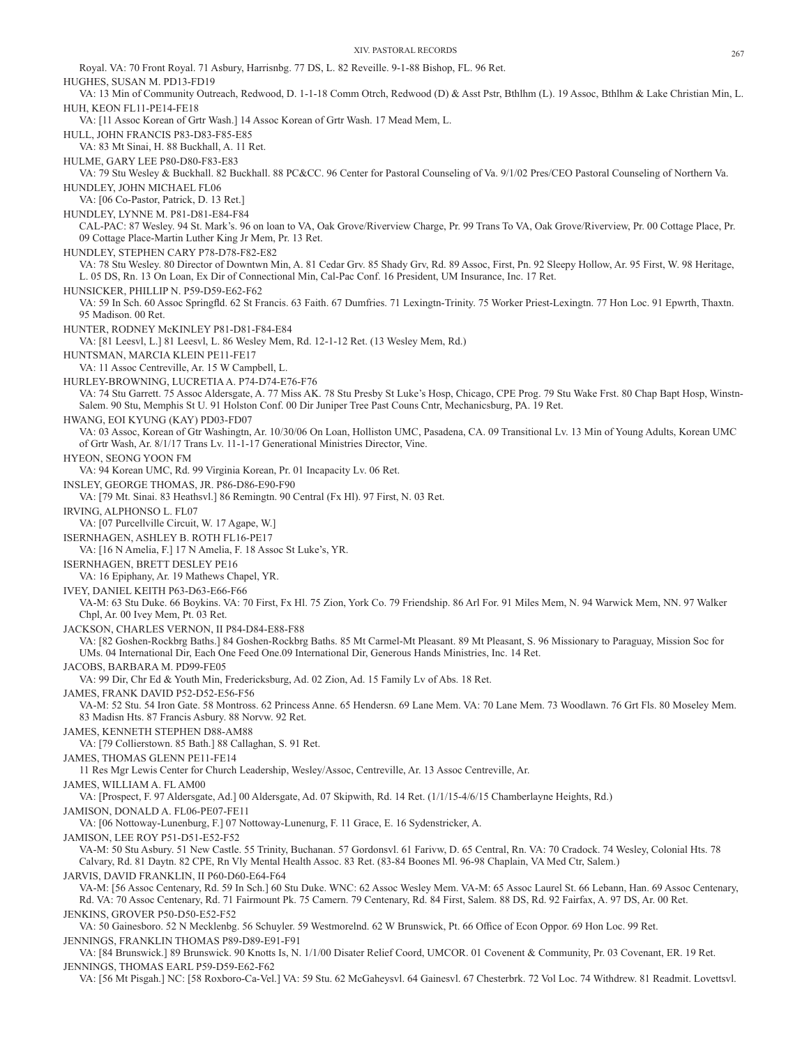Royal. VA: 70 Front Royal. 71 Asbury, Harrisnbg. 77 DS, L. 82 Reveille. 9-1-88 Bishop, FL. 96 Ret.

HUGHES, SUSAN M. PD13-FD19
VA: 13 Min of Community Outreach, Redwood, D. 1-1-18 Comm Otrch, Redwood (D) & Asst Pstr, Bthlhm (L). 19 Assoc, Bthlhm & Lake Christian Min, L.

HUH, KEON FL11-PE14-FE18
VA: [11 Assoc Korean of Grtr Wash.] 14 Assoc Korean of Grtr Wash. 17 Mead Mem, L.

HULL, JOHN FRANCIS P83-D83-F85-E85
VA: 83 Mt Sinai, H. 88 Buckhall, A. 11 Ret.

HULME, GARY LEE P80-D80-F83-E83
VA: 79 Stu Wesley & Buckhall. 82 Buckhall. 88 PC&CC. 96 Center for Pastoral Counseling of Va. 9/1/02 Pres/CEO Pastoral Counseling of Northern Va.

HUNDLEY, JOHN MICHAEL FL06
VA: [06 Co-Pastor, Patrick, D. 13 Ret.]

HUNDLEY, LYNNE M. P81-D81-E84-F84
CAL-PAC: 87 Wesley. 94 St. Mark's. 96 on loan to VA, Oak Grove/Riverview Charge, Pr. 99 Trans To VA, Oak Grove/Riverview, Pr. 00 Cottage Place, Pr. 09 Cottage Place-Martin Luther King Jr Mem, Pr. 13 Ret.

HUNDLEY, STEPHEN CARY P78-D78-F82-E82
VA: 78 Stu Wesley. 80 Director of Downtwn Min, A. 81 Cedar Grv. 85 Shady Grv, Rd. 89 Assoc, First, Pn. 92 Sleepy Hollow, Ar. 95 First, W. 98 Heritage, L. 05 DS, Rn. 13 On Loan, Ex Dir of Connectional Min, Cal-Pac Conf. 16 President, UM Insurance, Inc. 17 Ret.

HUNSICKER, PHILLIP N. P59-D59-E62-F62
VA: 59 In Sch. 60 Assoc Springfld. 62 St Francis. 63 Faith. 67 Dumfries. 71 Lexingtn-Trinity. 75 Worker Priest-Lexingtn. 77 Hon Loc. 91 Epwrth, Thaxtn. 95 Madison. 00 Ret.

HUNTER, RODNEY McKINLEY P81-D81-F84-E84
VA: [81 Leesvl, L.] 81 Leesvl, L. 86 Wesley Mem, Rd. 12-1-12 Ret. (13 Wesley Mem, Rd.)

HUNTSMAN, MARCIA KLEIN PE11-FE17
VA: 11 Assoc Centreville, Ar. 15 W Campbell, L.

HURLEY-BROWNING, LUCRETIA A. P74-D74-E76-F76
VA: 74 Stu Garrett. 75 Assoc Aldersgate, A. 77 Miss AK. 78 Stu Presby St Luke's Hosp, Chicago, CPE Prog. 79 Stu Wake Frst. 80 Chap Bapt Hosp, Winstn-Salem. 90 Stu, Memphis St U. 91 Holston Conf. 00 Dir Juniper Tree Past Couns Cntr, Mechanicsburg, PA. 19 Ret.

HWANG, EOI KYUNG (KAY) PD03-FD07
VA: 03 Assoc, Korean of Gtr Washingtn, Ar. 10/30/06 On Loan, Holliston UMC, Pasadena, CA. 09 Transitional Lv. 13 Min of Young Adults, Korean UMC of Grtr Wash, Ar. 8/1/17 Trans Lv. 11-1-17 Generational Ministries Director, Vine.

HYEON, SEONG YOON FM
VA: 94 Korean UMC, Rd. 99 Virginia Korean, Pr. 01 Incapacity Lv. 06 Ret.

INSLEY, GEORGE THOMAS, JR. P86-D86-E90-F90
VA: [79 Mt. Sinai. 83 Heathsvl.] 86 Remingtn. 90 Central (Fx Hl). 97 First, N. 03 Ret.

IRVING, ALPHONSO L. FL07
VA: [07 Purcellville Circuit, W. 17 Agape, W.]

ISERNHAGEN, ASHLEY B. ROTH FL16-PE17
VA: [16 N Amelia, F.] 17 N Amelia, F. 18 Assoc St Luke's, YR.

ISERNHAGEN, BRETT DESLEY PE16
VA: 16 Epiphany, Ar. 19 Mathews Chapel, YR.

IVEY, DANIEL KEITH P63-D63-E66-F66
VA-M: 63 Stu Duke. 66 Boykins. VA: 70 First, Fx Hl. 75 Zion, York Co. 79 Friendship. 86 Arl For. 91 Miles Mem, N. 94 Warwick Mem, NN. 97 Walker Chpl, Ar. 00 Ivey Mem, Pt. 03 Ret.

JACKSON, CHARLES VERNON, II P84-D84-E88-F88
VA: [82 Goshen-Rockbrg Baths.] 84 Goshen-Rockbrg Baths. 85 Mt Carmel-Mt Pleasant. 89 Mt Pleasant, S. 96 Missionary to Paraguay, Mission Soc for UMs. 04 International Dir, Each One Feed One.09 International Dir, Generous Hands Ministries, Inc. 14 Ret.

JACOBS, BARBARA M. PD99-FE05
VA: 99 Dir, Chr Ed & Youth Min, Fredericksburg, Ad. 02 Zion, Ad. 15 Family Lv of Abs. 18 Ret.

JAMES, FRANK DAVID P52-D52-E56-F56
VA-M: 52 Stu. 54 Iron Gate. 58 Montross. 62 Princess Anne. 65 Hendersn. 69 Lane Mem. VA: 70 Lane Mem. 73 Woodlawn. 76 Grt Fls. 80 Moseley Mem. 83 Madisn Hts. 87 Francis Asbury. 88 Norvw. 92 Ret.

JAMES, KENNETH STEPHEN D88-AM88
VA: [79 Collierstown. 85 Bath.] 88 Callaghan, S. 91 Ret.

JAMES, THOMAS GLENN PE11-FE14
11 Res Mgr Lewis Center for Church Leadership, Wesley/Assoc, Centreville, Ar. 13 Assoc Centreville, Ar.

JAMES, WILLIAM A. FL AM00
VA: [Prospect, F. 97 Aldersgate, Ad.] 00 Aldersgate, Ad. 07 Skipwith, Rd. 14 Ret. (1/1/15-4/6/15 Chamberlayne Heights, Rd.)

JAMISON, DONALD A. FL06-PE07-FE11
VA: [06 Nottoway-Lunenburg, F.] 07 Nottoway-Lunenurg, F. 11 Grace, E. 16 Sydenstricker, A.

JAMISON, LEE ROY P51-D51-E52-F52
VA-M: 50 Stu Asbury. 51 New Castle. 55 Trinity, Buchanan. 57 Gordonsvl. 61 Farivw, D. 65 Central, Rn. VA: 70 Cradock. 74 Wesley, Colonial Hts. 78 Calvary, Rd. 81 Daytn. 82 CPE, Rn Vly Mental Health Assoc. 83 Ret. (83-84 Boones Ml. 96-98 Chaplain, VA Med Ctr, Salem.)

JARVIS, DAVID FRANKLIN, II P60-D60-E64-F64
VA-M: [56 Assoc Centenary, Rd. 59 In Sch.] 60 Stu Duke. WNC: 62 Assoc Wesley Mem. VA-M: 65 Assoc Laurel St. 66 Lebann, Han. 69 Assoc Centenary, Rd. VA: 70 Assoc Centenary, Rd. 71 Fairmount Pk. 75 Camern. 79 Centenary, Rd. 84 First, Salem. 88 DS, Rd. 92 Fairfax, A. 97 DS, Ar. 00 Ret.

JENKINS, GROVER P50-D50-E52-F52
VA: 50 Gainesboro. 52 N Mecklenbg. 56 Schuyler. 59 Westmorelnd. 62 W Brunswick, Pt. 66 Office of Econ Oppor. 69 Hon Loc. 99 Ret.

JENNINGS, FRANKLIN THOMAS P89-D89-E91-F91
VA: [84 Brunswick.] 89 Brunswick. 90 Knotts Is, N. 1/1/00 Disater Relief Coord, UMCOR. 01 Covenent & Community, Pr. 03 Covenant, ER. 19 Ret.

JENNINGS, THOMAS EARL P59-D59-E62-F62
VA: [56 Mt Pisgah.] NC: [58 Roxboro-Ca-Vel.] VA: 59 Stu. 62 McGaheysvl. 64 Gainesvl. 67 Chesterbrk. 72 Vol Loc. 74 Withdrew. 81 Readmit. Lovettsvl.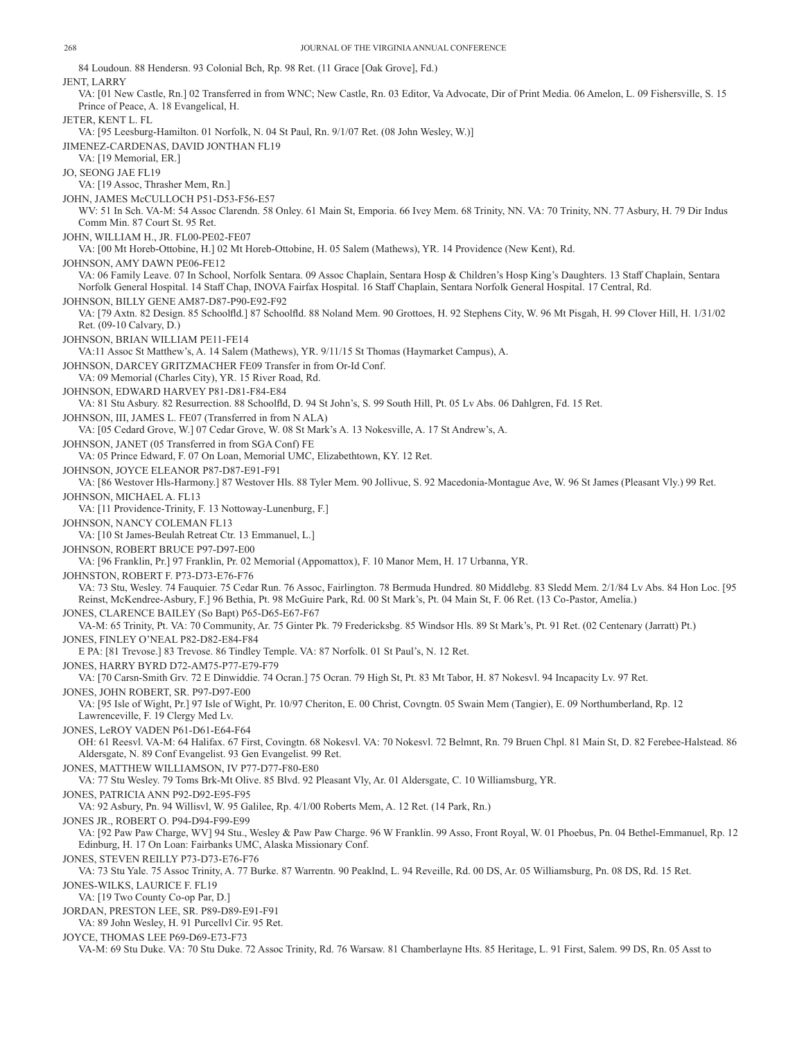84 Loudoun. 88 Hendersn. 93 Colonial Bch, Rp. 98 Ret. (11 Grace [Oak Grove], Fd.)

JENT, LARRY
VA: [01 New Castle, Rn.] 02 Transferred in from WNC; New Castle, Rn. 03 Editor, Va Advocate, Dir of Print Media. 06 Amelon, L. 09 Fishersville, S. 15 Prince of Peace, A. 18 Evangelical, H.

JETER, KENT L. FL
VA: [95 Leesburg-Hamilton. 01 Norfolk, N. 04 St Paul, Rn. 9/1/07 Ret. (08 John Wesley, W.)]

JIMENEZ-CARDENAS, DAVID JONTHAN FL19
VA: [19 Memorial, ER.]

JO, SEONG JAE FL19
VA: [19 Assoc, Thrasher Mem, Rn.]

JOHN, JAMES McCULLOCH P51-D53-F56-E57
WV: 51 In Sch. VA-M: 54 Assoc Clarendn. 58 Onley. 61 Main St, Emporia. 66 Ivey Mem. 68 Trinity, NN. VA: 70 Trinity, NN. 77 Asbury, H. 79 Dir Indus Comm Min. 87 Court St. 95 Ret.

JOHN, WILLIAM H., JR. FL00-PE02-FE07
VA: [00 Mt Horeb-Ottobine, H.] 02 Mt Horeb-Ottobine, H. 05 Salem (Mathews), YR. 14 Providence (New Kent), Rd.

JOHNSON, AMY DAWN PE06-FE12
VA: 06 Family Leave. 07 In School, Norfolk Sentara. 09 Assoc Chaplain, Sentara Hosp & Children's Hosp King's Daughters. 13 Staff Chaplain, Sentara Norfolk General Hospital. 14 Staff Chap, INOVA Fairfax Hospital. 16 Staff Chaplain, Sentara Norfolk General Hospital. 17 Central, Rd.

JOHNSON, BILLY GENE AM87-D87-P90-E92-F92
VA: [79 Axtn. 82 Design. 85 Schoolfld.] 87 Schoolfld. 88 Noland Mem. 90 Grottoes, H. 92 Stephens City, W. 96 Mt Pisgah, H. 99 Clover Hill, H. 1/31/02 Ret. (09-10 Calvary, D.)

JOHNSON, BRIAN WILLIAM PE11-FE14
VA:11 Assoc St Matthew's, A. 14 Salem (Mathews), YR. 9/11/15 St Thomas (Haymarket Campus), A.

JOHNSON, DARCEY GRITZMACHER FE09 Transfer in from Or-Id Conf.
VA: 09 Memorial (Charles City), YR. 15 River Road, Rd.

JOHNSON, EDWARD HARVEY P81-D81-F84-E84
VA: 81 Stu Asbury. 82 Resurrection. 88 Schoolfld, D. 94 St John's, S. 99 South Hill, Pt. 05 Lv Abs. 06 Dahlgren, Fd. 15 Ret.

JOHNSON, III, JAMES L. FE07 (Transferred in from N ALA)
VA: [05 Cedard Grove, W.] 07 Cedar Grove, W. 08 St Mark's A. 13 Nokesville, A. 17 St Andrew's, A.

JOHNSON, JANET (05 Transferred in from SGA Conf) FE
VA: 05 Prince Edward, F. 07 On Loan, Memorial UMC, Elizabethtown, KY. 12 Ret.

JOHNSON, JOYCE ELEANOR P87-D87-E91-F91
VA: [86 Westover Hls-Harmony.] 87 Westover Hls. 88 Tyler Mem. 90 Jollivue, S. 92 Macedonia-Montague Ave, W. 96 St James (Pleasant Vly.) 99 Ret.

JOHNSON, MICHAEL A. FL13
VA: [11 Providence-Trinity, F. 13 Nottoway-Lunenburg, F.]

JOHNSON, NANCY COLEMAN FL13
VA: [10 St James-Beulah Retreat Ctr. 13 Emmanuel, L.]

JOHNSON, ROBERT BRUCE P97-D97-E00
VA: [96 Franklin, Pr.] 97 Franklin, Pr. 02 Memorial (Appomattox), F. 10 Manor Mem, H. 17 Urbanna, YR.

JOHNSTON, ROBERT F. P73-D73-E76-F76
VA: 73 Stu, Wesley. 74 Fauquier. 75 Cedar Run. 76 Assoc, Fairlington. 78 Bermuda Hundred. 80 Middlebg. 83 Sledd Mem. 2/1/84 Lv Abs. 84 Hon Loc. [95 Reinst, McKendree-Asbury, F.] 96 Bethia, Pt. 98 McGuire Park, Rd. 00 St Mark's, Pt. 04 Main St, F. 06 Ret. (13 Co-Pastor, Amelia.)

JONES, CLARENCE BAILEY (So Bapt) P65-D65-E67-F67
VA-M: 65 Trinity, Pt. VA: 70 Community, Ar. 75 Ginter Pk. 79 Fredericksbg. 85 Windsor Hls. 89 St Mark's, Pt. 91 Ret. (02 Centenary (Jarratt) Pt.)

JONES, FINLEY O'NEAL P82-D82-E84-F84
E PA: [81 Trevose.] 83 Trevose. 86 Tindley Temple. VA: 87 Norfolk. 01 St Paul's, N. 12 Ret.

JONES, HARRY BYRD D72-AM75-P77-E79-F79
VA: [70 Carsn-Smith Grv. 72 E Dinwiddie. 74 Ocran.] 75 Ocran. 79 High St, Pt. 83 Mt Tabor, H. 87 Nokesvl. 94 Incapacity Lv. 97 Ret.

JONES, JOHN ROBERT, SR. P97-D97-E00
VA: [95 Isle of Wight, Pr.] 97 Isle of Wight, Pr. 10/97 Cheriton, E. 00 Christ, Covngtn. 05 Swain Mem (Tangier), E. 09 Northumberland, Rp. 12 Lawrenceville, F. 19 Clergy Med Lv.

JONES, LeROY VADEN P61-D61-E64-F64
OH: 61 Reesvl. VA-M: 64 Halifax. 67 First, Covingtn. 68 Nokesvl. VA: 70 Nokesvl. 72 Belmnt, Rn. 79 Bruen Chpl. 81 Main St, D. 82 Ferebee-Halstead. 86 Aldersgate, N. 89 Conf Evangelist. 93 Gen Evangelist. 99 Ret.

JONES, MATTHEW WILLIAMSON, IV P77-D77-F80-E80
VA: 77 Stu Wesley. 79 Toms Brk-Mt Olive. 85 Blvd. 92 Pleasant Vly, Ar. 01 Aldersgate, C. 10 Williamsburg, YR.

JONES, PATRICIA ANN P92-D92-E95-F95
VA: 92 Asbury, Pn. 94 Willisvl, W. 95 Galilee, Rp. 4/1/00 Roberts Mem, A. 12 Ret. (14 Park, Rn.)

JONES JR., ROBERT O. P94-D94-F99-E99
VA: [92 Paw Paw Charge, WV] 94 Stu., Wesley & Paw Paw Charge. 96 W Franklin. 99 Asso, Front Royal, W. 01 Phoebus, Pn. 04 Bethel-Emmanuel, Rp. 12 Edinburg, H. 17 On Loan: Fairbanks UMC, Alaska Missionary Conf.

JONES, STEVEN REILLY P73-D73-E76-F76
VA: 73 Stu Yale. 75 Assoc Trinity, A. 77 Burke. 87 Warrentn. 90 Peaklnd, L. 94 Reveille, Rd. 00 DS, Ar. 05 Williamsburg, Pn. 08 DS, Rd. 15 Ret.

JONES-WILKS, LAURICE F. FL19
VA: [19 Two County Co-op Par, D.]

JORDAN, PRESTON LEE, SR. P89-D89-E91-F91
VA: 89 John Wesley, H. 91 Purcellvl Cir. 95 Ret.

JOYCE, THOMAS LEE P69-D69-E73-F73
VA-M: 69 Stu Duke. VA: 70 Stu Duke. 72 Assoc Trinity, Rd. 76 Warsaw. 81 Chamberlayne Hts. 85 Heritage, L. 91 First, Salem. 99 DS, Rn. 05 Asst to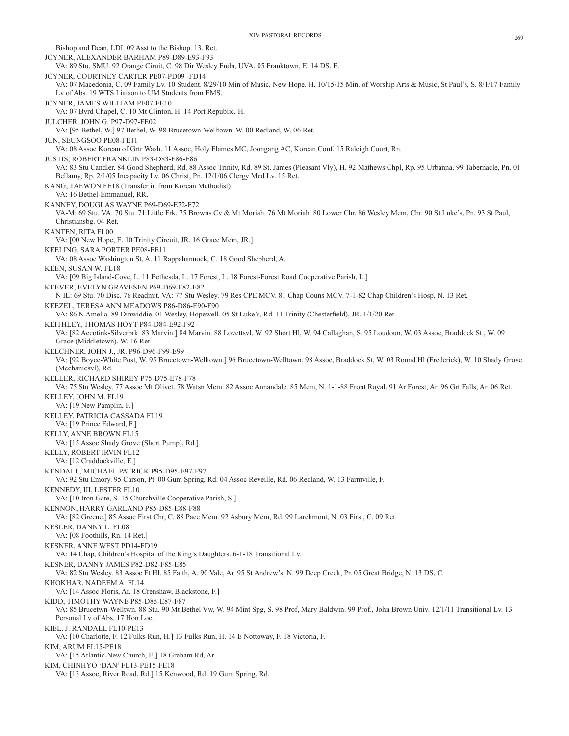Bishop and Dean, LDI. 09 Asst to the Bishop. 13. Ret.

JOYNER, ALEXANDER BARHAM P89-D89-E93-F93
VA: 89 Stu, SMU. 92 Orange Ciruit, C. 98 Dir Wesley Fndn, UVA. 05 Franktown, E. 14 DS, E.

JOYNER, COURTNEY CARTER PE07-PD09 -FD14
VA: 07 Macedonia, C. 09 Family Lv. 10 Student. 8/29/10 Min of Music, New Hope. H. 10/15/15 Min. of Worship Arts & Music, St Paul's, S. 8/1/17 Family Lv of Abs. 19 WTS Liaison to UM Students from EMS.

JOYNER, JAMES WILLIAM PE07-FE10
VA: 07 Byrd Chapel, C. 10 Mt Clinton, H. 14 Port Republic, H.

JULCHER, JOHN G. P97-D97-FE02
VA: [95 Bethel, W.] 97 Bethel, W. 98 Brucetown-Welltown, W. 00 Redland, W. 06 Ret.

JUN, SEUNGSOO PE08-FE11
VA: 08 Assoc Korean of Grtr Wash. 11 Assoc, Holy Flames MC, Joongang AC, Korean Conf. 15 Raleigh Court, Rn.

JUSTIS, ROBERT FRANKLIN P83-D83-F86-E86
VA: 83 Stu Candler. 84 Good Shepherd, Rd. 88 Assoc Trinity, Rd. 89 St. James (Pleasant Vly), H. 92 Mathews Chpl, Rp. 95 Urbanna. 99 Tabernacle, Pn. 01 Bellamy, Rp. 2/1/05 Incapacity Lv. 06 Christ, Pn. 12/1/06 Clergy Med Lv. 15 Ret.

KANG, TAEWON FE18 (Transfer in from Korean Methodist)
VA: 16 Bethel-Emmanuel, RR.

KANNEY, DOUGLAS WAYNE P69-D69-E72-F72
VA-M: 69 Stu. VA: 70 Stu. 71 Little Frk. 75 Browns Cv & Mt Moriah. 76 Mt Moriah. 80 Lower Chr. 86 Wesley Mem, Chr. 90 St Luke's, Pn. 93 St Paul, Christiansbg. 04 Ret.

KANTEN, RITA FL00
VA: [00 New Hope, E. 10 Trinity Circuit, JR. 16 Grace Mem, JR.]

KEELING, SARA PORTER PE08-FE11
VA: 08 Assoc Washington St, A. 11 Rappahannock, C. 18 Good Shepherd, A.

KEEN, SUSAN W. FL18
VA: [09 Big Island-Cove, L. 11 Bethesda, L. 17 Forest, L. 18 Forest-Forest Road Cooperative Parish, L.]

KEEVER, EVELYN GRAVESEN P69-D69-F82-E82
N IL: 69 Stu. 70 Disc. 76 Readmit. VA: 77 Stu Wesley. 79 Res CPE MCV. 81 Chap Couns MCV. 7-1-82 Chap Children's Hosp, N. 13 Ret,

KEEZEL, TERESA ANN MEADOWS P86-D86-E90-F90
VA: 86 N Amelia. 89 Dinwiddie. 01 Wesley, Hopewell. 05 St Luke's, Rd. 11 Trinity (Chesterfield), JR. 1/1/20 Ret.

KEITHLEY, THOMAS HOYT P84-D84-E92-F92
VA: [82 Accotink-Silverbrk. 83 Marvin.] 84 Marvin. 88 Lovettsvl, W. 92 Short Hl, W. 94 Callaghan, S. 95 Loudoun, W. 03 Assoc, Braddock St., W. 09 Grace (Middletown), W. 16 Ret.

KELCHNER, JOHN J., JR. P96-D96-F99-E99
VA: [92 Boyce-White Post, W. 95 Brucetown-Welltown.] 96 Brucetown-Welltown. 98 Assoc, Braddock St, W. 03 Round Hl (Frederick), W. 10 Shady Grove (Mechanicsvl), Rd.

KELLER, RICHARD SHIREY P75-D75-E78-F78
VA: 75 Stu Wesley. 77 Assoc Mt Olivet. 78 Watsn Mem. 82 Assoc Annandale. 85 Mem, N. 1-1-88 Front Royal. 91 Ar Forest, Ar. 96 Grt Falls, Ar. 06 Ret.

KELLEY, JOHN M. FL19
VA: [19 New Pamplin, F.]

KELLEY, PATRICIA CASSADA FL19
VA: [19 Prince Edward, F.]

KELLY, ANNE BROWN FL15
VA: [15 Assoc Shady Grove (Short Pump), Rd.]

KELLY, ROBERT IRVIN FL12
VA: [12 Craddockville, E.]

KENDALL, MICHAEL PATRICK P95-D95-E97-F97
VA: 92 Stu Emory. 95 Carson, Pt. 00 Gum Spring, Rd. 04 Assoc Reveille, Rd. 06 Redland, W. 13 Farmville, F.

KENNEDY, III, LESTER FL10
VA: [10 Iron Gate, S. 15 Churchville Cooperative Parish, S.]

KENNON, HARRY GARLAND P85-D85-E88-F88
VA: [82 Greene.] 85 Assoc First Chr, C. 88 Pace Mem. 92 Asbury Mem, Rd. 99 Larchmont, N. 03 First, C. 09 Ret.

KESLER, DANNY L. FL08
VA: [08 Foothills, Rn. 14 Ret.]

KESNER, ANNE WEST PD14-FD19
VA: 14 Chap, Children's Hospital of the King's Daughters. 6-1-18 Transitional Lv.

KESNER, DANNY JAMES P82-D82-F85-E85
VA: 82 Stu Wesley. 83 Assoc Ft Hl. 85 Faith, A. 90 Vale, Ar. 95 St Andrew's, N. 99 Deep Creek, Pr. 05 Great Bridge, N. 13 DS, C.

KHOKHAR, NADEEM A. FL14
VA: [14 Assoc Floris, Ar. 18 Crenshaw, Blackstone, F.]

KIDD, TIMOTHY WAYNE P85-D85-E87-F87
VA: 85 Brucetwn-Welltwn. 88 Stu. 90 Mt Bethel Vw, W. 94 Mint Spg, S. 98 Prof, Mary Baldwin. 99 Prof., John Brown Univ. 12/1/11 Transitional Lv. 13 Personal Lv of Abs. 17 Hon Loc.

KIEL, J. RANDALL FL10-PE13
VA: [10 Charlotte, F. 12 Fulks Run, H.] 13 Fulks Run, H. 14 E Nottoway, F. 18 Victoria, F.

KIM, ARUM FL15-PE18
VA: [15 Atlantic-New Church, E.] 18 Graham Rd, Ar.

KIM, CHINHYO 'DAN' FL13-PE15-FE18
VA: [13 Assoc, River Road, Rd.] 15 Kenwood, Rd. 19 Gum Spring, Rd.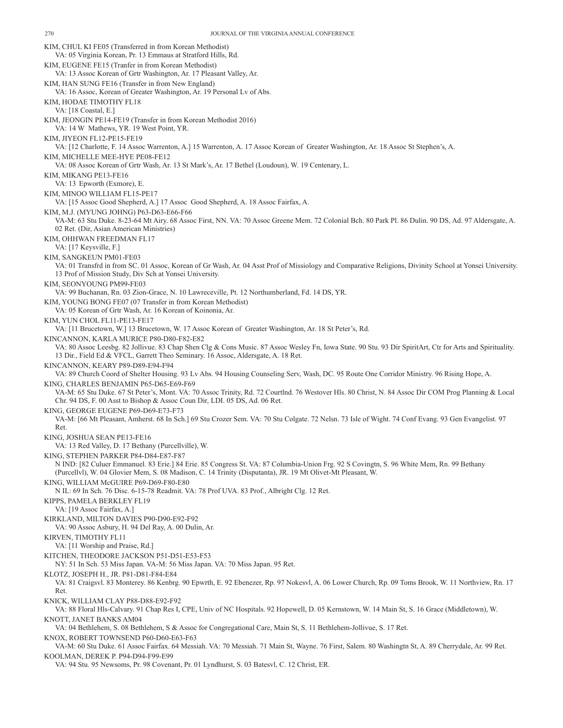KIM, CHUL KI FE05 (Transferred in from Korean Methodist)
VA: 05 Virginia Korean, Pr. 13 Emmaus at Stratford Hills, Rd.

KIM, EUGENE FE15 (Tranfer in from Korean Methodist)
VA: 13 Assoc Korean of Grtr Washington, Ar. 17 Pleasant Valley, Ar.

KIM, HAN SUNG FE16 (Transfer in from New England)
VA: 16 Assoc, Korean of Greater Washington, Ar. 19 Personal Lv of Abs.

KIM, HODAE TIMOTHY FL18
VA: [18 Coastal, E.]

KIM, JEONGIN PE14-FE19 (Transfer in from Korean Methodist 2016)
VA: 14 W Mathews, YR. 19 West Point, YR.

KIM, JIYEON FL12-PE15-FE19
VA: [12 Charlotte, F. 14 Assoc Warrenton, A.] 15 Warrenton, A. 17 Assoc Korean of Greater Washington, Ar. 18 Assoc St Stephen's, A.

KIM, MICHELLE MEE-HYE PE08-FE12
VA: 08 Assoc Korean of Grtr Wash, Ar. 13 St Mark's, Ar. 17 Bethel (Loudoun), W. 19 Centenary, L.

KIM, MIKANG PE13-FE16
VA: 13 Epworth (Exmore), E.

KIM, MINOO WILLIAM FL15-PE17
VA: [15 Assoc Good Shepherd, A.] 17 Assoc Good Shepherd, A. 18 Assoc Fairfax, A.

KIM, M.J. (MYUNG JOHNG) P63-D63-E66-F66
VA-M: 63 Stu Duke. 8-23-64 Mt Airy. 68 Assoc First, NN. VA: 70 Assoc Greene Mem. 72 Colonial Bch. 80 Park Pl. 86 Dulin. 90 DS, Ad. 97 Aldersgate, A. 02 Ret. (Dir, Asian American Ministries)

KIM, OHHWAN FREEDMAN FL17
VA: [17 Keysville, F.]

KIM, SANGKEUN PM01-FE03
VA: 01 Transfrd in from SC. 01 Assoc, Korean of Gr Wash, Ar. 04 Asst Prof of Missiology and Comparative Religions, Divinity School at Yonsei University. 13 Prof of Mission Study, Div Sch at Yonsei University.

KIM, SEONYOUNG PM99-FE03
VA: 99 Buchanan, Rn. 03 Zion-Grace, N. 10 Lawreceville, Pt. 12 Northumberland, Fd. 14 DS, YR.

KIM, YOUNG BONG FE07 (07 Transfer in from Korean Methodist)
VA: 05 Korean of Grtr Wash, Ar. 16 Korean of Koinonia, Ar.

KIM, YUN CHOL FL11-PE13-FE17
VA: [11 Brucetown, W.] 13 Brucetown, W. 17 Assoc Korean of Greater Washington, Ar. 18 St Peter's, Rd.

KINCANNON, KARLA MURICE P80-D80-F82-E82
VA: 80 Assoc Leesbg. 82 Jollivue. 83 Chap Shen Clg & Cons Music. 87 Assoc Wesley Fn, Iowa State. 90 Stu. 93 Dir SpiritArt, Ctr for Arts and Spirituality. 13 Dir., Field Ed & VFCL, Garrett Theo Seminary. 16 Assoc, Aldersgate, A. 18 Ret.

KINCANNON, KEARY P89-D89-E94-F94
VA: 89 Church Coord of Shelter Housing. 93 Lv Abs. 94 Housing Counseling Serv, Wash, DC. 95 Route One Corridor Ministry. 96 Rising Hope, A.

KING, CHARLES BENJAMIN P65-D65-E69-F69
VA-M: 65 Stu Duke. 67 St Peter's, Mont. VA: 70 Assoc Trinity, Rd. 72 Courtlnd. 76 Westover Hls. 80 Christ, N. 84 Assoc Dir COM Prog Planning & Local Chr. 94 DS, F. 00 Asst to Bishop & Assoc Coun Dir, LDI. 05 DS, Ad. 06 Ret.

KING, GEORGE EUGENE P69-D69-E73-F73
VA-M: [66 Mt Pleasant, Amherst. 68 In Sch.] 69 Stu Crozer Sem. VA: 70 Stu Colgate. 72 Nelsn. 73 Isle of Wight. 74 Conf Evang. 93 Gen Evangelist. 97 Ret.

KING, JOSHUA SEAN PE13-FE16
VA: 13 Red Valley, D. 17 Bethany (Purcellville), W.

KING, STEPHEN PARKER P84-D84-E87-F87
N IND: [82 Culuer Emmanuel. 83 Erie.] 84 Erie. 85 Congress St. VA: 87 Columbia-Union Frg. 92 S Covingtn, S. 96 White Mem, Rn. 99 Bethany (Purcellvl), W. 04 Glovier Mem, S. 08 Madison, C. 14 Trinity (Disputanta), JR. 19 Mt Olivet-Mt Pleasant, W.

KING, WILLIAM McGUIRE P69-D69-F80-E80
N IL: 69 In Sch. 76 Disc. 6-15-78 Readmit. VA: 78 Prof UVA. 83 Prof., Albright Clg. 12 Ret.

KIPPS, PAMELA BERKLEY FL19
VA: [19 Assoc Fairfax, A.]

KIRKLAND, MILTON DAVIES P90-D90-E92-F92
VA: 90 Assoc Asbury, H. 94 Del Ray, A. 00 Dulin, Ar.

KIRVEN, TIMOTHY FL11
VA: [11 Worship and Praise, Rd.]

KITCHEN, THEODORE JACKSON P51-D51-E53-F53
NY: 51 In Sch. 53 Miss Japan. VA-M: 56 Miss Japan. VA: 70 Miss Japan. 95 Ret.

KLOTZ, JOSEPH H., JR. P81-D81-F84-E84
VA: 81 Craigsvl. 83 Monterey. 86 Kenbrg. 90 Epwrth, E. 92 Ebenezer, Rp. 97 Nokesvl, A. 06 Lower Church, Rp. 09 Toms Brook, W. 11 Northview, Rn. 17 Ret.

KNICK, WILLIAM CLAY P88-D88-E92-F92
VA: 88 Floral Hls-Calvary. 91 Chap Res I, CPE, Univ of NC Hospitals. 92 Hopewell, D. 05 Kernstown, W. 14 Main St, S. 16 Grace (Middletown), W.

KNOTT, JANET BANKS AM04
VA: 04 Bethlehem, S. 08 Bethlehem, S & Assoc for Congregational Care, Main St, S. 11 Bethlehem-Jollivue, S. 17 Ret.

KNOX, ROBERT TOWNSEND P60-D60-E63-F63
VA-M: 60 Stu Duke. 61 Assoc Fairfax. 64 Messiah. VA: 70 Messiah. 71 Main St, Wayne. 76 First, Salem. 80 Washingtn St, A. 89 Cherrydale, Ar. 99 Ret.

KOOLMAN, DEREK P. P94-D94-F99-E99
VA: 94 Stu. 95 Newsoms, Pr. 98 Covenant, Pr. 01 Lyndhurst, S. 03 Batesvl, C. 12 Christ, ER.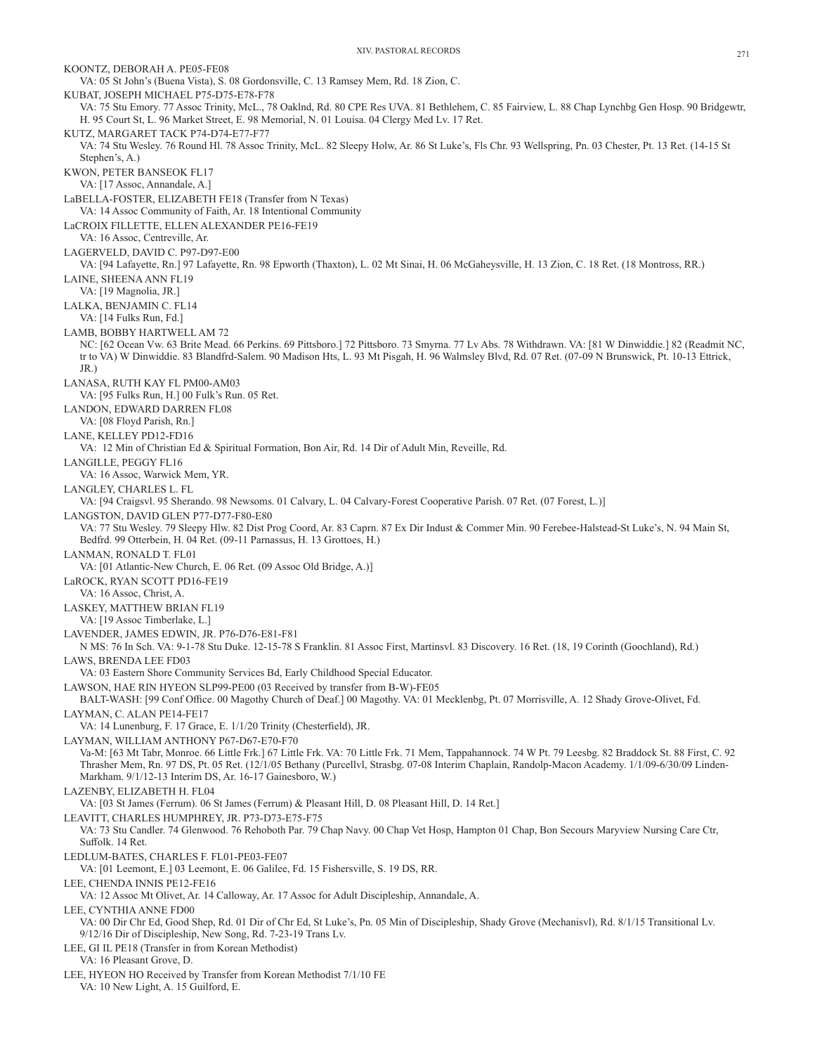KOONTZ, DEBORAH A. PE05-FE08

VA: 05 St John's (Buena Vista), S. 08 Gordonsville, C. 13 Ramsey Mem, Rd. 18 Zion, C.

KUBAT, JOSEPH MICHAEL P75-D75-E78-F78

VA: 75 Stu Emory. 77 Assoc Trinity, McL., 78 Oaklnd, Rd. 80 CPE Res UVA. 81 Bethlehem, C. 85 Fairview, L. 88 Chap Lynchbg Gen Hosp. 90 Bridgewtr, H. 95 Court St, L. 96 Market Street, E. 98 Memorial, N. 01 Louisa. 04 Clergy Med Lv. 17 Ret.

KUTZ, MARGARET TACK P74-D74-E77-F77

VA: 74 Stu Wesley. 76 Round Hl. 78 Assoc Trinity, McL. 82 Sleepy Holw, Ar. 86 St Luke's, Fls Chr. 93 Wellspring, Pn. 03 Chester, Pt. 13 Ret. (14-15 St Stephen's, A.)

KWON, PETER BANSEOK FL17

VA: [17 Assoc, Annandale, A.]

LaBELLA-FOSTER, ELIZABETH FE18 (Transfer from N Texas)

VA: 14 Assoc Community of Faith, Ar. 18 Intentional Community

LaCROIX FILLETTE, ELLEN ALEXANDER PE16-FE19

VA: 16 Assoc, Centreville, Ar.

LAGERVELD, DAVID C. P97-D97-E00

VA: [94 Lafayette, Rn.] 97 Lafayette, Rn. 98 Epworth (Thaxton), L. 02 Mt Sinai, H. 06 McGaheysville, H. 13 Zion, C. 18 Ret. (18 Montross, RR.)

LAINE, SHEENA ANN FL19

VA: [19 Magnolia, JR.]

LALKA, BENJAMIN C. FL14

VA: [14 Fulks Run, Fd.]

LAMB, BOBBY HARTWELL AM 72

NC: [62 Ocean Vw. 63 Brite Mead. 66 Perkins. 69 Pittsboro.] 72 Pittsboro. 73 Smyrna. 77 Lv Abs. 78 Withdrawn. VA: [81 W Dinwiddie.] 82 (Readmit NC, tr to VA) W Dinwiddie. 83 Blandfrd-Salem. 90 Madison Hts, L. 93 Mt Pisgah, H. 96 Walmsley Blvd, Rd. 07 Ret. (07-09 N Brunswick, Pt. 10-13 Ettrick, JR.)

LANASA, RUTH KAY FL PM00-AM03

VA: [95 Fulks Run, H.] 00 Fulk's Run. 05 Ret.

LANDON, EDWARD DARREN FL08

VA: [08 Floyd Parish, Rn.]

LANE, KELLEY PD12-FD16

VA: 12 Min of Christian Ed & Spiritual Formation, Bon Air, Rd. 14 Dir of Adult Min, Reveille, Rd.

LANGILLE, PEGGY FL16

VA: 16 Assoc, Warwick Mem, YR.

LANGLEY, CHARLES L. FL

VA: [94 Craigsvl. 95 Sherando. 98 Newsoms. 01 Calvary, L. 04 Calvary-Forest Cooperative Parish. 07 Ret. (07 Forest, L.)]

LANGSTON, DAVID GLEN P77-D77-F80-E80

VA: 77 Stu Wesley. 79 Sleepy Hlw. 82 Dist Prog Coord, Ar. 83 Caprn. 87 Ex Dir Indust & Commer Min. 90 Ferebee-Halstead-St Luke's, N. 94 Main St, Bedfrd. 99 Otterbein, H. 04 Ret. (09-11 Parnassus, H. 13 Grottoes, H.)

LANMAN, RONALD T. FL01

VA: [01 Atlantic-New Church, E. 06 Ret. (09 Assoc Old Bridge, A.)]

LaROCK, RYAN SCOTT PD16-FE19

VA: 16 Assoc, Christ, A.

LASKEY, MATTHEW BRIAN FL19

VA: [19 Assoc Timberlake, L.]

LAVENDER, JAMES EDWIN, JR. P76-D76-E81-F81

N MS: 76 In Sch. VA: 9-1-78 Stu Duke. 12-15-78 S Franklin. 81 Assoc First, Martinsvl. 83 Discovery. 16 Ret. (18, 19 Corinth (Goochland), Rd.)

LAWS, BRENDA LEE FD03

VA: 03 Eastern Shore Community Services Bd, Early Childhood Special Educator.

LAWSON, HAE RIN HYEON SLP99-PE00 (03 Received by transfer from B-W)-FE05

BALT-WASH: [99 Conf Office. 00 Magothy Church of Deaf.] 00 Magothy. VA: 01 Mecklenbg, Pt. 07 Morrisville, A. 12 Shady Grove-Olivet, Fd.

LAYMAN, C. ALAN PE14-FE17

VA: 14 Lunenburg, F. 17 Grace, E. 1/1/20 Trinity (Chesterfield), JR.

LAYMAN, WILLIAM ANTHONY P67-D67-E70-F70

Va-M: [63 Mt Tabr, Monroe. 66 Little Frk.] 67 Little Frk. VA: 70 Little Frk. 71 Mem, Tappahannock. 74 W Pt. 79 Leesbg. 82 Braddock St. 88 First, C. 92 Thrasher Mem, Rn. 97 DS, Pt. 05 Ret. (12/1/05 Bethany (Purcellvl, Strasbg. 07-08 Interim Chaplain, Randolp-Macon Academy. 1/1/09-6/30/09 Linden-Markham. 9/1/12-13 Interim DS, Ar. 16-17 Gainesboro, W.)

LAZENBY, ELIZABETH H. FL04

VA: [03 St James (Ferrum). 06 St James (Ferrum) & Pleasant Hill, D. 08 Pleasant Hill, D. 14 Ret.]

LEAVITT, CHARLES HUMPHREY, JR. P73-D73-E75-F75

VA: 73 Stu Candler. 74 Glenwood. 76 Rehoboth Par. 79 Chap Navy. 00 Chap Vet Hosp, Hampton 01 Chap, Bon Secours Maryview Nursing Care Ctr, Suffolk. 14 Ret.

LEDLUM-BATES, CHARLES F. FL01-PE03-FE07

VA: [01 Leemont, E.] 03 Leemont, E. 06 Galilee, Fd. 15 Fishersville, S. 19 DS, RR.

LEE, CHENDA INNIS PE12-FE16

VA: 12 Assoc Mt Olivet, Ar. 14 Calloway, Ar. 17 Assoc for Adult Discipleship, Annandale, A.

LEE, CYNTHIA ANNE FD00

VA: 00 Dir Chr Ed, Good Shep, Rd. 01 Dir of Chr Ed, St Luke's, Pn. 05 Min of Discipleship, Shady Grove (Mechanisvl), Rd. 8/1/15 Transitional Lv. 9/12/16 Dir of Discipleship, New Song, Rd. 7-23-19 Trans Lv.

LEE, GI IL PE18 (Transfer in from Korean Methodist)

VA: 16 Pleasant Grove, D.

LEE, HYEON HO Received by Transfer from Korean Methodist 7/1/10 FE

VA: 10 New Light, A. 15 Guilford, E.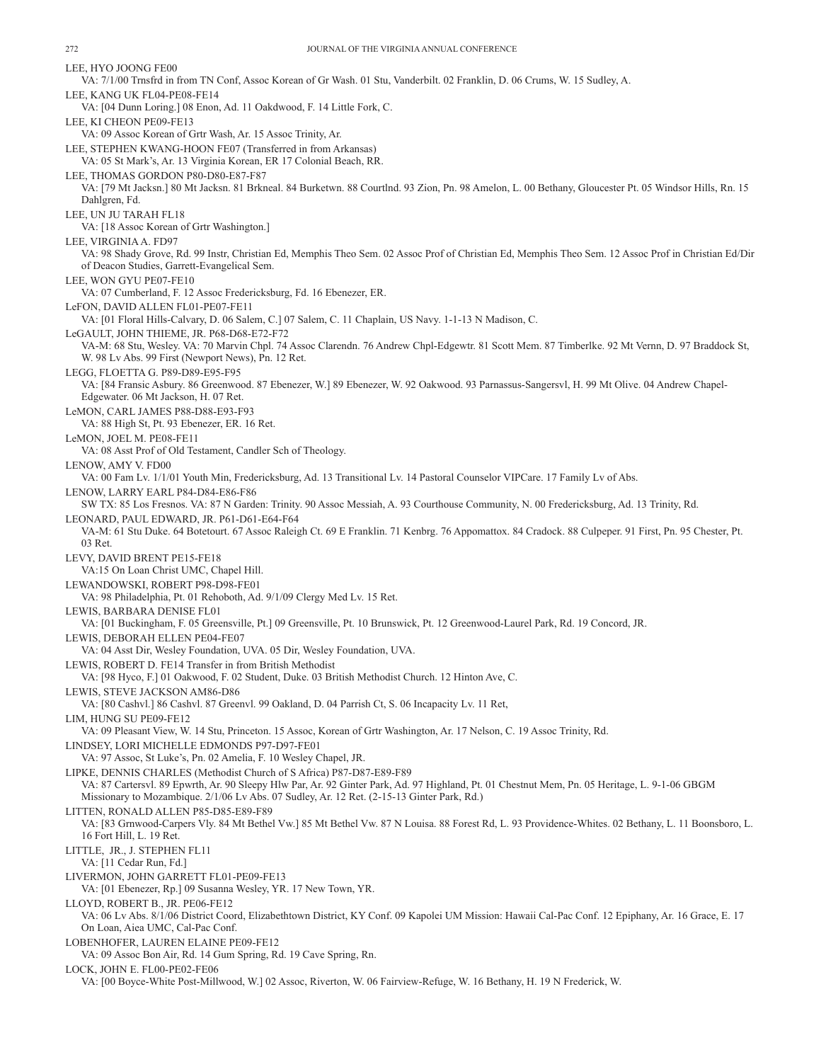LEE, HYO JOONG FE00

VA: 7/1/00 Trnsfrd in from TN Conf, Assoc Korean of Gr Wash. 01 Stu, Vanderbilt. 02 Franklin, D. 06 Crums, W. 15 Sudley, A.

LEE, KANG UK FL04-PE08-FE14

VA: [04 Dunn Loring.] 08 Enon, Ad. 11 Oakdwood, F. 14 Little Fork, C.

LEE, KI CHEON PE09-FE13

VA: 09 Assoc Korean of Grtr Wash, Ar. 15 Assoc Trinity, Ar.

LEE, STEPHEN KWANG-HOON FE07 (Transferred in from Arkansas)

VA: 05 St Mark's, Ar. 13 Virginia Korean, ER 17 Colonial Beach, RR.

LEE, THOMAS GORDON P80-D80-E87-F87

VA: [79 Mt Jacksn.] 80 Mt Jacksn. 81 Brkneal. 84 Burketwn. 88 Courtlnd. 93 Zion, Pn. 98 Amelon, L. 00 Bethany, Gloucester Pt. 05 Windsor Hills, Rn. 15 Dahlgren, Fd.

LEE, UN JU TARAH FL18

VA: [18 Assoc Korean of Grtr Washington.]

LEE, VIRGINIA A. FD97

VA: 98 Shady Grove, Rd. 99 Instr, Christian Ed, Memphis Theo Sem. 02 Assoc Prof of Christian Ed, Memphis Theo Sem. 12 Assoc Prof in Christian Ed/Dir of Deacon Studies, Garrett-Evangelical Sem.

LEE, WON GYU PE07-FE10

VA: 07 Cumberland, F. 12 Assoc Fredericksburg, Fd. 16 Ebenezer, ER.

LeFON, DAVID ALLEN FL01-PE07-FE11

VA: [01 Floral Hills-Calvary, D. 06 Salem, C.] 07 Salem, C. 11 Chaplain, US Navy. 1-1-13 N Madison, C.

LeGAULT, JOHN THIEME, JR. P68-D68-E72-F72

VA-M: 68 Stu, Wesley. VA: 70 Marvin Chpl. 74 Assoc Clarendn. 76 Andrew Chpl-Edgewtr. 81 Scott Mem. 87 Timberlke. 92 Mt Vernn, D. 97 Braddock St, W. 98 Lv Abs. 99 First (Newport News), Pn. 12 Ret.

LEGG, FLOETTA G. P89-D89-E95-F95

VA: [84 Fransic Asbury. 86 Greenwood. 87 Ebenezer, W.] 89 Ebenezer, W. 92 Oakwood. 93 Parnassus-Sangersvl, H. 99 Mt Olive. 04 Andrew Chapel-Edgewater. 06 Mt Jackson, H. 07 Ret.

LeMON, CARL JAMES P88-D88-E93-F93

VA: 88 High St, Pt. 93 Ebenezer, ER. 16 Ret.

LeMON, JOEL M. PE08-FE11

VA: 08 Asst Prof of Old Testament, Candler Sch of Theology.

LENOW, AMY V. FD00

VA: 00 Fam Lv. 1/1/01 Youth Min, Fredericksburg, Ad. 13 Transitional Lv. 14 Pastoral Counselor VIPCare. 17 Family Lv of Abs.

LENOW, LARRY EARL P84-D84-E86-F86

SW TX: 85 Los Fresnos. VA: 87 N Garden: Trinity. 90 Assoc Messiah, A. 93 Courthouse Community, N. 00 Fredericksburg, Ad. 13 Trinity, Rd.

LEONARD, PAUL EDWARD, JR. P61-D61-E64-F64

VA-M: 61 Stu Duke. 64 Botetourt. 67 Assoc Raleigh Ct. 69 E Franklin. 71 Kenbrg. 76 Appomattox. 84 Cradock. 88 Culpeper. 91 First, Pn. 95 Chester, Pt. 03 Ret.

LEVY, DAVID BRENT PE15-FE18

VA:15 On Loan Christ UMC, Chapel Hill.

LEWANDOWSKI, ROBERT P98-D98-FE01

VA: 98 Philadelphia, Pt. 01 Rehoboth, Ad. 9/1/09 Clergy Med Lv. 15 Ret.

LEWIS, BARBARA DENISE FL01

VA: [01 Buckingham, F. 05 Greensville, Pt.] 09 Greensville, Pt. 10 Brunswick, Pt. 12 Greenwood-Laurel Park, Rd. 19 Concord, JR.

LEWIS, DEBORAH ELLEN PE04-FE07

VA: 04 Asst Dir, Wesley Foundation, UVA. 05 Dir, Wesley Foundation, UVA.

LEWIS, ROBERT D. FE14 Transfer in from British Methodist

VA: [98 Hyco, F.] 01 Oakwood, F. 02 Student, Duke. 03 British Methodist Church. 12 Hinton Ave, C.

LEWIS, STEVE JACKSON AM86-D86

VA: [80 Cashvl.] 86 Cashvl. 87 Greenvl. 99 Oakland, D. 04 Parrish Ct, S. 06 Incapacity Lv. 11 Ret,

LIM, HUNG SU PE09-FE12

VA: 09 Pleasant View, W. 14 Stu, Princeton. 15 Assoc, Korean of Grtr Washington, Ar. 17 Nelson, C. 19 Assoc Trinity, Rd.

LINDSEY, LORI MICHELLE EDMONDS P97-D97-FE01

VA: 97 Assoc, St Luke's, Pn. 02 Amelia, F. 10 Wesley Chapel, JR.

LIPKE, DENNIS CHARLES (Methodist Church of S Africa) P87-D87-E89-F89

VA: 87 Cartersvl. 89 Epwrth, Ar. 90 Sleepy Hlw Par, Ar. 92 Ginter Park, Ad. 97 Highland, Pt. 01 Chestnut Mem, Pn. 05 Heritage, L. 9-1-06 GBGM Missionary to Mozambique. 2/1/06 Lv Abs. 07 Sudley, Ar. 12 Ret. (2-15-13 Ginter Park, Rd.)

LITTEN, RONALD ALLEN P85-D85-E89-F89

VA: [83 Grnwood-Carpers Vly. 84 Mt Bethel Vw.] 85 Mt Bethel Vw. 87 N Louisa. 88 Forest Rd, L. 93 Providence-Whites. 02 Bethany, L. 11 Boonsboro, L. 16 Fort Hill, L. 19 Ret.

LITTLE, JR., J. STEPHEN FL11

VA: [11 Cedar Run, Fd.]

LIVERMON, JOHN GARRETT FL01-PE09-FE13

VA: [01 Ebenezer, Rp.] 09 Susanna Wesley, YR. 17 New Town, YR.

LLOYD, ROBERT B., JR. PE06-FE12

VA: 06 Lv Abs. 8/1/06 District Coord, Elizabethtown District, KY Conf. 09 Kapolei UM Mission: Hawaii Cal-Pac Conf. 12 Epiphany, Ar. 16 Grace, E. 17 On Loan, Aiea UMC, Cal-Pac Conf.

LOBENHOFER, LAUREN ELAINE PE09-FE12

VA: 09 Assoc Bon Air, Rd. 14 Gum Spring, Rd. 19 Cave Spring, Rn.

LOCK, JOHN E. FL00-PE02-FE06

VA: [00 Boyce-White Post-Millwood, W.] 02 Assoc, Riverton, W. 06 Fairview-Refuge, W. 16 Bethany, H. 19 N Frederick, W.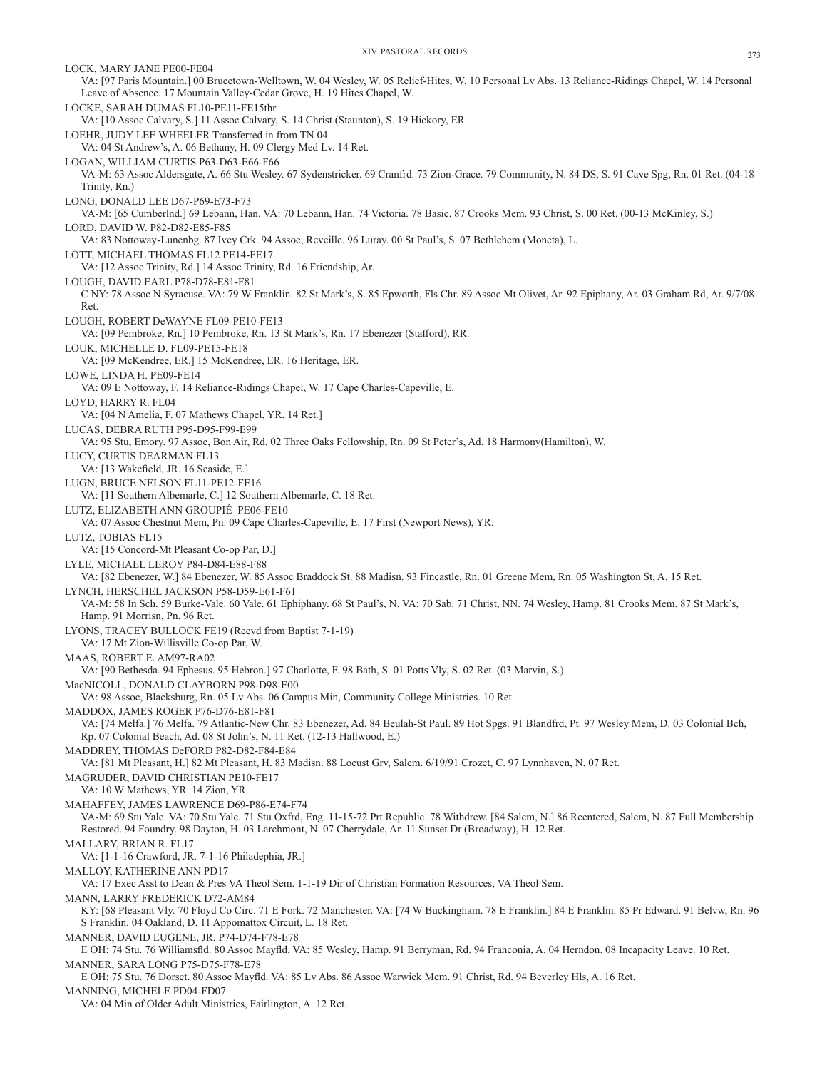LOCK, MARY JANE PE00-FE04
VA: [97 Paris Mountain.] 00 Brucetown-Welltown, W. 04 Wesley, W. 05 Relief-Hites, W. 10 Personal Lv Abs. 13 Reliance-Ridings Chapel, W. 14 Personal Leave of Absence. 17 Mountain Valley-Cedar Grove, H. 19 Hites Chapel, W.

LOCKE, SARAH DUMAS FL10-PE11-FE15thr
VA: [10 Assoc Calvary, S.] 11 Assoc Calvary, S. 14 Christ (Staunton), S. 19 Hickory, ER.

LOEHR, JUDY LEE WHEELER Transferred in from TN 04
VA: 04 St Andrew's, A. 06 Bethany, H. 09 Clergy Med Lv. 14 Ret.

LOGAN, WILLIAM CURTIS P63-D63-E66-F66
VA-M: 63 Assoc Aldersgate, A. 66 Stu Wesley. 67 Sydenstricker. 69 Cranfrd. 73 Zion-Grace. 79 Community, N. 84 DS, S. 91 Cave Spg, Rn. 01 Ret. (04-18 Trinity, Rn.)

LONG, DONALD LEE D67-P69-E73-F73
VA-M: [65 Cumberlnd.] 69 Lebann, Han. VA: 70 Lebann, Han. 74 Victoria. 78 Basic. 87 Crooks Mem. 93 Christ, S. 00 Ret. (00-13 McKinley, S.)

LORD, DAVID W. P82-D82-E85-F85
VA: 83 Nottoway-Lunenbg. 87 Ivey Crk. 94 Assoc, Reveille. 96 Luray. 00 St Paul's, S. 07 Bethlehem (Moneta), L.

LOTT, MICHAEL THOMAS FL12 PE14-FE17
VA: [12 Assoc Trinity, Rd.] 14 Assoc Trinity, Rd. 16 Friendship, Ar.

LOUGH, DAVID EARL P78-D78-E81-F81
C NY: 78 Assoc N Syracuse. VA: 79 W Franklin. 82 St Mark's, S. 85 Epworth, Fls Chr. 89 Assoc Mt Olivet, Ar. 92 Epiphany, Ar. 03 Graham Rd, Ar. 9/7/08 Ret.

LOUGH, ROBERT DeWAYNE FL09-PE10-FE13
VA: [09 Pembroke, Rn.] 10 Pembroke, Rn. 13 St Mark's, Rn. 17 Ebenezer (Stafford), RR.

LOUK, MICHELLE D. FL09-PE15-FE18
VA: [09 McKendree, ER.] 15 McKendree, ER. 16 Heritage, ER.

LOWE, LINDA H. PE09-FE14
VA: 09 E Nottoway, F. 14 Reliance-Ridings Chapel, W. 17 Cape Charles-Capeville, E.

LOYD, HARRY R. FL04
VA: [04 N Amelia, F. 07 Mathews Chapel, YR. 14 Ret.]

LUCAS, DEBRA RUTH P95-D95-F99-E99
VA: 95 Stu, Emory. 97 Assoc, Bon Air, Rd. 02 Three Oaks Fellowship, Rn. 09 St Peter's, Ad. 18 Harmony(Hamilton), W.

LUCY, CURTIS DEARMAN FL13
VA: [13 Wakefield, JR. 16 Seaside, E.]

LUGN, BRUCE NELSON FL11-PE12-FE16
VA: [11 Southern Albemarle, C.] 12 Southern Albemarle, C. 18 Ret.

LUTZ, ELIZABETH ANN GROUPIÉ PE06-FE10
VA: 07 Assoc Chestnut Mem, Pn. 09 Cape Charles-Capeville, E. 17 First (Newport News), YR.

LUTZ, TOBIAS FL15
VA: [15 Concord-Mt Pleasant Co-op Par, D.]

LYLE, MICHAEL LEROY P84-D84-E88-F88
VA: [82 Ebenezer, W.] 84 Ebenezer, W. 85 Assoc Braddock St. 88 Madisn. 93 Fincastle, Rn. 01 Greene Mem, Rn. 05 Washington St, A. 15 Ret.

LYNCH, HERSCHEL JACKSON P58-D59-E61-F61
VA-M: 58 In Sch. 59 Burke-Vale. 60 Vale. 61 Ephiphany. 68 St Paul's, N. VA: 70 Sab. 71 Christ, NN. 74 Wesley, Hamp. 81 Crooks Mem. 87 St Mark's, Hamp. 91 Morrisn, Pn. 96 Ret.

LYONS, TRACEY BULLOCK FE19 (Recvd from Baptist 7-1-19)
VA: 17 Mt Zion-Willisville Co-op Par, W.

MAAS, ROBERT E. AM97-RA02
VA: [90 Bethesda. 94 Ephesus. 95 Hebron.] 97 Charlotte, F. 98 Bath, S. 01 Potts Vly, S. 02 Ret. (03 Marvin, S.)

MacNICOLL, DONALD CLAYBORN P98-D98-E00
VA: 98 Assoc, Blacksburg, Rn. 05 Lv Abs. 06 Campus Min, Community College Ministries. 10 Ret.

MADDOX, JAMES ROGER P76-D76-E81-F81
VA: [74 Melfa.] 76 Melfa. 79 Atlantic-New Chr. 83 Ebenezer, Ad. 84 Beulah-St Paul. 89 Hot Spgs. 91 Blandfrd, Pt. 97 Wesley Mem, D. 03 Colonial Bch, Rp. 07 Colonial Beach, Ad. 08 St John's, N. 11 Ret. (12-13 Hallwood, E.)

MADDREY, THOMAS DeFORD P82-D82-F84-E84
VA: [81 Mt Pleasant, H.] 82 Mt Pleasant, H. 83 Madisn. 88 Locust Grv, Salem. 6/19/91 Crozet, C. 97 Lynnhaven, N. 07 Ret.

MAGRUDER, DAVID CHRISTIAN PE10-FE17
VA: 10 W Mathews, YR. 14 Zion, YR.

MAHAFFEY, JAMES LAWRENCE D69-P86-E74-F74
VA-M: 69 Stu Yale. VA: 70 Stu Yale. 71 Stu Oxfrd, Eng. 11-15-72 Prt Republic. 78 Withdrew. [84 Salem, N.] 86 Reentered, Salem, N. 87 Full Membership Restored. 94 Foundry. 98 Dayton, H. 03 Larchmont, N. 07 Cherrydale, Ar. 11 Sunset Dr (Broadway), H. 12 Ret.

MALLARY, BRIAN R. FL17
VA: [1-1-16 Crawford, JR. 7-1-16 Philadephia, JR.]

MALLOY, KATHERINE ANN PD17
VA: 17 Exec Asst to Dean & Pres VA Theol Sem. 1-1-19 Dir of Christian Formation Resources, VA Theol Sem.

MANN, LARRY FREDERICK D72-AM84
KY: [68 Pleasant Vly. 70 Floyd Co Circ. 71 E Fork. 72 Manchester. VA: [74 W Buckingham. 78 E Franklin.] 84 E Franklin. 85 Pr Edward. 91 Belvw, Rn. 96 S Franklin. 04 Oakland, D. 11 Appomattox Circuit, L. 18 Ret.

MANNER, DAVID EUGENE, JR. P74-D74-F78-E78
E OH: 74 Stu. 76 Williamsfld. 80 Assoc Mayfld. VA: 85 Wesley, Hamp. 91 Berryman, Rd. 94 Franconia, A. 04 Herndon. 08 Incapacity Leave. 10 Ret.

MANNER, SARA LONG P75-D75-F78-E78
E OH: 75 Stu. 76 Dorset. 80 Assoc Mayfld. VA: 85 Lv Abs. 86 Assoc Warwick Mem. 91 Christ, Rd. 94 Beverley Hls, A. 16 Ret.

MANNING, MICHELE PD04-FD07
VA: 04 Min of Older Adult Ministries, Fairlington, A. 12 Ret.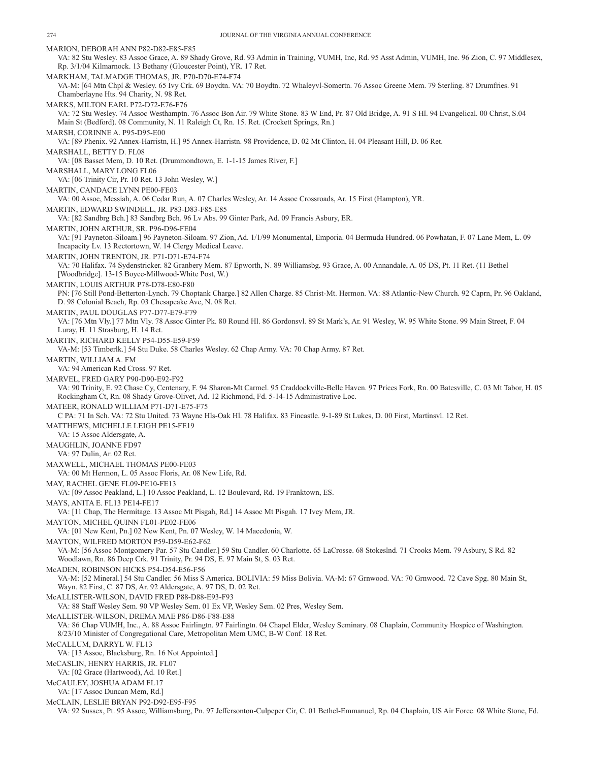MARION, DEBORAH ANN P82-D82-E85-F85
VA: 82 Stu Wesley. 83 Assoc Grace, A. 89 Shady Grove, Rd. 93 Admin in Training, VUMH, Inc, Rd. 95 Asst Admin, VUMH, Inc. 96 Zion, C. 97 Middlesex, Rp. 3/1/04 Kilmarnock. 13 Bethany (Gloucester Point), YR. 17 Ret.

MARKHAM, TALMADGE THOMAS, JR. P70-D70-E74-F74
VA-M: [64 Mtn Chpl & Wesley. 65 Ivy Crk. 69 Boydtn. VA: 70 Boydtn. 72 Whaleyvl-Somertn. 76 Assoc Greene Mem. 79 Sterling. 87 Drumfries. 91 Chamberlayne Hts. 94 Charity, N. 98 Ret.

MARKS, MILTON EARL P72-D72-E76-F76
VA: 72 Stu Wesley. 74 Assoc Westhamptn. 76 Assoc Bon Air. 79 White Stone. 83 W End, Pr. 87 Old Bridge, A. 91 S Hl. 94 Evangelical. 00 Christ, S.04 Main St (Bedford). 08 Community, N. 11 Raleigh Ct, Rn. 15. Ret. (Crockett Springs, Rn.)

MARSH, CORINNE A. P95-D95-E00
VA: [89 Phenix. 92 Annex-Harristn, H.] 95 Annex-Harristn. 98 Providence, D. 02 Mt Clinton, H. 04 Pleasant Hill, D. 06 Ret.

MARSHALL, BETTY D. FL08
VA: [08 Basset Mem, D. 10 Ret. (Drummondtown, E. 1-1-15 James River, F.]

MARSHALL, MARY LONG FL06
VA: [06 Trinity Cir, Pr. 10 Ret. 13 John Wesley, W.]

MARTIN, CANDACE LYNN PE00-FE03
VA: 00 Assoc, Messiah, A. 06 Cedar Run, A. 07 Charles Wesley, Ar. 14 Assoc Crossroads, Ar. 15 First (Hampton), YR.

MARTIN, EDWARD SWINDELL, JR. P83-D83-F85-E85
VA: [82 Sandbrg Bch.] 83 Sandbrg Bch. 96 Lv Abs. 99 Ginter Park, Ad. 09 Francis Asbury, ER.

MARTIN, JOHN ARTHUR, SR. P96-D96-FE04
VA: [91 Payneton-Siloam.] 96 Payneton-Siloam. 97 Zion, Ad. 1/1/99 Monumental, Emporia. 04 Bermuda Hundred. 06 Powhatan, F. 07 Lane Mem, L. 09 Incapacity Lv. 13 Rectortown, W. 14 Clergy Medical Leave.

MARTIN, JOHN TRENTON, JR. P71-D71-E74-F74
VA: 70 Halifax. 74 Sydenstricker. 82 Granbery Mem. 87 Epworth, N. 89 Williamsbg. 93 Grace, A. 00 Annandale, A. 05 DS, Pt. 11 Ret. (11 Bethel [Woodbridge]. 13-15 Boyce-Millwood-White Post, W.)

MARTIN, LOUIS ARTHUR P78-D78-E80-F80
PN: [76 Still Pond-Betterton-Lynch. 79 Choptank Charge.] 82 Allen Charge. 85 Christ-Mt. Hermon. VA: 88 Atlantic-New Church. 92 Caprn, Pr. 96 Oakland, D. 98 Colonial Beach, Rp. 03 Chesapeake Ave, N. 08 Ret.

MARTIN, PAUL DOUGLAS P77-D77-E79-F79
VA: [76 Mtn Vly.] 77 Mtn Vly. 78 Assoc Ginter Pk. 80 Round Hl. 86 Gordonsvl. 89 St Mark's, Ar. 91 Wesley, W. 95 White Stone. 99 Main Street, F. 04 Luray, H. 11 Strasburg, H. 14 Ret.

MARTIN, RICHARD KELLY P54-D55-E59-F59
VA-M: [53 Timberlk.] 54 Stu Duke. 58 Charles Wesley. 62 Chap Army. VA: 70 Chap Army. 87 Ret.

MARTIN, WILLIAM A. FM
VA: 94 American Red Cross. 97 Ret.

MARVEL, FRED GARY P90-D90-E92-F92
VA: 90 Trinity, E. 92 Chase Cy, Centenary, F. 94 Sharon-Mt Carmel. 95 Craddockville-Belle Haven. 97 Prices Fork, Rn. 00 Batesville, C. 03 Mt Tabor, H. 05 Rockingham Ct, Rn. 08 Shady Grove-Olivet, Ad. 12 Richmond, Fd. 5-14-15 Administrative Loc.

MATEER, RONALD WILLIAM P71-D71-E75-F75
C PA: 71 In Sch. VA: 72 Stu United. 73 Wayne Hls-Oak Hl. 78 Halifax. 83 Fincastle. 9-1-89 St Lukes, D. 00 First, Martinsvl. 12 Ret.

MATTHEWS, MICHELLE LEIGH PE15-FE19
VA: 15 Assoc Aldersgate, A.

MAUGHLIN, JOANNE FD97
VA: 97 Dulin, Ar. 02 Ret.

MAXWELL, MICHAEL THOMAS PE00-FE03
VA: 00 Mt Hermon, L. 05 Assoc Floris, Ar. 08 New Life, Rd.

MAY, RACHEL GENE FL09-PE10-FE13
VA: [09 Assoc Peakland, L.] 10 Assoc Peakland, L. 12 Boulevard, Rd. 19 Franktown, ES.

MAYS, ANITA E. FL13 PE14-FE17
VA: [11 Chap, The Hermitage. 13 Assoc Mt Pisgah, Rd.] 14 Assoc Mt Pisgah. 17 Ivey Mem, JR.

MAYTON, MICHEL QUINN FL01-PE02-FE06
VA: [01 New Kent, Pn.] 02 New Kent, Pn. 07 Wesley, W. 14 Macedonia, W.

MAYTON, WILFRED MORTON P59-D59-E62-F62
VA-M: [56 Assoc Montgomery Par. 57 Stu Candler.] 59 Stu Candler. 60 Charlotte. 65 LaCrosse. 68 Stokeslnd. 71 Crooks Mem. 79 Asbury, S Rd. 82 Woodlawn, Rn. 86 Deep Crk. 91 Trinity, Pr. 94 DS, E. 97 Main St, S. 03 Ret.

McADEN, ROBINSON HICKS P54-D54-E56-F56
VA-M: [52 Mineral.] 54 Stu Candler. 56 Miss S America. BOLIVIA: 59 Miss Bolivia. VA-M: 67 Grnwood. VA: 70 Grnwood. 72 Cave Spg. 80 Main St, Wayn. 82 First, C. 87 DS, Ar. 92 Aldersgate, A. 97 DS, D. 02 Ret.

McALLISTER-WILSON, DAVID FRED P88-D88-E93-F93
VA: 88 Staff Wesley Sem. 90 VP Wesley Sem. 01 Ex VP, Wesley Sem. 02 Pres, Wesley Sem.

McALLISTER-WILSON, DREMA MAE P86-D86-F88-E88
VA: 86 Chap VUMH, Inc., A. 88 Assoc Fairlingtn. 97 Fairlingtn. 04 Chapel Elder, Wesley Seminary. 08 Chaplain, Community Hospice of Washington. 8/23/10 Minister of Congregational Care, Metropolitan Mem UMC, B-W Conf. 18 Ret.

McCALLUM, DARRYL W. FL13
VA: [13 Assoc, Blacksburg, Rn. 16 Not Appointed.]

McCASLIN, HENRY HARRIS, JR. FL07
VA: [02 Grace (Hartwood), Ad. 10 Ret.]

McCAULEY, JOSHUA ADAM FL17
VA: [17 Assoc Duncan Mem, Rd.]

McCLAIN, LESLIE BRYAN P92-D92-E95-F95
VA: 92 Sussex, Pt. 95 Assoc, Williamsburg, Pn. 97 Jeffersonton-Culpeper Cir, C. 01 Bethel-Emmanuel, Rp. 04 Chaplain, US Air Force. 08 White Stone, Fd.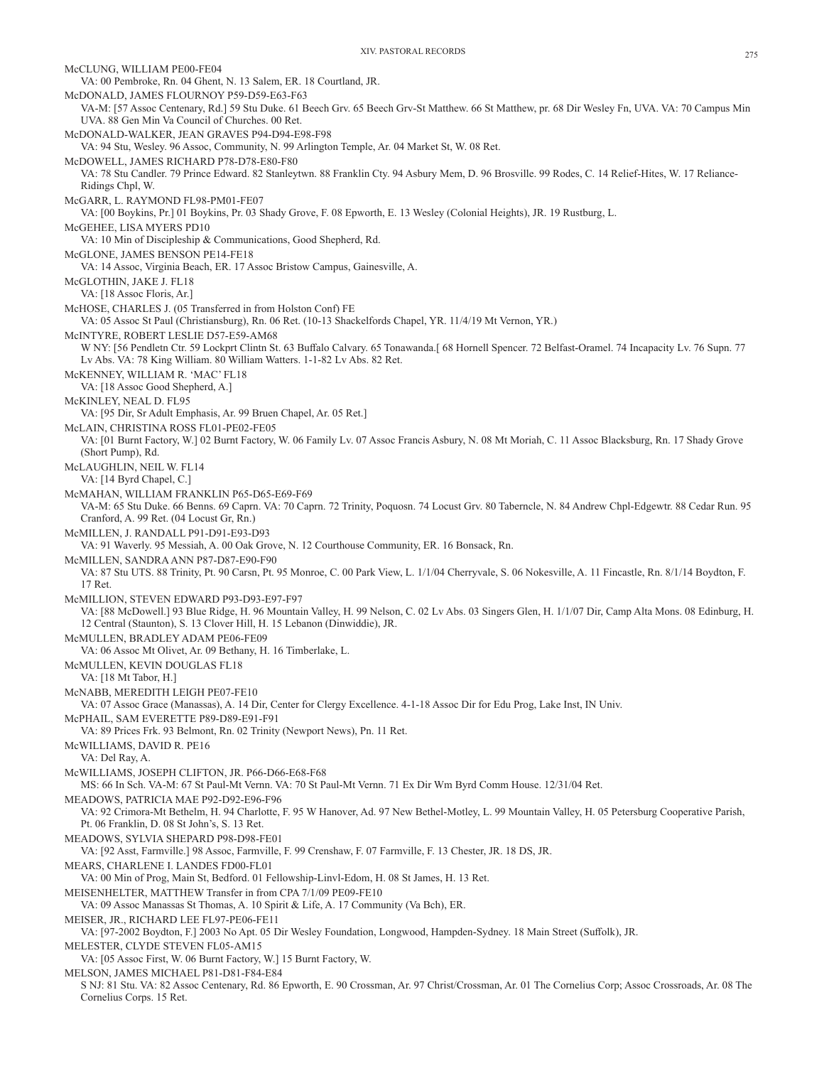McCLUNG, WILLIAM PE00-FE04
VA: 00 Pembroke, Rn. 04 Ghent, N. 13 Salem, ER. 18 Courtland, JR.

McDONALD, JAMES FLOURNOY P59-D59-E63-F63
VA-M: [57 Assoc Centenary, Rd.] 59 Stu Duke. 61 Beech Grv. 65 Beech Grv-St Matthew. 66 St Matthew, pr. 68 Dir Wesley Fn, UVA. VA: 70 Campus Min UVA. 88 Gen Min Va Council of Churches. 00 Ret.

McDONALD-WALKER, JEAN GRAVES P94-D94-E98-F98
VA: 94 Stu, Wesley. 96 Assoc, Community, N. 99 Arlington Temple, Ar. 04 Market St, W. 08 Ret.

McDOWELL, JAMES RICHARD P78-D78-E80-F80
VA: 78 Stu Candler. 79 Prince Edward. 82 Stanleytwn. 88 Franklin Cty. 94 Asbury Mem, D. 96 Brosville. 99 Rodes, C. 14 Relief-Hites, W. 17 Reliance-Ridings Chpl, W.

McGARR, L. RAYMOND FL98-PM01-FE07
VA: [00 Boykins, Pr.] 01 Boykins, Pr. 03 Shady Grove, F. 08 Epworth, E. 13 Wesley (Colonial Heights), JR. 19 Rustburg, L.

McGEHEE, LISA MYERS PD10
VA: 10 Min of Discipleship & Communications, Good Shepherd, Rd.

McGLONE, JAMES BENSON PE14-FE18
VA: 14 Assoc, Virginia Beach, ER. 17 Assoc Bristow Campus, Gainesville, A.

McGLOTHIN, JAKE J. FL18
VA: [18 Assoc Floris, Ar.]

McHOSE, CHARLES J. (05 Transferred in from Holston Conf) FE
VA: 05 Assoc St Paul (Christiansburg), Rn. 06 Ret. (10-13 Shackelfords Chapel, YR. 11/4/19 Mt Vernon, YR.)

McINTYRE, ROBERT LESLIE D57-E59-AM68
W NY: [56 Pendletn Ctr. 59 Lockprt Clintn St. 63 Buffalo Calvary. 65 Tonawanda.[ 68 Hornell Spencer. 72 Belfast-Oramel. 74 Incapacity Lv. 76 Supn. 77 Lv Abs. VA: 78 King William. 80 William Watters. 1-1-82 Lv Abs. 82 Ret.

McKENNEY, WILLIAM R. 'MAC' FL18
VA: [18 Assoc Good Shepherd, A.]

McKINLEY, NEAL D. FL95
VA: [95 Dir, Sr Adult Emphasis, Ar. 99 Bruen Chapel, Ar. 05 Ret.]

McLAIN, CHRISTINA ROSS FL01-PE02-FE05
VA: [01 Burnt Factory, W.] 02 Burnt Factory, W. 06 Family Lv. 07 Assoc Francis Asbury, N. 08 Mt Moriah, C. 11 Assoc Blacksburg, Rn. 17 Shady Grove (Short Pump), Rd.

McLAUGHLIN, NEIL W. FL14
VA: [14 Byrd Chapel, C.]

McMAHAN, WILLIAM FRANKLIN P65-D65-E69-F69
VA-M: 65 Stu Duke. 66 Benns. 69 Caprn. VA: 70 Caprn. 72 Trinity, Poquosn. 74 Locust Grv. 80 Taberncle, N. 84 Andrew Chpl-Edgewtr. 88 Cedar Run. 95 Cranford, A. 99 Ret. (04 Locust Gr, Rn.)

McMILLEN, J. RANDALL P91-D91-E93-D93
VA: 91 Waverly. 95 Messiah, A. 00 Oak Grove, N. 12 Courthouse Community, ER. 16 Bonsack, Rn.

McMILLEN, SANDRA ANN P87-D87-E90-F90
VA: 87 Stu UTS. 88 Trinity, Pt. 90 Carsn, Pt. 95 Monroe, C. 00 Park View, L. 1/1/04 Cherryvale, S. 06 Nokesville, A. 11 Fincastle, Rn. 8/1/14 Boydton, F. 17 Ret.

McMILLION, STEVEN EDWARD P93-D93-E97-F97
VA: [88 McDowell.] 93 Blue Ridge, H. 96 Mountain Valley, H. 99 Nelson, C. 02 Lv Abs. 03 Singers Glen, H. 1/1/07 Dir, Camp Alta Mons. 08 Edinburg, H. 12 Central (Staunton), S. 13 Clover Hill, H. 15 Lebanon (Dinwiddie), JR.

McMULLEN, BRADLEY ADAM PE06-FE09
VA: 06 Assoc Mt Olivet, Ar. 09 Bethany, H. 16 Timberlake, L.

McMULLEN, KEVIN DOUGLAS FL18
VA: [18 Mt Tabor, H.]

McNABB, MEREDITH LEIGH PE07-FE10
VA: 07 Assoc Grace (Manassas), A. 14 Dir, Center for Clergy Excellence. 4-1-18 Assoc Dir for Edu Prog, Lake Inst, IN Univ.

McPHAIL, SAM EVERETTE P89-D89-E91-F91
VA: 89 Prices Frk. 93 Belmont, Rn. 02 Trinity (Newport News), Pn. 11 Ret.

McWILLIAMS, DAVID R. PE16
VA: Del Ray, A.

McWILLIAMS, JOSEPH CLIFTON, JR. P66-D66-E68-F68
MS: 66 In Sch. VA-M: 67 St Paul-Mt Vernn. VA: 70 St Paul-Mt Vernn. 71 Ex Dir Wm Byrd Comm House. 12/31/04 Ret.

MEADOWS, PATRICIA MAE P92-D92-E96-F96
VA: 92 Crimora-Mt Bethelm, H. 94 Charlotte, F. 95 W Hanover, Ad. 97 New Bethel-Motley, L. 99 Mountain Valley, H. 05 Petersburg Cooperative Parish, Pt. 06 Franklin, D. 08 St John's, S. 13 Ret.

MEADOWS, SYLVIA SHEPARD P98-D98-FE01
VA: [92 Asst, Farmville.] 98 Assoc, Farmville, F. 99 Crenshaw, F. 07 Farmville, F. 13 Chester, JR. 18 DS, JR.

MEARS, CHARLENE I. LANDES FD00-FL01
VA: 00 Min of Prog, Main St, Bedford. 01 Fellowship-Linvl-Edom, H. 08 St James, H. 13 Ret.

MEISENHELTER, MATTHEW Transfer in from CPA 7/1/09 PE09-FE10
VA: 09 Assoc Manassas St Thomas, A. 10 Spirit & Life, A. 17 Community (Va Bch), ER.

MEISER, JR., RICHARD LEE FL97-PE06-FE11
VA: [97-2002 Boydton, F.] 2003 No Apt. 05 Dir Wesley Foundation, Longwood, Hampden-Sydney. 18 Main Street (Suffolk), JR.

MELESTER, CLYDE STEVEN FL05-AM15
VA: [05 Assoc First, W. 06 Burnt Factory, W.] 15 Burnt Factory, W.

MELSON, JAMES MICHAEL P81-D81-F84-E84
S NJ: 81 Stu. VA: 82 Assoc Centenary, Rd. 86 Epworth, E. 90 Crossman, Ar. 97 Christ/Crossman, Ar. 01 The Cornelius Corp; Assoc Crossroads, Ar. 08 The Cornelius Corps. 15 Ret.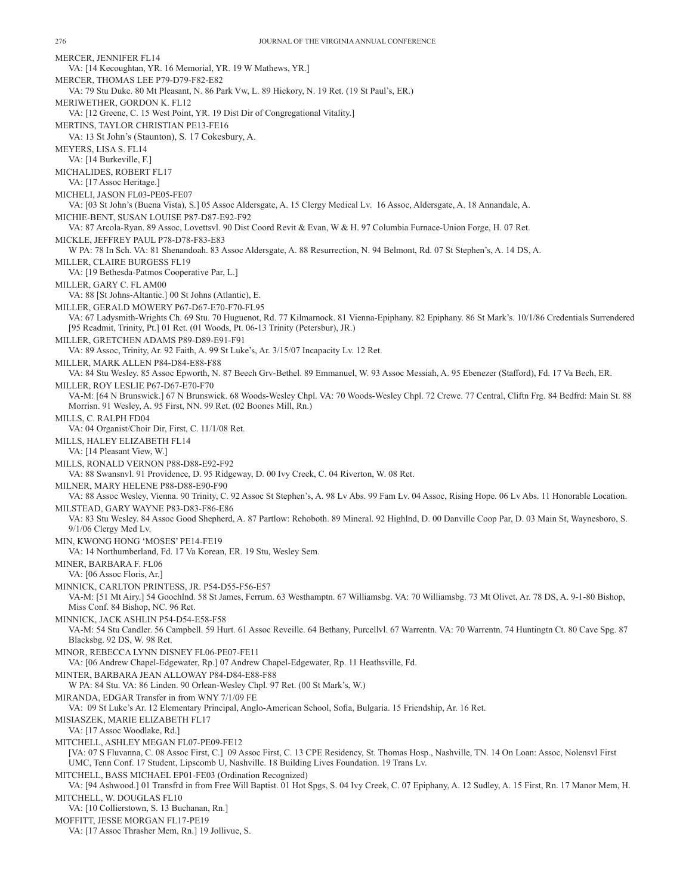MERCER, JENNIFER FL14
VA: [14 Kecoughtan, YR. 16 Memorial, YR. 19 W Mathews, YR.]

MERCER, THOMAS LEE P79-D79-F82-E82
VA: 79 Stu Duke. 80 Mt Pleasant, N. 86 Park Vw, L. 89 Hickory, N. 19 Ret. (19 St Paul's, ER.)

MERIWETHER, GORDON K. FL12
VA: [12 Greene, C. 15 West Point, YR. 19 Dist Dir of Congregational Vitality.]

MERTINS, TAYLOR CHRISTIAN PE13-FE16
VA: 13 St John's (Staunton), S. 17 Cokesbury, A.

MEYERS, LISA S. FL14
VA: [14 Burkeville, F.]

MICHALIDES, ROBERT FL17
VA: [17 Assoc Heritage.]

MICHELI, JASON FL03-PE05-FE07
VA: [03 St John's (Buena Vista), S.] 05 Assoc Aldersgate, A. 15 Clergy Medical Lv. 16 Assoc, Aldersgate, A. 18 Annandale, A.

MICHIE-BENT, SUSAN LOUISE P87-D87-E92-F92
VA: 87 Arcola-Ryan. 89 Assoc, Lovettsvl. 90 Dist Coord Revit & Evan, W & H. 97 Columbia Furnace-Union Forge, H. 07 Ret.

MICKLE, JEFFREY PAUL P78-D78-F83-E83
W PA: 78 In Sch. VA: 81 Shenandoah. 83 Assoc Aldersgate, A. 88 Resurrection, N. 94 Belmont, Rd. 07 St Stephen's, A. 14 DS, A.

MILLER, CLAIRE BURGESS FL19
VA: [19 Bethesda-Patmos Cooperative Par, L.]

MILLER, GARY C. FL AM00
VA: 88 [St Johns-Altantic.] 00 St Johns (Atlantic), E.

MILLER, GERALD MOWERY P67-D67-E70-F70-FL95
VA: 67 Ladysmith-Wrights Ch. 69 Stu. 70 Huguenot, Rd. 77 Kilmarnock. 81 Vienna-Epiphany. 82 Epiphany. 86 St Mark's. 10/1/86 Credentials Surrendered [95 Readmit, Trinity, Pt.] 01 Ret. (01 Woods, Pt. 06-13 Trinity (Petersbur), JR.)

MILLER, GRETCHEN ADAMS P89-D89-E91-F91
VA: 89 Assoc, Trinity, Ar. 92 Faith, A. 99 St Luke's, Ar. 3/15/07 Incapacity Lv. 12 Ret.

MILLER, MARK ALLEN P84-D84-E88-F88
VA: 84 Stu Wesley. 85 Assoc Epworth, N. 87 Beech Grv-Bethel. 89 Emmanuel, W. 93 Assoc Messiah, A. 95 Ebenezer (Stafford), Fd. 17 Va Bech, ER.

MILLER, ROY LESLIE P67-D67-E70-F70
VA-M: [64 N Brunswick.] 67 N Brunswick. 68 Woods-Wesley Chpl. VA: 70 Woods-Wesley Chpl. 72 Crewe. 77 Central, Cliftn Frg. 84 Bedfrd: Main St. 88 Morrisn. 91 Wesley, A. 95 First, NN. 99 Ret. (02 Boones Mill, Rn.)

MILLS, C. RALPH FD04
VA: 04 Organist/Choir Dir, First, C. 11/1/08 Ret.

MILLS, HALEY ELIZABETH FL14
VA: [14 Pleasant View, W.]

MILLS, RONALD VERNON P88-D88-E92-F92
VA: 88 Swansnvl. 91 Providence, D. 95 Ridgeway, D. 00 Ivy Creek, C. 04 Riverton, W. 08 Ret.

MILNER, MARY HELENE P88-D88-E90-F90
VA: 88 Assoc Wesley, Vienna. 90 Trinity, C. 92 Assoc St Stephen's, A. 98 Lv Abs. 99 Fam Lv. 04 Assoc, Rising Hope. 06 Lv Abs. 11 Honorable Location.

MILSTEAD, GARY WAYNE P83-D83-F86-E86
VA: 83 Stu Wesley. 84 Assoc Good Shepherd, A. 87 Partlow: Rehoboth. 89 Mineral. 92 Highlnd, D. 00 Danville Coop Par, D. 03 Main St, Waynesboro, S. 9/1/06 Clergy Med Lv.

MIN, KWONG HONG 'MOSES' PE14-FE19
VA: 14 Northumberland, Fd. 17 Va Korean, ER. 19 Stu, Wesley Sem.

MINER, BARBARA F. FL06
VA: [06 Assoc Floris, Ar.]

MINNICK, CARLTON PRINTESS, JR. P54-D55-F56-E57
VA-M: [51 Mt Airy.] 54 Goochlnd. 58 St James, Ferrum. 63 Westhamptn. 67 Williamsbg. VA: 70 Williamsbg. 73 Mt Olivet, Ar. 78 DS, A. 9-1-80 Bishop, Miss Conf. 84 Bishop, NC. 96 Ret.

MINNICK, JACK ASHLIN P54-D54-E58-F58
VA-M: 54 Stu Candler. 56 Campbell. 59 Hurt. 61 Assoc Reveille. 64 Bethany, Purcellvl. 67 Warrentn. VA: 70 Warrentn. 74 Huntingtn Ct. 80 Cave Spg. 87 Blacksbg. 92 DS, W. 98 Ret.

MINOR, REBECCA LYNN DISNEY FL06-PE07-FE11
VA: [06 Andrew Chapel-Edgewater, Rp.] 07 Andrew Chapel-Edgewater, Rp. 11 Heathsville, Fd.

MINTER, BARBARA JEAN ALLOWAY P84-D84-E88-F88
W PA: 84 Stu. VA: 86 Linden. 90 Orlean-Wesley Chpl. 97 Ret. (00 St Mark's, W.)

MIRANDA, EDGAR Transfer in from WNY 7/1/09 FE
VA: 09 St Luke's Ar. 12 Elementary Principal, Anglo-American School, Sofia, Bulgaria. 15 Friendship, Ar. 16 Ret.

MISIASZEK, MARIE ELIZABETH FL17
VA: [17 Assoc Woodlake, Rd.]

MITCHELL, ASHLEY MEGAN FL07-PE09-FE12
[VA: 07 S Fluvanna, C. 08 Assoc First, C.] 09 Assoc First, C. 13 CPE Residency, St. Thomas Hosp., Nashville, TN. 14 On Loan: Assoc, Nolensvl First UMC, Tenn Conf. 17 Student, Lipscomb U, Nashville. 18 Building Lives Foundation. 19 Trans Lv.

MITCHELL, BASS MICHAEL EP01-FE03 (Ordination Recognized)
VA: [94 Ashwood.] 01 Transfrd in from Free Will Baptist. 01 Hot Spgs, S. 04 Ivy Creek, C. 07 Epiphany, A. 12 Sudley, A. 15 First, Rn. 17 Manor Mem, H.

MITCHELL, W. DOUGLAS FL10
VA: [10 Collierstown, S. 13 Buchanan, Rn.]

MOFFITT, JESSE MORGAN FL17-PE19
VA: [17 Assoc Thrasher Mem, Rn.] 19 Jollivue, S.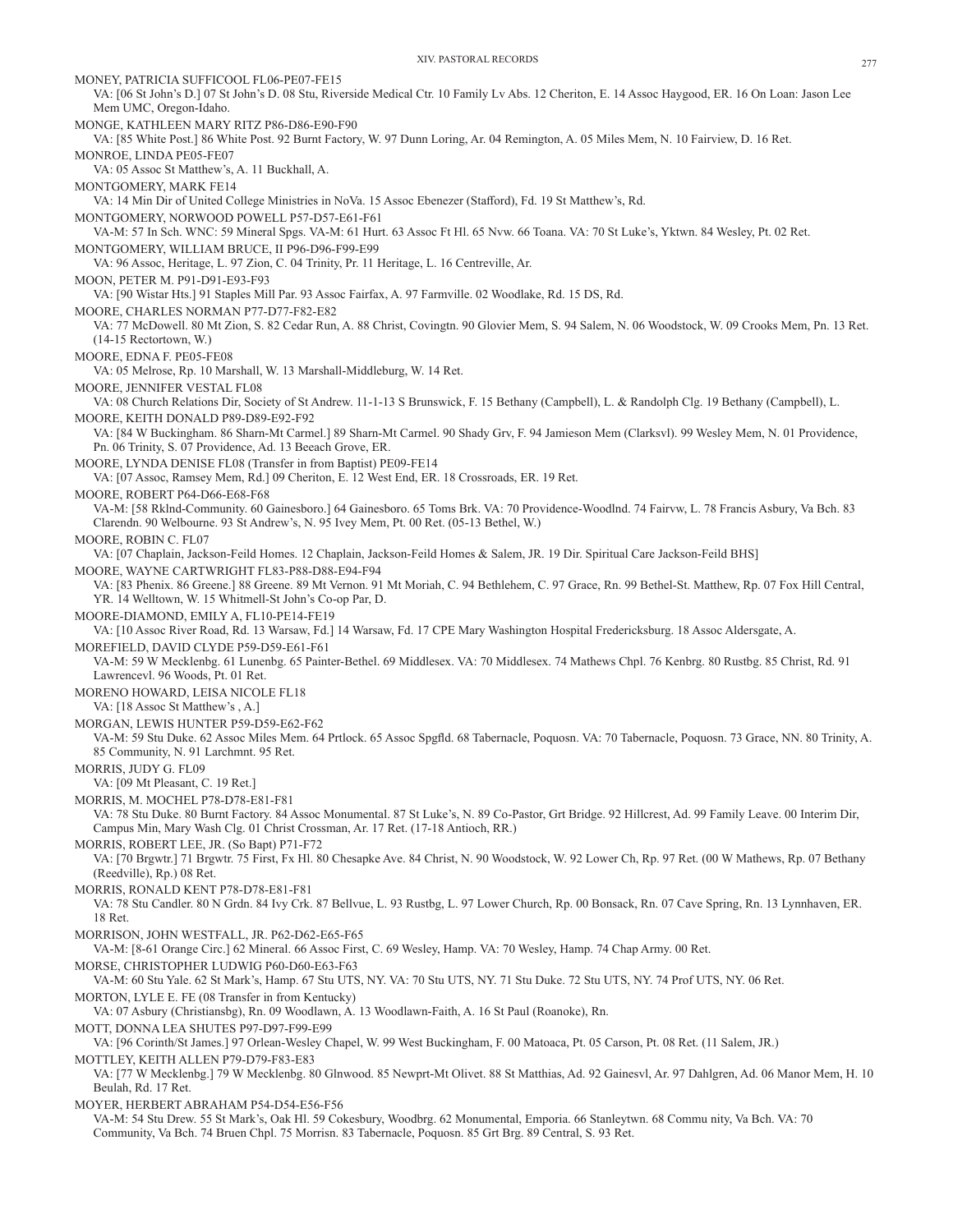MONEY, PATRICIA SUFFICOOL FL06-PE07-FE15
VA: [06 St John's D.] 07 St John's D. 08 Stu, Riverside Medical Ctr. 10 Family Lv Abs. 12 Cheriton, E. 14 Assoc Haygood, ER. 16 On Loan: Jason Lee Mem UMC, Oregon-Idaho.

MONGE, KATHLEEN MARY RITZ P86-D86-E90-F90
VA: [85 White Post.] 86 White Post. 92 Burnt Factory, W. 97 Dunn Loring, Ar. 04 Remington, A. 05 Miles Mem, N. 10 Fairview, D. 16 Ret.

MONROE, LINDA PE05-FE07
VA: 05 Assoc St Matthew's, A. 11 Buckhall, A.

MONTGOMERY, MARK FE14
VA: 14 Min Dir of United College Ministries in NoVa. 15 Assoc Ebenezer (Stafford), Fd. 19 St Matthew's, Rd.

MONTGOMERY, NORWOOD POWELL P57-D57-E61-F61
VA-M: 57 In Sch. WNC: 59 Mineral Spgs. VA-M: 61 Hurt. 63 Assoc Ft Hl. 65 Nvw. 66 Toana. VA: 70 St Luke's, Yktwn. 84 Wesley, Pt. 02 Ret.

MONTGOMERY, WILLIAM BRUCE, II P96-D96-F99-E99
VA: 96 Assoc, Heritage, L. 97 Zion, C. 04 Trinity, Pr. 11 Heritage, L. 16 Centreville, Ar.

MOON, PETER M. P91-D91-E93-F93
VA: [90 Wistar Hts.] 91 Staples Mill Par. 93 Assoc Fairfax, A. 97 Farmville. 02 Woodlake, Rd. 15 DS, Rd.

MOORE, CHARLES NORMAN P77-D77-F82-E82
VA: 77 McDowell. 80 Mt Zion, S. 82 Cedar Run, A. 88 Christ, Covingtn. 90 Glovier Mem, S. 94 Salem, N. 06 Woodstock, W. 09 Crooks Mem, Pn. 13 Ret. (14-15 Rectortown, W.)

MOORE, EDNA F. PE05-FE08
VA: 05 Melrose, Rp. 10 Marshall, W. 13 Marshall-Middleburg, W. 14 Ret.

MOORE, JENNIFER VESTAL FL08
VA: 08 Church Relations Dir, Society of St Andrew. 11-1-13 S Brunswick, F. 15 Bethany (Campbell), L. & Randolph Clg. 19 Bethany (Campbell), L.

MOORE, KEITH DONALD P89-D89-E92-F92
VA: [84 W Buckingham. 86 Sharn-Mt Carmel.] 89 Sharn-Mt Carmel. 90 Shady Grv, F. 94 Jamieson Mem (Clarksvl). 99 Wesley Mem, N. 01 Providence, Pn. 06 Trinity, S. 07 Providence, Ad. 13 Beeach Grove, ER.

MOORE, LYNDA DENISE FL08 (Transfer in from Baptist) PE09-FE14
VA: [07 Assoc, Ramsey Mem, Rd.] 09 Cheriton, E. 12 West End, ER. 18 Crossroads, ER. 19 Ret.

MOORE, ROBERT P64-D66-E68-F68
VA-M: [58 Rklnd-Community. 60 Gainesboro.] 64 Gainesboro. 65 Toms Brk. VA: 70 Providence-Woodlnd. 74 Fairvw, L. 78 Francis Asbury, Va Bch. 83 Clarendn. 90 Welbourne. 93 St Andrew's, N. 95 Ivey Mem, Pt. 00 Ret. (05-13 Bethel, W.)

MOORE, ROBIN C. FL07
VA: [07 Chaplain, Jackson-Feild Homes. 12 Chaplain, Jackson-Feild Homes & Salem, JR. 19 Dir. Spiritual Care Jackson-Feild BHS]

MOORE, WAYNE CARTWRIGHT FL83-P88-D88-E94-F94
VA: [83 Phenix. 86 Greene.] 88 Greene. 89 Mt Vernon. 91 Mt Moriah, C. 94 Bethlehem, C. 97 Grace, Rn. 99 Bethel-St. Matthew, Rp. 07 Fox Hill Central, YR. 14 Welltown, W. 15 Whitmell-St John's Co-op Par, D.

MOORE-DIAMOND, EMILY A, FL10-PE14-FE19
VA: [10 Assoc River Road, Rd. 13 Warsaw, Fd.] 14 Warsaw, Fd. 17 CPE Mary Washington Hospital Fredericksburg. 18 Assoc Aldersgate, A.

MOREFIELD, DAVID CLYDE P59-D59-E61-F61
VA-M: 59 W Mecklenbg. 61 Lunenbg. 65 Painter-Bethel. 69 Middlesex. VA: 70 Middlesex. 74 Mathews Chpl. 76 Kenbrg. 80 Rustbg. 85 Christ, Rd. 91 Lawrencevl. 96 Woods, Pt. 01 Ret.

MORENO HOWARD, LEISA NICOLE FL18
VA: [18 Assoc St Matthew's , A.]

MORGAN, LEWIS HUNTER P59-D59-E62-F62
VA-M: 59 Stu Duke. 62 Assoc Miles Mem. 64 Prtlock. 65 Assoc Spgfld. 68 Tabernacle, Poquosn. VA: 70 Tabernacle, Poquosn. 73 Grace, NN. 80 Trinity, A. 85 Community, N. 91 Larchmnt. 95 Ret.

MORRIS, JUDY G. FL09
VA: [09 Mt Pleasant, C. 19 Ret.]

MORRIS, M. MOCHEL P78-D78-E81-F81
VA: 78 Stu Duke. 80 Burnt Factory. 84 Assoc Monumental. 87 St Luke's, N. 89 Co-Pastor, Grt Bridge. 92 Hillcrest, Ad. 99 Family Leave. 00 Interim Dir, Campus Min, Mary Wash Clg. 01 Christ Crossman, Ar. 17 Ret. (17-18 Antioch, RR.)

MORRIS, ROBERT LEE, JR. (So Bapt) P71-F72
VA: [70 Brgwtr.] 71 Brgwtr. 75 First, Fx Hl. 80 Chesapke Ave. 84 Christ, N. 90 Woodstock, W. 92 Lower Ch, Rp. 97 Ret. (00 W Mathews, Rp. 07 Bethany (Reedville), Rp.) 08 Ret.

MORRIS, RONALD KENT P78-D78-E81-F81
VA: 78 Stu Candler. 80 N Grdn. 84 Ivy Crk. 87 Bellvue, L. 93 Rustbg, L. 97 Lower Church, Rp. 00 Bonsack, Rn. 07 Cave Spring, Rn. 13 Lynnhaven, ER. 18 Ret.

MORRISON, JOHN WESTFALL, JR. P62-D62-E65-F65
VA-M: [8-61 Orange Circ.] 62 Mineral. 66 Assoc First, C. 69 Wesley, Hamp. VA: 70 Wesley, Hamp. 74 Chap Army. 00 Ret.

MORSE, CHRISTOPHER LUDWIG P60-D60-E63-F63
VA-M: 60 Stu Yale. 62 St Mark's, Hamp. 67 Stu UTS, NY. VA: 70 Stu UTS, NY. 71 Stu Duke. 72 Stu UTS, NY. 74 Prof UTS, NY. 06 Ret.

MORTON, LYLE E. FE (08 Transfer in from Kentucky)
VA: 07 Asbury (Christiansbg), Rn. 09 Woodlawn, A. 13 Woodlawn-Faith, A. 16 St Paul (Roanoke), Rn.

MOTT, DONNA LEA SHUTES P97-D97-F99-E99
VA: [96 Corinth/St James.] 97 Orlean-Wesley Chapel, W. 99 West Buckingham, F. 00 Matoaca, Pt. 05 Carson, Pt. 08 Ret. (11 Salem, JR.)

MOTTLEY, KEITH ALLEN P79-D79-F83-E83
VA: [77 W Mecklenbg.] 79 W Mecklenbg. 80 Glnwood. 85 Newprt-Mt Olivet. 88 St Matthias, Ad. 92 Gainesvl, Ar. 97 Dahlgren, Ad. 06 Manor Mem, H. 10 Beulah, Rd. 17 Ret.

MOYER, HERBERT ABRAHAM P54-D54-E56-F56
VA-M: 54 Stu Drew. 55 St Mark's, Oak Hl. 59 Cokesbury, Woodbrg. 62 Monumental, Emporia. 66 Stanleytwn. 68 Commu nity, Va Bch. VA: 70 Community, Va Bch. 74 Bruen Chpl. 75 Morrisn. 83 Tabernacle, Poquosn. 85 Grt Brg. 89 Central, S. 93 Ret.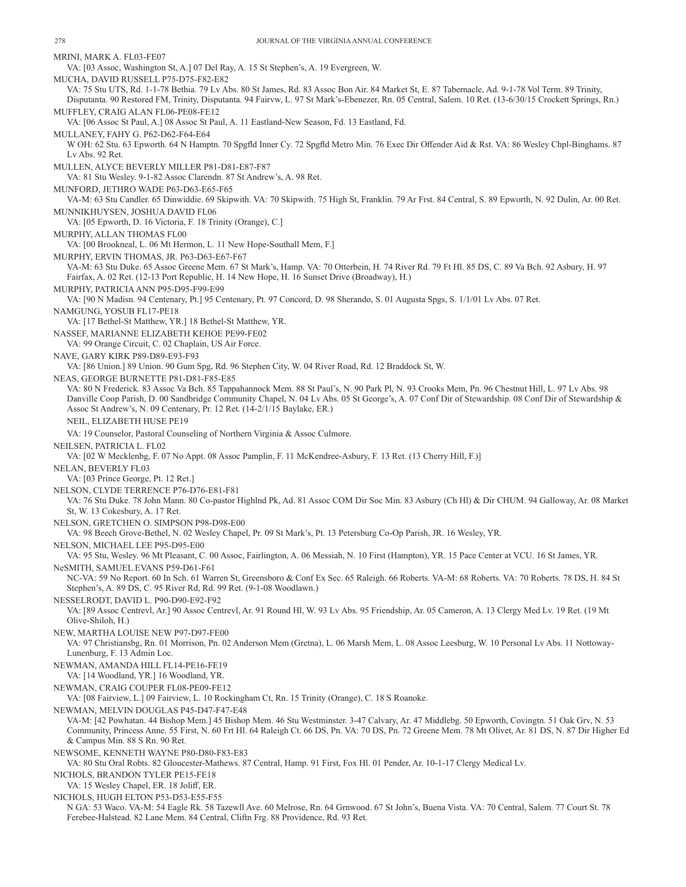MRINI, MARK A. FL03-FE07

VA: [03 Assoc, Washington St, A.] 07 Del Ray, A. 15 St Stephen's, A. 19 Evergreen, W.

MUCHA, DAVID RUSSELL P75-D75-F82-E82

VA: 75 Stu UTS, Rd. 1-1-78 Bethia. 79 Lv Abs. 80 St James, Rd. 83 Assoc Bon Air. 84 Market St, E. 87 Tabernacle, Ad. 9-1-78 Vol Term. 89 Trinity, Disputanta. 90 Restored FM, Trinity, Disputanta. 94 Fairvw, L. 97 St Mark's-Ebenezer, Rn. 05 Central, Salem. 10 Ret. (13-6/30/15 Crockett Springs, Rn.)

MUFFLEY, CRAIG ALAN FL06-PE08-FE12

VA: [06 Assoc St Paul, A.] 08 Assoc St Paul, A. 11 Eastland-New Season, Fd. 13 Eastland, Fd.

MULLANEY, FAHY G. P62-D62-F64-E64

W OH: 62 Stu. 63 Epworth. 64 N Hamptn. 70 Spgfld Inner Cy. 72 Spgfld Metro Min. 76 Exec Dir Offender Aid & Rst. VA: 86 Wesley Chpl-Binghams. 87 Lv Abs. 92 Ret.

MULLEN, ALYCE BEVERLY MILLER P81-D81-E87-F87

VA: 81 Stu Wesley. 9-1-82 Assoc Clarendn. 87 St Andrew's, A. 98 Ret.

MUNFORD, JETHRO WADE P63-D63-E65-F65

VA-M: 63 Stu Candler. 65 Dinwiddie. 69 Skipwith. VA: 70 Skipwith. 75 High St, Franklin. 79 Ar Frst. 84 Central, S. 89 Epworth, N. 92 Dulin, Ar. 00 Ret.

MUNNIKHUYSEN, JOSHUA DAVID FL06

VA: [05 Epworth, D. 16 Victoria, F. 18 Trinity (Orange), C.]

MURPHY, ALLAN THOMAS FL00

VA: [00 Brookneal, L. 06 Mt Hermon, L. 11 New Hope-Southall Mem, F.]

MURPHY, ERVIN THOMAS, JR. P63-D63-E67-F67

VA-M: 63 Stu Duke. 65 Assoc Greene Mem. 67 St Mark's, Hamp. VA: 70 Otterbein, H. 74 River Rd. 79 Ft Hl. 85 DS, C. 89 Va Bch. 92 Asbury, H. 97 Fairfax, A. 02 Ret. (12-13 Port Republic, H. 14 New Hope, H. 16 Sunset Drive (Broadway), H.)

MURPHY, PATRICIA ANN P95-D95-F99-E99

VA: [90 N Madisn. 94 Centenary, Pt.] 95 Centenary, Pt. 97 Concord, D. 98 Sherando, S. 01 Augusta Spgs, S. 1/1/01 Lv Abs. 07 Ret.

NAMGUNG, YOSUB FL17-PE18

VA: [17 Bethel-St Matthew, YR.] 18 Bethel-St Matthew, YR.

NASSEF, MARIANNE ELIZABETH KEHOE PE99-FE02

VA: 99 Orange Circuit, C. 02 Chaplain, US Air Force.

NAVE, GARY KIRK P89-D89-E93-F93

VA: [86 Union.] 89 Union. 90 Gum Spg, Rd. 96 Stephen City, W. 04 River Road, Rd. 12 Braddock St, W.

NEAS, GEORGE BURNETTE P81-D81-F85-E85

VA: 80 N Frederick. 83 Assoc Va Bch. 85 Tappahannock Mem. 88 St Paul's, N. 90 Park Pl, N. 93 Crooks Mem, Pn. 96 Chestnut Hill, L. 97 Lv Abs. 98 Danville Coop Parish, D. 00 Sandbridge Community Chapel, N. 04 Lv Abs. 05 St George's, A. 07 Conf Dir of Stewardship. 08 Conf Dir of Stewardship & Assoc St Andrew's, N. 09 Centenary, Pr. 12 Ret. (14-2/1/15 Baylake, ER.)

NEIL, ELIZABETH HUSE PE19

VA: 19 Counselor, Pastoral Counseling of Northern Virginia & Assoc Culmore.

NEILSEN, PATRICIA L. FL02

VA: [02 W Mecklenbg, F. 07 No Appt. 08 Assoc Pamplin, F. 11 McKendree-Asbury, F. 13 Ret. (13 Cherry Hill, F.)]

NELAN, BEVERLY FL03

VA: [03 Prince George, Pt. 12 Ret.]

NELSON, CLYDE TERRENCE P76-D76-E81-F81

VA: 76 Stu Duke. 78 John Mann. 80 Co-pastor Highlnd Pk, Ad. 81 Assoc COM Dir Soc Min. 83 Asbury (Ch Hl) & Dir CHUM. 94 Galloway, Ar. 08 Market St, W. 13 Cokesbury, A. 17 Ret.

NELSON, GRETCHEN O. SIMPSON P98-D98-E00

VA: 98 Beech Grove-Bethel, N. 02 Wesley Chapel, Pr. 09 St Mark's, Pt. 13 Petersburg Co-Op Parish, JR. 16 Wesley, YR.

NELSON, MICHAEL LEE P95-D95-E00

VA: 95 Stu, Wesley. 96 Mt Pleasant, C. 00 Assoc, Fairlington, A. 06 Messiah, N. 10 First (Hampton), YR. 15 Pace Center at VCU. 16 St James, YR.

NeSMITH, SAMUEL EVANS P59-D61-F61

NC-VA: 59 No Report. 60 In Sch. 61 Warren St, Greensboro & Conf Ex Sec. 65 Raleigh. 66 Roberts. VA-M: 68 Roberts. VA: 70 Roberts. 78 DS, H. 84 St Stephen's, A. 89 DS, C. 95 River Rd, Rd. 99 Ret. (9-1-08 Woodlawn.)

NESSELRODT, DAVID L. P90-D90-E92-F92

VA: [89 Assoc Centrevl, Ar.] 90 Assoc Centrevl, Ar. 91 Round Hl, W. 93 Lv Abs. 95 Friendship, Ar. 05 Cameron, A. 13 Clergy Med Lv. 19 Ret. (19 Mt Olive-Shiloh, H.)

NEW, MARTHA LOUISE NEW P97-D97-FE00

VA: 97 Christiansbg, Rn. 01 Morrison, Pn. 02 Anderson Mem (Gretna), L. 06 Marsh Mem, L. 08 Assoc Leesburg, W. 10 Personal Lv Abs. 11 Nottoway-Lunenburg, F. 13 Admin Loc.

NEWMAN, AMANDA HILL FL14-PE16-FE19

VA: [14 Woodland, YR.] 16 Woodland, YR.

NEWMAN, CRAIG COUPER FL08-PE09-FE12

VA: [08 Fairview, L.] 09 Fairview, L. 10 Rockingham Ct, Rn. 15 Trinity (Orange), C. 18 S Roanoke.

NEWMAN, MELVIN DOUGLAS P45-D47-F47-E48

VA-M: [42 Powhatan. 44 Bishop Mem.] 45 Bishop Mem. 46 Stu Westminster. 3-47 Calvary, Ar. 47 Middlebg. 50 Epworth, Covingtn. 51 Oak Grv, N. 53 Community, Princess Anne. 55 First, N. 60 Frt Hl. 64 Raleigh Ct. 66 DS, Pn. VA: 70 DS, Pn. 72 Greene Mem. 78 Mt Olivet, Ar. 81 DS, N. 87 Dir Higher Ed & Campus Min. 88 S Rn. 90 Ret.

NEWSOME, KENNETH WAYNE P80-D80-F83-E83

VA: 80 Stu Oral Robts. 82 Gloucester-Mathews. 87 Central, Hamp. 91 First, Fox Hl. 01 Pender, Ar. 10-1-17 Clergy Medical Lv.

NICHOLS, BRANDON TYLER PE15-FE18

VA: 15 Wesley Chapel, ER. 18 Joliff, ER.

NICHOLS, HUGH ELTON P53-D53-E55-F55

N GA: 53 Waco. VA-M: 54 Eagle Rk. 58 Tazewll Ave. 60 Melrose, Rn. 64 Grnwood. 67 St John's, Buena Vista. VA: 70 Central, Salem. 77 Court St. 78 Ferebee-Halstead. 82 Lane Mem. 84 Central, Cliftn Frg. 88 Providence, Rd. 93 Ret.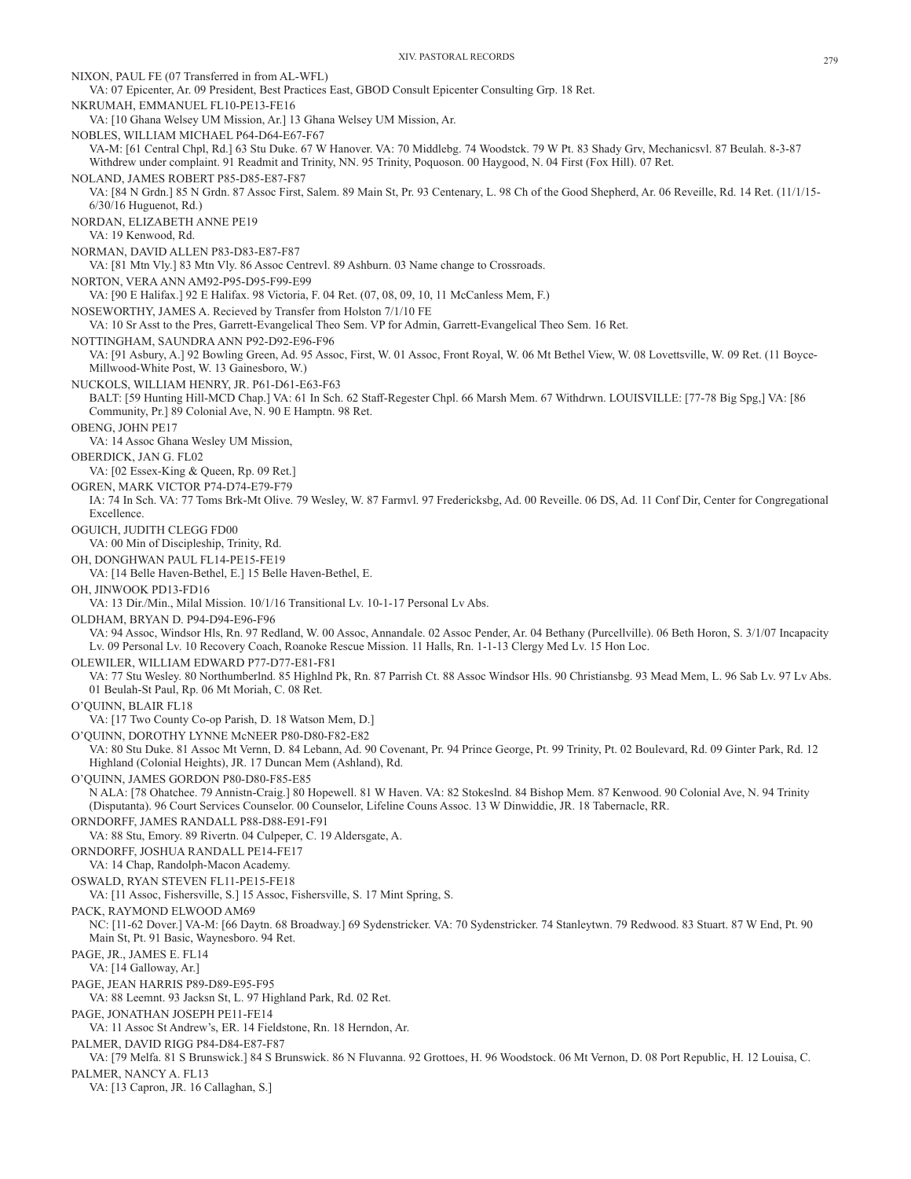NIXON, PAUL FE (07 Transferred in from AL-WFL)

VA: 07 Epicenter, Ar. 09 President, Best Practices East, GBOD Consult Epicenter Consulting Grp. 18 Ret.

NKRUMAH, EMMANUEL FL10-PE13-FE16

VA: [10 Ghana Welsey UM Mission, Ar.] 13 Ghana Welsey UM Mission, Ar.

NOBLES, WILLIAM MICHAEL P64-D64-E67-F67

VA-M: [61 Central Chpl, Rd.] 63 Stu Duke. 67 W Hanover. VA: 70 Middlebg. 74 Woodstck. 79 W Pt. 83 Shady Grv, Mechanicsvl. 87 Beulah. 8-3-87 Withdrew under complaint. 91 Readmit and Trinity, NN. 95 Trinity, Poquoson. 00 Haygood, N. 04 First (Fox Hill). 07 Ret.

NOLAND, JAMES ROBERT P85-D85-E87-F87

VA: [84 N Grdn.] 85 N Grdn. 87 Assoc First, Salem. 89 Main St, Pr. 93 Centenary, L. 98 Ch of the Good Shepherd, Ar. 06 Reveille, Rd. 14 Ret. (11/1/15-6/30/16 Huguenot, Rd.)

NORDAN, ELIZABETH ANNE PE19

VA: 19 Kenwood, Rd.

NORMAN, DAVID ALLEN P83-D83-E87-F87

VA: [81 Mtn Vly.] 83 Mtn Vly. 86 Assoc Centrevl. 89 Ashburn. 03 Name change to Crossroads.

NORTON, VERA ANN AM92-P95-D95-F99-E99

VA: [90 E Halifax.] 92 E Halifax. 98 Victoria, F. 04 Ret. (07, 08, 09, 10, 11 McCanless Mem, F.)

NOSEWORTHY, JAMES A. Recieved by Transfer from Holston 7/1/10 FE

VA: 10 Sr Asst to the Pres, Garrett-Evangelical Theo Sem. VP for Admin, Garrett-Evangelical Theo Sem. 16 Ret.

NOTTINGHAM, SAUNDRA ANN P92-D92-E96-F96

VA: [91 Asbury, A.] 92 Bowling Green, Ad. 95 Assoc, First, W. 01 Assoc, Front Royal, W. 06 Mt Bethel View, W. 08 Lovettsville, W. 09 Ret. (11 Boyce-Millwood-White Post, W. 13 Gainesboro, W.)

NUCKOLS, WILLIAM HENRY, JR. P61-D61-E63-F63

BALT: [59 Hunting Hill-MCD Chap.] VA: 61 In Sch. 62 Staff-Regester Chpl. 66 Marsh Mem. 67 Withdrwn. LOUISVILLE: [77-78 Big Spg,] VA: [86 Community, Pr.] 89 Colonial Ave, N. 90 E Hamptn. 98 Ret.

OBENG, JOHN PE17

VA: 14 Assoc Ghana Wesley UM Mission,

OBERDICK, JAN G. FL02

VA: [02 Essex-King & Queen, Rp. 09 Ret.]

OGREN, MARK VICTOR P74-D74-E79-F79

IA: 74 In Sch. VA: 77 Toms Brk-Mt Olive. 79 Wesley, W. 87 Farmvl. 97 Fredericksbg, Ad. 00 Reveille. 06 DS, Ad. 11 Conf Dir, Center for Congregational Excellence.

OGUICH, JUDITH CLEGG FD00

VA: 00 Min of Discipleship, Trinity, Rd.

OH, DONGHWAN PAUL FL14-PE15-FE19

VA: [14 Belle Haven-Bethel, E.] 15 Belle Haven-Bethel, E.

OH, JINWOOK PD13-FD16

VA: 13 Dir./Min., Milal Mission. 10/1/16 Transitional Lv. 10-1-17 Personal Lv Abs.

OLDHAM, BRYAN D. P94-D94-E96-F96

VA: 94 Assoc, Windsor Hls, Rn. 97 Redland, W. 00 Assoc, Annandale. 02 Assoc Pender, Ar. 04 Bethany (Purcellville). 06 Beth Horon, S. 3/1/07 Incapacity Lv. 09 Personal Lv. 10 Recovery Coach, Roanoke Rescue Mission. 11 Halls, Rn. 1-1-13 Clergy Med Lv. 15 Hon Loc.

OLEWILER, WILLIAM EDWARD P77-D77-E81-F81

VA: 77 Stu Wesley. 80 Northumberlnd. 85 Highlnd Pk, Rn. 87 Parrish Ct. 88 Assoc Windsor Hls. 90 Christiansbg. 93 Mead Mem, L. 96 Sab Lv. 97 Lv Abs. 01 Beulah-St Paul, Rp. 06 Mt Moriah, C. 08 Ret.

O'QUINN, BLAIR FL18

VA: [17 Two County Co-op Parish, D. 18 Watson Mem, D.]

O'QUINN, DOROTHY LYNNE McNEER P80-D80-F82-E82

VA: 80 Stu Duke. 81 Assoc Mt Vernn, D. 84 Lebann, Ad. 90 Covenant, Pr. 94 Prince George, Pt. 99 Trinity, Pt. 02 Boulevard, Rd. 09 Ginter Park, Rd. 12 Highland (Colonial Heights), JR. 17 Duncan Mem (Ashland), Rd.

O'QUINN, JAMES GORDON P80-D80-F85-E85

N ALA: [78 Ohatchee. 79 Annistn-Craig.] 80 Hopewell. 81 W Haven. VA: 82 Stokeslnd. 84 Bishop Mem. 87 Kenwood. 90 Colonial Ave, N. 94 Trinity (Disputanta). 96 Court Services Counselor. 00 Counselor, Lifeline Couns Assoc. 13 W Dinwiddie, JR. 18 Tabernacle, RR.

ORNDORFF, JAMES RANDALL P88-D88-E91-F91

VA: 88 Stu, Emory. 89 Rivertn. 04 Culpeper, C. 19 Aldersgate, A.

ORNDORFF, JOSHUA RANDALL PE14-FE17

VA: 14 Chap, Randolph-Macon Academy.

OSWALD, RYAN STEVEN FL11-PE15-FE18

VA: [11 Assoc, Fishersville, S.] 15 Assoc, Fishersville, S. 17 Mint Spring, S.

PACK, RAYMOND ELWOOD AM69

NC: [11-62 Dover.] VA-M: [66 Daytn. 68 Broadway.] 69 Sydenstricker. VA: 70 Sydenstricker. 74 Stanleytwn. 79 Redwood. 83 Stuart. 87 W End, Pt. 90 Main St, Pt. 91 Basic, Waynesboro. 94 Ret.

PAGE, JR., JAMES E. FL14

VA: [14 Galloway, Ar.]

PAGE, JEAN HARRIS P89-D89-E95-F95

VA: 88 Leemnt. 93 Jacksn St, L. 97 Highland Park, Rd. 02 Ret.

PAGE, JONATHAN JOSEPH PE11-FE14

VA: 11 Assoc St Andrew's, ER. 14 Fieldstone, Rn. 18 Herndon, Ar.

PALMER, DAVID RIGG P84-D84-E87-F87

VA: [79 Melfa. 81 S Brunswick.] 84 S Brunswick. 86 N Fluvanna. 92 Grottoes, H. 96 Woodstock. 06 Mt Vernon, D. 08 Port Republic, H. 12 Louisa, C.

PALMER, NANCY A. FL13

VA: [13 Capron, JR. 16 Callaghan, S.]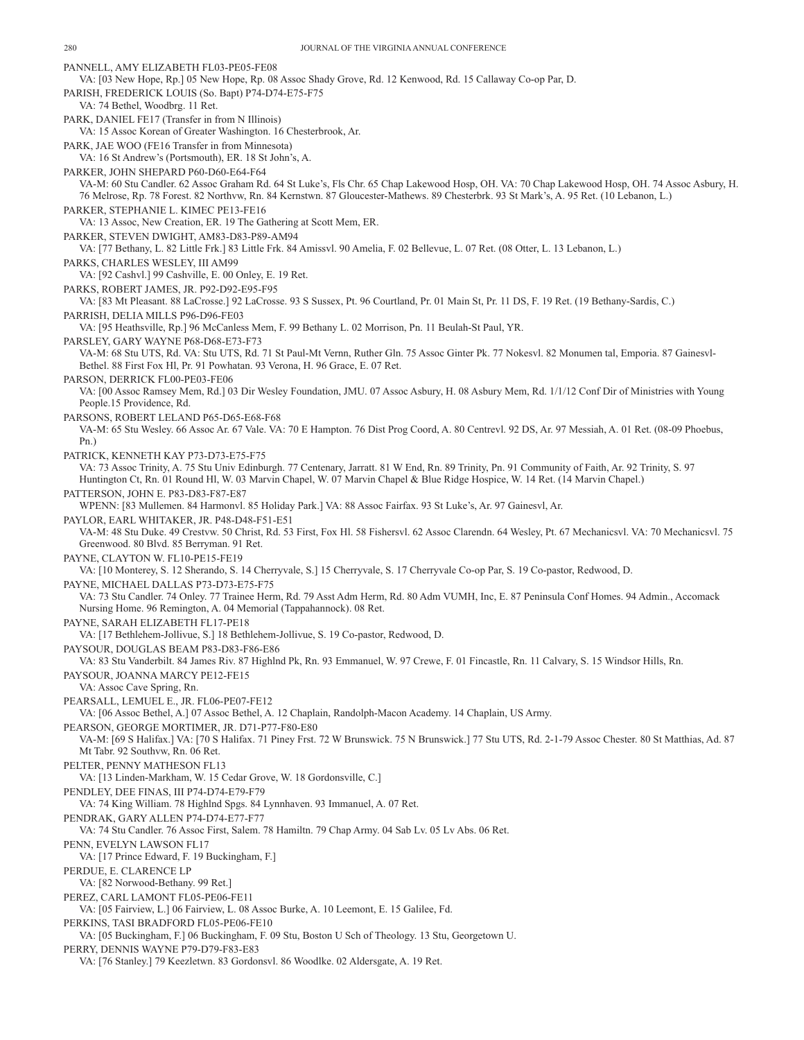PANNELL, AMY ELIZABETH FL03-PE05-FE08
VA: [03 New Hope, Rp.] 05 New Hope, Rp. 08 Assoc Shady Grove, Rd. 12 Kenwood, Rd. 15 Callaway Co-op Par, D.

PARISH, FREDERICK LOUIS (So. Bapt) P74-D74-E75-F75
VA: 74 Bethel, Woodbrg. 11 Ret.

PARK, DANIEL FE17 (Transfer in from N Illinois)
VA: 15 Assoc Korean of Greater Washington. 16 Chesterbrook, Ar.

PARK, JAE WOO (FE16 Transfer in from Minnesota)
VA: 16 St Andrew's (Portsmouth), ER. 18 St John's, A.

PARKER, JOHN SHEPARD P60-D60-E64-F64
VA-M: 60 Stu Candler. 62 Assoc Graham Rd. 64 St Luke's, Fls Chr. 65 Chap Lakewood Hosp, OH. VA: 70 Chap Lakewood Hosp, OH. 74 Assoc Asbury, H. 76 Melrose, Rp. 78 Forest. 82 Northvw, Rn. 84 Kernstwn. 87 Gloucester-Mathews. 89 Chesterbrk. 93 St Mark's, A. 95 Ret. (10 Lebanon, L.)

PARKER, STEPHANIE L. KIMEC PE13-FE16
VA: 13 Assoc, New Creation, ER. 19 The Gathering at Scott Mem, ER.

PARKER, STEVEN DWIGHT, AM83-D83-P89-AM94
VA: [77 Bethany, L. 82 Little Frk.] 83 Little Frk. 84 Amissvl. 90 Amelia, F. 02 Bellevue, L. 07 Ret. (08 Otter, L. 13 Lebanon, L.)

PARKS, CHARLES WESLEY, III AM99
VA: [92 Cashvl.] 99 Cashville, E. 00 Onley, E. 19 Ret.

PARKS, ROBERT JAMES, JR. P92-D92-E95-F95
VA: [83 Mt Pleasant. 88 LaCrosse.] 92 LaCrosse. 93 S Sussex, Pt. 96 Courtland, Pr. 01 Main St, Pr. 11 DS, F. 19 Ret. (19 Bethany-Sardis, C.)

PARRISH, DELIA MILLS P96-D96-FE03
VA: [95 Heathsville, Rp.] 96 McCanless Mem, F. 99 Bethany L. 02 Morrison, Pn. 11 Beulah-St Paul, YR.

PARSLEY, GARY WAYNE P68-D68-E73-F73
VA-M: 68 Stu UTS, Rd. VA: Stu UTS, Rd. 71 St Paul-Mt Vernn, Ruther Gln. 75 Assoc Ginter Pk. 77 Nokesvl. 82 Monumen tal, Emporia. 87 Gainesvl-Bethel. 88 First Fox Hl, Pr. 91 Powhatan. 93 Verona, H. 96 Grace, E. 07 Ret.

PARSON, DERRICK FL00-PE03-FE06
VA: [00 Assoc Ramsey Mem, Rd.] 03 Dir Wesley Foundation, JMU. 07 Assoc Asbury, H. 08 Asbury Mem, Rd. 1/1/12 Conf Dir of Ministries with Young People.15 Providence, Rd.

PARSONS, ROBERT LELAND P65-D65-E68-F68
VA-M: 65 Stu Wesley. 66 Assoc Ar. 67 Vale. VA: 70 E Hampton. 76 Dist Prog Coord, A. 80 Centrevl. 92 DS, Ar. 97 Messiah, A. 01 Ret. (08-09 Phoebus, Pn.)

PATRICK, KENNETH KAY P73-D73-E75-F75
VA: 73 Assoc Trinity, A. 75 Stu Univ Edinburgh. 77 Centenary, Jarratt. 81 W End, Rn. 89 Trinity, Pn. 91 Community of Faith, Ar. 92 Trinity, S. 97 Huntington Ct, Rn. 01 Round Hl, W. 03 Marvin Chapel, W. 07 Marvin Chapel & Blue Ridge Hospice, W. 14 Ret. (14 Marvin Chapel.)

PATTERSON, JOHN E. P83-D83-F87-E87
WPENN: [83 Mullemen. 84 Harmonvl. 85 Holiday Park.] VA: 88 Assoc Fairfax. 93 St Luke's, Ar. 97 Gainesvl, Ar.

PAYLOR, EARL WHITAKER, JR. P48-D48-F51-E51
VA-M: 48 Stu Duke. 49 Crestvw. 50 Christ, Rd. 53 First, Fox Hl. 58 Fishersvl. 62 Assoc Clarendn. 64 Wesley, Pt. 67 Mechanicsvl. VA: 70 Mechanicsvl. 75 Greenwood. 80 Blvd. 85 Berryman. 91 Ret.

PAYNE, CLAYTON W. FL10-PE15-FE19
VA: [10 Monterey, S. 12 Sherando, S. 14 Cherryvale, S.] 15 Cherryvale, S. 17 Cherryvale Co-op Par, S. 19 Co-pastor, Redwood, D.

PAYNE, MICHAEL DALLAS P73-D73-E75-F75
VA: 73 Stu Candler. 74 Onley. 77 Trainee Herm, Rd. 79 Asst Adm Herm, Rd. 80 Adm VUMH, Inc, E. 87 Peninsula Conf Homes. 94 Admin., Accomack Nursing Home. 96 Remington, A. 04 Memorial (Tappahannock). 08 Ret.

PAYNE, SARAH ELIZABETH FL17-PE18
VA: [17 Bethlehem-Jollivue, S.] 18 Bethlehem-Jollivue, S. 19 Co-pastor, Redwood, D.

PAYSOUR, DOUGLAS BEAM P83-D83-F86-E86
VA: 83 Stu Vanderbilt. 84 James Riv. 87 Highlnd Pk, Rn. 93 Emmanuel, W. 97 Crewe, F. 01 Fincastle, Rn. 11 Calvary, S. 15 Windsor Hills, Rn.

PAYSOUR, JOANNA MARCY PE12-FE15
VA: Assoc Cave Spring, Rn.

PEARSALL, LEMUEL E., JR. FL06-PE07-FE12
VA: [06 Assoc Bethel, A.] 07 Assoc Bethel, A. 12 Chaplain, Randolph-Macon Academy. 14 Chaplain, US Army.

PEARSON, GEORGE MORTIMER, JR. D71-P77-F80-E80
VA-M: [69 S Halifax.] VA: [70 S Halifax. 71 Piney Frst. 72 W Brunswick. 75 N Brunswick.] 77 Stu UTS, Rd. 2-1-79 Assoc Chester. 80 St Matthias, Ad. 87 Mt Tabr. 92 Southvw, Rn. 06 Ret.

PELTER, PENNY MATHESON FL13
VA: [13 Linden-Markham, W. 15 Cedar Grove, W. 18 Gordonsville, C.]

PENDLEY, DEE FINAS, III P74-D74-E79-F79
VA: 74 King William. 78 Highlnd Spgs. 84 Lynnhaven. 93 Immanuel, A. 07 Ret.

PENDRAK, GARY ALLEN P74-D74-E77-F77
VA: 74 Stu Candler. 76 Assoc First, Salem. 78 Hamiltn. 79 Chap Army. 04 Sab Lv. 05 Lv Abs. 06 Ret.

PENN, EVELYN LAWSON FL17
VA: [17 Prince Edward, F. 19 Buckingham, F.]

PERDUE, E. CLARENCE LP
VA: [82 Norwood-Bethany. 99 Ret.]

PEREZ, CARL LAMONT FL05-PE06-FE11
VA: [05 Fairview, L.] 06 Fairview, L. 08 Assoc Burke, A. 10 Leemont, E. 15 Galilee, Fd.

PERKINS, TASI BRADFORD FL05-PE06-FE10
VA: [05 Buckingham, F.] 06 Buckingham, F. 09 Stu, Boston U Sch of Theology. 13 Stu, Georgetown U.

PERRY, DENNIS WAYNE P79-D79-F83-E83
VA: [76 Stanley.] 79 Keezletwn. 83 Gordonsvl. 86 Woodlke. 02 Aldersgate, A. 19 Ret.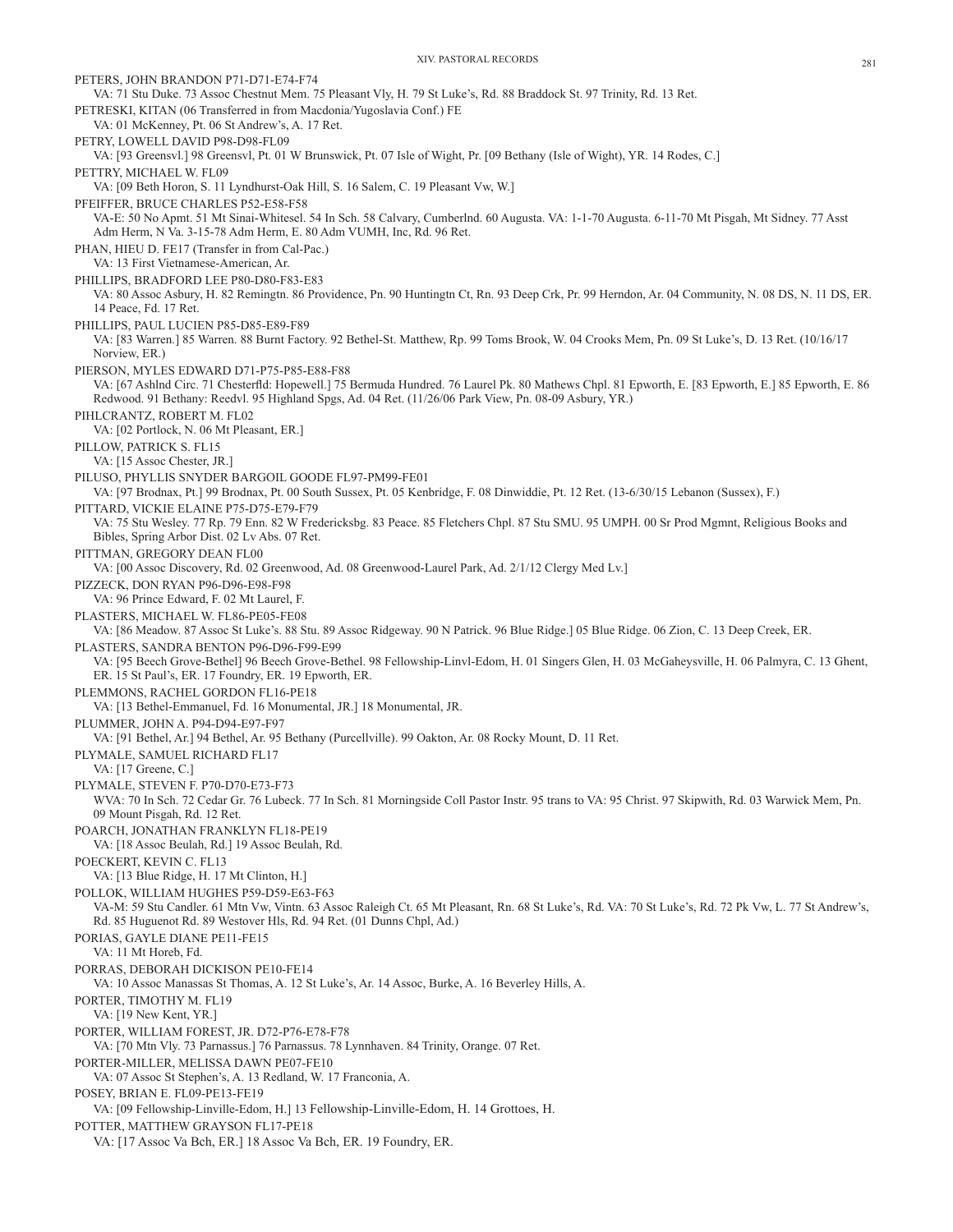PETERS, JOHN BRANDON P71-D71-E74-F74
VA: 71 Stu Duke. 73 Assoc Chestnut Mem. 75 Pleasant Vly, H. 79 St Luke's, Rd. 88 Braddock St. 97 Trinity, Rd. 13 Ret.

PETRESKI, KITAN (06 Transferred in from Macdonia/Yugoslavia Conf.) FE
VA: 01 McKenney, Pt. 06 St Andrew's, A. 17 Ret.

PETRY, LOWELL DAVID P98-D98-FL09
VA: [93 Greensvl.] 98 Greensvl, Pt. 01 W Brunswick, Pt. 07 Isle of Wight, Pr. [09 Bethany (Isle of Wight), YR. 14 Rodes, C.]

PETTRY, MICHAEL W. FL09
VA: [09 Beth Horon, S. 11 Lyndhurst-Oak Hill, S. 16 Salem, C. 19 Pleasant Vw, W.]

PFEIFFER, BRUCE CHARLES P52-E58-F58
VA-E: 50 No Apmt. 51 Mt Sinai-Whitesel. 54 In Sch. 58 Calvary, Cumberlnd. 60 Augusta. VA: 1-1-70 Augusta. 6-11-70 Mt Pisgah, Mt Sidney. 77 Asst Adm Herm, N Va. 3-15-78 Adm Herm, E. 80 Adm VUMH, Inc, Rd. 96 Ret.

PHAN, HIEU D. FE17 (Transfer in from Cal-Pac.)
VA: 13 First Vietnamese-American, Ar.

PHILLIPS, BRADFORD LEE P80-D80-F83-E83
VA: 80 Assoc Asbury, H. 82 Remingtn. 86 Providence, Pn. 90 Huntingtn Ct, Rn. 93 Deep Crk, Pr. 99 Herndon, Ar. 04 Community, N. 08 DS, N. 11 DS, ER. 14 Peace, Fd. 17 Ret.

PHILLIPS, PAUL LUCIEN P85-D85-E89-F89
VA: [83 Warren.] 85 Warren. 88 Burnt Factory. 92 Bethel-St. Matthew, Rp. 99 Toms Brook, W. 04 Crooks Mem, Pn. 09 St Luke's, D. 13 Ret. (10/16/17 Norview, ER.)

PIERSON, MYLES EDWARD D71-P75-P85-E88-F88
VA: [67 Ashlnd Circ. 71 Chesterfld: Hopewell.] 75 Bermuda Hundred. 76 Laurel Pk. 80 Mathews Chpl. 81 Epworth, E. [83 Epworth, E.] 85 Epworth, E. 86 Redwood. 91 Bethany: Reedvl. 95 Highland Spgs, Ad. 04 Ret. (11/26/06 Park View, Pn. 08-09 Asbury, YR.)

PIHLCRANTZ, ROBERT M. FL02
VA: [02 Portlock, N. 06 Mt Pleasant, ER.]

PILLOW, PATRICK S. FL15
VA: [15 Assoc Chester, JR.]

PILUSO, PHYLLIS SNYDER BARGOIL GOODE FL97-PM99-FE01
VA: [97 Brodnax, Pt.] 99 Brodnax, Pt. 00 South Sussex, Pt. 05 Kenbridge, F. 08 Dinwiddie, Pt. 12 Ret. (13-6/30/15 Lebanon (Sussex), F.)

PITTARD, VICKIE ELAINE P75-D75-E79-F79
VA: 75 Stu Wesley. 77 Rp. 79 Enn. 82 W Fredericksbg. 83 Peace. 85 Fletchers Chpl. 87 Stu SMU. 95 UMPH. 00 Sr Prod Mgmnt, Religious Books and Bibles, Spring Arbor Dist. 02 Lv Abs. 07 Ret.

PITTMAN, GREGORY DEAN FL00
VA: [00 Assoc Discovery, Rd. 02 Greenwood, Ad. 08 Greenwood-Laurel Park, Ad. 2/1/12 Clergy Med Lv.]

PIZZECK, DON RYAN P96-D96-E98-F98
VA: 96 Prince Edward, F. 02 Mt Laurel, F.

PLASTERS, MICHAEL W. FL86-PE05-FE08
VA: [86 Meadow. 87 Assoc St Luke's. 88 Stu. 89 Assoc Ridgeway. 90 N Patrick. 96 Blue Ridge.] 05 Blue Ridge. 06 Zion, C. 13 Deep Creek, ER.

PLASTERS, SANDRA BENTON P96-D96-F99-E99
VA: [95 Beech Grove-Bethel] 96 Beech Grove-Bethel. 98 Fellowship-Linvl-Edom, H. 01 Singers Glen, H. 03 McGaheysville, H. 06 Palmyra, C. 13 Ghent, ER. 15 St Paul's, ER. 17 Foundry, ER. 19 Epworth, ER.

PLEMMONS, RACHEL GORDON FL16-PE18
VA: [13 Bethel-Emmanuel, Fd. 16 Monumental, JR.] 18 Monumental, JR.

PLUMMER, JOHN A. P94-D94-E97-F97
VA: [91 Bethel, Ar.] 94 Bethel, Ar. 95 Bethany (Purcellville). 99 Oakton, Ar. 08 Rocky Mount, D. 11 Ret.

PLYMALE, SAMUEL RICHARD FL17
VA: [17 Greene, C.]

PLYMALE, STEVEN F. P70-D70-E73-F73
WVA: 70 In Sch. 72 Cedar Gr. 76 Lubeck. 77 In Sch. 81 Morningside Coll Pastor Instr. 95 trans to VA: 95 Christ. 97 Skipwith, Rd. 03 Warwick Mem, Pn. 09 Mount Pisgah, Rd. 12 Ret.

POARCH, JONATHAN FRANKLYN FL18-PE19
VA: [18 Assoc Beulah, Rd.] 19 Assoc Beulah, Rd.

POECKERT, KEVIN C. FL13
VA: [13 Blue Ridge, H. 17 Mt Clinton, H.]

POLLOK, WILLIAM HUGHES P59-D59-E63-F63
VA-M: 59 Stu Candler. 61 Mtn Vw, Vintn. 63 Assoc Raleigh Ct. 65 Mt Pleasant, Rn. 68 St Luke's, Rd. VA: 70 St Luke's, Rd. 72 Pk Vw, L. 77 St Andrew's, Rd. 85 Huguenot Rd. 89 Westover Hls, Rd. 94 Ret. (01 Dunns Chpl, Ad.)

PORIAS, GAYLE DIANE PE11-FE15
VA: 11 Mt Horeb, Fd.

PORRAS, DEBORAH DICKISON PE10-FE14
VA: 10 Assoc Manassas St Thomas, A. 12 St Luke's, Ar. 14 Assoc, Burke, A. 16 Beverley Hills, A.

PORTER, TIMOTHY M. FL19
VA: [19 New Kent, YR.]

PORTER, WILLIAM FOREST, JR. D72-P76-E78-F78
VA: [70 Mtn Vly. 73 Parnassus.] 76 Parnassus. 78 Lynnhaven. 84 Trinity, Orange. 07 Ret.

PORTER-MILLER, MELISSA DAWN PE07-FE10
VA: 07 Assoc St Stephen's, A. 13 Redland, W. 17 Franconia, A.

POSEY, BRIAN E. FL09-PE13-FE19
VA: [09 Fellowship-Linville-Edom, H.] 13 Fellowship-Linville-Edom, H. 14 Grottoes, H.

POTTER, MATTHEW GRAYSON FL17-PE18
VA: [17 Assoc Va Bch, ER.] 18 Assoc Va Bch, ER. 19 Foundry, ER.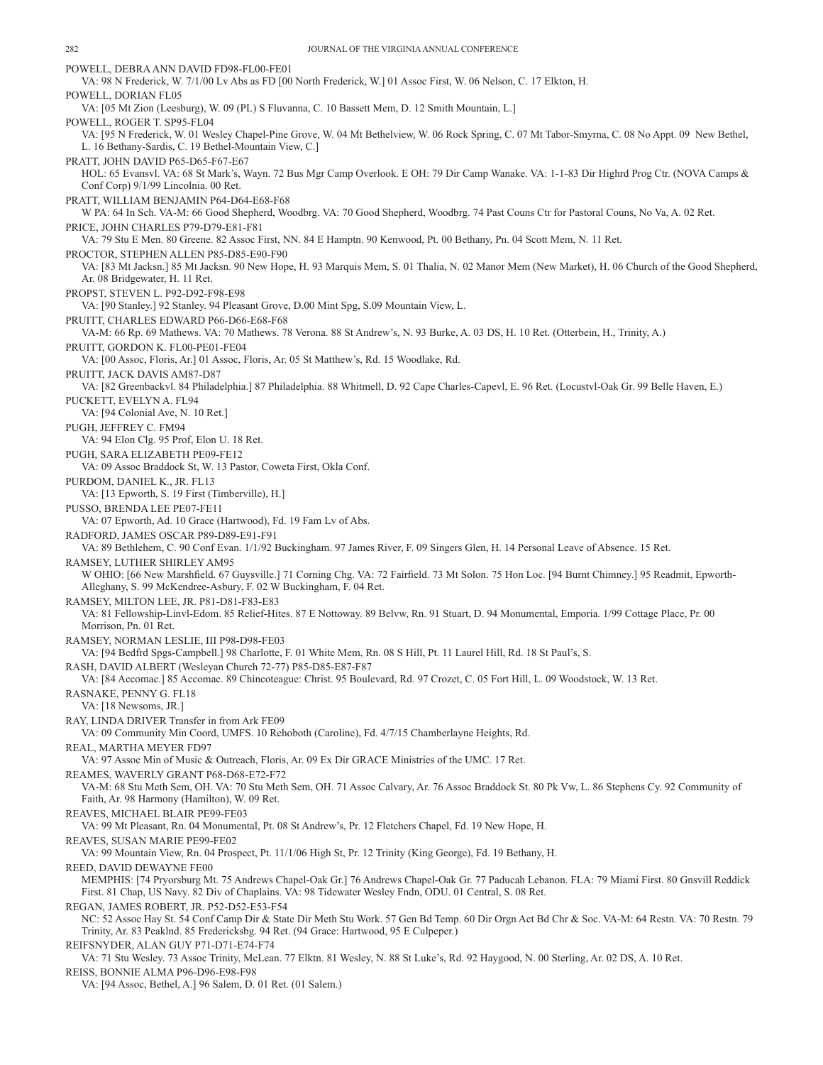POWELL, DEBRA ANN DAVID FD98-FL00-FE01
VA: 98 N Frederick, W. 7/1/00 Lv Abs as FD [00 North Frederick, W.] 01 Assoc First, W. 06 Nelson, C. 17 Elkton, H.

POWELL, DORIAN FL05
VA: [05 Mt Zion (Leesburg), W. 09 (PL) S Fluvanna, C. 10 Bassett Mem, D. 12 Smith Mountain, L.]

POWELL, ROGER T. SP95-FL04
VA: [95 N Frederick, W. 01 Wesley Chapel-Pine Grove, W. 04 Mt Bethelview, W. 06 Rock Spring, C. 07 Mt Tabor-Smyrna, C. 08 No Appt. 09 New Bethel, L. 16 Bethany-Sardis, C. 19 Bethel-Mountain View, C.]

PRATT, JOHN DAVID P65-D65-F67-E67
HOL: 65 Evansvl. VA: 68 St Mark's, Wayn. 72 Bus Mgr Camp Overlook. E OH: 79 Dir Camp Wanake. VA: 1-1-83 Dir Highrd Prog Ctr. (NOVA Camps & Conf Corp) 9/1/99 Lincolnia. 00 Ret.

PRATT, WILLIAM BENJAMIN P64-D64-E68-F68
W PA: 64 In Sch. VA-M: 66 Good Shepherd, Woodbrg. VA: 70 Good Shepherd, Woodbrg. 74 Past Couns Ctr for Pastoral Couns, No Va, A. 02 Ret.

PRICE, JOHN CHARLES P79-D79-E81-F81
VA: 79 Stu E Men. 80 Greene. 82 Assoc First, NN. 84 E Hamptn. 90 Kenwood, Pt. 00 Bethany, Pn. 04 Scott Mem, N. 11 Ret.

PROCTOR, STEPHEN ALLEN P85-D85-E90-F90
VA: [83 Mt Jacksn.] 85 Mt Jacksn. 90 New Hope, H. 93 Marquis Mem, S. 01 Thalia, N. 02 Manor Mem (New Market), H. 06 Church of the Good Shepherd, Ar. 08 Bridgewater, H. 11 Ret.

PROPST, STEVEN L. P92-D92-F98-E98
VA: [90 Stanley.] 92 Stanley. 94 Pleasant Grove, D.00 Mint Spg, S.09 Mountain View, L.

PRUITT, CHARLES EDWARD P66-D66-E68-F68
VA-M: 66 Rp. 69 Mathews. VA: 70 Mathews. 78 Verona. 88 St Andrew's, N. 93 Burke, A. 03 DS, H. 10 Ret. (Otterbein, H., Trinity, A.)

PRUITT, GORDON K. FL00-PE01-FE04
VA: [00 Assoc, Floris, Ar.] 01 Assoc, Floris, Ar. 05 St Matthew's, Rd. 15 Woodlake, Rd.

PRUITT, JACK DAVIS AM87-D87
VA: [82 Greenbackvl. 84 Philadelphia.] 87 Philadelphia. 88 Whitmell, D. 92 Cape Charles-Capevl, E. 96 Ret. (Locustvl-Oak Gr. 99 Belle Haven, E.)

PUCKETT, EVELYN A. FL94
VA: [94 Colonial Ave, N. 10 Ret.]

PUGH, JEFFREY C. FM94
VA: 94 Elon Clg. 95 Prof, Elon U. 18 Ret.

PUGH, SARA ELIZABETH PE09-FE12
VA: 09 Assoc Braddock St, W. 13 Pastor, Coweta First, Okla Conf.

PURDOM, DANIEL K., JR. FL13
VA: [13 Epworth, S. 19 First (Timberville), H.]

PUSSO, BRENDA LEE PE07-FE11
VA: 07 Epworth, Ad. 10 Grace (Hartwood), Fd. 19 Fam Lv of Abs.

RADFORD, JAMES OSCAR P89-D89-E91-F91
VA: 89 Bethlehem, C. 90 Conf Evan. 1/1/92 Buckingham. 97 James River, F. 09 Singers Glen, H. 14 Personal Leave of Absence. 15 Ret.

RAMSEY, LUTHER SHIRLEY AM95
W OHIO: [66 New Marshfield. 67 Guysville.] 71 Corning Chg. VA: 72 Fairfield. 73 Mt Solon. 75 Hon Loc. [94 Burnt Chimney.] 95 Readmit, Epworth-Alleghany, S. 99 McKendree-Asbury, F. 02 W Buckingham, F. 04 Ret.

RAMSEY, MILTON LEE, JR. P81-D81-F83-E83
VA: 81 Fellowship-Linvl-Edom. 85 Relief-Hites. 87 E Nottoway. 89 Belvw, Rn. 91 Stuart, D. 94 Monumental, Emporia. 1/99 Cottage Place, Pr. 00 Morrison, Pn. 01 Ret.

RAMSEY, NORMAN LESLIE, III P98-D98-FE03
VA: [94 Bedfrd Spgs-Campbell.] 98 Charlotte, F. 01 White Mem, Rn. 08 S Hill, Pt. 11 Laurel Hill, Rd. 18 St Paul's, S.

RASH, DAVID ALBERT (Wesleyan Church 72-77) P85-D85-E87-F87
VA: [84 Accomac.] 85 Accomac. 89 Chincoteague: Christ. 95 Boulevard, Rd. 97 Crozet, C. 05 Fort Hill, L. 09 Woodstock, W. 13 Ret.

RASNAKE, PENNY G. FL18
VA: [18 Newsoms, JR.]

RAY, LINDA DRIVER Transfer in from Ark FE09
VA: 09 Community Min Coord, UMFS. 10 Rehoboth (Caroline), Fd. 4/7/15 Chamberlayne Heights, Rd.

REAL, MARTHA MEYER FD97
VA: 97 Assoc Min of Music & Outreach, Floris, Ar. 09 Ex Dir GRACE Ministries of the UMC. 17 Ret.

REAMES, WAVERLY GRANT P68-D68-E72-F72
VA-M: 68 Stu Meth Sem, OH. VA: 70 Stu Meth Sem, OH. 71 Assoc Calvary, Ar. 76 Assoc Braddock St. 80 Pk Vw, L. 86 Stephens Cy. 92 Community of Faith, Ar. 98 Harmony (Hamilton), W. 09 Ret.

REAVES, MICHAEL BLAIR PE99-FE03
VA: 99 Mt Pleasant, Rn. 04 Monumental, Pt. 08 St Andrew's, Pr. 12 Fletchers Chapel, Fd. 19 New Hope, H.

REAVES, SUSAN MARIE PE99-FE02
VA: 99 Mountain View, Rn. 04 Prospect, Pt. 11/1/06 High St, Pr. 12 Trinity (King George), Fd. 19 Bethany, H.

REED, DAVID DEWAYNE FE00
MEMPHIS: [74 Pryorsburg Mt. 75 Andrews Chapel-Oak Gr.] 76 Andrews Chapel-Oak Gr. 77 Paducah Lebanon. FLA: 79 Miami First. 80 Gnsvill Reddick First. 81 Chap, US Navy. 82 Div of Chaplains. VA: 98 Tidewater Wesley Fndn, ODU. 01 Central, S. 08 Ret.

REGAN, JAMES ROBERT, JR. P52-D52-E53-F54
NC: 52 Assoc Hay St. 54 Conf Camp Dir & State Dir Meth Stu Work. 57 Gen Bd Temp. 60 Dir Orgn Act Bd Chr & Soc. VA-M: 64 Restn. VA: 70 Restn. 79 Trinity, Ar. 83 Peaklnd. 85 Fredericksbg. 94 Ret. (94 Grace: Hartwood, 95 E Culpeper.)

REIFSNYDER, ALAN GUY P71-D71-E74-F74
VA: 71 Stu Wesley. 73 Assoc Trinity, McLean. 77 Elktn. 81 Wesley, N. 88 St Luke's, Rd. 92 Haygood, N. 00 Sterling, Ar. 02 DS, A. 10 Ret.

REISS, BONNIE ALMA P96-D96-E98-F98
VA: [94 Assoc, Bethel, A.] 96 Salem, D. 01 Ret. (01 Salem.)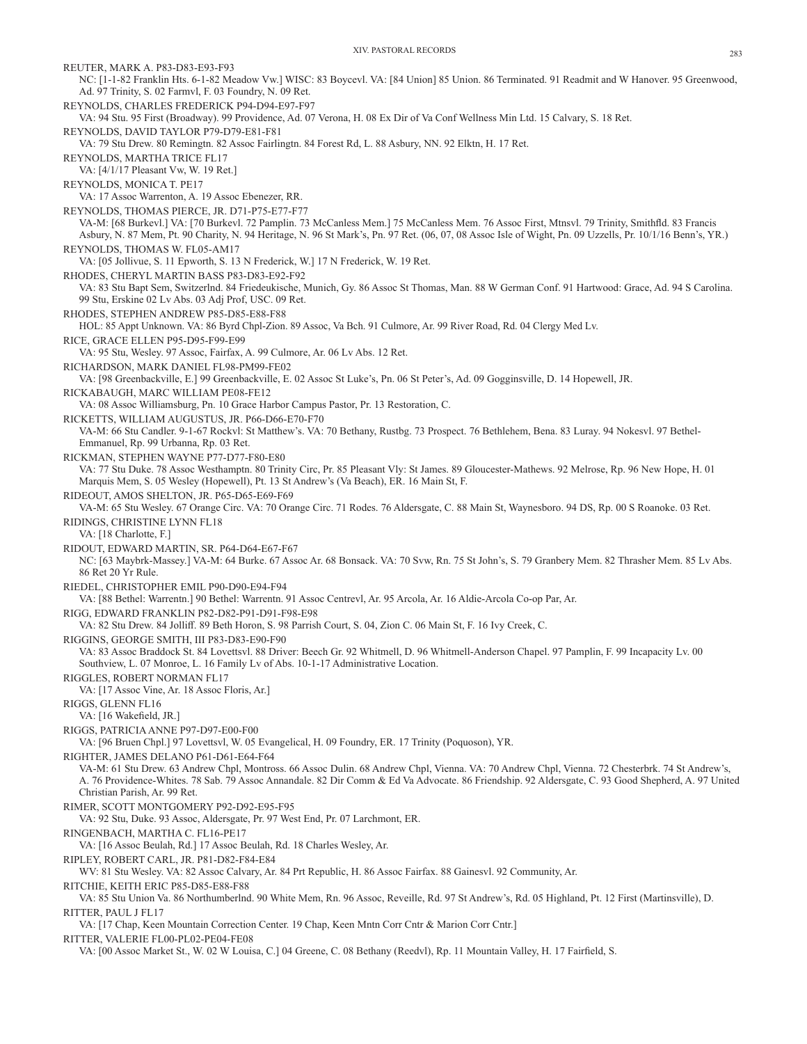REUTER, MARK A. P83-D83-E93-F93

NC: [1-1-82 Franklin Hts. 6-1-82 Meadow Vw.] WISC: 83 Boycevl. VA: [84 Union] 85 Union. 86 Terminated. 91 Readmit and W Hanover. 95 Greenwood, Ad. 97 Trinity, S. 02 Farmvl, F. 03 Foundry, N. 09 Ret.

REYNOLDS, CHARLES FREDERICK P94-D94-E97-F97

VA: 94 Stu. 95 First (Broadway). 99 Providence, Ad. 07 Verona, H. 08 Ex Dir of Va Conf Wellness Min Ltd. 15 Calvary, S. 18 Ret.

REYNOLDS, DAVID TAYLOR P79-D79-E81-F81

VA: 79 Stu Drew. 80 Remingtn. 82 Assoc Fairlingtn. 84 Forest Rd, L. 88 Asbury, NN. 92 Elktn, H. 17 Ret.

REYNOLDS, MARTHA TRICE FL17

VA: [4/1/17 Pleasant Vw, W. 19 Ret.]

REYNOLDS, MONICA T. PE17

VA: 17 Assoc Warrenton, A. 19 Assoc Ebenezer, RR.

REYNOLDS, THOMAS PIERCE, JR. D71-P75-E77-F77

VA-M: [68 Burkevl.] VA: [70 Burkevl. 72 Pamplin. 73 McCanless Mem.] 75 McCanless Mem. 76 Assoc First, Mtnsvl. 79 Trinity, Smithfld. 83 Francis Asbury, N. 87 Mem, Pt. 90 Charity, N. 94 Heritage, N. 96 St Mark's, Pn. 97 Ret. (06, 07, 08 Assoc Isle of Wight, Pn. 09 Uzzells, Pr. 10/1/16 Benn's, YR.)

REYNOLDS, THOMAS W. FL05-AM17

VA: [05 Jollivue, S. 11 Epworth, S. 13 N Frederick, W.] 17 N Frederick, W. 19 Ret.

RHODES, CHERYL MARTIN BASS P83-D83-E92-F92

VA: 83 Stu Bapt Sem, Switzerlnd. 84 Friedeukische, Munich, Gy. 86 Assoc St Thomas, Man. 88 W German Conf. 91 Hartwood: Grace, Ad. 94 S Carolina. 99 Stu, Erskine 02 Lv Abs. 03 Adj Prof, USC. 09 Ret.

RHODES, STEPHEN ANDREW P85-D85-E88-F88

HOL: 85 Appt Unknown. VA: 86 Byrd Chpl-Zion. 89 Assoc, Va Bch. 91 Culmore, Ar. 99 River Road, Rd. 04 Clergy Med Lv.

RICE, GRACE ELLEN P95-D95-F99-E99

VA: 95 Stu, Wesley. 97 Assoc, Fairfax, A. 99 Culmore, Ar. 06 Lv Abs. 12 Ret.

RICHARDSON, MARK DANIEL FL98-PM99-FE02

VA: [98 Greenbackville, E.] 99 Greenbackville, E. 02 Assoc St Luke's, Pn. 06 St Peter's, Ad. 09 Gogginsville, D. 14 Hopewell, JR.

RICKABAUGH, MARC WILLIAM PE08-FE12

VA: 08 Assoc Williamsburg, Pn. 10 Grace Harbor Campus Pastor, Pr. 13 Restoration, C.

RICKETTS, WILLIAM AUGUSTUS, JR. P66-D66-E70-F70

VA-M: 66 Stu Candler. 9-1-67 Rockvl: St Matthew's. VA: 70 Bethany, Rustbg. 73 Prospect. 76 Bethlehem, Bena. 83 Luray. 94 Nokesvl. 97 Bethel-Emmanuel, Rp. 99 Urbanna, Rp. 03 Ret.

RICKMAN, STEPHEN WAYNE P77-D77-F80-E80

VA: 77 Stu Duke. 78 Assoc Westhamptn. 80 Trinity Circ, Pr. 85 Pleasant Vly: St James. 89 Gloucester-Mathews. 92 Melrose, Rp. 96 New Hope, H. 01 Marquis Mem, S. 05 Wesley (Hopewell), Pt. 13 St Andrew's (Va Beach), ER. 16 Main St, F.

RIDEOUT, AMOS SHELTON, JR. P65-D65-E69-F69

VA-M: 65 Stu Wesley. 67 Orange Circ. VA: 70 Orange Circ. 71 Rodes. 76 Aldersgate, C. 88 Main St, Waynesboro. 94 DS, Rp. 00 S Roanoke. 03 Ret.

RIDINGS, CHRISTINE LYNN FL18

VA: [18 Charlotte, F.]

RIDOUT, EDWARD MARTIN, SR. P64-D64-E67-F67

NC: [63 Maybrk-Massey.] VA-M: 64 Burke. 67 Assoc Ar. 68 Bonsack. VA: 70 Svw, Rn. 75 St John's, S. 79 Granbery Mem. 82 Thrasher Mem. 85 Lv Abs. 86 Ret 20 Yr Rule.

RIEDEL, CHRISTOPHER EMIL P90-D90-E94-F94

VA: [88 Bethel: Warrentn.] 90 Bethel: Warrentn. 91 Assoc Centrevl, Ar. 95 Arcola, Ar. 16 Aldie-Arcola Co-op Par, Ar.

RIGG, EDWARD FRANKLIN P82-D82-P91-D91-F98-E98

VA: 82 Stu Drew. 84 Jolliff. 89 Beth Horon, S. 98 Parrish Court, S. 04, Zion C. 06 Main St, F. 16 Ivy Creek, C.

RIGGINS, GEORGE SMITH, III P83-D83-E90-F90

VA: 83 Assoc Braddock St. 84 Lovettsvl. 88 Driver: Beech Gr. 92 Whitmell, D. 96 Whitmell-Anderson Chapel. 97 Pamplin, F. 99 Incapacity Lv. 00 Southview, L. 07 Monroe, L. 16 Family Lv of Abs. 10-1-17 Administrative Location.

RIGGLES, ROBERT NORMAN FL17

VA: [17 Assoc Vine, Ar. 18 Assoc Floris, Ar.]

RIGGS, GLENN FL16

VA: [16 Wakefield, JR.]

RIGGS, PATRICIA ANNE P97-D97-E00-F00

VA: [96 Bruen Chpl.] 97 Lovettsvl, W. 05 Evangelical, H. 09 Foundry, ER. 17 Trinity (Poquoson), YR.

RIGHTER, JAMES DELANO P61-D61-E64-F64

VA-M: 61 Stu Drew. 63 Andrew Chpl, Montross. 66 Assoc Dulin. 68 Andrew Chpl, Vienna. VA: 70 Andrew Chpl, Vienna. 72 Chesterbrk. 74 St Andrew's, A. 76 Providence-Whites. 78 Sab. 79 Assoc Annandale. 82 Dir Comm & Ed Va Advocate. 86 Friendship. 92 Aldersgate, C. 93 Good Shepherd, A. 97 United Christian Parish, Ar. 99 Ret.

RIMER, SCOTT MONTGOMERY P92-D92-E95-F95

VA: 92 Stu, Duke. 93 Assoc, Aldersgate, Pr. 97 West End, Pr. 07 Larchmont, ER.

RINGENBACH, MARTHA C. FL16-PE17

VA: [16 Assoc Beulah, Rd.] 17 Assoc Beulah, Rd. 18 Charles Wesley, Ar.

RIPLEY, ROBERT CARL, JR. P81-D82-F84-E84

WV: 81 Stu Wesley. VA: 82 Assoc Calvary, Ar. 84 Prt Republic, H. 86 Assoc Fairfax. 88 Gainesvl. 92 Community, Ar.

RITCHIE, KEITH ERIC P85-D85-E88-F88

VA: 85 Stu Union Va. 86 Northumberlnd. 90 White Mem, Rn. 96 Assoc, Reveille, Rd. 97 St Andrew's, Rd. 05 Highland, Pt. 12 First (Martinsville), D.

RITTER, PAUL J FL17

VA: [17 Chap, Keen Mountain Correction Center. 19 Chap, Keen Mntn Corr Cntr & Marion Corr Cntr.]

RITTER, VALERIE FL00-PL02-PE04-FE08

VA: [00 Assoc Market St., W. 02 W Louisa, C.] 04 Greene, C. 08 Bethany (Reedvl), Rp. 11 Mountain Valley, H. 17 Fairfield, S.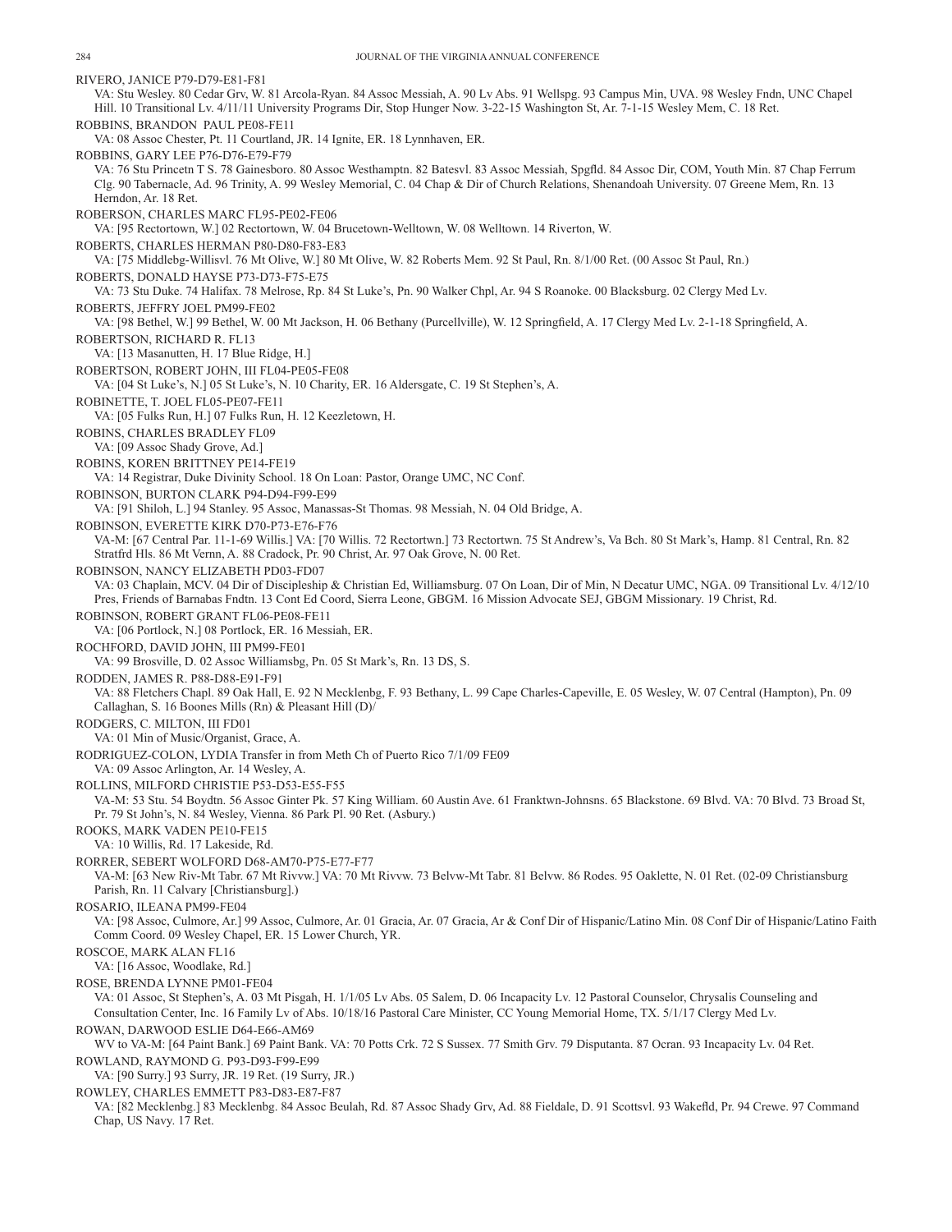RIVERO, JANICE P79-D79-E81-F81

VA: Stu Wesley. 80 Cedar Grv, W. 81 Arcola-Ryan. 84 Assoc Messiah, A. 90 Lv Abs. 91 Wellspg. 93 Campus Min, UVA. 98 Wesley Fndn, UNC Chapel Hill. 10 Transitional Lv. 4/11/11 University Programs Dir, Stop Hunger Now. 3-22-15 Washington St, Ar. 7-1-15 Wesley Mem, C. 18 Ret.

ROBBINS, BRANDON PAUL PE08-FE11

VA: 08 Assoc Chester, Pt. 11 Courtland, JR. 14 Ignite, ER. 18 Lynnhaven, ER.

ROBBINS, GARY LEE P76-D76-E79-F79

VA: 76 Stu Princetn T S. 78 Gainesboro. 80 Assoc Westhamptn. 82 Batesvl. 83 Assoc Messiah, Spgfld. 84 Assoc Dir, COM, Youth Min. 87 Chap Ferrum Clg. 90 Tabernacle, Ad. 96 Trinity, A. 99 Wesley Memorial, C. 04 Chap & Dir of Church Relations, Shenandoah University. 07 Greene Mem, Rn. 13 Herndon, Ar. 18 Ret.

ROBERSON, CHARLES MARC FL95-PE02-FE06

VA: [95 Rectortown, W.] 02 Rectortown, W. 04 Brucetown-Welltown, W. 08 Welltown. 14 Riverton, W.

ROBERTS, CHARLES HERMAN P80-D80-F83-E83

VA: [75 Middlebg-Willisvl. 76 Mt Olive, W.] 80 Mt Olive, W. 82 Roberts Mem. 92 St Paul, Rn. 8/1/00 Ret. (00 Assoc St Paul, Rn.)

ROBERTS, DONALD HAYSE P73-D73-F75-E75

VA: 73 Stu Duke. 74 Halifax. 78 Melrose, Rp. 84 St Luke's, Pn. 90 Walker Chpl, Ar. 94 S Roanoke. 00 Blacksburg. 02 Clergy Med Lv.

ROBERTS, JEFFRY JOEL PM99-FE02

VA: [98 Bethel, W.] 99 Bethel, W. 00 Mt Jackson, H. 06 Bethany (Purcellville), W. 12 Springfield, A. 17 Clergy Med Lv. 2-1-18 Springfield, A.

ROBERTSON, RICHARD R. FL13

VA: [13 Masanutten, H. 17 Blue Ridge, H.]

ROBERTSON, ROBERT JOHN, III FL04-PE05-FE08

VA: [04 St Luke's, N.] 05 St Luke's, N. 10 Charity, ER. 16 Aldersgate, C. 19 St Stephen's, A.

ROBINETTE, T. JOEL FL05-PE07-FE11

VA: [05 Fulks Run, H.] 07 Fulks Run, H. 12 Keezletown, H.

ROBINS, CHARLES BRADLEY FL09

VA: [09 Assoc Shady Grove, Ad.]

ROBINS, KOREN BRITTNEY PE14-FE19

VA: 14 Registrar, Duke Divinity School. 18 On Loan: Pastor, Orange UMC, NC Conf.

ROBINSON, BURTON CLARK P94-D94-F99-E99

VA: [91 Shiloh, L.] 94 Stanley. 95 Assoc, Manassas-St Thomas. 98 Messiah, N. 04 Old Bridge, A.

ROBINSON, EVERETTE KIRK D70-P73-E76-F76

VA-M: [67 Central Par. 11-1-69 Willis.] VA: [70 Willis. 72 Rectortwn.] 73 Rectortwn. 75 St Andrew's, Va Bch. 80 St Mark's, Hamp. 81 Central, Rn. 82 Stratfrd Hls. 86 Mt Vernn, A. 88 Cradock, Pr. 90 Christ, Ar. 97 Oak Grove, N. 00 Ret.

ROBINSON, NANCY ELIZABETH PD03-FD07

VA: 03 Chaplain, MCV. 04 Dir of Discipleship & Christian Ed, Williamsburg. 07 On Loan, Dir of Min, N Decatur UMC, NGA. 09 Transitional Lv. 4/12/10 Pres, Friends of Barnabas Fndtn. 13 Cont Ed Coord, Sierra Leone, GBGM. 16 Mission Advocate SEJ, GBGM Missionary. 19 Christ, Rd.

ROBINSON, ROBERT GRANT FL06-PE08-FE11

VA: [06 Portlock, N.] 08 Portlock, ER. 16 Messiah, ER.

ROCHFORD, DAVID JOHN, III PM99-FE01

VA: 99 Brosville, D. 02 Assoc Williamsbg, Pn. 05 St Mark's, Rn. 13 DS, S.

RODDEN, JAMES R. P88-D88-E91-F91

VA: 88 Fletchers Chapl. 89 Oak Hall, E. 92 N Mecklenbg, F. 93 Bethany, L. 99 Cape Charles-Capeville, E. 05 Wesley, W. 07 Central (Hampton), Pn. 09 Callaghan, S. 16 Boones Mills (Rn) & Pleasant Hill (D)/

RODGERS, C. MILTON, III FD01

VA: 01 Min of Music/Organist, Grace, A.

RODRIGUEZ-COLON, LYDIA Transfer in from Meth Ch of Puerto Rico 7/1/09 FE09

VA: 09 Assoc Arlington, Ar. 14 Wesley, A.

ROLLINS, MILFORD CHRISTIE P53-D53-E55-F55

VA-M: 53 Stu. 54 Boydtn. 56 Assoc Ginter Pk. 57 King William. 60 Austin Ave. 61 Franktwn-Johnsns. 65 Blackstone. 69 Blvd. VA: 70 Blvd. 73 Broad St, Pr. 79 St John's, N. 84 Wesley, Vienna. 86 Park Pl. 90 Ret. (Asbury.)

ROOKS, MARK VADEN PE10-FE15

VA: 10 Willis, Rd. 17 Lakeside, Rd.

RORRER, SEBERT WOLFORD D68-AM70-P75-E77-F77

VA-M: [63 New Riv-Mt Tabr. 67 Mt Rivvw.] VA: 70 Mt Rivvw. 73 Belvw-Mt Tabr. 81 Belvw. 86 Rodes. 95 Oaklette, N. 01 Ret. (02-09 Christiansburg Parish, Rn. 11 Calvary [Christiansburg].)

ROSARIO, ILEANA PM99-FE04

VA: [98 Assoc, Culmore, Ar.] 99 Assoc, Culmore, Ar. 01 Gracia, Ar. 07 Gracia, Ar & Conf Dir of Hispanic/Latino Min. 08 Conf Dir of Hispanic/Latino Faith Comm Coord. 09 Wesley Chapel, ER. 15 Lower Church, YR.

ROSCOE, MARK ALAN FL16

VA: [16 Assoc, Woodlake, Rd.]

ROSE, BRENDA LYNNE PM01-FE04

VA: 01 Assoc, St Stephen's, A. 03 Mt Pisgah, H. 1/1/05 Lv Abs. 05 Salem, D. 06 Incapacity Lv. 12 Pastoral Counselor, Chrysalis Counseling and Consultation Center, Inc. 16 Family Lv of Abs. 10/18/16 Pastoral Care Minister, CC Young Memorial Home, TX. 5/1/17 Clergy Med Lv.

ROWAN, DARWOOD ESLIE D64-E66-AM69

WV to VA-M: [64 Paint Bank.] 69 Paint Bank. VA: 70 Potts Crk. 72 S Sussex. 77 Smith Grv. 79 Disputanta. 87 Ocran. 93 Incapacity Lv. 04 Ret.

ROWLAND, RAYMOND G. P93-D93-F99-E99

VA: [90 Surry.] 93 Surry, JR. 19 Ret. (19 Surry, JR.)

ROWLEY, CHARLES EMMETT P83-D83-E87-F87

VA: [82 Mecklenbg.] 83 Mecklenbg. 84 Assoc Beulah, Rd. 87 Assoc Shady Grv, Ad. 88 Fieldale, D. 91 Scottsvl. 93 Wakefld, Pr. 94 Crewe. 97 Command Chap, US Navy. 17 Ret.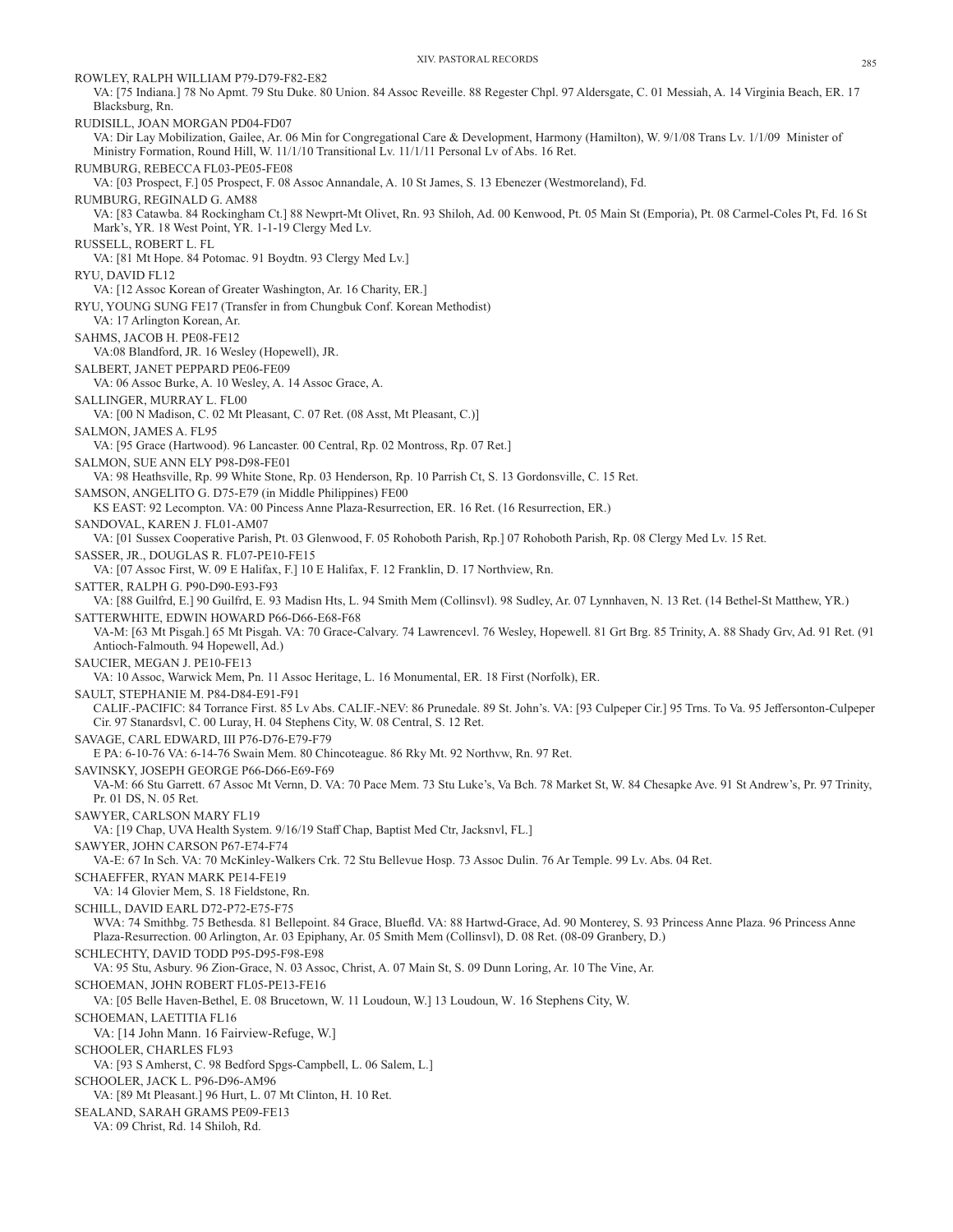ROWLEY, RALPH WILLIAM P79-D79-F82-E82
VA: [75 Indiana.] 78 No Apmt. 79 Stu Duke. 80 Union. 84 Assoc Reveille. 88 Regester Chpl. 97 Aldersgate, C. 01 Messiah, A. 14 Virginia Beach, ER. 17 Blacksburg, Rn.

RUDISILL, JOAN MORGAN PD04-FD07
VA: Dir Lay Mobilization, Gailee, Ar. 06 Min for Congregational Care & Development, Harmony (Hamilton), W. 9/1/08 Trans Lv. 1/1/09 Minister of Ministry Formation, Round Hill, W. 11/1/10 Transitional Lv. 11/1/11 Personal Lv of Abs. 16 Ret.

RUMBURG, REBECCA FL03-PE05-FE08
VA: [03 Prospect, F.] 05 Prospect, F. 08 Assoc Annandale, A. 10 St James, S. 13 Ebenezer (Westmoreland), Fd.

RUMBURG, REGINALD G. AM88
VA: [83 Catawba. 84 Rockingham Ct.] 88 Newprt-Mt Olivet, Rn. 93 Shiloh, Ad. 00 Kenwood, Pt. 05 Main St (Emporia), Pt. 08 Carmel-Coles Pt, Fd. 16 St Mark's, YR. 18 West Point, YR. 1-1-19 Clergy Med Lv.

RUSSELL, ROBERT L. FL
VA: [81 Mt Hope. 84 Potomac. 91 Boydtn. 93 Clergy Med Lv.]

RYU, DAVID FL12
VA: [12 Assoc Korean of Greater Washington, Ar. 16 Charity, ER.]

RYU, YOUNG SUNG FE17 (Transfer in from Chungbuk Conf. Korean Methodist)
VA: 17 Arlington Korean, Ar.

SAHMS, JACOB H. PE08-FE12
VA:08 Blandford, JR. 16 Wesley (Hopewell), JR.

SALBERT, JANET PEPPARD PE06-FE09
VA: 06 Assoc Burke, A. 10 Wesley, A. 14 Assoc Grace, A.

SALLINGER, MURRAY L. FL00
VA: [00 N Madison, C. 02 Mt Pleasant, C. 07 Ret. (08 Asst, Mt Pleasant, C.)]

SALMON, JAMES A. FL95
VA: [95 Grace (Hartwood). 96 Lancaster. 00 Central, Rp. 02 Montross, Rp. 07 Ret.]

SALMON, SUE ANN ELY P98-D98-FE01
VA: 98 Heathsville, Rp. 99 White Stone, Rp. 03 Henderson, Rp. 10 Parrish Ct, S. 13 Gordonsville, C. 15 Ret.

SAMSON, ANGELITO G. D75-E79 (in Middle Philippines) FE00
KS EAST: 92 Lecompton. VA: 00 Pincess Anne Plaza-Resurrection, ER. 16 Ret. (16 Resurrection, ER.)

SANDOVAL, KAREN J. FL01-AM07
VA: [01 Sussex Cooperative Parish, Pt. 03 Glenwood, F. 05 Rohoboth Parish, Rp.] 07 Rohoboth Parish, Rp. 08 Clergy Med Lv. 15 Ret.

SASSER, JR., DOUGLAS R. FL07-PE10-FE15
VA: [07 Assoc First, W. 09 E Halifax, F.] 10 E Halifax, F. 12 Franklin, D. 17 Northview, Rn.

SATTER, RALPH G. P90-D90-E93-F93
VA: [88 Guilfrd, E.] 90 Guilfrd, E. 93 Madisn Hts, L. 94 Smith Mem (Collinsvl). 98 Sudley, Ar. 07 Lynnhaven, N. 13 Ret. (14 Bethel-St Matthew, YR.)

SATTERWHITE, EDWIN HOWARD P66-D66-E68-F68
VA-M: [63 Mt Pisgah.] 65 Mt Pisgah. VA: 70 Grace-Calvary. 74 Lawrencevl. 76 Wesley, Hopewell. 81 Grt Brg. 85 Trinity, A. 88 Shady Grv, Ad. 91 Ret. (91 Antioch-Falmouth. 94 Hopewell, Ad.)

SAUCIER, MEGAN J. PE10-FE13
VA: 10 Assoc, Warwick Mem, Pn. 11 Assoc Heritage, L. 16 Monumental, ER. 18 First (Norfolk), ER.

SAULT, STEPHANIE M. P84-D84-E91-F91
CALIF.-PACIFIC: 84 Torrance First. 85 Lv Abs. CALIF.-NEV: 86 Prunedale. 89 St. John's. VA: [93 Culpeper Cir.] 95 Trns. To Va. 95 Jeffersonton-Culpeper Cir. 97 Stanardsvl, C. 00 Luray, H. 04 Stephens City, W. 08 Central, S. 12 Ret.

SAVAGE, CARL EDWARD, III P76-D76-E79-F79
E PA: 6-10-76 VA: 6-14-76 Swain Mem. 80 Chincoteague. 86 Rky Mt. 92 Northvw, Rn. 97 Ret.

SAVINSKY, JOSEPH GEORGE P66-D66-E69-F69
VA-M: 66 Stu Garrett. 67 Assoc Mt Vernn, D. VA: 70 Pace Mem. 73 Stu Luke's, Va Bch. 78 Market St, W. 84 Chesapke Ave. 91 St Andrew's, Pr. 97 Trinity, Pr. 01 DS, N. 05 Ret.

SAWYER, CARLSON MARY FL19
VA: [19 Chap, UVA Health System. 9/16/19 Staff Chap, Baptist Med Ctr, Jacksnvl, FL.]

SAWYER, JOHN CARSON P67-E74-F74
VA-E: 67 In Sch. VA: 70 McKinley-Walkers Crk. 72 Stu Bellevue Hosp. 73 Assoc Dulin. 76 Ar Temple. 99 Lv. Abs. 04 Ret.

SCHAEFFER, RYAN MARK PE14-FE19
VA: 14 Glovier Mem, S. 18 Fieldstone, Rn.

SCHILL, DAVID EARL D72-P72-E75-F75
WVA: 74 Smithbg. 75 Bethesda. 81 Bellepoint. 84 Grace, Bluefld. VA: 88 Hartwd-Grace, Ad. 90 Monterey, S. 93 Princess Anne Plaza. 96 Princess Anne Plaza-Resurrection. 00 Arlington, Ar. 03 Epiphany, Ar. 05 Smith Mem (Collinsvl), D. 08 Ret. (08-09 Granbery, D.)

SCHLECHTY, DAVID TODD P95-D95-F98-E98
VA: 95 Stu, Asbury. 96 Zion-Grace, N. 03 Assoc, Christ, A. 07 Main St, S. 09 Dunn Loring, Ar. 10 The Vine, Ar.

SCHOEMAN, JOHN ROBERT FL05-PE13-FE16
VA: [05 Belle Haven-Bethel, E. 08 Brucetown, W. 11 Loudoun, W.] 13 Loudoun, W. 16 Stephens City, W.

SCHOEMAN, LAETITIA FL16
VA: [14 John Mann. 16 Fairview-Refuge, W.]

SCHOOLER, CHARLES FL93
VA: [93 S Amherst, C. 98 Bedford Spgs-Campbell, L. 06 Salem, L.]

SCHOOLER, JACK L. P96-D96-AM96
VA: [89 Mt Pleasant.] 96 Hurt, L. 07 Mt Clinton, H. 10 Ret.

SEALAND, SARAH GRAMS PE09-FE13
VA: 09 Christ, Rd. 14 Shiloh, Rd.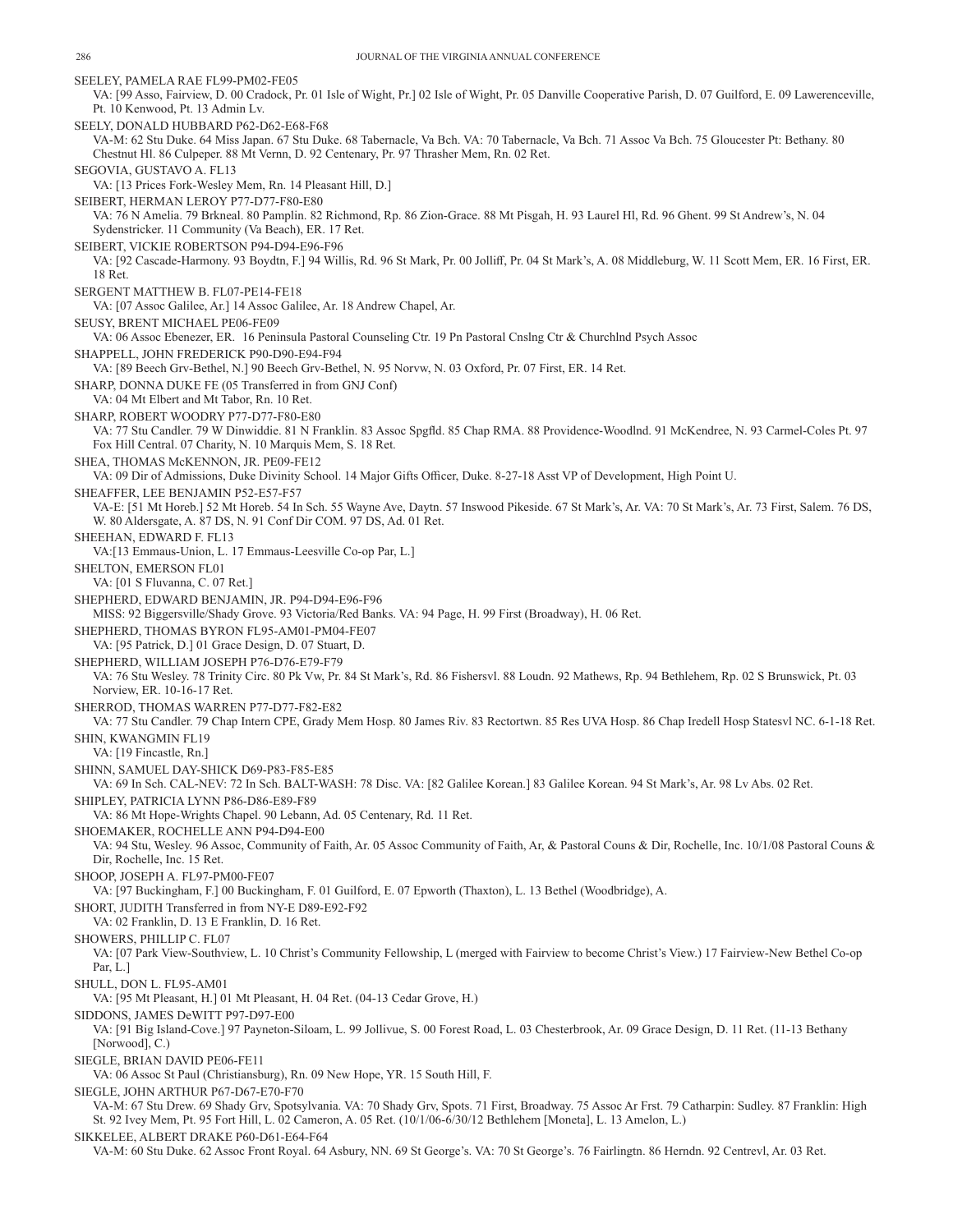SEELEY, PAMELA RAE FL99-PM02-FE05
VA: [99 Asso, Fairview, D. 00 Cradock, Pr. 01 Isle of Wight, Pr.] 02 Isle of Wight, Pr. 05 Danville Cooperative Parish, D. 07 Guilford, E. 09 Lawerenceville, Pt. 10 Kenwood, Pt. 13 Admin Lv.

SEELY, DONALD HUBBARD P62-D62-E68-F68
VA-M: 62 Stu Duke. 64 Miss Japan. 67 Stu Duke. 68 Tabernacle, Va Bch. VA: 70 Tabernacle, Va Bch. 71 Assoc Va Bch. 75 Gloucester Pt: Bethany. 80 Chestnut Hl. 86 Culpeper. 88 Mt Vernn, D. 92 Centenary, Pr. 97 Thrasher Mem, Rn. 02 Ret.

SEGOVIA, GUSTAVO A. FL13
VA: [13 Prices Fork-Wesley Mem, Rn. 14 Pleasant Hill, D.]

SEIBERT, HERMAN LEROY P77-D77-F80-E80
VA: 76 N Amelia. 79 Brkneal. 80 Pamplin. 82 Richmond, Rp. 86 Zion-Grace. 88 Mt Pisgah, H. 93 Laurel Hl, Rd. 96 Ghent. 99 St Andrew's, N. 04 Sydenstricker. 11 Community (Va Beach), ER. 17 Ret.

SEIBERT, VICKIE ROBERTSON P94-D94-E96-F96
VA: [92 Cascade-Harmony. 93 Boydtn, F.] 94 Willis, Rd. 96 St Mark, Pr. 00 Jolliff, Pr. 04 St Mark's, A. 08 Middleburg, W. 11 Scott Mem, ER. 16 First, ER. 18 Ret.

SERGENT MATTHEW B. FL07-PE14-FE18
VA: [07 Assoc Galilee, Ar.] 14 Assoc Galilee, Ar. 18 Andrew Chapel, Ar.

SEUSY, BRENT MICHAEL PE06-FE09
VA: 06 Assoc Ebenezer, ER. 16 Peninsula Pastoral Counseling Ctr. 19 Pn Pastoral Cnslng Ctr & Churchlnd Psych Assoc

SHAPPELL, JOHN FREDERICK P90-D90-E94-F94
VA: [89 Beech Grv-Bethel, N.] 90 Beech Grv-Bethel, N. 95 Norvw, N. 03 Oxford, Pr. 07 First, ER. 14 Ret.

SHARP, DONNA DUKE FE (05 Transferred in from GNJ Conf)
VA: 04 Mt Elbert and Mt Tabor, Rn. 10 Ret.

SHARP, ROBERT WOODRY P77-D77-F80-E80
VA: 77 Stu Candler. 79 W Dinwiddie. 81 N Franklin. 83 Assoc Spgfld. 85 Chap RMA. 88 Providence-Woodlnd. 91 McKendree, N. 93 Carmel-Coles Pt. 97 Fox Hill Central. 07 Charity, N. 10 Marquis Mem, S. 18 Ret.

SHEA, THOMAS McKENNON, JR. PE09-FE12
VA: 09 Dir of Admissions, Duke Divinity School. 14 Major Gifts Officer, Duke. 8-27-18 Asst VP of Development, High Point U.

SHEAFFER, LEE BENJAMIN P52-E57-F57
VA-E: [51 Mt Horeb.] 52 Mt Horeb. 54 In Sch. 55 Wayne Ave, Daytn. 57 Inswood Pikeside. 67 St Mark's, Ar. VA: 70 St Mark's, Ar. 73 First, Salem. 76 DS, W. 80 Aldersgate, A. 87 DS, N. 91 Conf Dir COM. 97 DS, Ad. 01 Ret.

SHEEHAN, EDWARD F. FL13
VA:[13 Emmaus-Union, L. 17 Emmaus-Leesville Co-op Par, L.]

SHELTON, EMERSON FL01
VA: [01 S Fluvanna, C. 07 Ret.]

SHEPHERD, EDWARD BENJAMIN, JR. P94-D94-E96-F96
MISS: 92 Biggersville/Shady Grove. 93 Victoria/Red Banks. VA: 94 Page, H. 99 First (Broadway), H. 06 Ret.

SHEPHERD, THOMAS BYRON FL95-AM01-PM04-FE07
VA: [95 Patrick, D.] 01 Grace Design, D. 07 Stuart, D.

SHEPHERD, WILLIAM JOSEPH P76-D76-E79-F79
VA: 76 Stu Wesley. 78 Trinity Circ. 80 Pk Vw, Pr. 84 St Mark's, Rd. 86 Fishersvl. 88 Loudn. 92 Mathews, Rp. 94 Bethlehem, Rp. 02 S Brunswick, Pt. 03 Norview, ER. 10-16-17 Ret.

SHERROD, THOMAS WARREN P77-D77-F82-E82
VA: 77 Stu Candler. 79 Chap Intern CPE, Grady Mem Hosp. 80 James Riv. 83 Rectortwn. 85 Res UVA Hosp. 86 Chap Iredell Hosp Statesvl NC. 6-1-18 Ret.

SHIN, KWANGMIN FL19
VA: [19 Fincastle, Rn.]

SHINN, SAMUEL DAY-SHICK D69-P83-F85-E85
VA: 69 In Sch. CAL-NEV: 72 In Sch. BALT-WASH: 78 Disc. VA: [82 Galilee Korean.] 83 Galilee Korean. 94 St Mark's, Ar. 98 Lv Abs. 02 Ret.

SHIPLEY, PATRICIA LYNN P86-D86-E89-F89
VA: 86 Mt Hope-Wrights Chapel. 90 Lebann, Ad. 05 Centenary, Rd. 11 Ret.

SHOEMAKER, ROCHELLE ANN P94-D94-E00
VA: 94 Stu, Wesley. 96 Assoc, Community of Faith, Ar. 05 Assoc Community of Faith, Ar, & Pastoral Couns & Dir, Rochelle, Inc. 10/1/08 Pastoral Couns & Dir, Rochelle, Inc. 15 Ret.

SHOOP, JOSEPH A. FL97-PM00-FE07
VA: [97 Buckingham, F.] 00 Buckingham, F. 01 Guilford, E. 07 Epworth (Thaxton), L. 13 Bethel (Woodbridge), A.

SHORT, JUDITH Transferred in from NY-E D89-E92-F92
VA: 02 Franklin, D. 13 E Franklin, D. 16 Ret.

SHOWERS, PHILLIP C. FL07
VA: [07 Park View-Southview, L. 10 Christ's Community Fellowship, L (merged with Fairview to become Christ's View.) 17 Fairview-New Bethel Co-op Par, L.]

SHULL, DON L. FL95-AM01
VA: [95 Mt Pleasant, H.] 01 Mt Pleasant, H. 04 Ret. (04-13 Cedar Grove, H.)

SIDDONS, JAMES DeWITT P97-D97-E00
VA: [91 Big Island-Cove.] 97 Payneton-Siloam, L. 99 Jollivue, S. 00 Forest Road, L. 03 Chesterbrook, Ar. 09 Grace Design, D. 11 Ret. (11-13 Bethany [Norwood], C.)

SIEGLE, BRIAN DAVID PE06-FE11
VA: 06 Assoc St Paul (Christiansburg), Rn. 09 New Hope, YR. 15 South Hill, F.

SIEGLE, JOHN ARTHUR P67-D67-E70-F70
VA-M: 67 Stu Drew. 69 Shady Grv, Spotsylvania. VA: 70 Shady Grv, Spots. 71 First, Broadway. 75 Assoc Ar Frst. 79 Catharpin: Sudley. 87 Franklin: High St. 92 Ivey Mem, Pt. 95 Fort Hill, L. 02 Cameron, A. 05 Ret. (10/1/06-6/30/12 Bethlehem [Moneta], L. 13 Amelon, L.)

SIKKELEE, ALBERT DRAKE P60-D61-E64-F64
VA-M: 60 Stu Duke. 62 Assoc Front Royal. 64 Asbury, NN. 69 St George's. VA: 70 St George's. 76 Fairlingtn. 86 Herndn. 92 Centrevl, Ar. 03 Ret.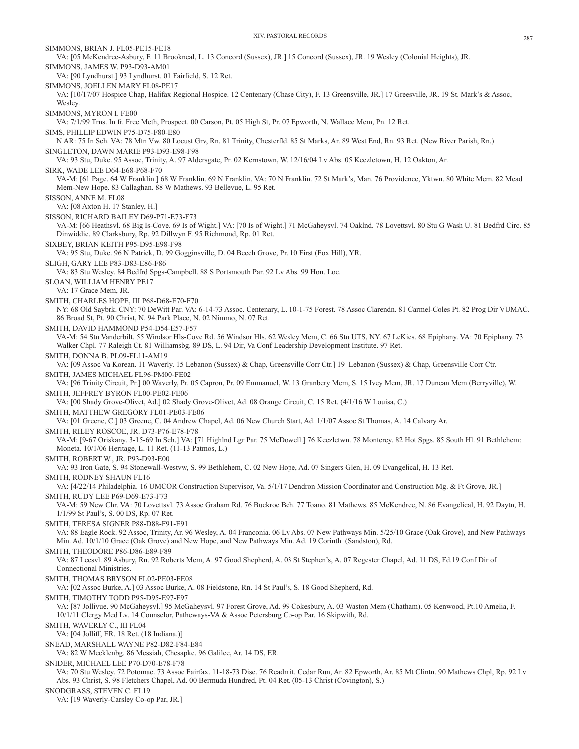SIMMONS, BRIAN J. FL05-PE15-FE18

VA: [05 McKendree-Asbury, F. 11 Brookneal, L. 13 Concord (Sussex), JR.] 15 Concord (Sussex), JR. 19 Wesley (Colonial Heights), JR.

SIMMONS, JAMES W. P93-D93-AM01

VA: [90 Lyndhurst.] 93 Lyndhurst. 01 Fairfield, S. 12 Ret.

SIMMONS, JOELLEN MARY FL08-PE17

VA: [10/17/07 Hospice Chap, Halifax Regional Hospice. 12 Centenary (Chase City), F. 13 Greensville, JR.] 17 Greesville, JR. 19 St. Mark's & Assoc, Wesley.

SIMMONS, MYRON I. FE00

VA: 7/1/99 Trns. In fr. Free Meth, Prospect. 00 Carson, Pt. 05 High St, Pr. 07 Epworth, N. Wallace Mem, Pn. 12 Ret.

SIMS, PHILLIP EDWIN P75-D75-F80-E80

N AR: 75 In Sch. VA: 78 Mtn Vw. 80 Locust Grv, Rn. 81 Trinity, Chesterfld. 85 St Marks, Ar. 89 West End, Rn. 93 Ret. (New River Parish, Rn.)

SINGLETON, DAWN MARIE P93-D93-E98-F98

VA: 93 Stu, Duke. 95 Assoc, Trinity, A. 97 Aldersgate, Pr. 02 Kernstown, W. 12/16/04 Lv Abs. 05 Keezletown, H. 12 Oakton, Ar.

SIRK, WADE LEE D64-E68-P68-F70

VA-M: [61 Page. 64 W Franklin.] 68 W Franklin. 69 N Franklin. VA: 70 N Franklin. 72 St Mark's, Man. 76 Providence, Yktwn. 80 White Mem. 82 Mead Mem-New Hope. 83 Callaghan. 88 W Mathews. 93 Bellevue, L. 95 Ret.

SISSON, ANNE M. FL08

VA: [08 Axton H. 17 Stanley, H.]

SISSON, RICHARD BAILEY D69-P71-E73-F73

VA-M: [66 Heathsvl. 68 Big Is-Cove. 69 Is of Wight.] VA: [70 Is of Wight.] 71 McGaheysvl. 74 Oaklnd. 78 Lovettsvl. 80 Stu G Wash U. 81 Bedfrd Circ. 85 Dinwiddie. 89 Clarksbury, Rp. 92 Dillwyn F. 95 Richmond, Rp. 01 Ret.

SIXBEY, BRIAN KEITH P95-D95-E98-F98

VA: 95 Stu, Duke. 96 N Patrick, D. 99 Gogginsville, D. 04 Beech Grove, Pr. 10 First (Fox Hill), YR.

SLIGH, GARY LEE P83-D83-E86-F86

VA: 83 Stu Wesley. 84 Bedfrd Spgs-Campbell. 88 S Portsmouth Par. 92 Lv Abs. 99 Hon. Loc.

SLOAN, WILLIAM HENRY PE17

VA: 17 Grace Mem, JR.

SMITH, CHARLES HOPE, III P68-D68-E70-F70

NY: 68 Old Saybrk. CNY: 70 DeWitt Par. VA: 6-14-73 Assoc. Centenary, L. 10-1-75 Forest. 78 Assoc Clarendn. 81 Carmel-Coles Pt. 82 Prog Dir VUMAC. 86 Broad St, Pt. 90 Christ, N. 94 Park Place, N. 02 Nimmo, N. 07 Ret.

SMITH, DAVID HAMMOND P54-D54-E57-F57

VA-M: 54 Stu Vanderbilt. 55 Windsor Hls-Cove Rd. 56 Windsor Hls. 62 Wesley Mem, C. 66 Stu UTS, NY. 67 LeKies. 68 Epiphany. VA: 70 Epiphany. 73 Walker Chpl. 77 Raleigh Ct. 81 Williamsbg. 89 DS, L. 94 Dir, Va Conf Leadership Development Institute. 97 Ret.

SMITH, DONNA B. PL09-FL11-AM19

VA: [09 Assoc Va Korean. 11 Waverly. 15 Lebanon (Sussex) & Chap, Greensville Corr Ctr.] 19 Lebanon (Sussex) & Chap, Greensville Corr Ctr.

SMITH, JAMES MICHAEL FL96-PM00-FE02

VA: [96 Trinity Circuit, Pr.] 00 Waverly, Pr. 05 Capron, Pr. 09 Emmanuel, W. 13 Granbery Mem, S. 15 Ivey Mem, JR. 17 Duncan Mem (Berryville), W.

SMITH, JEFFREY BYRON FL00-PE02-FE06

VA: [00 Shady Grove-Olivet, Ad.] 02 Shady Grove-Olivet, Ad. 08 Orange Circuit, C. 15 Ret. (4/1/16 W Louisa, C.)

SMITH, MATTHEW GREGORY FL01-PE03-FE06

VA: [01 Greene, C.] 03 Greene, C. 04 Andrew Chapel, Ad. 06 New Church Start, Ad. 1/1/07 Assoc St Thomas, A. 14 Calvary Ar.

SMITH, RILEY ROSCOE, JR. D73-P76-E78-F78

VA-M: [9-67 Oriskany. 3-15-69 In Sch.] VA: [71 Highlnd Lgr Par. 75 McDowell.] 76 Keezletwn. 78 Monterey. 82 Hot Spgs. 85 South Hl. 91 Bethlehem: Moneta. 10/1/06 Heritage, L. 11 Ret. (11-13 Patmos, L.)

SMITH, ROBERT W., JR. P93-D93-E00

VA: 93 Iron Gate, S. 94 Stonewall-Westvw, S. 99 Bethlehem, C. 02 New Hope, Ad. 07 Singers Glen, H. 09 Evangelical, H. 13 Ret.

SMITH, RODNEY SHAUN FL16

VA: [4/22/14 Philadelphia. 16 UMCOR Construction Supervisor, Va. 5/1/17 Dendron Mission Coordinator and Construction Mg. & Ft Grove, JR.]

SMITH, RUDY LEE P69-D69-E73-F73

VA-M: 59 New Chr. VA: 70 Lovettsvl. 73 Assoc Graham Rd. 76 Buckroe Bch. 77 Toano. 81 Mathews. 85 McKendree, N. 86 Evangelical, H. 92 Daytn, H. 1/1/99 St Paul's, S. 00 DS, Rp. 07 Ret.

SMITH, TERESA SIGNER P88-D88-F91-E91

VA: 88 Eagle Rock. 92 Assoc, Trinity, Ar. 96 Wesley, A. 04 Franconia. 06 Lv Abs. 07 New Pathways Min. 5/25/10 Grace (Oak Grove), and New Pathways Min. Ad. 10/1/10 Grace (Oak Grove) and New Hope, and New Pathways Min. Ad. 19 Corinth (Sandston), Rd.

SMITH, THEODORE P86-D86-E89-F89

VA: 87 Leesvl. 89 Asbury, Rn. 92 Roberts Mem, A. 97 Good Shepherd, A. 03 St Stephen's, A. 07 Regester Chapel, Ad. 11 DS, Fd.19 Conf Dir of Connectional Ministries.

SMITH, THOMAS BRYSON FL02-PE03-FE08

VA: [02 Assoc Burke, A.] 03 Assoc Burke, A. 08 Fieldstone, Rn. 14 St Paul's, S. 18 Good Shepherd, Rd.

SMITH, TIMOTHY TODD P95-D95-E97-F97

VA: [87 Jollivue. 90 McGaheysvl.] 95 McGaheysvl. 97 Forest Grove, Ad. 99 Cokesbury, A. 03 Waston Mem (Chatham). 05 Kenwood, Pt.10 Amelia, F. 10/1/11 Clergy Med Lv. 14 Counselor, Patheways-VA & Assoc Petersburg Co-op Par. 16 Skipwith, Rd.

SMITH, WAVERLY C., III FL04

VA: [04 Jolliff, ER. 18 Ret. (18 Indiana.)]

SNEAD, MARSHALL WAYNE P82-D82-F84-E84

VA: 82 W Mecklenbg. 86 Messiah, Chesapke. 96 Galilee, Ar. 14 DS, ER.

SNIDER, MICHAEL LEE P70-D70-E78-F78

VA: 70 Stu Wesley. 72 Potomac. 73 Assoc Fairfax. 11-18-73 Disc. 76 Readmit. Cedar Run, Ar. 82 Epworth, Ar. 85 Mt Clintn. 90 Mathews Chpl, Rp. 92 Lv Abs. 93 Christ, S. 98 Fletchers Chapel, Ad. 00 Bermuda Hundred, Pt. 04 Ret. (05-13 Christ (Covington), S.)

SNODGRASS, STEVEN C. FL19

VA: [19 Waverly-Carsley Co-op Par, JR.]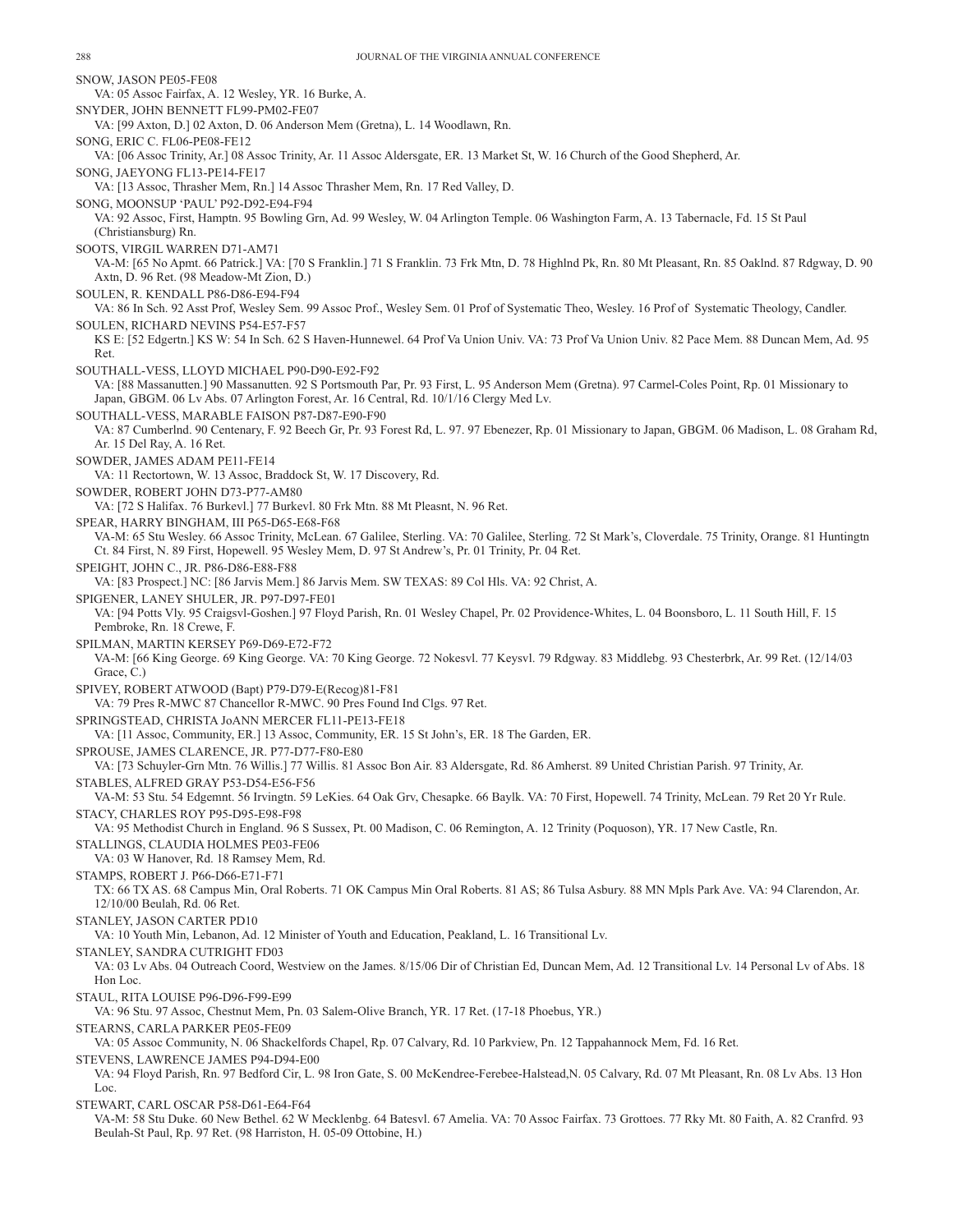SNOW, JASON PE05-FE08
VA: 05 Assoc Fairfax, A. 12 Wesley, YR. 16 Burke, A.

SNYDER, JOHN BENNETT FL99-PM02-FE07
VA: [99 Axton, D.] 02 Axton, D. 06 Anderson Mem (Gretna), L. 14 Woodlawn, Rn.

SONG, ERIC C. FL06-PE08-FE12
VA: [06 Assoc Trinity, Ar.] 08 Assoc Trinity, Ar. 11 Assoc Aldersgate, ER. 13 Market St, W. 16 Church of the Good Shepherd, Ar.

SONG, JAEYONG FL13-PE14-FE17
VA: [13 Assoc, Thrasher Mem, Rn.] 14 Assoc Thrasher Mem, Rn. 17 Red Valley, D.

SONG, MOONSUP 'PAUL' P92-D92-E94-F94
VA: 92 Assoc, First, Hamptn. 95 Bowling Grn, Ad. 99 Wesley, W. 04 Arlington Temple. 06 Washington Farm, A. 13 Tabernacle, Fd. 15 St Paul (Christiansburg) Rn.

SOOTS, VIRGIL WARREN D71-AM71
VA-M: [65 No Apmt. 66 Patrick.] VA: [70 S Franklin.] 71 S Franklin. 73 Frk Mtn, D. 78 Highlnd Pk, Rn. 80 Mt Pleasant, Rn. 85 Oaklnd. 87 Rdgway, D. 90 Axtn, D. 96 Ret. (98 Meadow-Mt Zion, D.)

SOULEN, R. KENDALL P86-D86-E94-F94
VA: 86 In Sch. 92 Asst Prof, Wesley Sem. 99 Assoc Prof., Wesley Sem. 01 Prof of Systematic Theo, Wesley. 16 Prof of Systematic Theology, Candler.

SOULEN, RICHARD NEVINS P54-E57-F57
KS E: [52 Edgertn.] KS W: 54 In Sch. 62 S Haven-Hunnewel. 64 Prof Va Union Univ. VA: 73 Prof Va Union Univ. 82 Pace Mem. 88 Duncan Mem, Ad. 95 Ret.

SOUTHALL-VESS, LLOYD MICHAEL P90-D90-E92-F92
VA: [88 Massanutten.] 90 Massanutten. 92 S Portsmouth Par, Pr. 93 First, L. 95 Anderson Mem (Gretna). 97 Carmel-Coles Point, Rp. 01 Missionary to Japan, GBGM. 06 Lv Abs. 07 Arlington Forest, Ar. 16 Central, Rd. 10/1/16 Clergy Med Lv.

SOUTHALL-VESS, MARABLE FAISON P87-D87-E90-F90
VA: 87 Cumberlnd. 90 Centenary, F. 92 Beech Gr, Pr. 93 Forest Rd, L. 97. 97 Ebenezer, Rp. 01 Missionary to Japan, GBGM. 06 Madison, L. 08 Graham Rd, Ar. 15 Del Ray, A. 16 Ret.

SOWDER, JAMES ADAM PE11-FE14
VA: 11 Rectortown, W. 13 Assoc, Braddock St, W. 17 Discovery, Rd.

SOWDER, ROBERT JOHN D73-P77-AM80
VA: [72 S Halifax. 76 Burkevl.] 77 Burkevl. 80 Frk Mtn. 88 Mt Pleasnt, N. 96 Ret.

SPEAR, HARRY BINGHAM, III P65-D65-E68-F68
VA-M: 65 Stu Wesley. 66 Assoc Trinity, McLean. 67 Galilee, Sterling. VA: 70 Galilee, Sterling. 72 St Mark's, Cloverdale. 75 Trinity, Orange. 81 Huntingtn Ct. 84 First, N. 89 First, Hopewell. 95 Wesley Mem, D. 97 St Andrew's, Pr. 01 Trinity, Pr. 04 Ret.

SPEIGHT, JOHN C., JR. P86-D86-E88-F88
VA: [83 Prospect.] NC: [86 Jarvis Mem.] 86 Jarvis Mem. SW TEXAS: 89 Col Hls. VA: 92 Christ, A.

SPIGENER, LANEY SHULER, JR. P97-D97-FE01
VA: [94 Potts Vly. 95 Craigsvl-Goshen.] 97 Floyd Parish, Rn. 01 Wesley Chapel, Pr. 02 Providence-Whites, L. 04 Boonsboro, L. 11 South Hill, F. 15 Pembroke, Rn. 18 Crewe, F.

SPILMAN, MARTIN KERSEY P69-D69-E72-F72
VA-M: [66 King George. 69 King George. VA: 70 King George. 72 Nokesvl. 77 Keysvl. 79 Rdgway. 83 Middlebg. 93 Chesterbrk, Ar. 99 Ret. (12/14/03 Grace, C.)

SPIVEY, ROBERT ATWOOD (Bapt) P79-D79-E(Recog)81-F81
VA: 79 Pres R-MWC 87 Chancellor R-MWC. 90 Pres Found Ind Clgs. 97 Ret.

SPRINGSTEAD, CHRISTA JoANN MERCER FL11-PE13-FE18
VA: [11 Assoc, Community, ER.] 13 Assoc, Community, ER. 15 St John's, ER. 18 The Garden, ER.

SPROUSE, JAMES CLARENCE, JR. P77-D77-F80-E80
VA: [73 Schuyler-Grn Mtn. 76 Willis.] 77 Willis. 81 Assoc Bon Air. 83 Aldersgate, Rd. 86 Amherst. 89 United Christian Parish. 97 Trinity, Ar.

STABLES, ALFRED GRAY P53-D54-E56-F56
VA-M: 53 Stu. 54 Edgemnt. 56 Irvingtn. 59 LeKies. 64 Oak Grv, Chesapke. 66 Baylk. VA: 70 First, Hopewell. 74 Trinity, McLean. 79 Ret 20 Yr Rule.

STACY, CHARLES ROY P95-D95-E98-F98
VA: 95 Methodist Church in England. 96 S Sussex, Pt. 00 Madison, C. 06 Remington, A. 12 Trinity (Poquoson), YR. 17 New Castle, Rn.

STALLINGS, CLAUDIA HOLMES PE03-FE06
VA: 03 W Hanover, Rd. 18 Ramsey Mem, Rd.

STAMPS, ROBERT J. P66-D66-E71-F71
TX: 66 TX AS. 68 Campus Min, Oral Roberts. 71 OK Campus Min Oral Roberts. 81 AS; 86 Tulsa Asbury. 88 MN Mpls Park Ave. VA: 94 Clarendon, Ar. 12/10/00 Beulah, Rd. 06 Ret.

STANLEY, JASON CARTER PD10
VA: 10 Youth Min, Lebanon, Ad. 12 Minister of Youth and Education, Peakland, L. 16 Transitional Lv.

STANLEY, SANDRA CUTRIGHT FD03
VA: 03 Lv Abs. 04 Outreach Coord, Westview on the James. 8/15/06 Dir of Christian Ed, Duncan Mem, Ad. 12 Transitional Lv. 14 Personal Lv of Abs. 18 Hon Loc.

STAUL, RITA LOUISE P96-D96-F99-E99
VA: 96 Stu. 97 Assoc, Chestnut Mem, Pn. 03 Salem-Olive Branch, YR. 17 Ret. (17-18 Phoebus, YR.)

STEARNS, CARLA PARKER PE05-FE09
VA: 05 Assoc Community, N. 06 Shackelfords Chapel, Rp. 07 Calvary, Rd. 10 Parkview, Pn. 12 Tappahannock Mem, Fd. 16 Ret.

STEVENS, LAWRENCE JAMES P94-D94-E00
VA: 94 Floyd Parish, Rn. 97 Bedford Cir, L. 98 Iron Gate, S. 00 McKendree-Ferebee-Halstead,N. 05 Calvary, Rd. 07 Mt Pleasant, Rn. 08 Lv Abs. 13 Hon Loc.

STEWART, CARL OSCAR P58-D61-E64-F64
VA-M: 58 Stu Duke. 60 New Bethel. 62 W Mecklenbg. 64 Batesvl. 67 Amelia. VA: 70 Assoc Fairfax. 73 Grottoes. 77 Rky Mt. 80 Faith, A. 82 Cranfrd. 93 Beulah-St Paul, Rp. 97 Ret. (98 Harriston, H. 05-09 Ottobine, H.)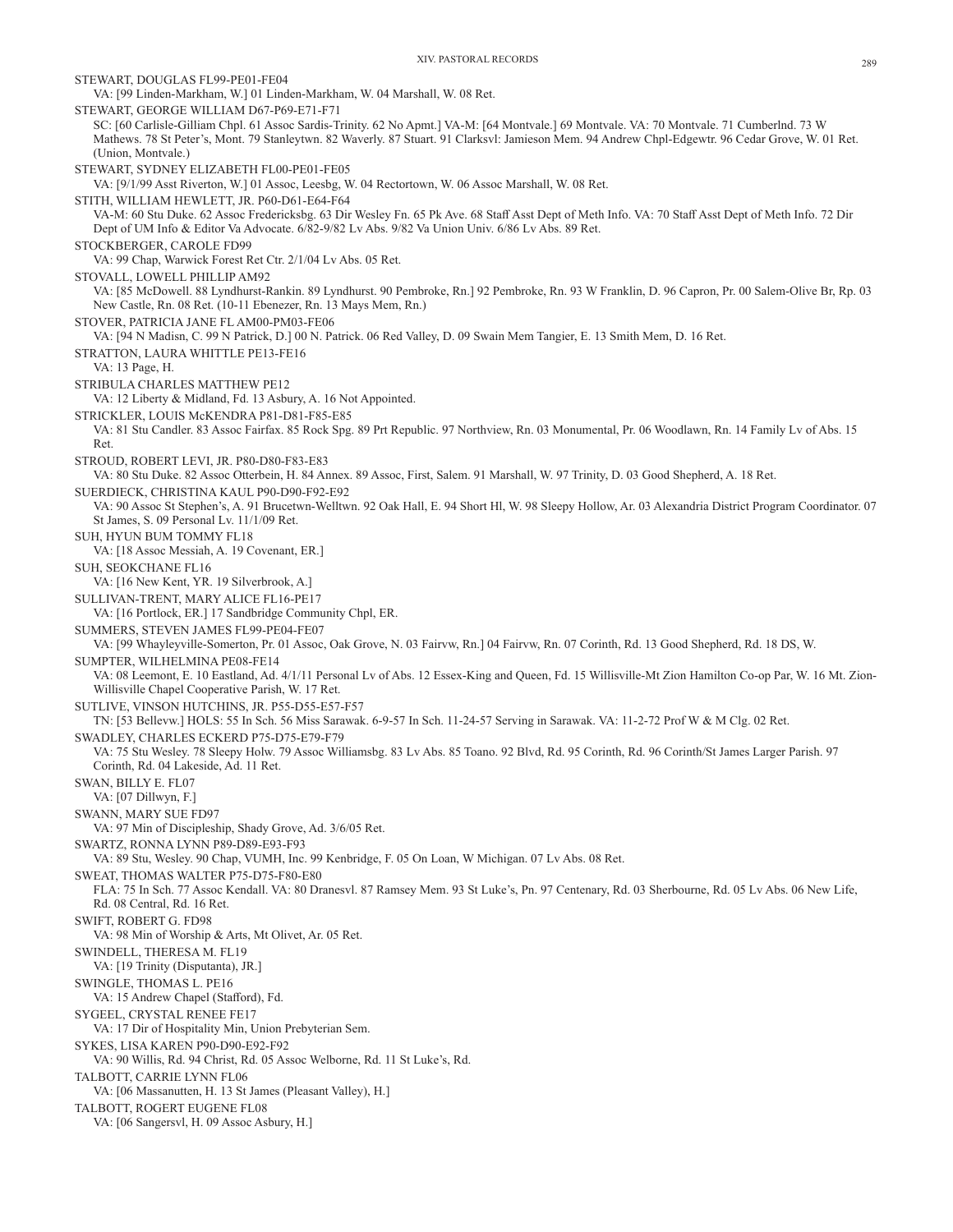STEWART, DOUGLAS FL99-PE01-FE04
VA: [99 Linden-Markham, W.] 01 Linden-Markham, W. 04 Marshall, W. 08 Ret.

STEWART, GEORGE WILLIAM D67-P69-E71-F71
SC: [60 Carlisle-Gilliam Chpl. 61 Assoc Sardis-Trinity. 62 No Apmt.] VA-M: [64 Montvale.] 69 Montvale. VA: 70 Montvale. 71 Cumberlnd. 73 W Mathews. 78 St Peter's, Mont. 79 Stanleytwn. 82 Waverly. 87 Stuart. 91 Clarksvl: Jamieson Mem. 94 Andrew Chpl-Edgewtr. 96 Cedar Grove, W. 01 Ret. (Union, Montvale.)

STEWART, SYDNEY ELIZABETH FL00-PE01-FE05
VA: [9/1/99 Asst Riverton, W.] 01 Assoc, Leesbg, W. 04 Rectortown, W. 06 Assoc Marshall, W. 08 Ret.

STITH, WILLIAM HEWLETT, JR. P60-D61-E64-F64
VA-M: 60 Stu Duke. 62 Assoc Fredericksbg. 63 Dir Wesley Fn. 65 Pk Ave. 68 Staff Asst Dept of Meth Info. VA: 70 Staff Asst Dept of Meth Info. 72 Dir Dept of UM Info & Editor Va Advocate. 6/82-9/82 Lv Abs. 9/82 Va Union Univ. 6/86 Lv Abs. 89 Ret.

STOCKBERGER, CAROLE FD99
VA: 99 Chap, Warwick Forest Ret Ctr. 2/1/04 Lv Abs. 05 Ret.

STOVALL, LOWELL PHILLIP AM92
VA: [85 McDowell. 88 Lyndhurst-Rankin. 89 Lyndhurst. 90 Pembroke, Rn.] 92 Pembroke, Rn. 93 W Franklin, D. 96 Capron, Pr. 00 Salem-Olive Br, Rp. 03 New Castle, Rn. 08 Ret. (10-11 Ebenezer, Rn. 13 Mays Mem, Rn.)

STOVER, PATRICIA JANE FL AM00-PM03-FE06
VA: [94 N Madisn, C. 99 N Patrick, D.] 00 N. Patrick. 06 Red Valley, D. 09 Swain Mem Tangier, E. 13 Smith Mem, D. 16 Ret.

STRATTON, LAURA WHITTLE PE13-FE16
VA: 13 Page, H.

STRIBULA CHARLES MATTHEW PE12
VA: 12 Liberty & Midland, Fd. 13 Asbury, A. 16 Not Appointed.

STRICKLER, LOUIS McKENDRA P81-D81-F85-E85
VA: 81 Stu Candler. 83 Assoc Fairfax. 85 Rock Spg. 89 Prt Republic. 97 Northview, Rn. 03 Monumental, Pr. 06 Woodlawn, Rn. 14 Family Lv of Abs. 15 Ret.

STROUD, ROBERT LEVI, JR. P80-D80-F83-E83
VA: 80 Stu Duke. 82 Assoc Otterbein, H. 84 Annex. 89 Assoc, First, Salem. 91 Marshall, W. 97 Trinity, D. 03 Good Shepherd, A. 18 Ret.

SUERDIECK, CHRISTINA KAUL P90-D90-F92-E92
VA: 90 Assoc St Stephen's, A. 91 Brucetwn-Welltwn. 92 Oak Hall, E. 94 Short Hl, W. 98 Sleepy Hollow, Ar. 03 Alexandria District Program Coordinator. 07 St James, S. 09 Personal Lv. 11/1/09 Ret.

SUH, HYUN BUM TOMMY FL18
VA: [18 Assoc Messiah, A. 19 Covenant, ER.]

SUH, SEOKCHANE FL16
VA: [16 New Kent, YR. 19 Silverbrook, A.]

SULLIVAN-TRENT, MARY ALICE FL16-PE17
VA: [16 Portlock, ER.] 17 Sandbridge Community Chpl, ER.

SUMMERS, STEVEN JAMES FL99-PE04-FE07
VA: [99 Whayleyville-Somerton, Pr. 01 Assoc, Oak Grove, N. 03 Fairvw, Rn.] 04 Fairvw, Rn. 07 Corinth, Rd. 13 Good Shepherd, Rd. 18 DS, W.

SUMPTER, WILHELMINA PE08-FE14
VA: 08 Leemont, E. 10 Eastland, Ad. 4/1/11 Personal Lv of Abs. 12 Essex-King and Queen, Fd. 15 Willisville-Mt Zion Hamilton Co-op Par, W. 16 Mt. Zion-Willisville Chapel Cooperative Parish, W. 17 Ret.

SUTLIVE, VINSON HUTCHINS, JR. P55-D55-E57-F57
TN: [53 Bellevw.] HOLS: 55 In Sch. 56 Miss Sarawak. 6-9-57 In Sch. 11-24-57 Serving in Sarawak. VA: 11-2-72 Prof W & M Clg. 02 Ret.

SWADLEY, CHARLES ECKERD P75-D75-E79-F79
VA: 75 Stu Wesley. 78 Sleepy Holw. 79 Assoc Williamsbg. 83 Lv Abs. 85 Toano. 92 Blvd, Rd. 95 Corinth, Rd. 96 Corinth/St James Larger Parish. 97 Corinth, Rd. 04 Lakeside, Ad. 11 Ret.

SWAN, BILLY E. FL07
VA: [07 Dillwyn, F.]

SWANN, MARY SUE FD97
VA: 97 Min of Discipleship, Shady Grove, Ad. 3/6/05 Ret.

SWARTZ, RONNA LYNN P89-D89-E93-F93
VA: 89 Stu, Wesley. 90 Chap, VUMH, Inc. 99 Kenbridge, F. 05 On Loan, W Michigan. 07 Lv Abs. 08 Ret.

SWEAT, THOMAS WALTER P75-D75-F80-E80
FLA: 75 In Sch. 77 Assoc Kendall. VA: 80 Dranesvl. 87 Ramsey Mem. 93 St Luke's, Pn. 97 Centenary, Rd. 03 Sherbourne, Rd. 05 Lv Abs. 06 New Life, Rd. 08 Central, Rd. 16 Ret.

SWIFT, ROBERT G. FD98
VA: 98 Min of Worship & Arts, Mt Olivet, Ar. 05 Ret.

SWINDELL, THERESA M. FL19
VA: [19 Trinity (Disputanta), JR.]

SWINGLE, THOMAS L. PE16
VA: 15 Andrew Chapel (Stafford), Fd.

SYGEEL, CRYSTAL RENEE FE17
VA: 17 Dir of Hospitality Min, Union Prebyterian Sem.

SYKES, LISA KAREN P90-D90-E92-F92
VA: 90 Willis, Rd. 94 Christ, Rd. 05 Assoc Welborne, Rd. 11 St Luke's, Rd.

TALBOTT, CARRIE LYNN FL06
VA: [06 Massanutten, H. 13 St James (Pleasant Valley), H.]

TALBOTT, ROGERT EUGENE FL08
VA: [06 Sangersvl, H. 09 Assoc Asbury, H.]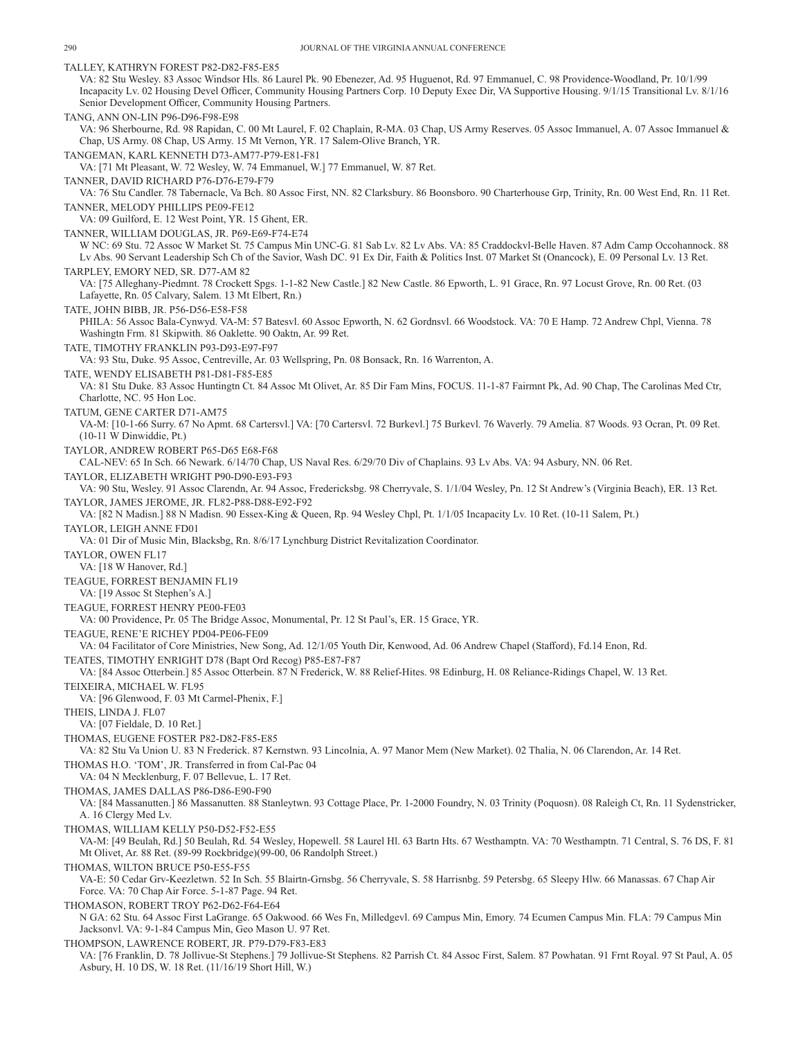TALLEY, KATHRYN FOREST P82-D82-F85-E85
VA: 82 Stu Wesley. 83 Assoc Windsor Hls. 86 Laurel Pk. 90 Ebenezer, Ad. 95 Huguenot, Rd. 97 Emmanuel, C. 98 Providence-Woodland, Pr. 10/1/99 Incapacity Lv. 02 Housing Devel Officer, Community Housing Partners Corp. 10 Deputy Exec Dir, VA Supportive Housing. 9/1/15 Transitional Lv. 8/1/16 Senior Development Officer, Community Housing Partners.

TANG, ANN ON-LIN P96-D96-F98-E98
VA: 96 Sherbourne, Rd. 98 Rapidan, C. 00 Mt Laurel, F. 02 Chaplain, R-MA. 03 Chap, US Army Reserves. 05 Assoc Immanuel, A. 07 Assoc Immanuel & Chap, US Army. 08 Chap, US Army. 15 Mt Vernon, YR. 17 Salem-Olive Branch, YR.

TANGEMAN, KARL KENNETH D73-AM77-P79-E81-F81
VA: [71 Mt Pleasant, W. 72 Wesley, W. 74 Emmanuel, W.] 77 Emmanuel, W. 87 Ret.

TANNER, DAVID RICHARD P76-D76-E79-F79
VA: 76 Stu Candler. 78 Tabernacle, Va Bch. 80 Assoc First, NN. 82 Clarksbury. 86 Boonsboro. 90 Charterhouse Grp, Trinity, Rn. 00 West End, Rn. 11 Ret.

TANNER, MELODY PHILLIPS PE09-FE12
VA: 09 Guilford, E. 12 West Point, YR. 15 Ghent, ER.

TANNER, WILLIAM DOUGLAS, JR. P69-E69-F74-E74
W NC: 69 Stu. 72 Assoc W Market St. 75 Campus Min UNC-G. 81 Sab Lv. 82 Lv Abs. VA: 85 Craddockvl-Belle Haven. 87 Adm Camp Occohannock. 88 Lv Abs. 90 Servant Leadership Sch Ch of the Savior, Wash DC. 91 Ex Dir, Faith & Politics Inst. 07 Market St (Onancock), E. 09 Personal Lv. 13 Ret.

TARPLEY, EMORY NED, SR. D77-AM 82
VA: [75 Alleghany-Piedmnt. 78 Crockett Spgs. 1-1-82 New Castle.] 82 New Castle. 86 Epworth, L. 91 Grace, Rn. 97 Locust Grove, Rn. 00 Ret. (03 Lafayette, Rn. 05 Calvary, Salem. 13 Mt Elbert, Rn.)

TATE, JOHN BIBB, JR. P56-D56-E58-F58
PHILA: 56 Assoc Bala-Cynwyd. VA-M: 57 Batesvl. 60 Assoc Epworth, N. 62 Gordnsvl. 66 Woodstock. VA: 70 E Hamp. 72 Andrew Chpl, Vienna. 78 Washingtn Frm. 81 Skipwith. 86 Oaklette. 90 Oaktn, Ar. 99 Ret.

TATE, TIMOTHY FRANKLIN P93-D93-E97-F97
VA: 93 Stu, Duke. 95 Assoc, Centreville, Ar. 03 Wellspring, Pn. 08 Bonsack, Rn. 16 Warrenton, A.

TATE, WENDY ELISABETH P81-D81-F85-E85
VA: 81 Stu Duke. 83 Assoc Huntingtn Ct. 84 Assoc Mt Olivet, Ar. 85 Dir Fam Mins, FOCUS. 11-1-87 Fairmnt Pk, Ad. 90 Chap, The Carolinas Med Ctr, Charlotte, NC. 95 Hon Loc.

TATUM, GENE CARTER D71-AM75
VA-M: [10-1-66 Surry. 67 No Apmt. 68 Cartersvl.] VA: [70 Cartersvl. 72 Burkevl.] 75 Burkevl. 76 Waverly. 79 Amelia. 87 Woods. 93 Ocran, Pt. 09 Ret. (10-11 W Dinwiddie, Pt.)

TAYLOR, ANDREW ROBERT P65-D65 E68-F68
CAL-NEV: 65 In Sch. 66 Newark. 6/14/70 Chap, US Naval Res. 6/29/70 Div of Chaplains. 93 Lv Abs. VA: 94 Asbury, NN. 06 Ret.

TAYLOR, ELIZABETH WRIGHT P90-D90-E93-F93
VA: 90 Stu, Wesley. 91 Assoc Clarendn, Ar. 94 Assoc, Fredericksbg. 98 Cherryvale, S. 1/1/04 Wesley, Pn. 12 St Andrew's (Virginia Beach), ER. 13 Ret.

TAYLOR, JAMES JEROME, JR. FL82-P88-D88-E92-F92
VA: [82 N Madisn.] 88 N Madisn. 90 Essex-King & Queen, Rp. 94 Wesley Chpl, Pt. 1/1/05 Incapacity Lv. 10 Ret. (10-11 Salem, Pt.)

TAYLOR, LEIGH ANNE FD01
VA: 01 Dir of Music Min, Blacksbg, Rn. 8/6/17 Lynchburg District Revitalization Coordinator.

TAYLOR, OWEN FL17
VA: [18 W Hanover, Rd.]

TEAGUE, FORREST BENJAMIN FL19
VA: [19 Assoc St Stephen's A.]

TEAGUE, FORREST HENRY PE00-FE03
VA: 00 Providence, Pr. 05 The Bridge Assoc, Monumental, Pr. 12 St Paul's, ER. 15 Grace, YR.

TEAGUE, RENE'E RICHEY PD04-PE06-FE09
VA: 04 Facilitator of Core Ministries, New Song, Ad. 12/1/05 Youth Dir, Kenwood, Ad. 06 Andrew Chapel (Stafford), Fd.14 Enon, Rd.

TEATES, TIMOTHY ENRIGHT D78 (Bapt Ord Recog) P85-E87-F87
VA: [84 Assoc Otterbein.] 85 Assoc Otterbein. 87 N Frederick, W. 88 Relief-Hites. 98 Edinburg, H. 08 Reliance-Ridings Chapel, W. 13 Ret.

TEIXEIRA, MICHAEL W. FL95
VA: [96 Glenwood, F. 03 Mt Carmel-Phenix, F.]

THEIS, LINDA J. FL07
VA: [07 Fieldale, D. 10 Ret.]

THOMAS, EUGENE FOSTER P82-D82-F85-E85
VA: 82 Stu Va Union U. 83 N Frederick. 87 Kernstwn. 93 Lincolnia, A. 97 Manor Mem (New Market). 02 Thalia, N. 06 Clarendon, Ar. 14 Ret.

THOMAS H.O. 'TOM', JR. Transferred in from Cal-Pac 04
VA: 04 N Mecklenburg, F. 07 Bellevue, L. 17 Ret.

THOMAS, JAMES DALLAS P86-D86-E90-F90
VA: [84 Massanutten.] 86 Massanutten. 88 Stanleytwn. 93 Cottage Place, Pr. 1-2000 Foundry, N. 03 Trinity (Poquosn). 08 Raleigh Ct, Rn. 11 Sydenstricker, A. 16 Clergy Med Lv.

THOMAS, WILLIAM KELLY P50-D52-F52-E55
VA-M: [49 Beulah, Rd.] 50 Beulah, Rd. 54 Wesley, Hopewell. 58 Laurel Hl. 63 Bartn Hts. 67 Westhamptn. VA: 70 Westhamptn. 71 Central, S. 76 DS, F. 81 Mt Olivet, Ar. 88 Ret. (89-99 Rockbridge)(99-00, 06 Randolph Street.)

THOMAS, WILTON BRUCE P50-E55-F55
VA-E: 50 Cedar Grv-Keezletwn. 52 In Sch. 55 Blairtn-Grnsbg. 56 Cherryvale, S. 58 Harrisnbg. 59 Petersbg. 65 Sleepy Hlw. 66 Manassas. 67 Chap Air Force. VA: 70 Chap Air Force. 5-1-87 Page. 94 Ret.

THOMASON, ROBERT TROY P62-D62-F64-E64
N GA: 62 Stu. 64 Assoc First LaGrange. 65 Oakwood. 66 Wes Fn, Milledgevl. 69 Campus Min, Emory. 74 Ecumen Campus Min. FLA: 79 Campus Min Jacksonvl. VA: 9-1-84 Campus Min, Geo Mason U. 97 Ret.

THOMPSON, LAWRENCE ROBERT, JR. P79-D79-F83-E83
VA: [76 Franklin, D. 78 Jollivue-St Stephens.] 79 Jollivue-St Stephens. 82 Parrish Ct. 84 Assoc First, Salem. 87 Powhatan. 91 Frnt Royal. 97 St Paul, A. 05 Asbury, H. 10 DS, W. 18 Ret. (11/16/19 Short Hill, W.)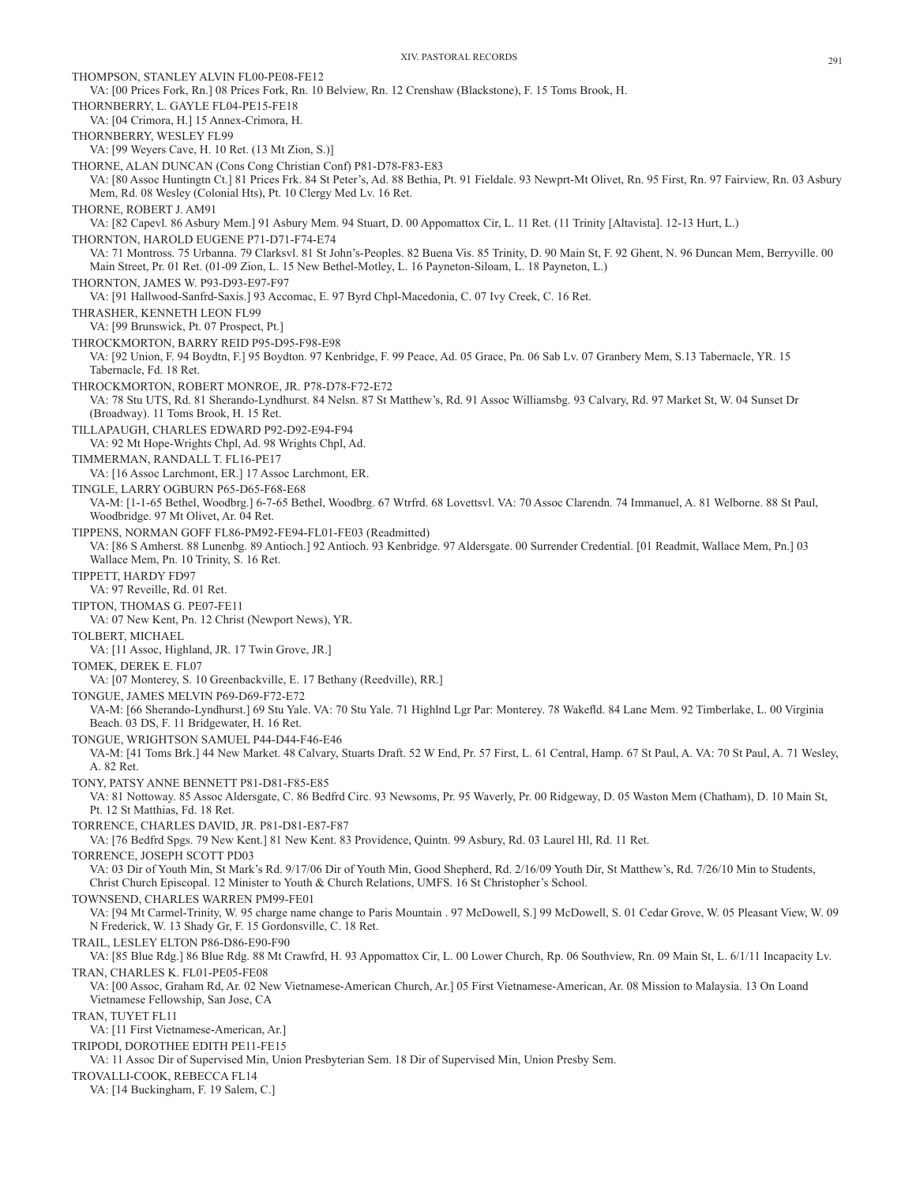THOMPSON, STANLEY ALVIN FL00-PE08-FE12
VA: [00 Prices Fork, Rn.] 08 Prices Fork, Rn. 10 Belview, Rn. 12 Crenshaw (Blackstone), F. 15 Toms Brook, H.

THORNBERRY, L. GAYLE FL04-PE15-FE18
VA: [04 Crimora, H.] 15 Annex-Crimora, H.

THORNBERRY, WESLEY FL99
VA: [99 Weyers Cave, H. 10 Ret. (13 Mt Zion, S.)]

THORNE, ALAN DUNCAN (Cons Cong Christian Conf) P81-D78-F83-E83
VA: [80 Assoc Huntingtn Ct.] 81 Prices Frk. 84 St Peter's, Ad. 88 Bethia, Pt. 91 Fieldale. 93 Newprt-Mt Olivet, Rn. 95 First, Rn. 97 Fairview, Rn. 03 Asbury Mem, Rd. 08 Wesley (Colonial Hts), Pt. 10 Clergy Med Lv. 16 Ret.

THORNE, ROBERT J. AM91
VA: [82 Capevl. 86 Asbury Mem.] 91 Asbury Mem. 94 Stuart, D. 00 Appomattox Cir, L. 11 Ret. (11 Trinity [Altavista]. 12-13 Hurt, L.)

THORNTON, HAROLD EUGENE P71-D71-F74-E74
VA: 71 Montross. 75 Urbanna. 79 Clarksvl. 81 St John's-Peoples. 82 Buena Vis. 85 Trinity, D. 90 Main St, F. 92 Ghent, N. 96 Duncan Mem, Berryville. 00 Main Street, Pr. 01 Ret. (01-09 Zion, L. 15 New Bethel-Motley, L. 16 Payneton-Siloam, L. 18 Payneton, L.)

THORNTON, JAMES W. P93-D93-E97-F97
VA: [91 Hallwood-Sanfrd-Saxis.] 93 Accomac, E. 97 Byrd Chpl-Macedonia, C. 07 Ivy Creek, C. 16 Ret.

THRASHER, KENNETH LEON FL99
VA: [99 Brunswick, Pt. 07 Prospect, Pt.]

THROCKMORTON, BARRY REID P95-D95-F98-E98
VA: [92 Union, F. 94 Boydtn, F.] 95 Boydton. 97 Kenbridge, F. 99 Peace, Ad. 05 Grace, Pn. 06 Sab Lv. 07 Granbery Mem, S.13 Tabernacle, YR. 15 Tabernacle, Fd. 18 Ret.

THROCKMORTON, ROBERT MONROE, JR. P78-D78-F72-E72
VA: 78 Stu UTS, Rd. 81 Sherando-Lyndhurst. 84 Nelsn. 87 St Matthew's, Rd. 91 Assoc Williamsbg. 93 Calvary, Rd. 97 Market St, W. 04 Sunset Dr (Broadway). 11 Toms Brook, H. 15 Ret.

TILLAPAUGH, CHARLES EDWARD P92-D92-E94-F94
VA: 92 Mt Hope-Wrights Chpl, Ad. 98 Wrights Chpl, Ad.

TIMMERMAN, RANDALL T. FL16-PE17
VA: [16 Assoc Larchmont, ER.] 17 Assoc Larchmont, ER.

TINGLE, LARRY OGBURN P65-D65-F68-E68
VA-M: [1-1-65 Bethel, Woodbrg.] 6-7-65 Bethel, Woodbrg. 67 Wtrfrd. 68 Lovettsvl. VA: 70 Assoc Clarendn. 74 Immanuel, A. 81 Welborne. 88 St Paul, Woodbridge. 97 Mt Olivet, Ar. 04 Ret.

TIPPENS, NORMAN GOFF FL86-PM92-FE94-FL01-FE03 (Readmitted)
VA: [86 S Amherst. 88 Lunenbg. 89 Antioch.] 92 Antioch. 93 Kenbridge. 97 Aldersgate. 00 Surrender Credential. [01 Readmit, Wallace Mem, Pn.] 03 Wallace Mem, Pn. 10 Trinity, S. 16 Ret.

TIPPETT, HARDY FD97
VA: 97 Reveille, Rd. 01 Ret.

TIPTON, THOMAS G. PE07-FE11
VA: 07 New Kent, Pn. 12 Christ (Newport News), YR.

TOLBERT, MICHAEL
VA: [11 Assoc, Highland, JR. 17 Twin Grove, JR.]

TOMEK, DEREK E. FL07
VA: [07 Monterey, S. 10 Greenbackville, E. 17 Bethany (Reedville), RR.]

TONGUE, JAMES MELVIN P69-D69-F72-E72
VA-M: [66 Sherando-Lyndhurst.] 69 Stu Yale. VA: 70 Stu Yale. 71 Highlnd Lgr Par: Monterey. 78 Wakefld. 84 Lane Mem. 92 Timberlake, L. 00 Virginia Beach. 03 DS, F. 11 Bridgewater, H. 16 Ret.

TONGUE, WRIGHTSON SAMUEL P44-D44-F46-E46
VA-M: [41 Toms Brk.] 44 New Market. 48 Calvary, Stuarts Draft. 52 W End, Pr. 57 First, L. 61 Central, Hamp. 67 St Paul, A. VA: 70 St Paul, A. 71 Wesley, A. 82 Ret.

TONY, PATSY ANNE BENNETT P81-D81-F85-E85
VA: 81 Nottoway. 85 Assoc Aldersgate, C. 86 Bedfrd Circ. 93 Newsoms, Pr. 95 Waverly, Pr. 00 Ridgeway, D. 05 Waston Mem (Chatham), D. 10 Main St, Pt. 12 St Matthias, Fd. 18 Ret.

TORRENCE, CHARLES DAVID, JR. P81-D81-E87-F87
VA: [76 Bedfrd Spgs. 79 New Kent.] 81 New Kent. 83 Providence, Quintn. 99 Asbury, Rd. 03 Laurel Hl, Rd. 11 Ret.

TORRENCE, JOSEPH SCOTT PD03
VA: 03 Dir of Youth Min, St Mark's Rd. 9/17/06 Dir of Youth Min, Good Shepherd, Rd. 2/16/09 Youth Dir, St Matthew's, Rd. 7/26/10 Min to Students, Christ Church Episcopal. 12 Minister to Youth & Church Relations, UMFS. 16 St Christopher's School.

TOWNSEND, CHARLES WARREN PM99-FE01
VA: [94 Mt Carmel-Trinity, W. 95 charge name change to Paris Mountain . 97 McDowell, S.] 99 McDowell, S. 01 Cedar Grove, W. 05 Pleasant View, W. 09 N Frederick, W. 13 Shady Gr, F. 15 Gordonsville, C. 18 Ret.

TRAIL, LESLEY ELTON P86-D86-E90-F90
VA: [85 Blue Rdg.] 86 Blue Rdg. 88 Mt Crawfrd, H. 93 Appomattox Cir, L. 00 Lower Church, Rp. 06 Southview, Rn. 09 Main St, L. 6/1/11 Incapacity Lv.

TRAN, CHARLES K. FL01-PE05-FE08
VA: [00 Assoc, Graham Rd, Ar. 02 New Vietnamese-American Church, Ar.] 05 First Vietnamese-American, Ar. 08 Mission to Malaysia. 13 On Loand Vietnamese Fellowship, San Jose, CA

TRAN, TUYET FL11
VA: [11 First Vietnamese-American, Ar.]

TRIPODI, DOROTHEE EDITH PE11-FE15
VA: 11 Assoc Dir of Supervised Min, Union Presbyterian Sem. 18 Dir of Supervised Min, Union Presby Sem.

TROVALLI-COOK, REBECCA FL14
VA: [14 Buckingham, F. 19 Salem, C.]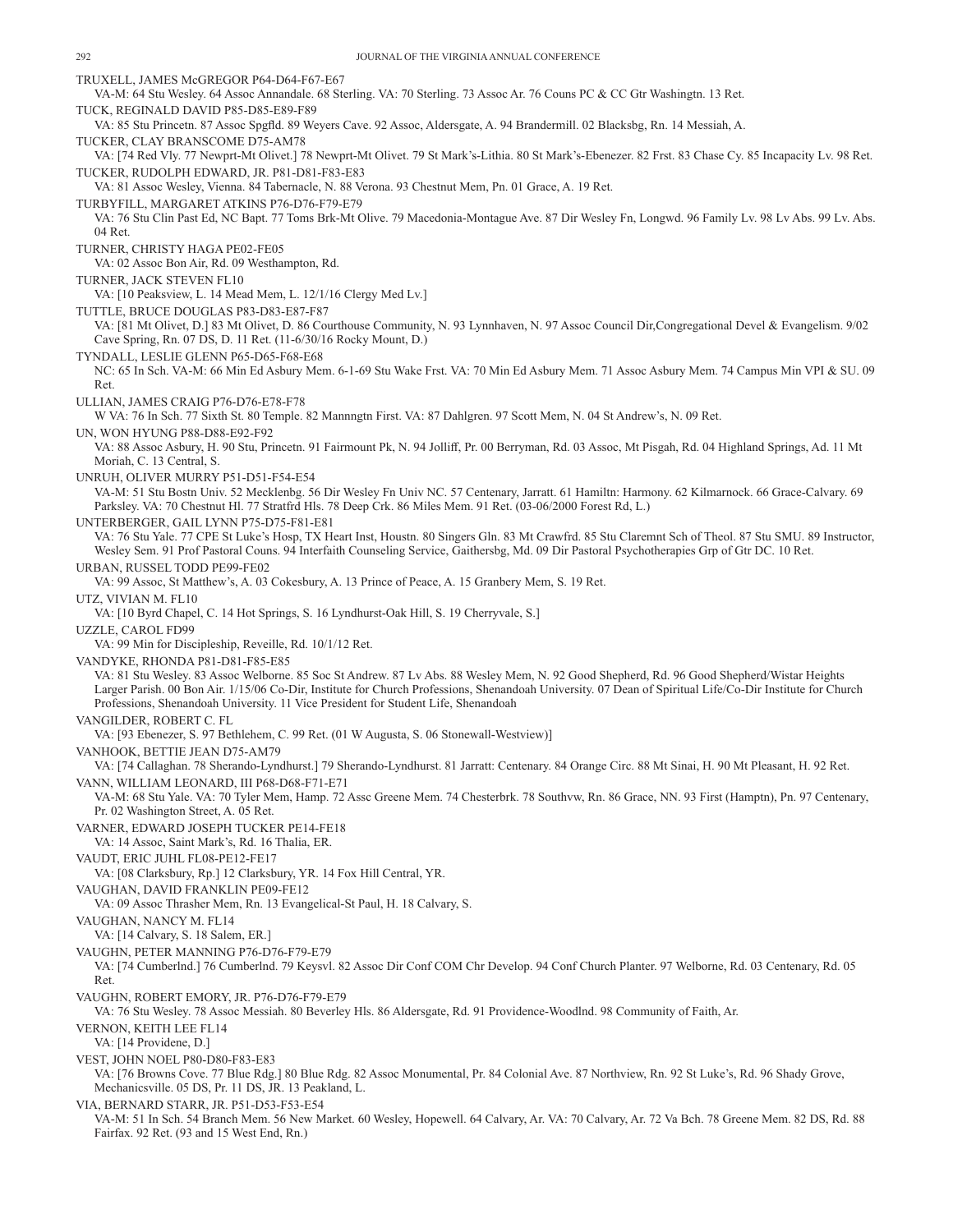TRUXELL, JAMES McGREGOR P64-D64-F67-E67

VA-M: 64 Stu Wesley. 64 Assoc Annandale. 68 Sterling. VA: 70 Sterling. 73 Assoc Ar. 76 Couns PC & CC Gtr Washingtn. 13 Ret.

TUCK, REGINALD DAVID P85-D85-E89-F89

VA: 85 Stu Princetn. 87 Assoc Spgfld. 89 Weyers Cave. 92 Assoc, Aldersgate, A. 94 Brandermill. 02 Blacksbg, Rn. 14 Messiah, A.

TUCKER, CLAY BRANSCOME D75-AM78

VA: [74 Red Vly. 77 Newprt-Mt Olivet.] 78 Newprt-Mt Olivet. 79 St Mark's-Lithia. 80 St Mark's-Ebenezer. 82 Frst. 83 Chase Cy. 85 Incapacity Lv. 98 Ret.

TUCKER, RUDOLPH EDWARD, JR. P81-D81-F83-E83

VA: 81 Assoc Wesley, Vienna. 84 Tabernacle, N. 88 Verona. 93 Chestnut Mem, Pn. 01 Grace, A. 19 Ret.

TURBYFILL, MARGARET ATKINS P76-D76-F79-E79

VA: 76 Stu Clin Past Ed, NC Bapt. 77 Toms Brk-Mt Olive. 79 Macedonia-Montague Ave. 87 Dir Wesley Fn, Longwd. 96 Family Lv. 98 Lv Abs. 99 Lv. Abs. 04 Ret.

TURNER, CHRISTY HAGA PE02-FE05

VA: 02 Assoc Bon Air, Rd. 09 Westhampton, Rd.

TURNER, JACK STEVEN FL10

VA: [10 Peaksview, L. 14 Mead Mem, L. 12/1/16 Clergy Med Lv.]

TUTTLE, BRUCE DOUGLAS P83-D83-E87-F87

VA: [81 Mt Olivet, D.] 83 Mt Olivet, D. 86 Courthouse Community, N. 93 Lynnhaven, N. 97 Assoc Council Dir,Congregational Devel & Evangelism. 9/02 Cave Spring, Rn. 07 DS, D. 11 Ret. (11-6/30/16 Rocky Mount, D.)

TYNDALL, LESLIE GLENN P65-D65-F68-E68

NC: 65 In Sch. VA-M: 66 Min Ed Asbury Mem. 6-1-69 Stu Wake Frst. VA: 70 Min Ed Asbury Mem. 71 Assoc Asbury Mem. 74 Campus Min VPI & SU. 09 Ret.

ULLIAN, JAMES CRAIG P76-D76-E78-F78

W VA: 76 In Sch. 77 Sixth St. 80 Temple. 82 Mannngtn First. VA: 87 Dahlgren. 97 Scott Mem, N. 04 St Andrew's, N. 09 Ret.

UN, WON HYUNG P88-D88-E92-F92

VA: 88 Assoc Asbury, H. 90 Stu, Princetn. 91 Fairmount Pk, N. 94 Jolliff, Pr. 00 Berryman, Rd. 03 Assoc, Mt Pisgah, Rd. 04 Highland Springs, Ad. 11 Mt Moriah, C. 13 Central, S.

UNRUH, OLIVER MURRY P51-D51-F54-E54

VA-M: 51 Stu Bostn Univ. 52 Mecklenbg. 56 Dir Wesley Fn Univ NC. 57 Centenary, Jarratt. 61 Hamiltn: Harmony. 62 Kilmarnock. 66 Grace-Calvary. 69 Parksley. VA: 70 Chestnut Hl. 77 Stratfrd Hls. 78 Deep Crk. 86 Miles Mem. 91 Ret. (03-06/2000 Forest Rd, L.)

UNTERBERGER, GAIL LYNN P75-D75-F81-E81

VA: 76 Stu Yale. 77 CPE St Luke's Hosp, TX Heart Inst, Houstn. 80 Singers Gln. 83 Mt Crawfrd. 85 Stu Claremnt Sch of Theol. 87 Stu SMU. 89 Instructor, Wesley Sem. 91 Prof Pastoral Couns. 94 Interfaith Counseling Service, Gaithersbg, Md. 09 Dir Pastoral Psychotherapies Grp of Gtr DC. 10 Ret.

URBAN, RUSSEL TODD PE99-FE02

VA: 99 Assoc, St Matthew's, A. 03 Cokesbury, A. 13 Prince of Peace, A. 15 Granbery Mem, S. 19 Ret.

UTZ, VIVIAN M. FL10

VA: [10 Byrd Chapel, C. 14 Hot Springs, S. 16 Lyndhurst-Oak Hill, S. 19 Cherryvale, S.]

UZZLE, CAROL FD99

VA: 99 Min for Discipleship, Reveille, Rd. 10/1/12 Ret.

VANDYKE, RHONDA P81-D81-F85-E85

VA: 81 Stu Wesley. 83 Assoc Welborne. 85 Soc St Andrew. 87 Lv Abs. 88 Wesley Mem, N. 92 Good Shepherd, Rd. 96 Good Shepherd/Wistar Heights Larger Parish. 00 Bon Air. 1/15/06 Co-Dir, Institute for Church Professions, Shenandoah University. 07 Dean of Spiritual Life/Co-Dir Institute for Church Professions, Shenandoah University. 11 Vice President for Student Life, Shenandoah

VANGILDER, ROBERT C. FL

VA: [93 Ebenezer, S. 97 Bethlehem, C. 99 Ret. (01 W Augusta, S. 06 Stonewall-Westview)]

VANHOOK, BETTIE JEAN D75-AM79

VA: [74 Callaghan. 78 Sherando-Lyndhurst.] 79 Sherando-Lyndhurst. 81 Jarratt: Centenary. 84 Orange Circ. 88 Mt Sinai, H. 90 Mt Pleasant, H. 92 Ret.

VANN, WILLIAM LEONARD, III P68-D68-F71-E71

VA-M: 68 Stu Yale. VA: 70 Tyler Mem, Hamp. 72 Assc Greene Mem. 74 Chesterbrk. 78 Southvw, Rn. 86 Grace, NN. 93 First (Hamptn), Pn. 97 Centenary, Pr. 02 Washington Street, A. 05 Ret.

VARNER, EDWARD JOSEPH TUCKER PE14-FE18

VA: 14 Assoc, Saint Mark's, Rd. 16 Thalia, ER.

VAUDT, ERIC JUHL FL08-PE12-FE17

VA: [08 Clarksbury, Rp.] 12 Clarksbury, YR. 14 Fox Hill Central, YR.

VAUGHAN, DAVID FRANKLIN PE09-FE12

VA: 09 Assoc Thrasher Mem, Rn. 13 Evangelical-St Paul, H. 18 Calvary, S.

VAUGHAN, NANCY M. FL14

VA: [14 Calvary, S. 18 Salem, ER.]

VAUGHN, PETER MANNING P76-D76-F79-E79

VA: [74 Cumberlnd.] 76 Cumberlnd. 79 Keysvl. 82 Assoc Dir Conf COM Chr Develop. 94 Conf Church Planter. 97 Welborne, Rd. 03 Centenary, Rd. 05 Ret.

VAUGHN, ROBERT EMORY, JR. P76-D76-F79-E79

VA: 76 Stu Wesley. 78 Assoc Messiah. 80 Beverley Hls. 86 Aldersgate, Rd. 91 Providence-Woodlnd. 98 Community of Faith, Ar.

VERNON, KEITH LEE FL14

VA: [14 Providene, D.]

VEST, JOHN NOEL P80-D80-F83-E83

VA: [76 Browns Cove. 77 Blue Rdg.] 80 Blue Rdg. 82 Assoc Monumental, Pr. 84 Colonial Ave. 87 Northview, Rn. 92 St Luke's, Rd. 96 Shady Grove, Mechanicsville. 05 DS, Pr. 11 DS, JR. 13 Peakland, L.

VIA, BERNARD STARR, JR. P51-D53-F53-E54

VA-M: 51 In Sch. 54 Branch Mem. 56 New Market. 60 Wesley, Hopewell. 64 Calvary, Ar. VA: 70 Calvary, Ar. 72 Va Bch. 78 Greene Mem. 82 DS, Rd. 88 Fairfax. 92 Ret. (93 and 15 West End, Rn.)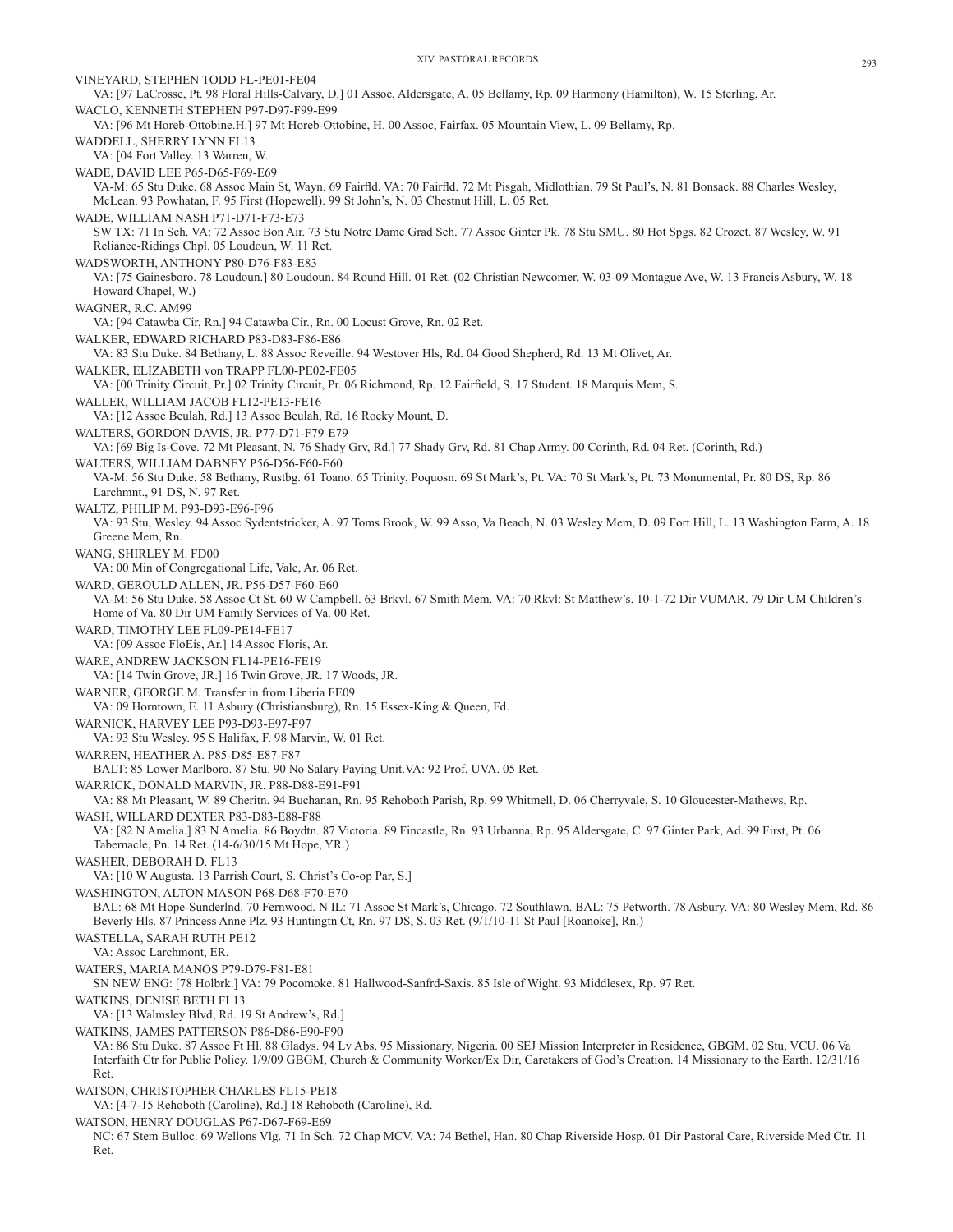VINEYARD, STEPHEN TODD FL-PE01-FE04
VA: [97 LaCrosse, Pt. 98 Floral Hills-Calvary, D.] 01 Assoc, Aldersgate, A. 05 Bellamy, Rp. 09 Harmony (Hamilton), W. 15 Sterling, Ar.

WACLO, KENNETH STEPHEN P97-D97-F99-E99
VA: [96 Mt Horeb-Ottobine.H.] 97 Mt Horeb-Ottobine, H. 00 Assoc, Fairfax. 05 Mountain View, L. 09 Bellamy, Rp.

WADDELL, SHERRY LYNN FL13
VA: [04 Fort Valley. 13 Warren, W.

WADE, DAVID LEE P65-D65-F69-E69
VA-M: 65 Stu Duke. 68 Assoc Main St, Wayn. 69 Fairfld. VA: 70 Fairfld. 72 Mt Pisgah, Midlothian. 79 St Paul's, N. 81 Bonsack. 88 Charles Wesley, McLean. 93 Powhatan, F. 95 First (Hopewell). 99 St John's, N. 03 Chestnut Hill, L. 05 Ret.

WADE, WILLIAM NASH P71-D71-F73-E73
SW TX: 71 In Sch. VA: 72 Assoc Bon Air. 73 Stu Notre Dame Grad Sch. 77 Assoc Ginter Pk. 78 Stu SMU. 80 Hot Spgs. 82 Crozet. 87 Wesley, W. 91 Reliance-Ridings Chpl. 05 Loudoun, W. 11 Ret.

WADSWORTH, ANTHONY P80-D76-F83-E83
VA: [75 Gainesboro. 78 Loudoun.] 80 Loudoun. 84 Round Hill. 01 Ret. (02 Christian Newcomer, W. 03-09 Montague Ave, W. 13 Francis Asbury, W. 18 Howard Chapel, W.)

WAGNER, R.C. AM99
VA: [94 Catawba Cir, Rn.] 94 Catawba Cir., Rn. 00 Locust Grove, Rn. 02 Ret.

WALKER, EDWARD RICHARD P83-D83-F86-E86
VA: 83 Stu Duke. 84 Bethany, L. 88 Assoc Reveille. 94 Westover Hls, Rd. 04 Good Shepherd, Rd. 13 Mt Olivet, Ar.

WALKER, ELIZABETH von TRAPP FL00-PE02-FE05
VA: [00 Trinity Circuit, Pr.] 02 Trinity Circuit, Pr. 06 Richmond, Rp. 12 Fairfield, S. 17 Student. 18 Marquis Mem, S.

WALLER, WILLIAM JACOB FL12-PE13-FE16
VA: [12 Assoc Beulah, Rd.] 13 Assoc Beulah, Rd. 16 Rocky Mount, D.

WALTERS, GORDON DAVIS, JR. P77-D71-F79-E79
VA: [69 Big Is-Cove. 72 Mt Pleasant, N. 76 Shady Grv, Rd.] 77 Shady Grv, Rd. 81 Chap Army. 00 Corinth, Rd. 04 Ret. (Corinth, Rd.)

WALTERS, WILLIAM DABNEY P56-D56-F60-E60
VA-M: 56 Stu Duke. 58 Bethany, Rustbg. 61 Toano. 65 Trinity, Poquosn. 69 St Mark's, Pt. VA: 70 St Mark's, Pt. 73 Monumental, Pr. 80 DS, Rp. 86 Larchmnt., 91 DS, N. 97 Ret.

WALTZ, PHILIP M. P93-D93-E96-F96
VA: 93 Stu, Wesley. 94 Assoc Sydentstricker, A. 97 Toms Brook, W. 99 Asso, Va Beach, N. 03 Wesley Mem, D. 09 Fort Hill, L. 13 Washington Farm, A. 18 Greene Mem, Rn.

WANG, SHIRLEY M. FD00
VA: 00 Min of Congregational Life, Vale, Ar. 06 Ret.

WARD, GEROULD ALLEN, JR. P56-D57-F60-E60
VA-M: 56 Stu Duke. 58 Assoc Ct St. 60 W Campbell. 63 Brkvl. 67 Smith Mem. VA: 70 Rkvl: St Matthew's. 10-1-72 Dir VUMAR. 79 Dir UM Children's Home of Va. 80 Dir UM Family Services of Va. 00 Ret.

WARD, TIMOTHY LEE FL09-PE14-FE17
VA: [09 Assoc FloEis, Ar.] 14 Assoc Floris, Ar.

WARE, ANDREW JACKSON FL14-PE16-FE19
VA: [14 Twin Grove, JR.] 16 Twin Grove, JR. 17 Woods, JR.

WARNER, GEORGE M. Transfer in from Liberia FE09
VA: 09 Horntown, E. 11 Asbury (Christiansburg), Rn. 15 Essex-King & Queen, Fd.

WARNICK, HARVEY LEE P93-D93-E97-F97
VA: 93 Stu Wesley. 95 S Halifax, F. 98 Marvin, W. 01 Ret.

WARREN, HEATHER A. P85-D85-E87-F87
BALT: 85 Lower Marlboro. 87 Stu. 90 No Salary Paying Unit.VA: 92 Prof, UVA. 05 Ret.

WARRICK, DONALD MARVIN, JR. P88-D88-E91-F91
VA: 88 Mt Pleasant, W. 89 Cheritn. 94 Buchanan, Rn. 95 Rehoboth Parish, Rp. 99 Whitmell, D. 06 Cherryvale, S. 10 Gloucester-Mathews, Rp.

WASH, WILLARD DEXTER P83-D83-E88-F88
VA: [82 N Amelia.] 83 N Amelia. 86 Boydtn. 87 Victoria. 89 Fincastle, Rn. 93 Urbanna, Rp. 95 Aldersgate, C. 97 Ginter Park, Ad. 99 First, Pt. 06 Tabernacle, Pn. 14 Ret. (14-6/30/15 Mt Hope, YR.)

WASHER, DEBORAH D. FL13
VA: [10 W Augusta. 13 Parrish Court, S. Christ's Co-op Par, S.]

WASHINGTON, ALTON MASON P68-D68-F70-E70
BAL: 68 Mt Hope-Sunderlnd. 70 Fernwood. N IL: 71 Assoc St Mark's, Chicago. 72 Southlawn. BAL: 75 Petworth. 78 Asbury. VA: 80 Wesley Mem, Rd. 86 Beverly Hls. 87 Princess Anne Plz. 93 Huntingtn Ct, Rn. 97 DS, S. 03 Ret. (9/1/10-11 St Paul [Roanoke], Rn.)

WASTELLA, SARAH RUTH PE12
VA: Assoc Larchmont, ER.

WATERS, MARIA MANOS P79-D79-F81-E81
SN NEW ENG: [78 Holbrk.] VA: 79 Pocomoke. 81 Hallwood-Sanfrd-Saxis. 85 Isle of Wight. 93 Middlesex, Rp. 97 Ret.

WATKINS, DENISE BETH FL13
VA: [13 Walmsley Blvd, Rd. 19 St Andrew's, Rd.]

WATKINS, JAMES PATTERSON P86-D86-E90-F90
VA: 86 Stu Duke. 87 Assoc Ft Hl. 88 Gladys. 94 Lv Abs. 95 Missionary, Nigeria. 00 SEJ Mission Interpreter in Residence, GBGM. 02 Stu, VCU. 06 Va Interfaith Ctr for Public Policy. 1/9/09 GBGM, Church & Community Worker/Ex Dir, Caretakers of God's Creation. 14 Missionary to the Earth. 12/31/16 Ret.

WATSON, CHRISTOPHER CHARLES FL15-PE18
VA: [4-7-15 Rehoboth (Caroline), Rd.] 18 Rehoboth (Caroline), Rd.

WATSON, HENRY DOUGLAS P67-D67-F69-E69
NC: 67 Stem Bulloc. 69 Wellons Vlg. 71 In Sch. 72 Chap MCV. VA: 74 Bethel, Han. 80 Chap Riverside Hosp. 01 Dir Pastoral Care, Riverside Med Ctr. 11 Ret.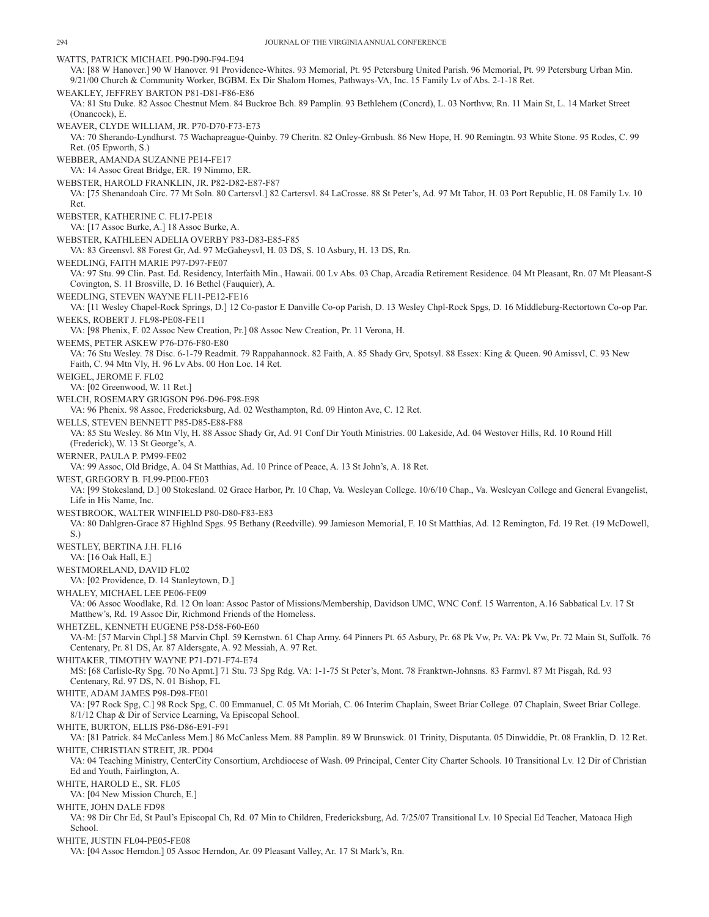WATTS, PATRICK MICHAEL P90-D90-F94-E94

VA: [88 W Hanover.] 90 W Hanover. 91 Providence-Whites. 93 Memorial, Pt. 95 Petersburg United Parish. 96 Memorial, Pt. 99 Petersburg Urban Min. 9/21/00 Church & Community Worker, BGBM. Ex Dir Shalom Homes, Pathways-VA, Inc. 15 Family Lv of Abs. 2-1-18 Ret.

WEAKLEY, JEFFREY BARTON P81-D81-F86-E86

VA: 81 Stu Duke. 82 Assoc Chestnut Mem. 84 Buckroe Bch. 89 Pamplin. 93 Bethlehem (Concrd), L. 03 Northvw, Rn. 11 Main St, L. 14 Market Street (Onancock), E.

WEAVER, CLYDE WILLIAM, JR. P70-D70-F73-E73

VA: 70 Sherando-Lyndhurst. 75 Wachapreague-Quinby. 79 Cheritn. 82 Onley-Grnbush. 86 New Hope, H. 90 Remingtn. 93 White Stone. 95 Rodes, C. 99 Ret. (05 Epworth, S.)

WEBBER, AMANDA SUZANNE PE14-FE17

VA: 14 Assoc Great Bridge, ER. 19 Nimmo, ER.

WEBSTER, HAROLD FRANKLIN, JR. P82-D82-E87-F87

VA: [75 Shenandoah Circ. 77 Mt Soln. 80 Cartersvl.] 82 Cartersvl. 84 LaCrosse. 88 St Peter's, Ad. 97 Mt Tabor, H. 03 Port Republic, H. 08 Family Lv. 10 Ret.

WEBSTER, KATHERINE C. FL17-PE18

VA: [17 Assoc Burke, A.] 18 Assoc Burke, A.

WEBSTER, KATHLEEN ADELIA OVERBY P83-D83-E85-F85

VA: 83 Greensvl. 88 Forest Gr, Ad. 97 McGaheysvl, H. 03 DS, S. 10 Asbury, H. 13 DS, Rn.

WEEDLING, FAITH MARIE P97-D97-FE07

VA: 97 Stu. 99 Clin. Past. Ed. Residency, Interfaith Min., Hawaii. 00 Lv Abs. 03 Chap, Arcadia Retirement Residence. 04 Mt Pleasant, Rn. 07 Mt Pleasant-S Covington, S. 11 Brosville, D. 16 Bethel (Fauquier), A.

WEEDLING, STEVEN WAYNE FL11-PE12-FE16

VA: [11 Wesley Chapel-Rock Springs, D.] 12 Co-pastor E Danville Co-op Parish, D. 13 Wesley Chpl-Rock Spgs, D. 16 Middleburg-Rectortown Co-op Par.

WEEKS, ROBERT J. FL98-PE08-FE11

VA: [98 Phenix, F. 02 Assoc New Creation, Pr.] 08 Assoc New Creation, Pr. 11 Verona, H.

WEEMS, PETER ASKEW P76-D76-F80-E80

VA: 76 Stu Wesley. 78 Disc. 6-1-79 Readmit. 79 Rappahannock. 82 Faith, A. 85 Shady Grv, Spotsyl. 88 Essex: King & Queen. 90 Amissvl, C. 93 New Faith, C. 94 Mtn Vly, H. 96 Lv Abs. 00 Hon Loc. 14 Ret.

WEIGEL, JEROME F. FL02

VA: [02 Greenwood, W. 11 Ret.]

WELCH, ROSEMARY GRIGSON P96-D96-F98-E98

VA: 96 Phenix. 98 Assoc, Fredericksburg, Ad. 02 Westhampton, Rd. 09 Hinton Ave, C. 12 Ret.

WELLS, STEVEN BENNETT P85-D85-E88-F88

VA: 85 Stu Wesley. 86 Mtn Vly, H. 88 Assoc Shady Gr, Ad. 91 Conf Dir Youth Ministries. 00 Lakeside, Ad. 04 Westover Hills, Rd. 10 Round Hill (Frederick), W. 13 St George's, A.

WERNER, PAULA P. PM99-FE02

VA: 99 Assoc, Old Bridge, A. 04 St Matthias, Ad. 10 Prince of Peace, A. 13 St John's, A. 18 Ret.

WEST, GREGORY B. FL99-PE00-FE03

VA: [99 Stokesland, D.] 00 Stokesland. 02 Grace Harbor, Pr. 10 Chap, Va. Wesleyan College. 10/6/10 Chap., Va. Wesleyan College and General Evangelist, Life in His Name, Inc.

WESTBROOK, WALTER WINFIELD P80-D80-F83-E83

VA: 80 Dahlgren-Grace 87 Highlnd Spgs. 95 Bethany (Reedville). 99 Jamieson Memorial, F. 10 St Matthias, Ad. 12 Remington, Fd. 19 Ret. (19 McDowell, S.)

WESTLEY, BERTINA J.H. FL16

VA: [16 Oak Hall, E.]

WESTMORELAND, DAVID FL02

VA: [02 Providence, D. 14 Stanleytown, D.]

WHALEY, MICHAEL LEE PE06-FE09

VA: 06 Assoc Woodlake, Rd. 12 On loan: Assoc Pastor of Missions/Membership, Davidson UMC, WNC Conf. 15 Warrenton, A.16 Sabbatical Lv. 17 St Matthew's, Rd. 19 Assoc Dir, Richmond Friends of the Homeless.

WHETZEL, KENNETH EUGENE P58-D58-F60-E60

VA-M: [57 Marvin Chpl.] 58 Marvin Chpl. 59 Kernstwn. 61 Chap Army. 64 Pinners Pt. 65 Asbury, Pr. 68 Pk Vw, Pr. VA: Pk Vw, Pr. 72 Main St, Suffolk. 76 Centenary, Pr. 81 DS, Ar. 87 Aldersgate, A. 92 Messiah, A. 97 Ret.

WHITAKER, TIMOTHY WAYNE P71-D71-F74-E74

MS: [68 Carlisle-Ry Spg. 70 No Apmt.] 71 Stu. 73 Spg Rdg. VA: 1-1-75 St Peter's, Mont. 78 Franktwn-Johnsns. 83 Farmvl. 87 Mt Pisgah, Rd. 93 Centenary, Rd. 97 DS, N. 01 Bishop, FL

WHITE, ADAM JAMES P98-D98-FE01

VA: [97 Rock Spg, C.] 98 Rock Spg, C. 00 Emmanuel, C. 05 Mt Moriah, C. 06 Interim Chaplain, Sweet Briar College. 07 Chaplain, Sweet Briar College. 8/1/12 Chap & Dir of Service Learning, Va Episcopal School.

WHITE, BURTON, ELLIS P86-D86-E91-F91

VA: [81 Patrick. 84 McCanless Mem.] 86 McCanless Mem. 88 Pamplin. 89 W Brunswick. 01 Trinity, Disputanta. 05 Dinwiddie, Pt. 08 Franklin, D. 12 Ret.

WHITE, CHRISTIAN STREIT, JR. PD04

VA: 04 Teaching Ministry, CenterCity Consortium, Archdiocese of Wash. 09 Principal, Center City Charter Schools. 10 Transitional Lv. 12 Dir of Christian Ed and Youth, Fairlington, A.

WHITE, HAROLD E., SR. FL05

VA: [04 New Mission Church, E.]

WHITE, JOHN DALE FD98

VA: 98 Dir Chr Ed, St Paul's Episcopal Ch, Rd. 07 Min to Children, Fredericksburg, Ad. 7/25/07 Transitional Lv. 10 Special Ed Teacher, Matoaca High School.

WHITE, JUSTIN FL04-PE05-FE08

VA: [04 Assoc Herndon.] 05 Assoc Herndon, Ar. 09 Pleasant Valley, Ar. 17 St Mark's, Rn.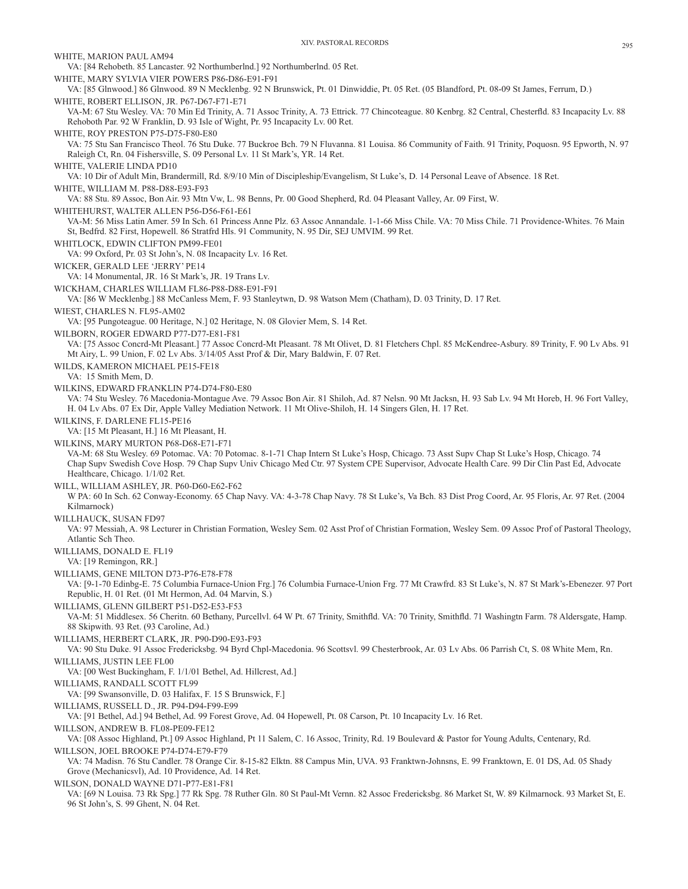WHITE, MARION PAUL AM94
VA: [84 Rehobeth. 85 Lancaster. 92 Northumberlnd.] 92 Northumberlnd. 05 Ret.

WHITE, MARY SYLVIA VIER POWERS P86-D86-E91-F91
VA: [85 Glnwood.] 86 Glnwood. 89 N Mecklenbg. 92 N Brunswick, Pt. 01 Dinwiddie, Pt. 05 Ret. (05 Blandford, Pt. 08-09 St James, Ferrum, D.)

WHITE, ROBERT ELLISON, JR. P67-D67-F71-E71
VA-M: 67 Stu Wesley. VA: 70 Min Ed Trinity, A. 71 Assoc Trinity, A. 73 Ettrick. 77 Chincoteague. 80 Kenbrg. 82 Central, Chesterfld. 83 Incapacity Lv. 88 Rehoboth Par. 92 W Franklin, D. 93 Isle of Wight, Pr. 95 Incapacity Lv. 00 Ret.

WHITE, ROY PRESTON P75-D75-F80-E80
VA: 75 Stu San Francisco Theol. 76 Stu Duke. 77 Buckroe Bch. 79 N Fluvanna. 81 Louisa. 86 Community of Faith. 91 Trinity, Poquosn. 95 Epworth, N. 97 Raleigh Ct, Rn. 04 Fishersville, S. 09 Personal Lv. 11 St Mark's, YR. 14 Ret.

WHITE, VALERIE LINDA PD10
VA: 10 Dir of Adult Min, Brandermill, Rd. 8/9/10 Min of Discipleship/Evangelism, St Luke's, D. 14 Personal Leave of Absence. 18 Ret.

WHITE, WILLIAM M. P88-D88-E93-F93
VA: 88 Stu. 89 Assoc, Bon Air. 93 Mtn Vw, L. 98 Benns, Pr. 00 Good Shepherd, Rd. 04 Pleasant Valley, Ar. 09 First, W.

WHITEHURST, WALTER ALLEN P56-D56-F61-E61
VA-M: 56 Miss Latin Amer. 59 In Sch. 61 Princess Anne Plz. 63 Assoc Annandale. 1-1-66 Miss Chile. VA: 70 Miss Chile. 71 Providence-Whites. 76 Main St, Bedfrd. 82 First, Hopewell. 86 Stratfrd Hls. 91 Community, N. 95 Dir, SEJ UMVIM. 99 Ret.

WHITLOCK, EDWIN CLIFTON PM99-FE01
VA: 99 Oxford, Pr. 03 St John's, N. 08 Incapacity Lv. 16 Ret.

WICKER, GERALD LEE 'JERRY' PE14
VA: 14 Monumental, JR. 16 St Mark's, JR. 19 Trans Lv.

WICKHAM, CHARLES WILLIAM FL86-P88-D88-E91-F91
VA: [86 W Mecklenbg.] 88 McCanless Mem, F. 93 Stanleytwn, D. 98 Watson Mem (Chatham), D. 03 Trinity, D. 17 Ret.

WIEST, CHARLES N. FL95-AM02
VA: [95 Pungoteague. 00 Heritage, N.] 02 Heritage, N. 08 Glovier Mem, S. 14 Ret.

WILBORN, ROGER EDWARD P77-D77-E81-F81
VA: [75 Assoc Concrd-Mt Pleasant.] 77 Assoc Concrd-Mt Pleasant. 78 Mt Olivet, D. 81 Fletchers Chpl. 85 McKendree-Asbury. 89 Trinity, F. 90 Lv Abs. 91 Mt Airy, L. 99 Union, F. 02 Lv Abs. 3/14/05 Asst Prof & Dir, Mary Baldwin, F. 07 Ret.

WILDS, KAMERON MICHAEL PE15-FE18
VA: 15 Smith Mem, D.

WILKINS, EDWARD FRANKLIN P74-D74-F80-E80
VA: 74 Stu Wesley. 76 Macedonia-Montague Ave. 79 Assoc Bon Air. 81 Shiloh, Ad. 87 Nelsn. 90 Mt Jacksn, H. 93 Sab Lv. 94 Mt Horeb, H. 96 Fort Valley, H. 04 Lv Abs. 07 Ex Dir, Apple Valley Mediation Network. 11 Mt Olive-Shiloh, H. 14 Singers Glen, H. 17 Ret.

WILKINS, F. DARLENE FL15-PE16
VA: [15 Mt Pleasant, H.] 16 Mt Pleasant, H.

WILKINS, MARY MURTON P68-D68-E71-F71
VA-M: 68 Stu Wesley. 69 Potomac. VA: 70 Potomac. 8-1-71 Chap Intern St Luke's Hosp, Chicago. 73 Asst Supv Chap St Luke's Hosp, Chicago. 74 Chap Supv Swedish Cove Hosp. 79 Chap Supv Univ Chicago Med Ctr. 97 System CPE Supervisor, Advocate Health Care. 99 Dir Clin Past Ed, Advocate Healthcare, Chicago. 1/1/02 Ret.

WILL, WILLIAM ASHLEY, JR. P60-D60-E62-F62
W PA: 60 In Sch. 62 Conway-Economy. 65 Chap Navy. VA: 4-3-78 Chap Navy. 78 St Luke's, Va Bch. 83 Dist Prog Coord, Ar. 95 Floris, Ar. 97 Ret. (2004 Kilmarnock)

WILLHAUCK, SUSAN FD97
VA: 97 Messiah, A. 98 Lecturer in Christian Formation, Wesley Sem. 02 Asst Prof of Christian Formation, Wesley Sem. 09 Assoc Prof of Pastoral Theology, Atlantic Sch Theo.

WILLIAMS, DONALD E. FL19
VA: [19 Remingon, RR.]

WILLIAMS, GENE MILTON D73-P76-E78-F78
VA: [9-1-70 Edinbg-E. 75 Columbia Furnace-Union Frg.] 76 Columbia Furnace-Union Frg. 77 Mt Crawfrd. 83 St Luke's, N. 87 St Mark's-Ebenezer. 97 Port Republic, H. 01 Ret. (01 Mt Hermon, Ad. 04 Marvin, S.)

WILLIAMS, GLENN GILBERT P51-D52-E53-F53
VA-M: 51 Middlesex. 56 Cheritn. 60 Bethany, Purcellvl. 64 W Pt. 67 Trinity, Smithfld. VA: 70 Trinity, Smithfld. 71 Washingtn Farm. 78 Aldersgate, Hamp. 88 Skipwith. 93 Ret. (93 Caroline, Ad.)

WILLIAMS, HERBERT CLARK, JR. P90-D90-E93-F93
VA: 90 Stu Duke. 91 Assoc Fredericksbg. 94 Byrd Chpl-Macedonia. 96 Scottsvl. 99 Chesterbrook, Ar. 03 Lv Abs. 06 Parrish Ct, S. 08 White Mem, Rn.

WILLIAMS, JUSTIN LEE FL00
VA: [00 West Buckingham, F. 1/1/01 Bethel, Ad. Hillcrest, Ad.]

WILLIAMS, RANDALL SCOTT FL99
VA: [99 Swansonville, D. 03 Halifax, F. 15 S Brunswick, F.]

WILLIAMS, RUSSELL D., JR. P94-D94-F99-E99
VA: [91 Bethel, Ad.] 94 Bethel, Ad. 99 Forest Grove, Ad. 04 Hopewell, Pt. 08 Carson, Pt. 10 Incapacity Lv. 16 Ret.

WILLSON, ANDREW B. FL08-PE09-FE12
VA: [08 Assoc Highland, Pt.] 09 Assoc Highland, Pt 11 Salem, C. 16 Assoc, Trinity, Rd. 19 Boulevard & Pastor for Young Adults, Centenary, Rd.

WILLSON, JOEL BROOKE P74-D74-E79-F79
VA: 74 Madisn. 76 Stu Candler. 78 Orange Cir. 8-15-82 Elktn. 88 Campus Min, UVA. 93 Franktwn-Johnsns, E. 99 Franktown, E. 01 DS, Ad. 05 Shady Grove (Mechanicsvl), Ad. 10 Providence, Ad. 14 Ret.

WILSON, DONALD WAYNE D71-P77-E81-F81
VA: [69 N Louisa. 73 Rk Spg.] 77 Rk Spg. 78 Ruther Gln. 80 St Paul-Mt Vernn. 82 Assoc Fredericksbg. 86 Market St, W. 89 Kilmarnock. 93 Market St, E. 96 St John's, S. 99 Ghent, N. 04 Ret.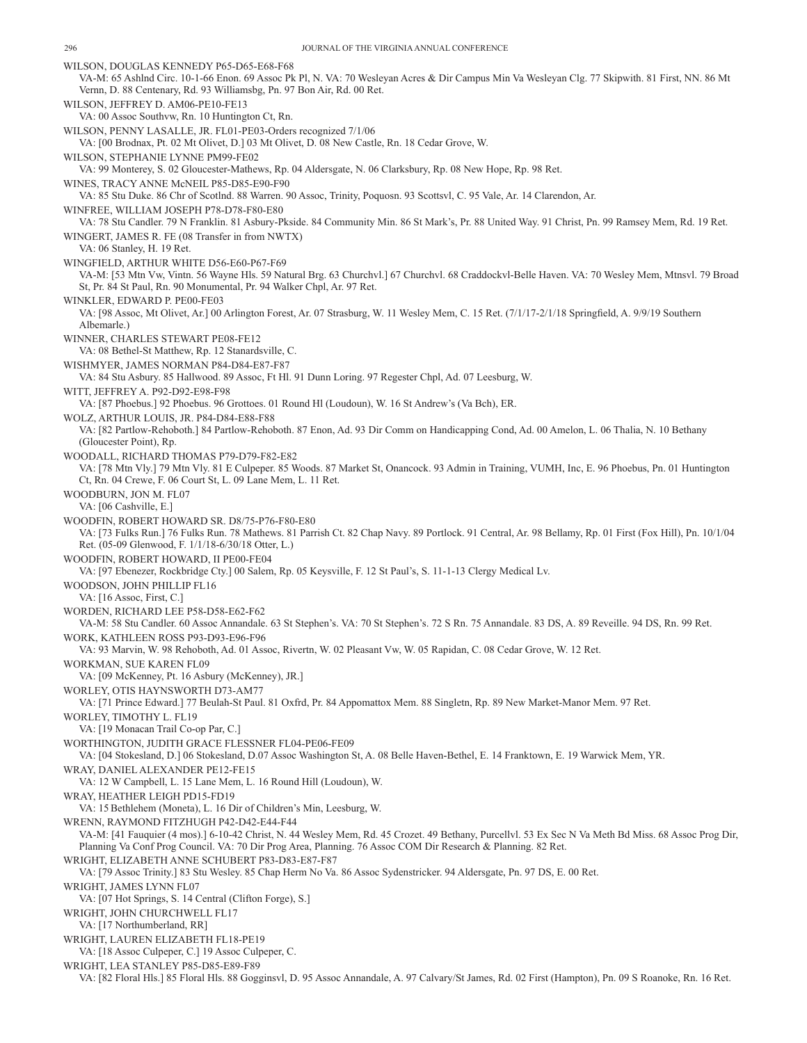WILSON, DOUGLAS KENNEDY P65-D65-E68-F68

VA-M: 65 Ashlnd Circ. 10-1-66 Enon. 69 Assoc Pk Pl, N. VA: 70 Wesleyan Acres & Dir Campus Min Va Wesleyan Clg. 77 Skipwith. 81 First, NN. 86 Mt Vernn, D. 88 Centenary, Rd. 93 Williamsbg, Pn. 97 Bon Air, Rd. 00 Ret.

WILSON, JEFFREY D. AM06-PE10-FE13

VA: 00 Assoc Southvw, Rn. 10 Huntington Ct, Rn.

WILSON, PENNY LASALLE, JR. FL01-PE03-Orders recognized 7/1/06

VA: [00 Brodnax, Pt. 02 Mt Olivet, D.] 03 Mt Olivet, D. 08 New Castle, Rn. 18 Cedar Grove, W.

WILSON, STEPHANIE LYNNE PM99-FE02

VA: 99 Monterey, S. 02 Gloucester-Mathews, Rp. 04 Aldersgate, N. 06 Clarksbury, Rp. 08 New Hope, Rp. 98 Ret.

WINES, TRACY ANNE McNEIL P85-D85-E90-F90

VA: 85 Stu Duke. 86 Chr of Scotlnd. 88 Warren. 90 Assoc, Trinity, Poquosn. 93 Scottsvl, C. 95 Vale, Ar. 14 Clarendon, Ar.

WINFREE, WILLIAM JOSEPH P78-D78-F80-E80

VA: 78 Stu Candler. 79 N Franklin. 81 Asbury-Pkside. 84 Community Min. 86 St Mark's, Pr. 88 United Way. 91 Christ, Pn. 99 Ramsey Mem, Rd. 19 Ret.

WINGERT, JAMES R. FE (08 Transfer in from NWTX)

VA: 06 Stanley, H. 19 Ret.

WINGFIELD, ARTHUR WHITE D56-E60-P67-F69

VA-M: [53 Mtn Vw, Vintn. 56 Wayne Hls. 59 Natural Brg. 63 Churchvl.] 67 Churchvl. 68 Craddockvl-Belle Haven. VA: 70 Wesley Mem, Mtnsvl. 79 Broad St, Pr. 84 St Paul, Rn. 90 Monumental, Pr. 94 Walker Chpl, Ar. 97 Ret.

WINKLER, EDWARD P. PE00-FE03

VA: [98 Assoc, Mt Olivet, Ar.] 00 Arlington Forest, Ar. 07 Strasburg, W. 11 Wesley Mem, C. 15 Ret. (7/1/17-2/1/18 Springfield, A. 9/9/19 Southern Albemarle.)

WINNER, CHARLES STEWART PE08-FE12

VA: 08 Bethel-St Matthew, Rp. 12 Stanardsville, C.

WISHMYER, JAMES NORMAN P84-D84-E87-F87

VA: 84 Stu Asbury. 85 Hallwood. 89 Assoc, Ft Hl. 91 Dunn Loring. 97 Regester Chpl, Ad. 07 Leesburg, W.

WITT, JEFFREY A. P92-D92-E98-F98

VA: [87 Phoebus.] 92 Phoebus. 96 Grottoes. 01 Round Hl (Loudoun), W. 16 St Andrew's (Va Bch), ER.

WOLZ, ARTHUR LOUIS, JR. P84-D84-E88-F88

VA: [82 Partlow-Rehoboth.] 84 Partlow-Rehoboth. 87 Enon, Ad. 93 Dir Comm on Handicapping Cond, Ad. 00 Amelon, L. 06 Thalia, N. 10 Bethany (Gloucester Point), Rp.

WOODALL, RICHARD THOMAS P79-D79-F82-E82

VA: [78 Mtn Vly.] 79 Mtn Vly. 81 E Culpeper. 85 Woods. 87 Market St, Onancock. 93 Admin in Training, VUMH, Inc, E. 96 Phoebus, Pn. 01 Huntington Ct, Rn. 04 Crewe, F. 06 Court St, L. 09 Lane Mem, L. 11 Ret.

WOODBURN, JON M. FL07

VA: [06 Cashville, E.]

WOODFIN, ROBERT HOWARD SR. D8/75-P76-F80-E80

VA: [73 Fulks Run.] 76 Fulks Run. 78 Mathews. 81 Parrish Ct. 82 Chap Navy. 89 Portlock. 91 Central, Ar. 98 Bellamy, Rp. 01 First (Fox Hill), Pn. 10/1/04 Ret. (05-09 Glenwood, F. 1/1/18-6/30/18 Otter, L.)

WOODFIN, ROBERT HOWARD, II PE00-FE04

VA: [97 Ebenezer, Rockbridge Cty.] 00 Salem, Rp. 05 Keysville, F. 12 St Paul's, S. 11-1-13 Clergy Medical Lv.

WOODSON, JOHN PHILLIP FL16

VA: [16 Assoc, First, C.]

WORDEN, RICHARD LEE P58-D58-E62-F62

VA-M: 58 Stu Candler. 60 Assoc Annandale. 63 St Stephen's. VA: 70 St Stephen's. 72 S Rn. 75 Annandale. 83 DS, A. 89 Reveille. 94 DS, Rn. 99 Ret.

WORK, KATHLEEN ROSS P93-D93-E96-F96

VA: 93 Marvin, W. 98 Rehoboth, Ad. 01 Assoc, Rivertn, W. 02 Pleasant Vw, W. 05 Rapidan, C. 08 Cedar Grove, W. 12 Ret.

WORKMAN, SUE KAREN FL09

VA: [09 McKenney, Pt. 16 Asbury (McKenney), JR.]

WORLEY, OTIS HAYNSWORTH D73-AM77

VA: [71 Prince Edward.] 77 Beulah-St Paul. 81 Oxfrd, Pr. 84 Appomattox Mem. 88 Singletn, Rp. 89 New Market-Manor Mem. 97 Ret.

WORLEY, TIMOTHY L. FL19

VA: [19 Monacan Trail Co-op Par, C.]

WORTHINGTON, JUDITH GRACE FLESSNER FL04-PE06-FE09

VA: [04 Stokesland, D.] 06 Stokesland, D.07 Assoc Washington St, A. 08 Belle Haven-Bethel, E. 14 Franktown, E. 19 Warwick Mem, YR.

WRAY, DANIEL ALEXANDER PE12-FE15

VA: 12 W Campbell, L. 15 Lane Mem, L. 16 Round Hill (Loudoun), W.

WRAY, HEATHER LEIGH PD15-FD19

VA: 15 Bethlehem (Moneta), L. 16 Dir of Children's Min, Leesburg, W.

WRENN, RAYMOND FITZHUGH P42-D42-E44-F44

VA-M: [41 Fauquier (4 mos).] 6-10-42 Christ, N. 44 Wesley Mem, Rd. 45 Crozet. 49 Bethany, Purcellvl. 53 Ex Sec N Va Meth Bd Miss. 68 Assoc Prog Dir, Planning Va Conf Prog Council. VA: 70 Dir Prog Area, Planning. 76 Assoc COM Dir Research & Planning. 82 Ret.

WRIGHT, ELIZABETH ANNE SCHUBERT P83-D83-E87-F87

VA: [79 Assoc Trinity.] 83 Stu Wesley. 85 Chap Herm No Va. 86 Assoc Sydenstricker. 94 Aldersgate, Pn. 97 DS, E. 00 Ret.

WRIGHT, JAMES LYNN FL07

VA: [07 Hot Springs, S. 14 Central (Clifton Forge), S.]

WRIGHT, JOHN CHURCHWELL FL17

VA: [17 Northumberland, RR]

WRIGHT, LAUREN ELIZABETH FL18-PE19

VA: [18 Assoc Culpeper, C.] 19 Assoc Culpeper, C.

WRIGHT, LEA STANLEY P85-D85-E89-F89

VA: [82 Floral Hls.] 85 Floral Hls. 88 Gogginsvl, D. 95 Assoc Annandale, A. 97 Calvary/St James, Rd. 02 First (Hampton), Pn. 09 S Roanoke, Rn. 16 Ret.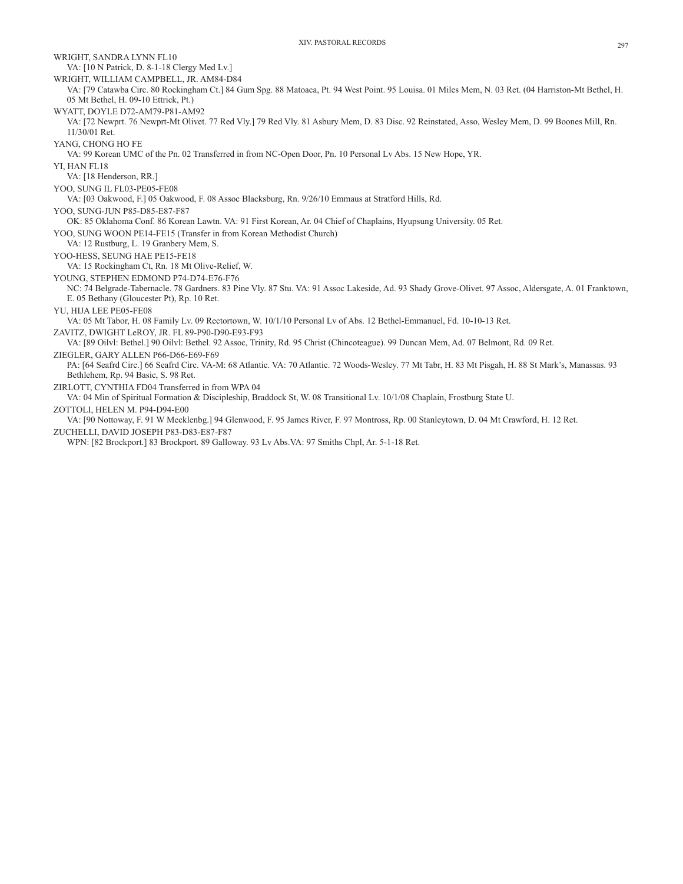WRIGHT, SANDRA LYNN FL10

VA: [10 N Patrick, D. 8-1-18 Clergy Med Lv.]

WRIGHT, WILLIAM CAMPBELL, JR. AM84-D84

VA: [79 Catawba Circ. 80 Rockingham Ct.] 84 Gum Spg. 88 Matoaca, Pt. 94 West Point. 95 Louisa. 01 Miles Mem, N. 03 Ret. (04 Harriston-Mt Bethel, H. 05 Mt Bethel, H. 09-10 Ettrick, Pt.)

WYATT, DOYLE D72-AM79-P81-AM92

VA: [72 Newprt. 76 Newprt-Mt Olivet. 77 Red Vly.] 79 Red Vly. 81 Asbury Mem, D. 83 Disc. 92 Reinstated, Asso, Wesley Mem, D. 99 Boones Mill, Rn. 11/30/01 Ret.

YANG, CHONG HO FE

VA: 99 Korean UMC of the Pn. 02 Transferred in from NC-Open Door, Pn. 10 Personal Lv Abs. 15 New Hope, YR.

YI, HAN FL18

VA: [18 Henderson, RR.]

YOO, SUNG IL FL03-PE05-FE08

VA: [03 Oakwood, F.] 05 Oakwood, F. 08 Assoc Blacksburg, Rn. 9/26/10 Emmaus at Stratford Hills, Rd.

YOO, SUNG-JUN P85-D85-E87-F87

OK: 85 Oklahoma Conf. 86 Korean Lawtn. VA: 91 First Korean, Ar. 04 Chief of Chaplains, Hyupsung University. 05 Ret.

YOO, SUNG WOON PE14-FE15 (Transfer in from Korean Methodist Church)

VA: 12 Rustburg, L. 19 Granbery Mem, S.

YOO-HESS, SEUNG HAE PE15-FE18

VA: 15 Rockingham Ct, Rn. 18 Mt Olive-Relief, W.

YOUNG, STEPHEN EDMOND P74-D74-E76-F76

NC: 74 Belgrade-Tabernacle. 78 Gardners. 83 Pine Vly. 87 Stu. VA: 91 Assoc Lakeside, Ad. 93 Shady Grove-Olivet. 97 Assoc, Aldersgate, A. 01 Franktown, E. 05 Bethany (Gloucester Pt), Rp. 10 Ret.

YU, HIJA LEE PE05-FE08

VA: 05 Mt Tabor, H. 08 Family Lv. 09 Rectortown, W. 10/1/10 Personal Lv of Abs. 12 Bethel-Emmanuel, Fd. 10-10-13 Ret.

ZAVITZ, DWIGHT LeROY, JR. FL 89-P90-D90-E93-F93

VA: [89 Oilvl: Bethel.] 90 Oilvl: Bethel. 92 Assoc, Trinity, Rd. 95 Christ (Chincoteague). 99 Duncan Mem, Ad. 07 Belmont, Rd. 09 Ret.

ZIEGLER, GARY ALLEN P66-D66-E69-F69

PA: [64 Seafrd Circ.] 66 Seafrd Circ. VA-M: 68 Atlantic. VA: 70 Atlantic. 72 Woods-Wesley. 77 Mt Tabr, H. 83 Mt Pisgah, H. 88 St Mark's, Manassas. 93 Bethlehem, Rp. 94 Basic, S. 98 Ret.

ZIRLOTT, CYNTHIA FD04 Transferred in from WPA 04

VA: 04 Min of Spiritual Formation & Discipleship, Braddock St, W. 08 Transitional Lv. 10/1/08 Chaplain, Frostburg State U.

ZOTTOLI, HELEN M. P94-D94-E00

VA: [90 Nottoway, F. 91 W Mecklenbg.] 94 Glenwood, F. 95 James River, F. 97 Montross, Rp. 00 Stanleytown, D. 04 Mt Crawford, H. 12 Ret.

ZUCHELLI, DAVID JOSEPH P83-D83-E87-F87

WPN: [82 Brockport.] 83 Brockport. 89 Galloway. 93 Lv Abs.VA: 97 Smiths Chpl, Ar. 5-1-18 Ret.